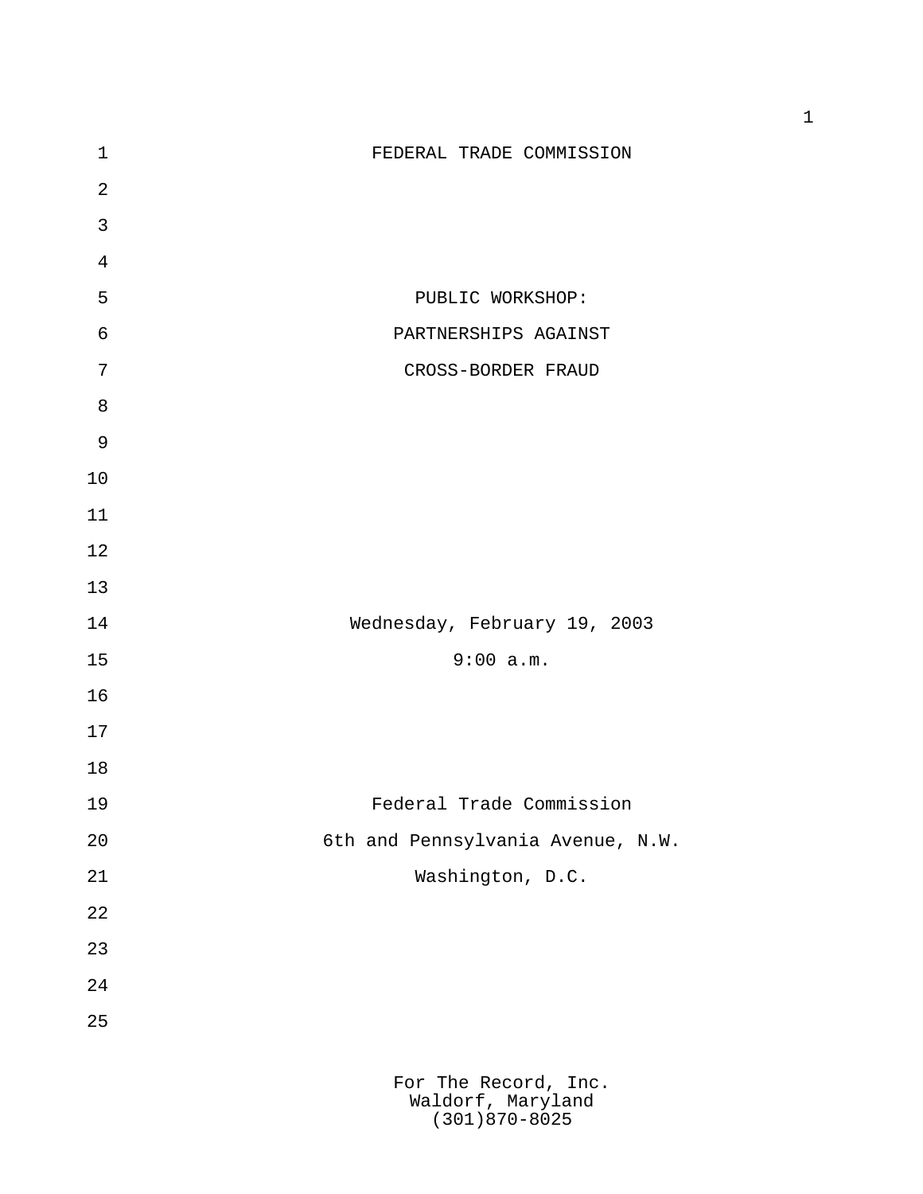# FEDERAL TRADE COMMISSION

## PUBLIC WORKSHOP:
## PARTNERSHIPS AGAINST
## CROSS-BORDER FRAUD

Wednesday, February 19, 2003

9:00 a.m.

Federal Trade Commission

6th and Pennsylvania Avenue, N.W.

Washington, D.C.

For The Record, Inc.
Waldorf, Maryland
(301)870-8025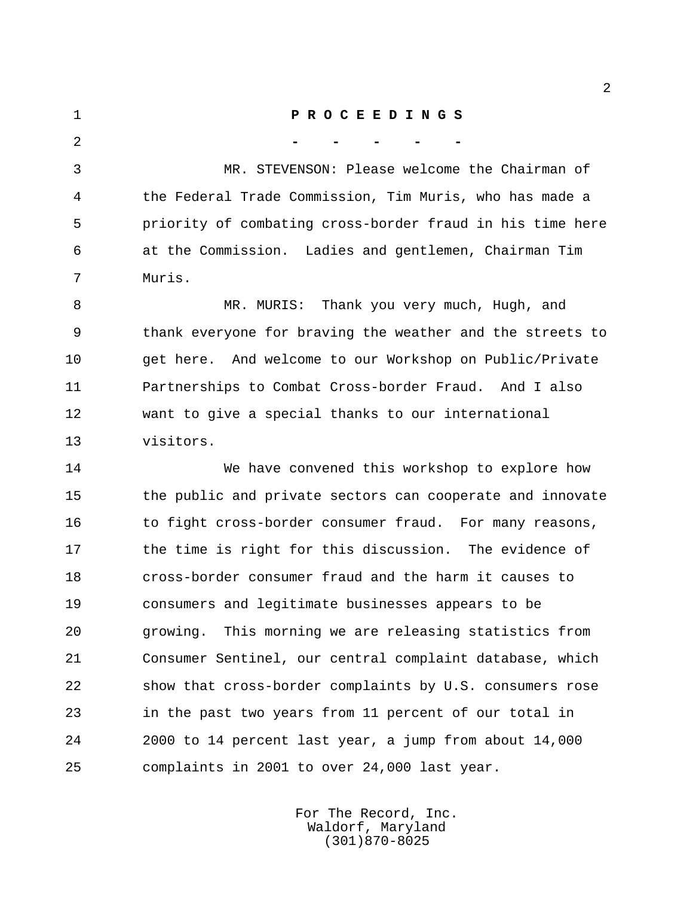**P R O C E E D I N G S**

\- - - - -

MR. STEVENSON: Please welcome the Chairman of the Federal Trade Commission, Tim Muris, who has made a priority of combating cross-border fraud in his time here at the Commission. Ladies and gentlemen, Chairman Tim Muris.

MR. MURIS: Thank you very much, Hugh, and thank everyone for braving the weather and the streets to get here. And welcome to our Workshop on Public/Private Partnerships to Combat Cross-border Fraud. And I also want to give a special thanks to our international visitors.

We have convened this workshop to explore how the public and private sectors can cooperate and innovate to fight cross-border consumer fraud. For many reasons, the time is right for this discussion. The evidence of cross-border consumer fraud and the harm it causes to consumers and legitimate businesses appears to be growing. This morning we are releasing statistics from Consumer Sentinel, our central complaint database, which show that cross-border complaints by U.S. consumers rose in the past two years from 11 percent of our total in 2000 to 14 percent last year, a jump from about 14,000 complaints in 2001 to over 24,000 last year.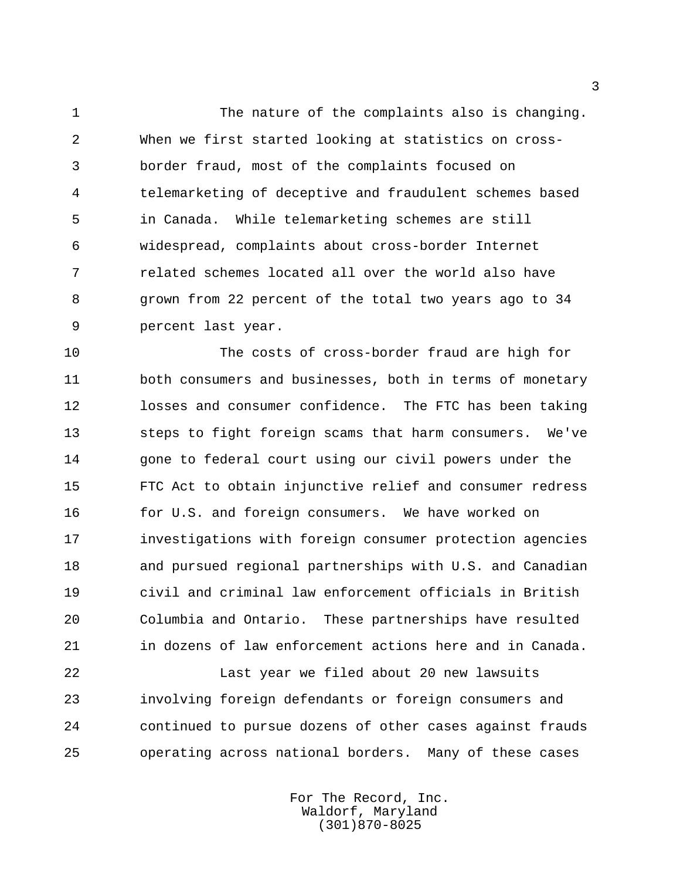The nature of the complaints also is changing. When we first started looking at statistics on cross-border fraud, most of the complaints focused on telemarketing of deceptive and fraudulent schemes based in Canada. While telemarketing schemes are still widespread, complaints about cross-border Internet related schemes located all over the world also have grown from 22 percent of the total two years ago to 34 percent last year.

The costs of cross-border fraud are high for both consumers and businesses, both in terms of monetary losses and consumer confidence. The FTC has been taking steps to fight foreign scams that harm consumers. We've gone to federal court using our civil powers under the FTC Act to obtain injunctive relief and consumer redress for U.S. and foreign consumers. We have worked on investigations with foreign consumer protection agencies and pursued regional partnerships with U.S. and Canadian civil and criminal law enforcement officials in British Columbia and Ontario. These partnerships have resulted in dozens of law enforcement actions here and in Canada.

Last year we filed about 20 new lawsuits involving foreign defendants or foreign consumers and continued to pursue dozens of other cases against frauds operating across national borders. Many of these cases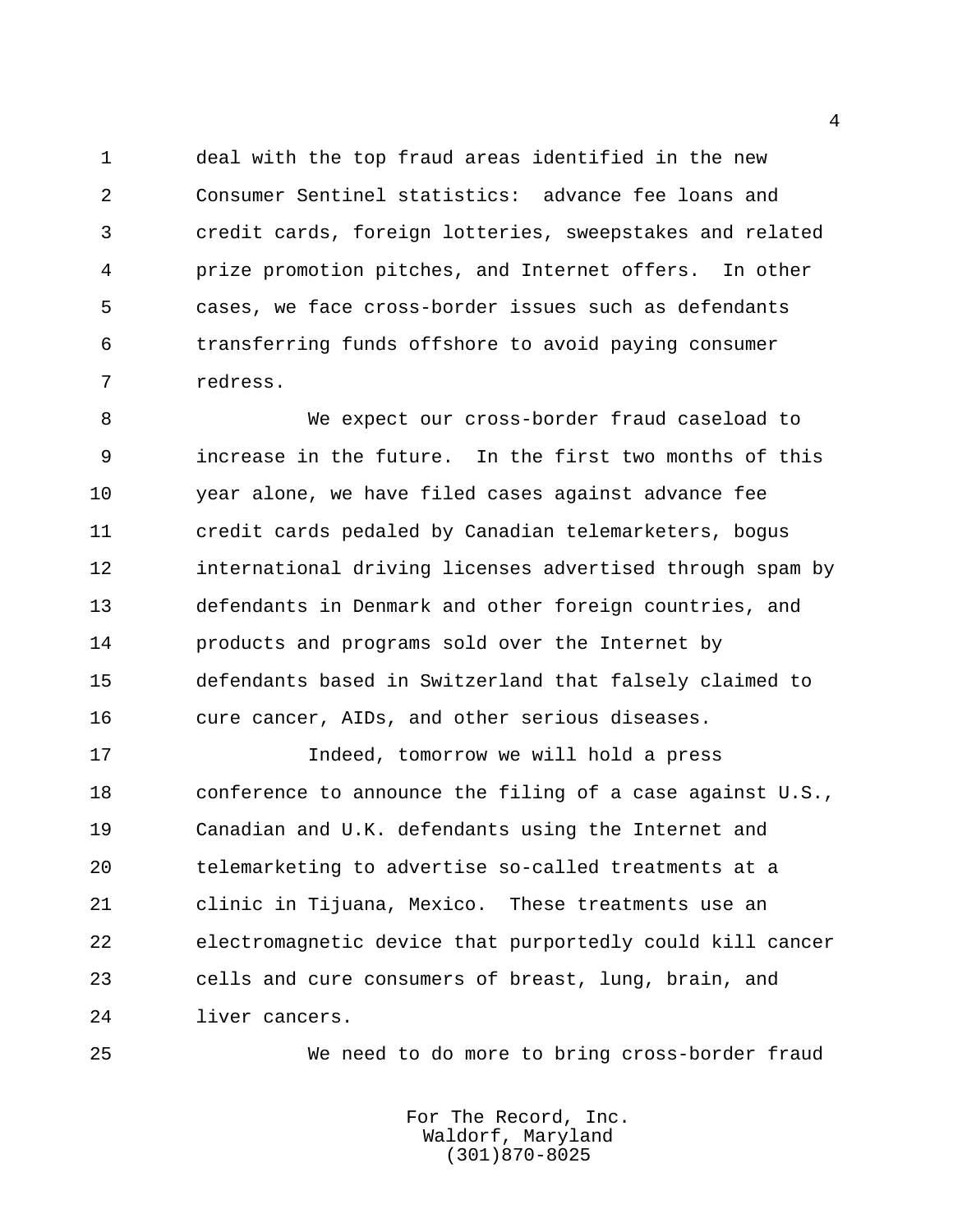deal with the top fraud areas identified in the new Consumer Sentinel statistics: advance fee loans and credit cards, foreign lotteries, sweepstakes and related prize promotion pitches, and Internet offers. In other cases, we face cross-border issues such as defendants transferring funds offshore to avoid paying consumer redress.

We expect our cross-border fraud caseload to increase in the future. In the first two months of this year alone, we have filed cases against advance fee credit cards pedaled by Canadian telemarketers, bogus international driving licenses advertised through spam by defendants in Denmark and other foreign countries, and products and programs sold over the Internet by defendants based in Switzerland that falsely claimed to cure cancer, AIDs, and other serious diseases.

Indeed, tomorrow we will hold a press conference to announce the filing of a case against U.S., Canadian and U.K. defendants using the Internet and telemarketing to advertise so-called treatments at a clinic in Tijuana, Mexico. These treatments use an electromagnetic device that purportedly could kill cancer cells and cure consumers of breast, lung, brain, and liver cancers.

We need to do more to bring cross-border fraud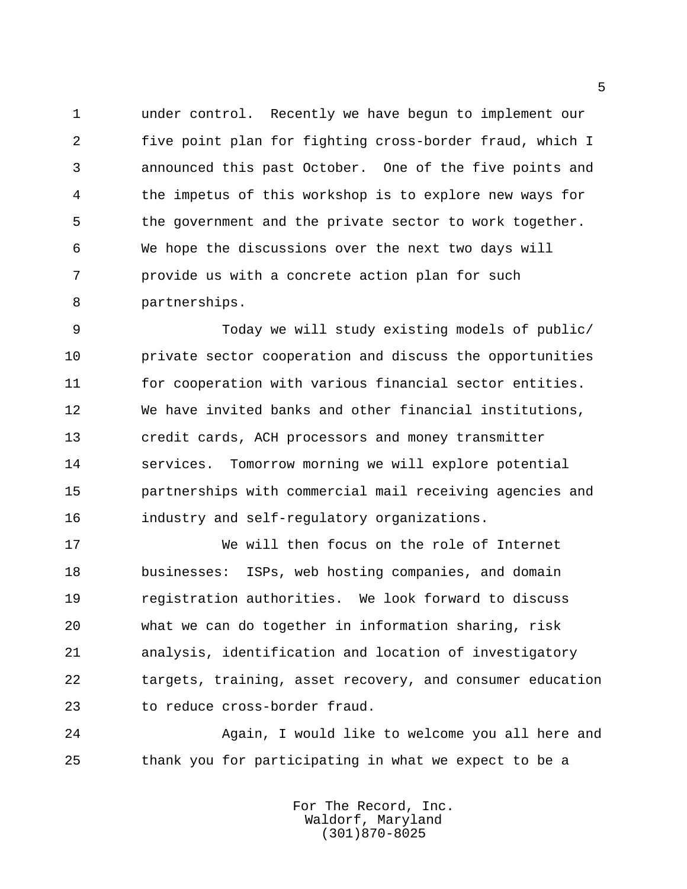under control. Recently we have begun to implement our five point plan for fighting cross-border fraud, which I announced this past October. One of the five points and the impetus of this workshop is to explore new ways for the government and the private sector to work together. We hope the discussions over the next two days will provide us with a concrete action plan for such partnerships.

Today we will study existing models of public/private sector cooperation and discuss the opportunities for cooperation with various financial sector entities. We have invited banks and other financial institutions, credit cards, ACH processors and money transmitter services. Tomorrow morning we will explore potential partnerships with commercial mail receiving agencies and industry and self-regulatory organizations.

We will then focus on the role of Internet businesses: ISPs, web hosting companies, and domain registration authorities. We look forward to discuss what we can do together in information sharing, risk analysis, identification and location of investigatory targets, training, asset recovery, and consumer education to reduce cross-border fraud.

Again, I would like to welcome you all here and thank you for participating in what we expect to be a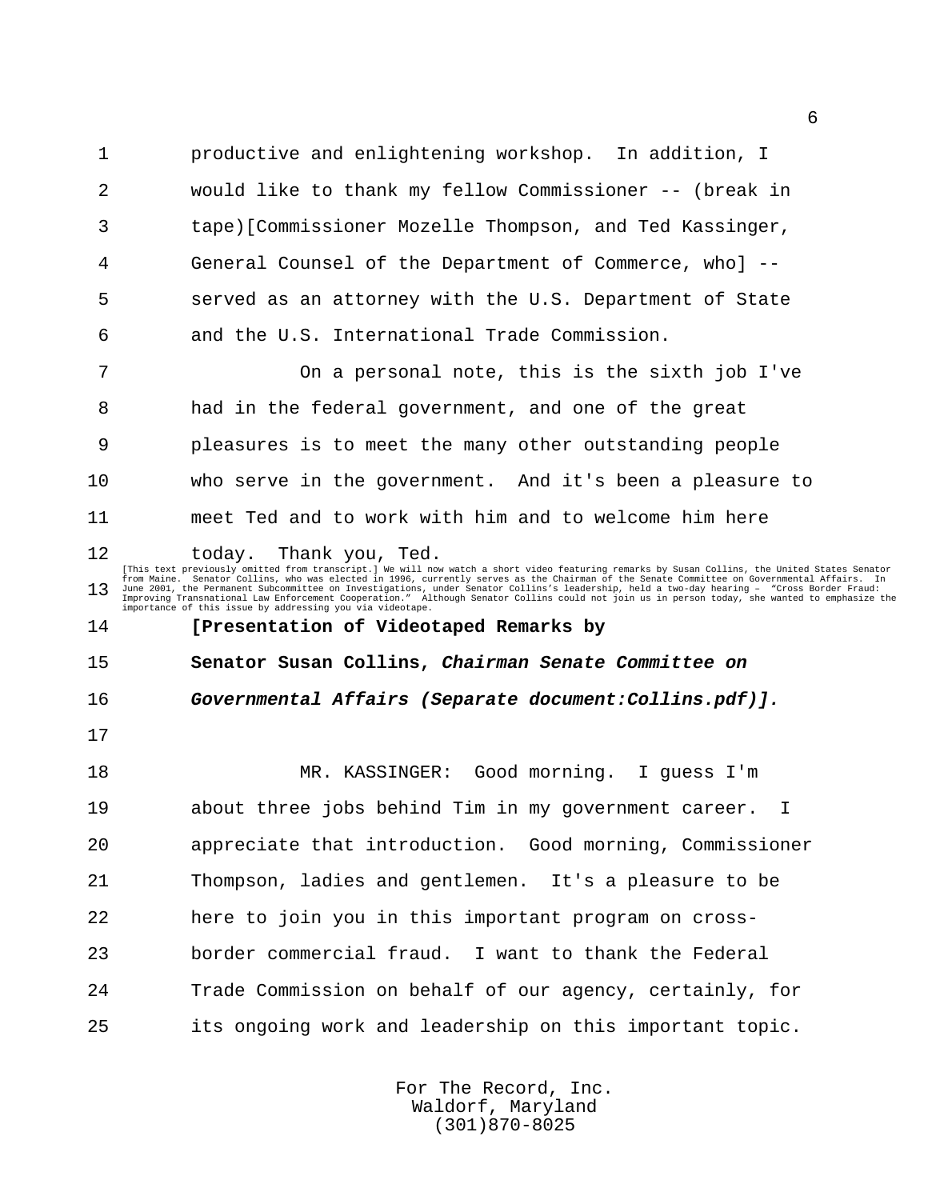productive and enlightening workshop. In addition, I would like to thank my fellow Commissioner -- (break in tape)[Commissioner Mozelle Thompson, and Ted Kassinger, General Counsel of the Department of Commerce, who] -- served as an attorney with the U.S. Department of State and the U.S. International Trade Commission.

On a personal note, this is the sixth job I've had in the federal government, and one of the great pleasures is to meet the many other outstanding people who serve in the government. And it's been a pleasure to meet Ted and to work with him and to welcome him here today. Thank you, Ted.

[This text previously omitted from transcript.] We will now watch a short video featuring remarks by Susan Collins, the United States Senator from Maine. Senator Collins, who was elected in 1996, currently serves as the Chairman of the Senate Committee on Governmental Affairs. In June 2001, the Permanent Subcommittee on Investigations, under Senator Collins's leadership, held a two-day hearing – "Cross Border Fraud: Improving Transnational Law Enforcement Cooperation." Although Senator Collins could not join us in person today, she wanted to emphasize the importance of this issue by addressing you via videotape.

**[Presentation of Videotaped Remarks by Senator Susan Collins, *Chairman Senate Committee on Governmental Affairs (Separate document:Collins.pdf)].***

MR. KASSINGER: Good morning. I guess I'm about three jobs behind Tim in my government career. I appreciate that introduction. Good morning, Commissioner Thompson, ladies and gentlemen. It's a pleasure to be here to join you in this important program on cross-border commercial fraud. I want to thank the Federal Trade Commission on behalf of our agency, certainly, for its ongoing work and leadership on this important topic.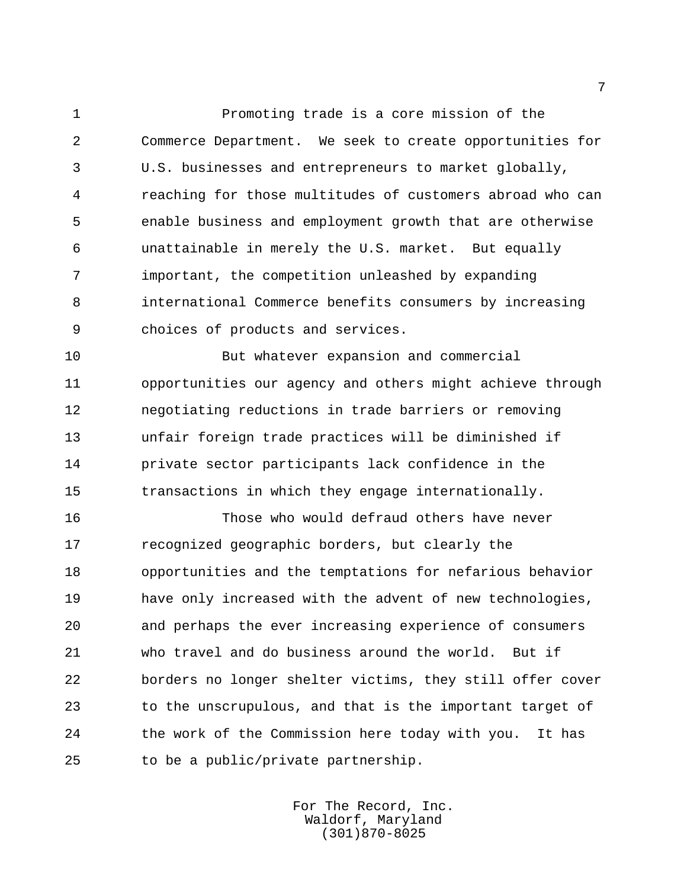Promoting trade is a core mission of the Commerce Department. We seek to create opportunities for U.S. businesses and entrepreneurs to market globally, reaching for those multitudes of customers abroad who can enable business and employment growth that are otherwise unattainable in merely the U.S. market. But equally important, the competition unleashed by expanding international Commerce benefits consumers by increasing choices of products and services.

But whatever expansion and commercial opportunities our agency and others might achieve through negotiating reductions in trade barriers or removing unfair foreign trade practices will be diminished if private sector participants lack confidence in the transactions in which they engage internationally.

Those who would defraud others have never recognized geographic borders, but clearly the opportunities and the temptations for nefarious behavior have only increased with the advent of new technologies, and perhaps the ever increasing experience of consumers who travel and do business around the world. But if borders no longer shelter victims, they still offer cover to the unscrupulous, and that is the important target of the work of the Commission here today with you. It has to be a public/private partnership.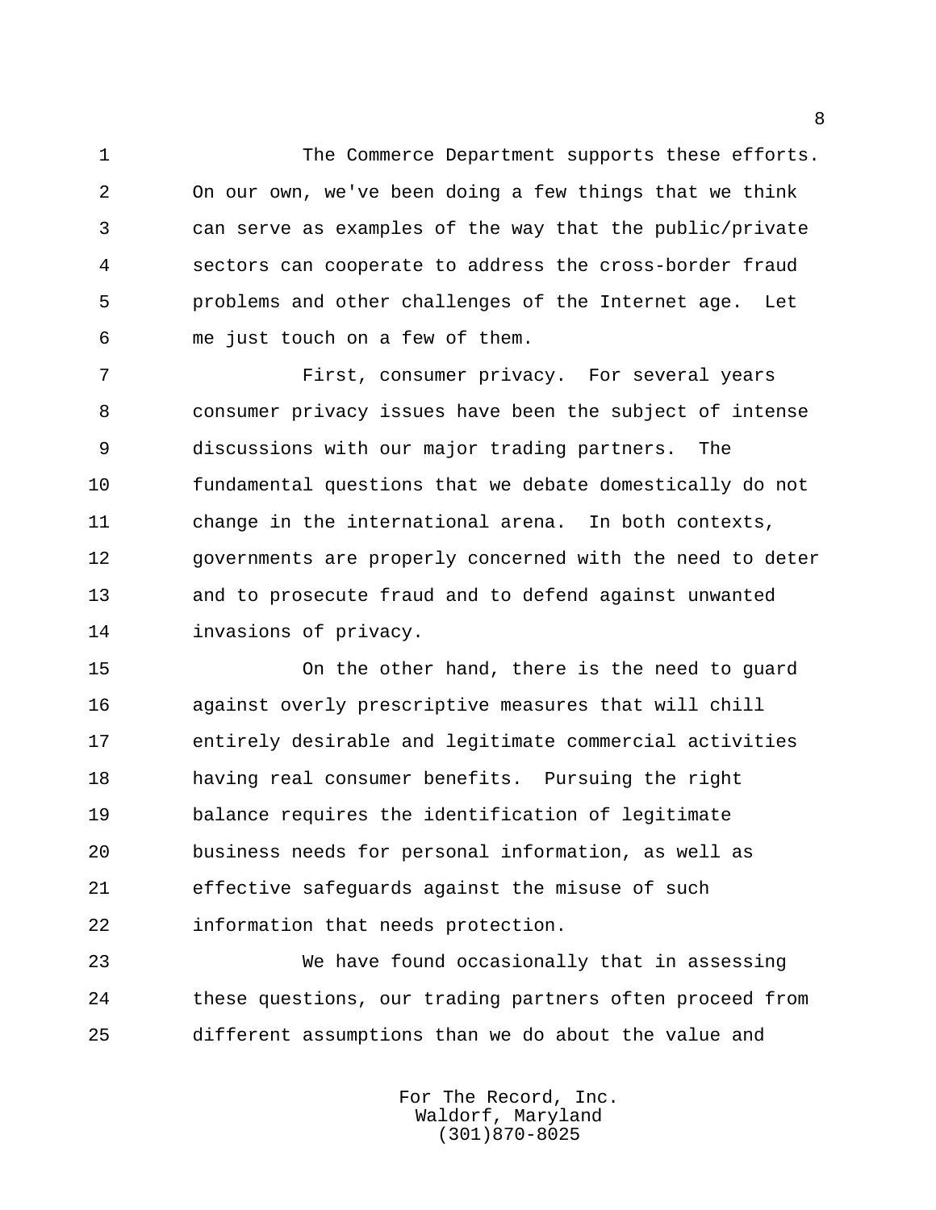The Commerce Department supports these efforts. On our own, we've been doing a few things that we think can serve as examples of the way that the public/private sectors can cooperate to address the cross-border fraud problems and other challenges of the Internet age. Let me just touch on a few of them.

First, consumer privacy. For several years consumer privacy issues have been the subject of intense discussions with our major trading partners. The fundamental questions that we debate domestically do not change in the international arena. In both contexts, governments are properly concerned with the need to deter and to prosecute fraud and to defend against unwanted invasions of privacy.

On the other hand, there is the need to guard against overly prescriptive measures that will chill entirely desirable and legitimate commercial activities having real consumer benefits. Pursuing the right balance requires the identification of legitimate business needs for personal information, as well as effective safeguards against the misuse of such information that needs protection.

We have found occasionally that in assessing these questions, our trading partners often proceed from different assumptions than we do about the value and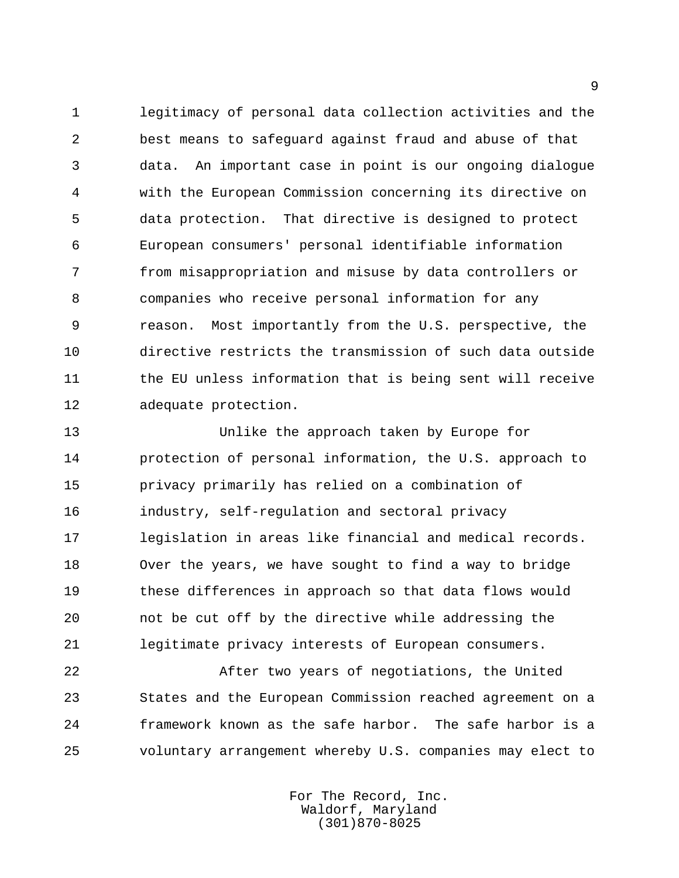legitimacy of personal data collection activities and the best means to safeguard against fraud and abuse of that data. An important case in point is our ongoing dialogue with the European Commission concerning its directive on data protection. That directive is designed to protect European consumers' personal identifiable information from misappropriation and misuse by data controllers or companies who receive personal information for any reason. Most importantly from the U.S. perspective, the directive restricts the transmission of such data outside the EU unless information that is being sent will receive adequate protection.

Unlike the approach taken by Europe for protection of personal information, the U.S. approach to privacy primarily has relied on a combination of industry, self-regulation and sectoral privacy legislation in areas like financial and medical records. Over the years, we have sought to find a way to bridge these differences in approach so that data flows would not be cut off by the directive while addressing the legitimate privacy interests of European consumers.

After two years of negotiations, the United States and the European Commission reached agreement on a framework known as the safe harbor. The safe harbor is a voluntary arrangement whereby U.S. companies may elect to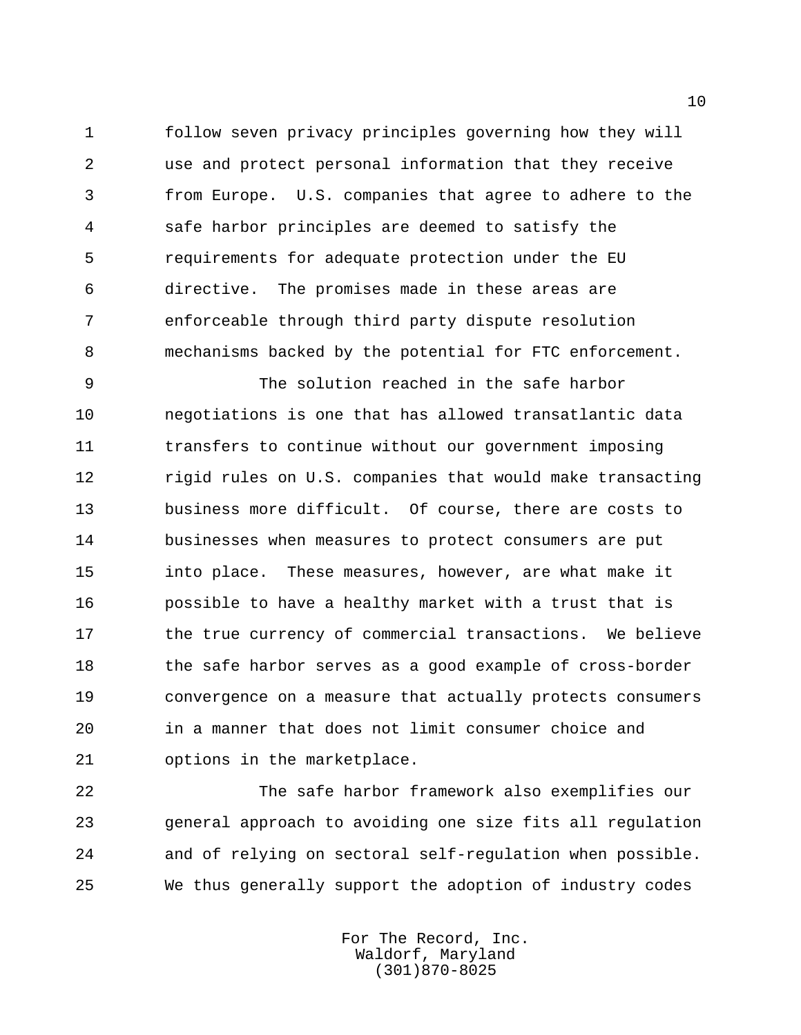follow seven privacy principles governing how they will use and protect personal information that they receive from Europe. U.S. companies that agree to adhere to the safe harbor principles are deemed to satisfy the requirements for adequate protection under the EU directive. The promises made in these areas are enforceable through third party dispute resolution mechanisms backed by the potential for FTC enforcement.

The solution reached in the safe harbor negotiations is one that has allowed transatlantic data transfers to continue without our government imposing rigid rules on U.S. companies that would make transacting business more difficult. Of course, there are costs to businesses when measures to protect consumers are put into place. These measures, however, are what make it possible to have a healthy market with a trust that is the true currency of commercial transactions. We believe the safe harbor serves as a good example of cross-border convergence on a measure that actually protects consumers in a manner that does not limit consumer choice and options in the marketplace.

The safe harbor framework also exemplifies our general approach to avoiding one size fits all regulation and of relying on sectoral self-regulation when possible. We thus generally support the adoption of industry codes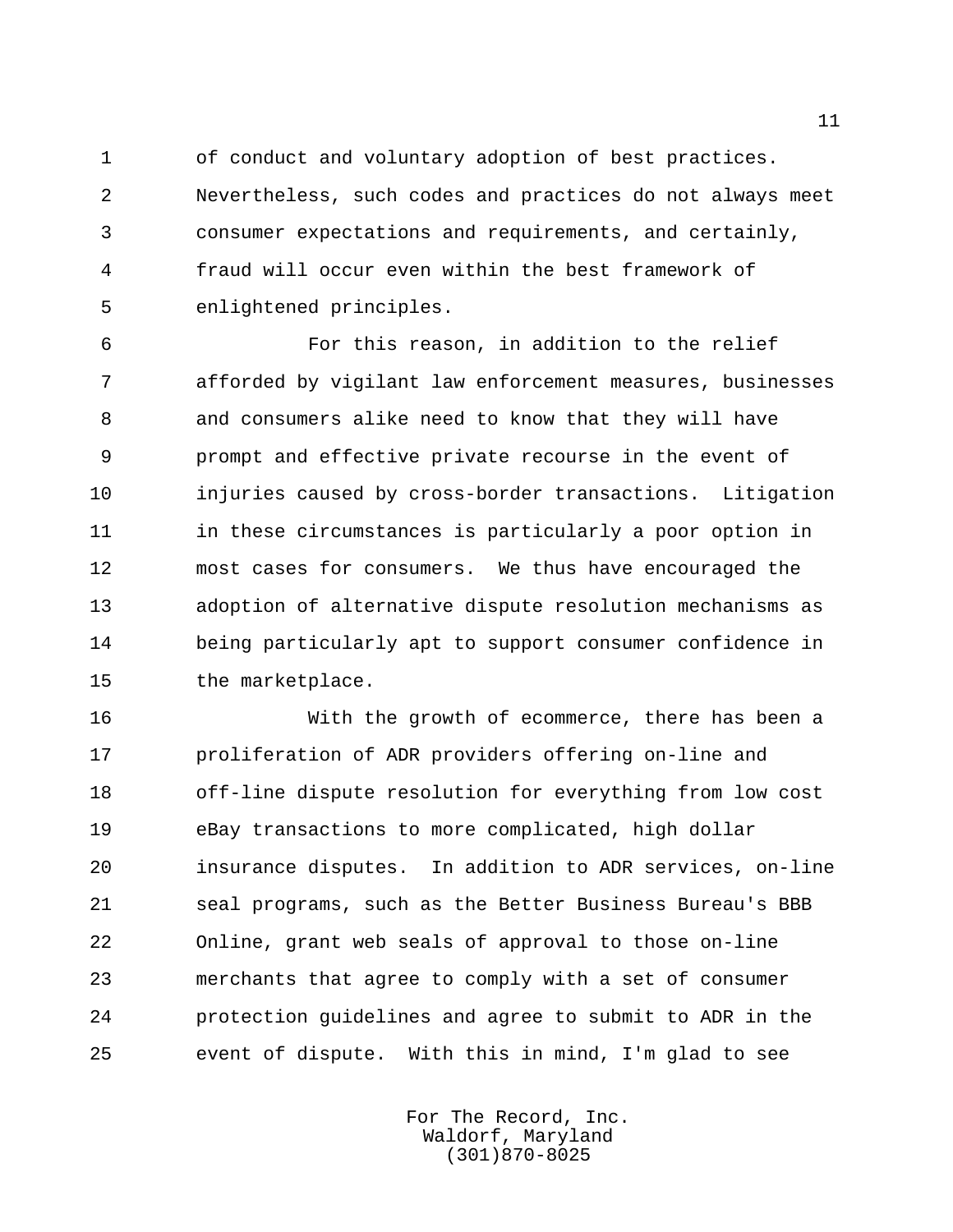of conduct and voluntary adoption of best practices. Nevertheless, such codes and practices do not always meet consumer expectations and requirements, and certainly, fraud will occur even within the best framework of enlightened principles.

For this reason, in addition to the relief afforded by vigilant law enforcement measures, businesses and consumers alike need to know that they will have prompt and effective private recourse in the event of injuries caused by cross-border transactions. Litigation in these circumstances is particularly a poor option in most cases for consumers. We thus have encouraged the adoption of alternative dispute resolution mechanisms as being particularly apt to support consumer confidence in the marketplace.

With the growth of ecommerce, there has been a proliferation of ADR providers offering on-line and off-line dispute resolution for everything from low cost eBay transactions to more complicated, high dollar insurance disputes. In addition to ADR services, on-line seal programs, such as the Better Business Bureau's BBB Online, grant web seals of approval to those on-line merchants that agree to comply with a set of consumer protection guidelines and agree to submit to ADR in the event of dispute. With this in mind, I'm glad to see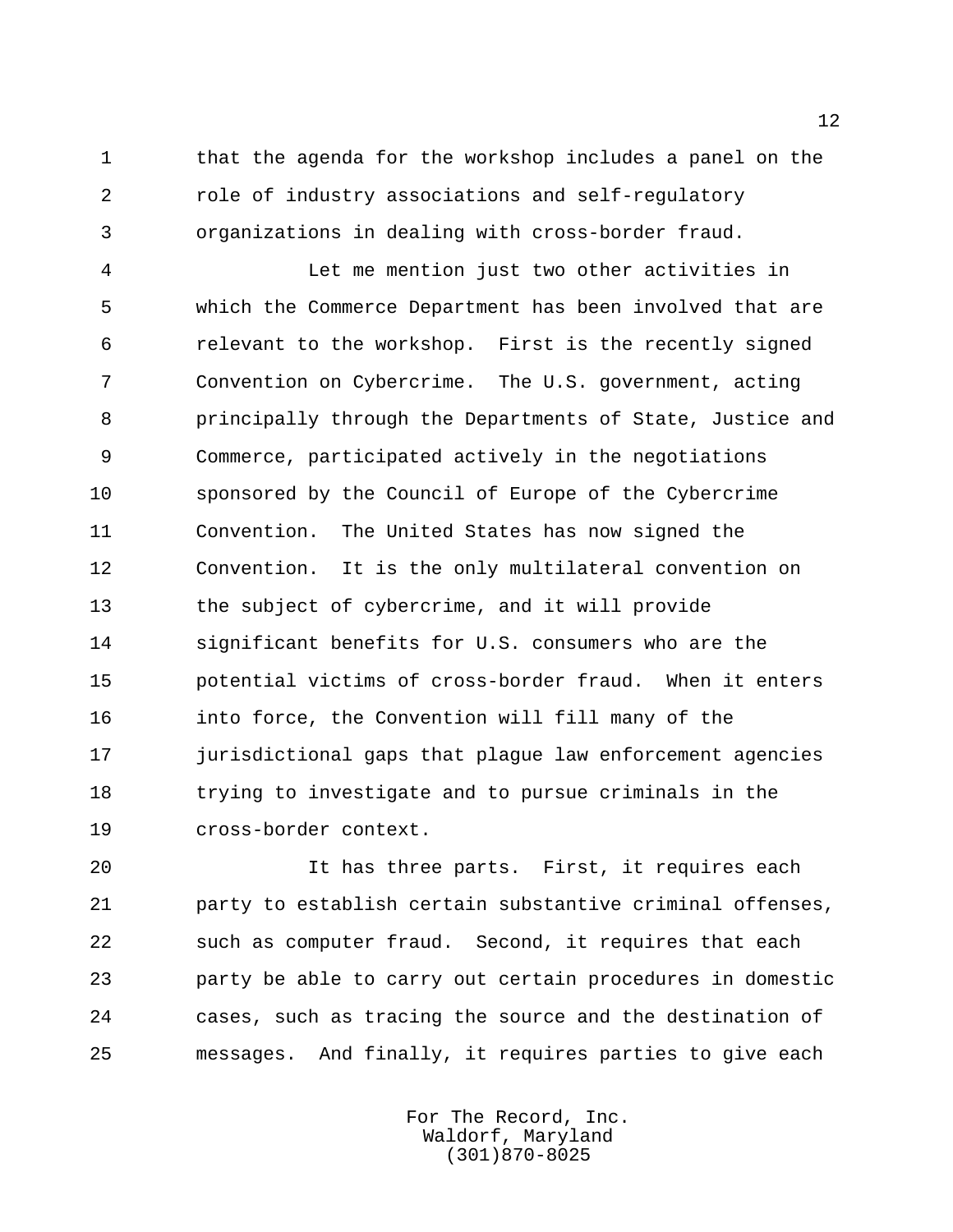that the agenda for the workshop includes a panel on the role of industry associations and self-regulatory organizations in dealing with cross-border fraud.

Let me mention just two other activities in which the Commerce Department has been involved that are relevant to the workshop. First is the recently signed Convention on Cybercrime. The U.S. government, acting principally through the Departments of State, Justice and Commerce, participated actively in the negotiations sponsored by the Council of Europe of the Cybercrime Convention. The United States has now signed the Convention. It is the only multilateral convention on the subject of cybercrime, and it will provide significant benefits for U.S. consumers who are the potential victims of cross-border fraud. When it enters into force, the Convention will fill many of the jurisdictional gaps that plague law enforcement agencies trying to investigate and to pursue criminals in the cross-border context.

It has three parts. First, it requires each party to establish certain substantive criminal offenses, such as computer fraud. Second, it requires that each party be able to carry out certain procedures in domestic cases, such as tracing the source and the destination of messages. And finally, it requires parties to give each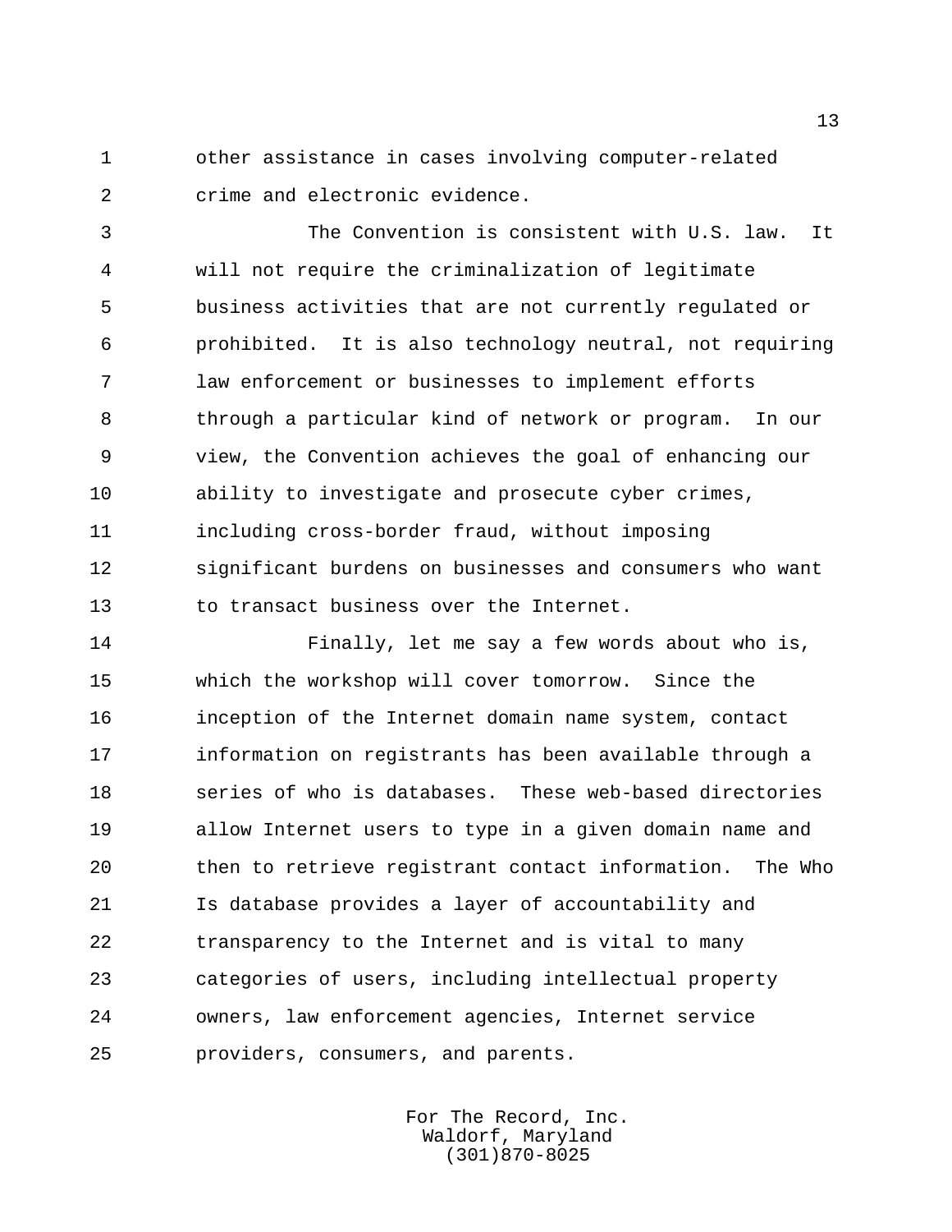other assistance in cases involving computer-related crime and electronic evidence.

The Convention is consistent with U.S. law. It will not require the criminalization of legitimate business activities that are not currently regulated or prohibited. It is also technology neutral, not requiring law enforcement or businesses to implement efforts through a particular kind of network or program. In our view, the Convention achieves the goal of enhancing our ability to investigate and prosecute cyber crimes, including cross-border fraud, without imposing significant burdens on businesses and consumers who want to transact business over the Internet.

Finally, let me say a few words about who is, which the workshop will cover tomorrow. Since the inception of the Internet domain name system, contact information on registrants has been available through a series of who is databases. These web-based directories allow Internet users to type in a given domain name and then to retrieve registrant contact information. The Who Is database provides a layer of accountability and transparency to the Internet and is vital to many categories of users, including intellectual property owners, law enforcement agencies, Internet service providers, consumers, and parents.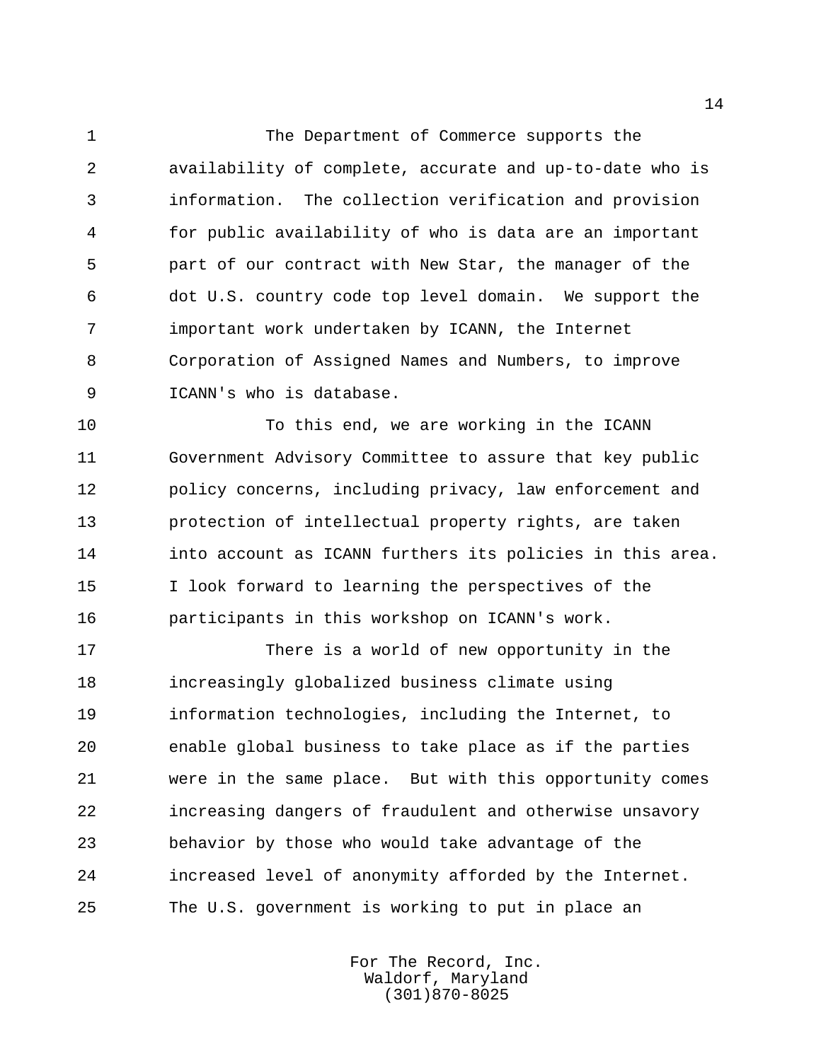The Department of Commerce supports the availability of complete, accurate and up-to-date who is information. The collection verification and provision for public availability of who is data are an important part of our contract with New Star, the manager of the dot U.S. country code top level domain. We support the important work undertaken by ICANN, the Internet Corporation of Assigned Names and Numbers, to improve ICANN's who is database.

To this end, we are working in the ICANN Government Advisory Committee to assure that key public policy concerns, including privacy, law enforcement and protection of intellectual property rights, are taken into account as ICANN furthers its policies in this area. I look forward to learning the perspectives of the participants in this workshop on ICANN's work.

There is a world of new opportunity in the increasingly globalized business climate using information technologies, including the Internet, to enable global business to take place as if the parties were in the same place. But with this opportunity comes increasing dangers of fraudulent and otherwise unsavory behavior by those who would take advantage of the increased level of anonymity afforded by the Internet. The U.S. government is working to put in place an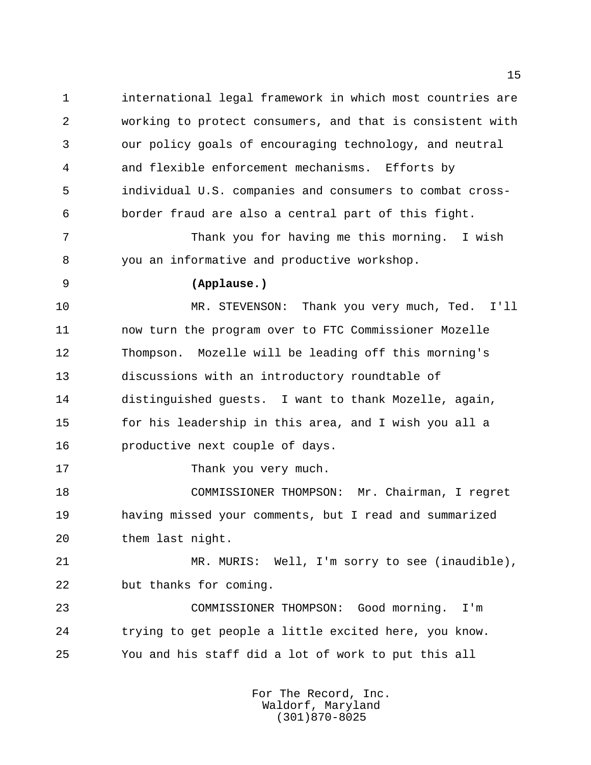international legal framework in which most countries are working to protect consumers, and that is consistent with our policy goals of encouraging technology, and neutral and flexible enforcement mechanisms. Efforts by individual U.S. companies and consumers to combat cross-border fraud are also a central part of this fight.

Thank you for having me this morning. I wish you an informative and productive workshop.

**(Applause.)**

MR. STEVENSON: Thank you very much, Ted. I'll now turn the program over to FTC Commissioner Mozelle Thompson. Mozelle will be leading off this morning's discussions with an introductory roundtable of distinguished guests. I want to thank Mozelle, again, for his leadership in this area, and I wish you all a productive next couple of days.

Thank you very much.

COMMISSIONER THOMPSON: Mr. Chairman, I regret having missed your comments, but I read and summarized them last night.

MR. MURIS: Well, I'm sorry to see (inaudible), but thanks for coming.

COMMISSIONER THOMPSON: Good morning. I'm trying to get people a little excited here, you know. You and his staff did a lot of work to put this all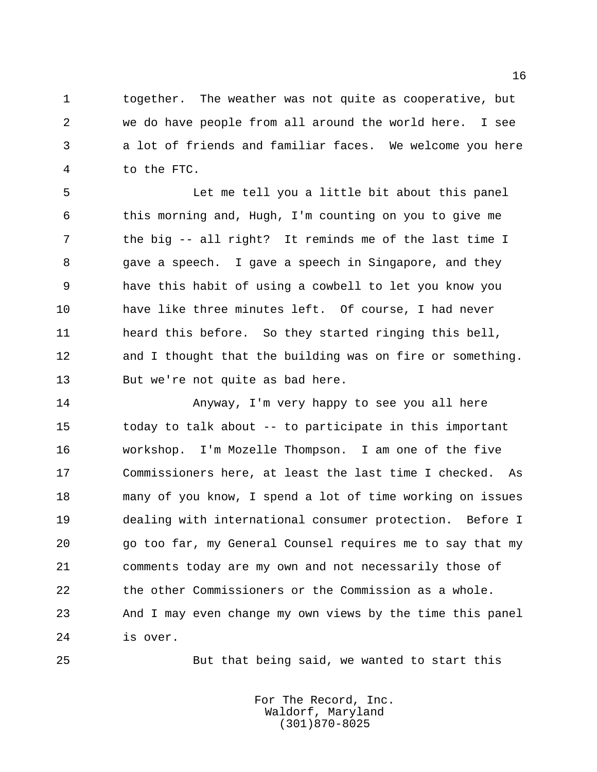together. The weather was not quite as cooperative, but we do have people from all around the world here. I see a lot of friends and familiar faces. We welcome you here to the FTC.

Let me tell you a little bit about this panel this morning and, Hugh, I'm counting on you to give me the big -- all right? It reminds me of the last time I gave a speech. I gave a speech in Singapore, and they have this habit of using a cowbell to let you know you have like three minutes left. Of course, I had never heard this before. So they started ringing this bell, and I thought that the building was on fire or something. But we're not quite as bad here.

Anyway, I'm very happy to see you all here today to talk about -- to participate in this important workshop. I'm Mozelle Thompson. I am one of the five Commissioners here, at least the last time I checked. As many of you know, I spend a lot of time working on issues dealing with international consumer protection. Before I go too far, my General Counsel requires me to say that my comments today are my own and not necessarily those of the other Commissioners or the Commission as a whole. And I may even change my own views by the time this panel is over.

But that being said, we wanted to start this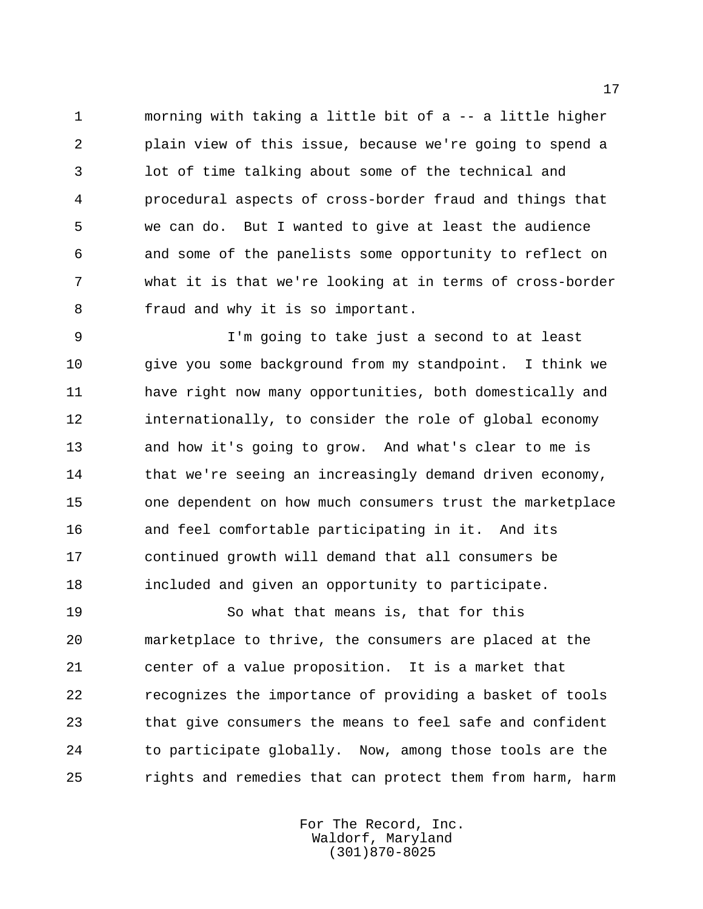morning with taking a little bit of a -- a little higher plain view of this issue, because we're going to spend a lot of time talking about some of the technical and procedural aspects of cross-border fraud and things that we can do. But I wanted to give at least the audience and some of the panelists some opportunity to reflect on what it is that we're looking at in terms of cross-border fraud and why it is so important.

I'm going to take just a second to at least give you some background from my standpoint. I think we have right now many opportunities, both domestically and internationally, to consider the role of global economy and how it's going to grow. And what's clear to me is that we're seeing an increasingly demand driven economy, one dependent on how much consumers trust the marketplace and feel comfortable participating in it. And its continued growth will demand that all consumers be included and given an opportunity to participate.

So what that means is, that for this marketplace to thrive, the consumers are placed at the center of a value proposition. It is a market that recognizes the importance of providing a basket of tools that give consumers the means to feel safe and confident to participate globally. Now, among those tools are the rights and remedies that can protect them from harm, harm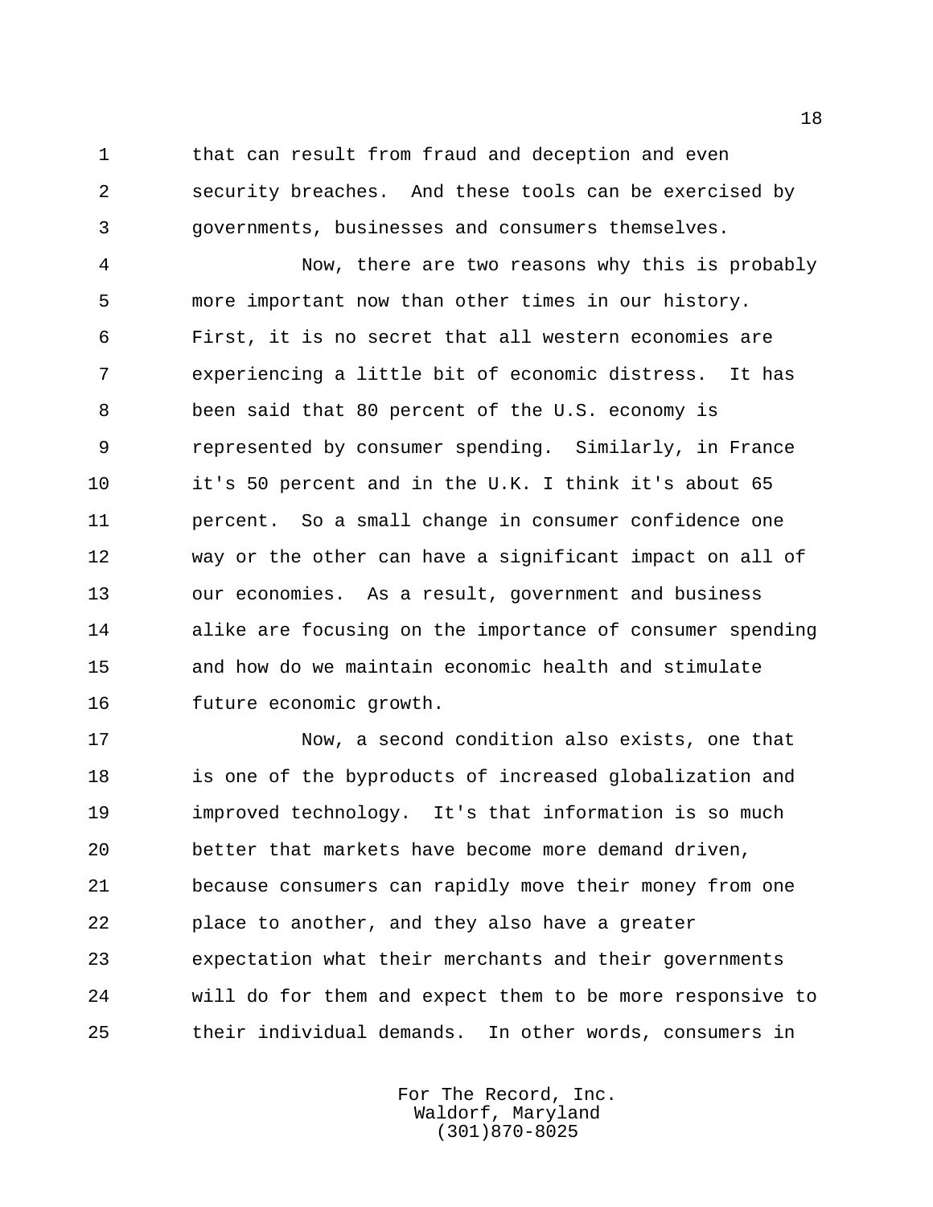that can result from fraud and deception and even security breaches. And these tools can be exercised by governments, businesses and consumers themselves.

Now, there are two reasons why this is probably more important now than other times in our history. First, it is no secret that all western economies are experiencing a little bit of economic distress. It has been said that 80 percent of the U.S. economy is represented by consumer spending. Similarly, in France it's 50 percent and in the U.K. I think it's about 65 percent. So a small change in consumer confidence one way or the other can have a significant impact on all of our economies. As a result, government and business alike are focusing on the importance of consumer spending and how do we maintain economic health and stimulate future economic growth.

Now, a second condition also exists, one that is one of the byproducts of increased globalization and improved technology. It's that information is so much better that markets have become more demand driven, because consumers can rapidly move their money from one place to another, and they also have a greater expectation what their merchants and their governments will do for them and expect them to be more responsive to their individual demands. In other words, consumers in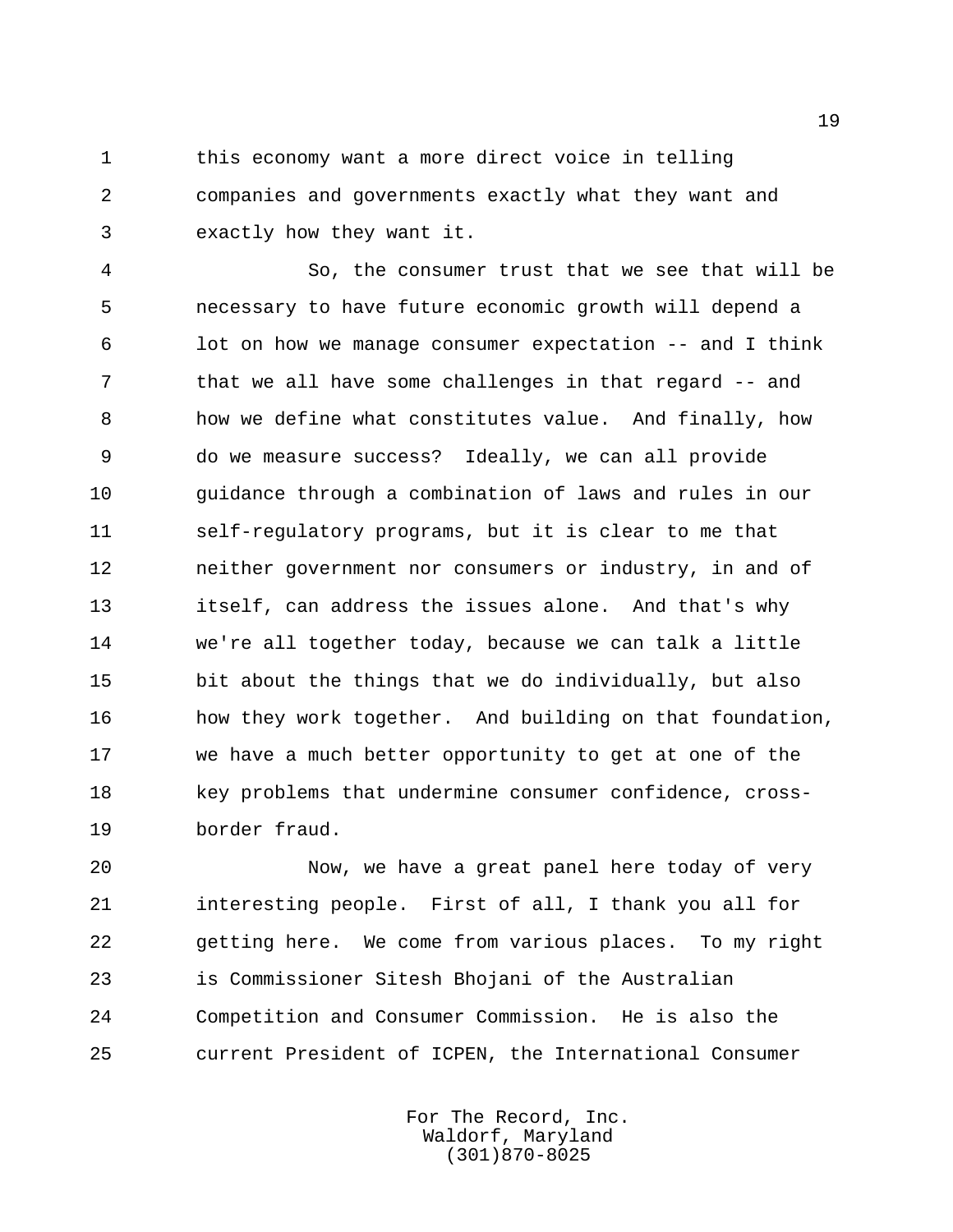this economy want a more direct voice in telling companies and governments exactly what they want and exactly how they want it.

So, the consumer trust that we see that will be necessary to have future economic growth will depend a lot on how we manage consumer expectation -- and I think that we all have some challenges in that regard -- and how we define what constitutes value. And finally, how do we measure success? Ideally, we can all provide guidance through a combination of laws and rules in our self-regulatory programs, but it is clear to me that neither government nor consumers or industry, in and of itself, can address the issues alone. And that's why we're all together today, because we can talk a little bit about the things that we do individually, but also how they work together. And building on that foundation, we have a much better opportunity to get at one of the key problems that undermine consumer confidence, cross-border fraud.

Now, we have a great panel here today of very interesting people. First of all, I thank you all for getting here. We come from various places. To my right is Commissioner Sitesh Bhojani of the Australian Competition and Consumer Commission. He is also the current President of ICPEN, the International Consumer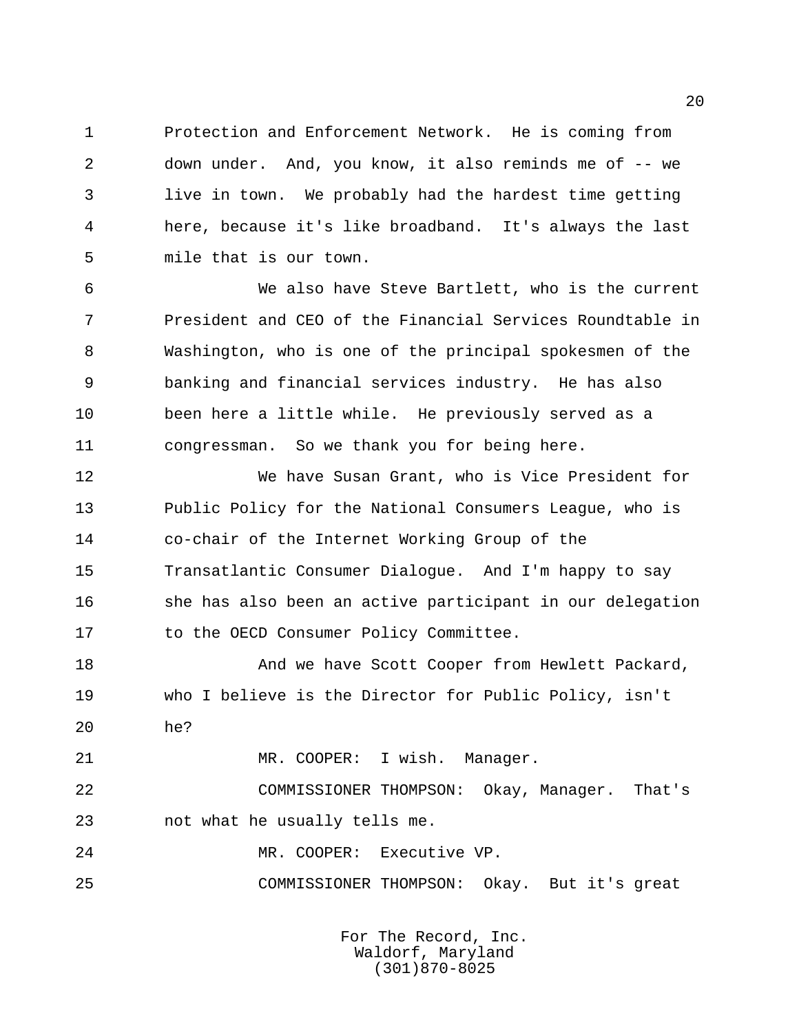Protection and Enforcement Network. He is coming from down under. And, you know, it also reminds me of -- we live in town. We probably had the hardest time getting here, because it's like broadband. It's always the last mile that is our town.

We also have Steve Bartlett, who is the current President and CEO of the Financial Services Roundtable in Washington, who is one of the principal spokesmen of the banking and financial services industry. He has also been here a little while. He previously served as a congressman. So we thank you for being here.

We have Susan Grant, who is Vice President for Public Policy for the National Consumers League, who is co-chair of the Internet Working Group of the Transatlantic Consumer Dialogue. And I'm happy to say she has also been an active participant in our delegation to the OECD Consumer Policy Committee.

And we have Scott Cooper from Hewlett Packard, who I believe is the Director for Public Policy, isn't he?

MR. COOPER: I wish. Manager.

COMMISSIONER THOMPSON: Okay, Manager. That's not what he usually tells me.

MR. COOPER: Executive VP.

COMMISSIONER THOMPSON: Okay. But it's great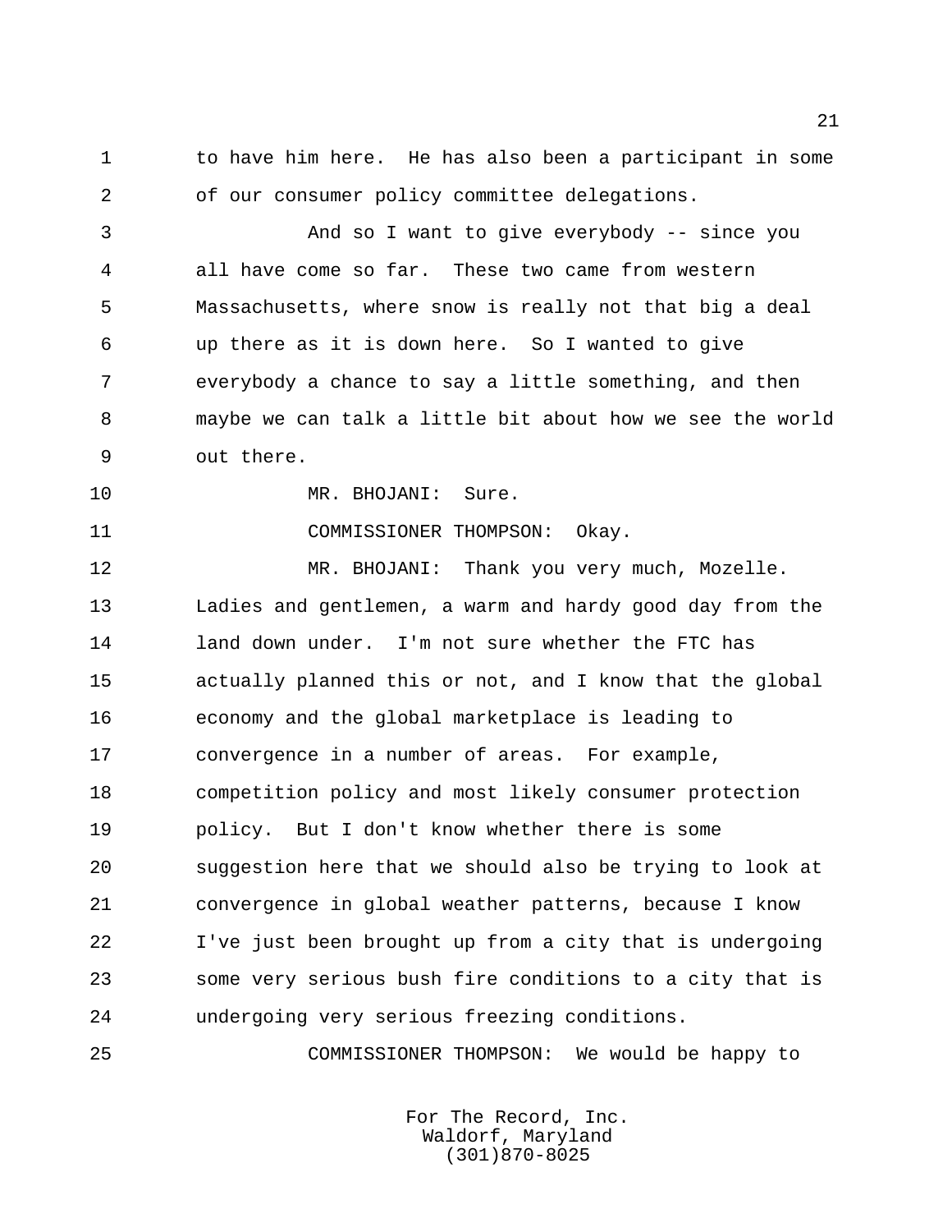to have him here. He has also been a participant in some of our consumer policy committee delegations.

And so I want to give everybody -- since you all have come so far. These two came from western Massachusetts, where snow is really not that big a deal up there as it is down here. So I wanted to give everybody a chance to say a little something, and then maybe we can talk a little bit about how we see the world out there.

MR. BHOJANI: Sure.

COMMISSIONER THOMPSON: Okay.

MR. BHOJANI: Thank you very much, Mozelle. Ladies and gentlemen, a warm and hardy good day from the land down under. I'm not sure whether the FTC has actually planned this or not, and I know that the global economy and the global marketplace is leading to convergence in a number of areas. For example, competition policy and most likely consumer protection policy. But I don't know whether there is some suggestion here that we should also be trying to look at convergence in global weather patterns, because I know I've just been brought up from a city that is undergoing some very serious bush fire conditions to a city that is undergoing very serious freezing conditions.

COMMISSIONER THOMPSON: We would be happy to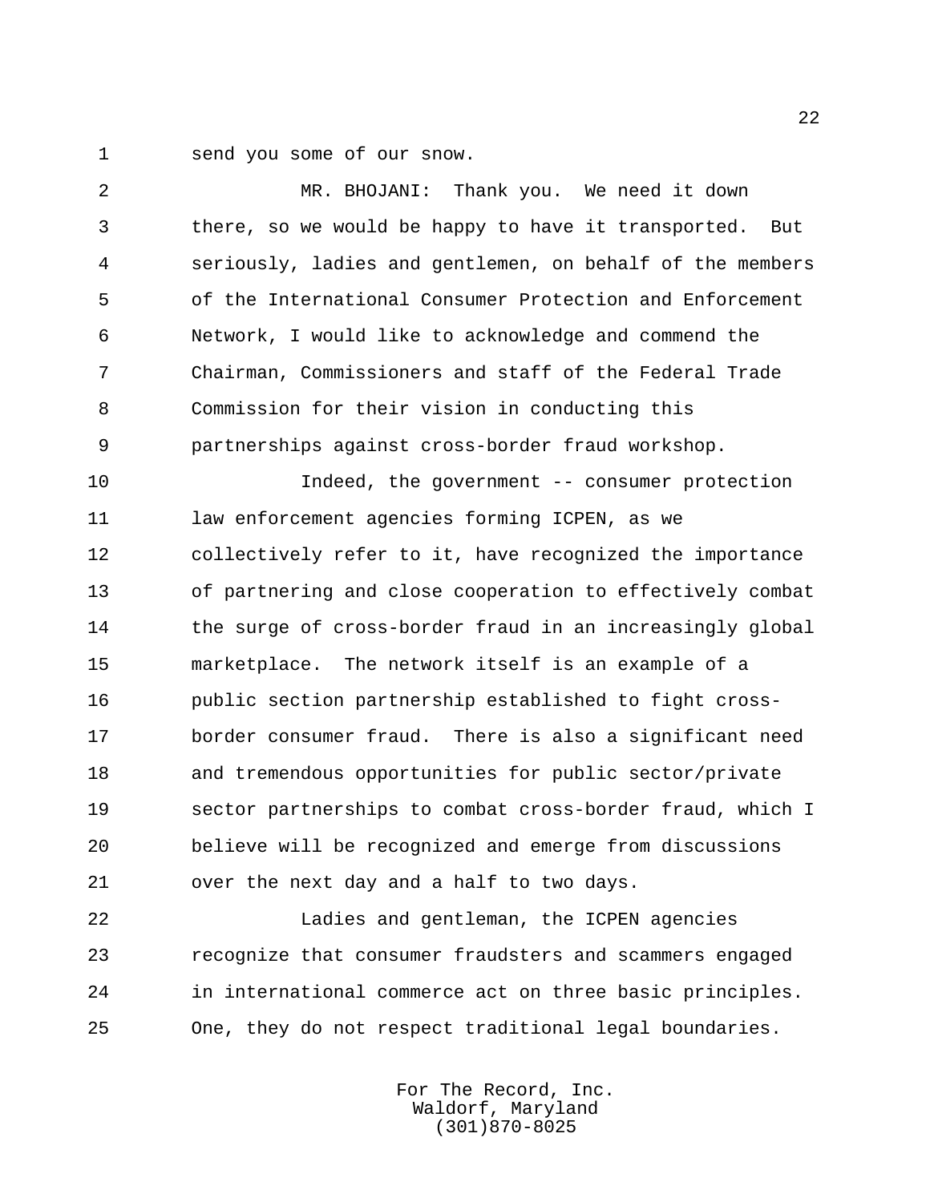send you some of our snow.

MR. BHOJANI: Thank you. We need it down there, so we would be happy to have it transported. But seriously, ladies and gentlemen, on behalf of the members of the International Consumer Protection and Enforcement Network, I would like to acknowledge and commend the Chairman, Commissioners and staff of the Federal Trade Commission for their vision in conducting this partnerships against cross-border fraud workshop.

Indeed, the government -- consumer protection law enforcement agencies forming ICPEN, as we collectively refer to it, have recognized the importance of partnering and close cooperation to effectively combat the surge of cross-border fraud in an increasingly global marketplace. The network itself is an example of a public section partnership established to fight cross-border consumer fraud. There is also a significant need and tremendous opportunities for public sector/private sector partnerships to combat cross-border fraud, which I believe will be recognized and emerge from discussions over the next day and a half to two days.

Ladies and gentleman, the ICPEN agencies recognize that consumer fraudsters and scammers engaged in international commerce act on three basic principles. One, they do not respect traditional legal boundaries.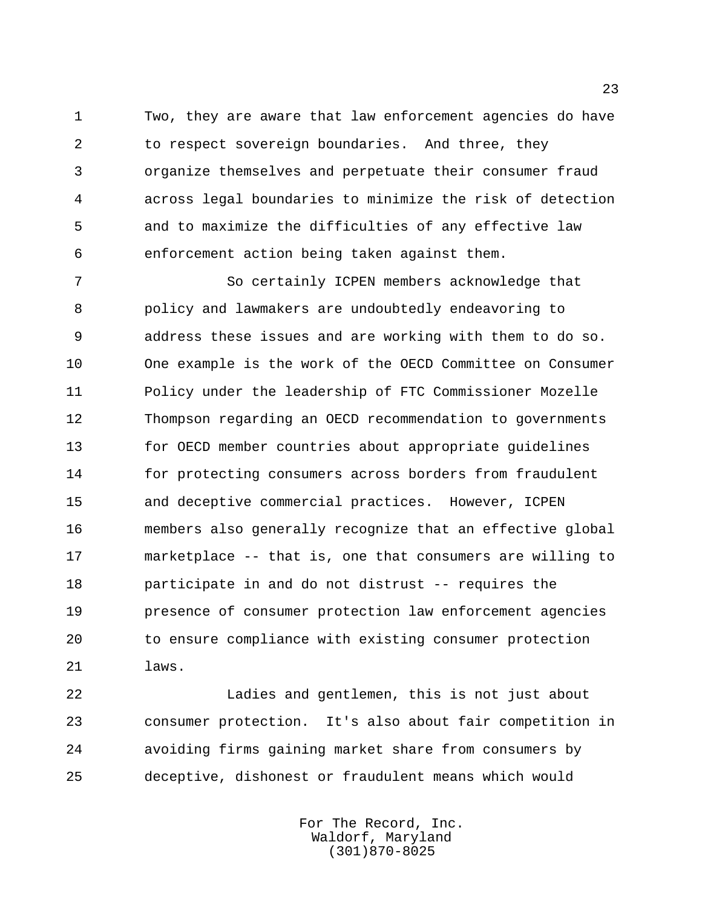Two, they are aware that law enforcement agencies do have to respect sovereign boundaries. And three, they organize themselves and perpetuate their consumer fraud across legal boundaries to minimize the risk of detection and to maximize the difficulties of any effective law enforcement action being taken against them.

So certainly ICPEN members acknowledge that policy and lawmakers are undoubtedly endeavoring to address these issues and are working with them to do so. One example is the work of the OECD Committee on Consumer Policy under the leadership of FTC Commissioner Mozelle Thompson regarding an OECD recommendation to governments for OECD member countries about appropriate guidelines for protecting consumers across borders from fraudulent and deceptive commercial practices. However, ICPEN members also generally recognize that an effective global marketplace -- that is, one that consumers are willing to participate in and do not distrust -- requires the presence of consumer protection law enforcement agencies to ensure compliance with existing consumer protection laws.

Ladies and gentlemen, this is not just about consumer protection. It's also about fair competition in avoiding firms gaining market share from consumers by deceptive, dishonest or fraudulent means which would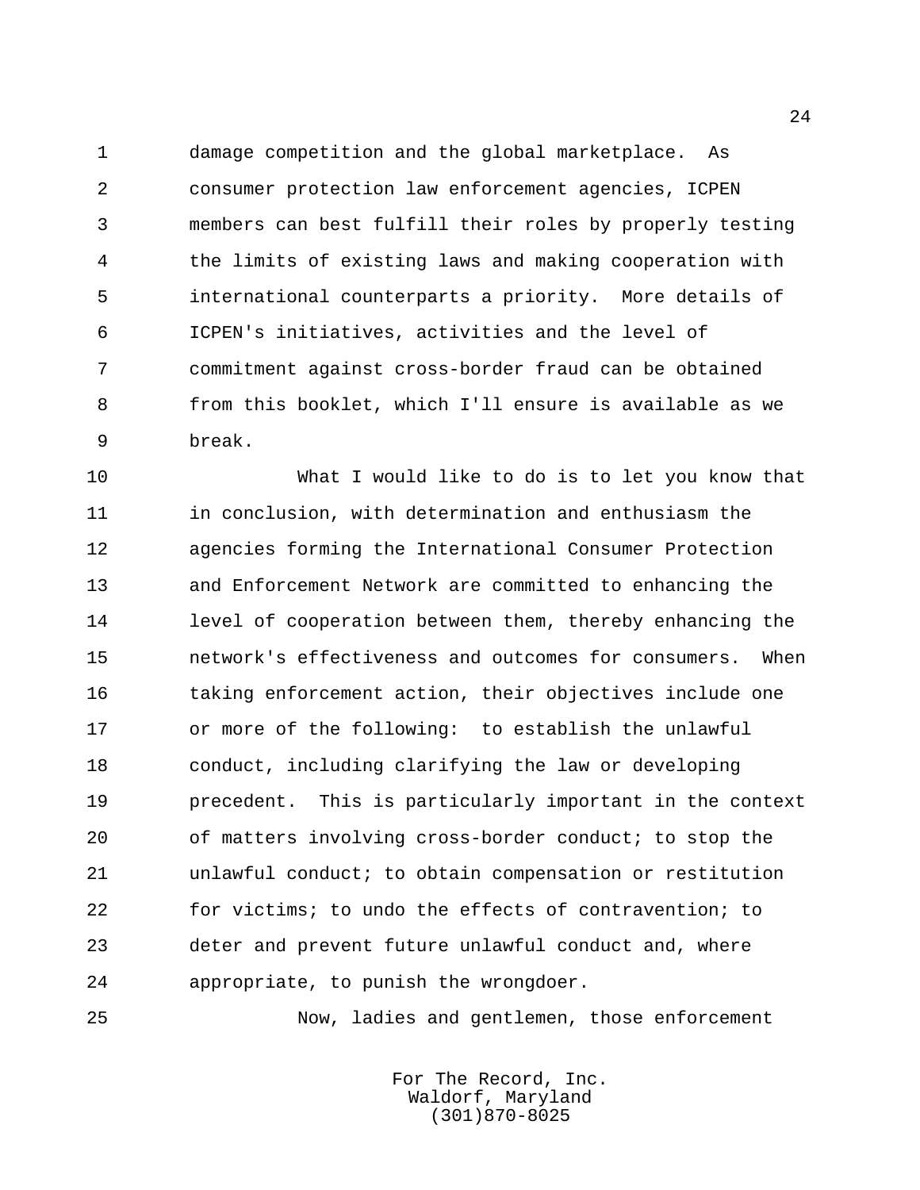damage competition and the global marketplace. As consumer protection law enforcement agencies, ICPEN members can best fulfill their roles by properly testing the limits of existing laws and making cooperation with international counterparts a priority. More details of ICPEN's initiatives, activities and the level of commitment against cross-border fraud can be obtained from this booklet, which I'll ensure is available as we break.

What I would like to do is to let you know that in conclusion, with determination and enthusiasm the agencies forming the International Consumer Protection and Enforcement Network are committed to enhancing the level of cooperation between them, thereby enhancing the network's effectiveness and outcomes for consumers. When taking enforcement action, their objectives include one or more of the following: to establish the unlawful conduct, including clarifying the law or developing precedent. This is particularly important in the context of matters involving cross-border conduct; to stop the unlawful conduct; to obtain compensation or restitution for victims; to undo the effects of contravention; to deter and prevent future unlawful conduct and, where appropriate, to punish the wrongdoer.

Now, ladies and gentlemen, those enforcement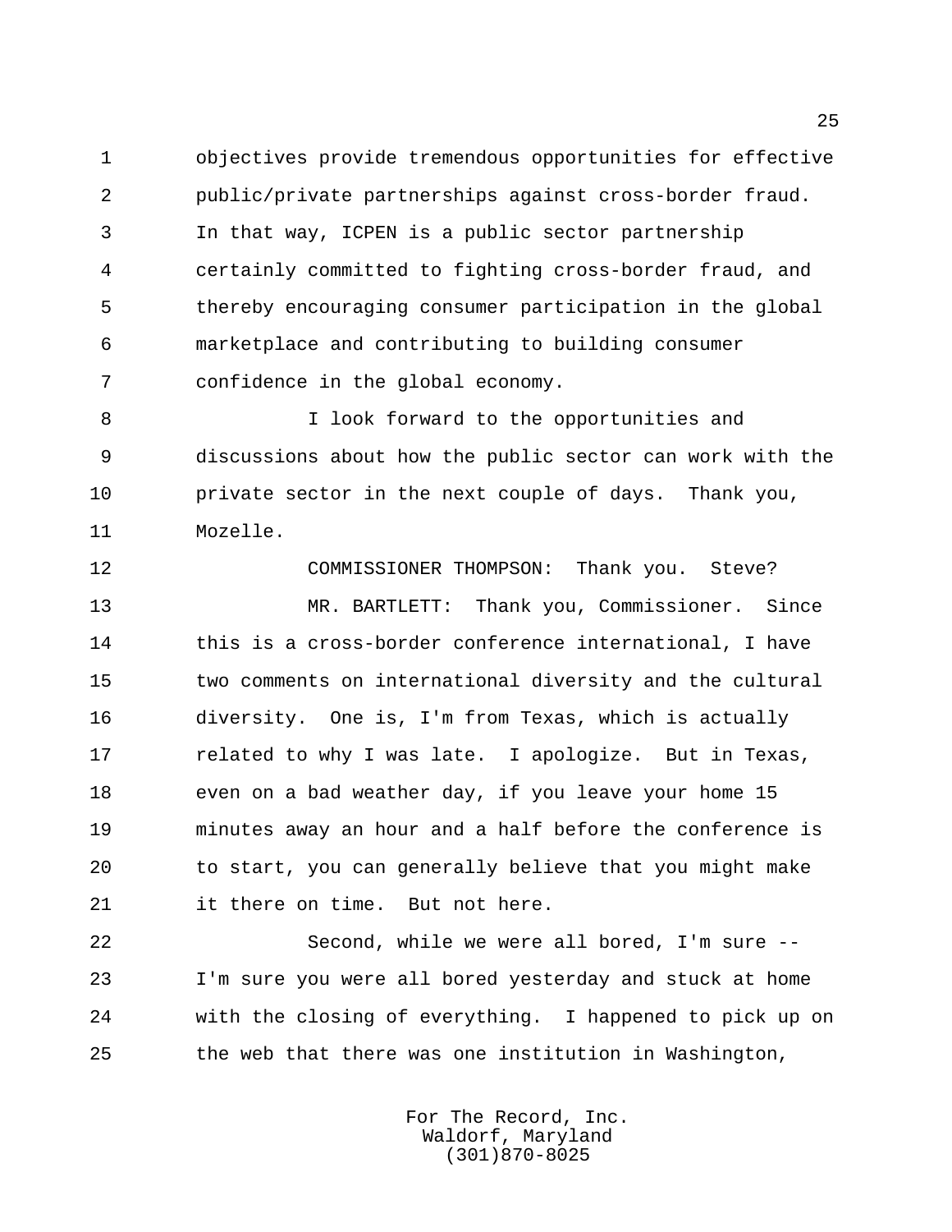objectives provide tremendous opportunities for effective public/private partnerships against cross-border fraud. In that way, ICPEN is a public sector partnership certainly committed to fighting cross-border fraud, and thereby encouraging consumer participation in the global marketplace and contributing to building consumer confidence in the global economy.

I look forward to the opportunities and discussions about how the public sector can work with the private sector in the next couple of days. Thank you, Mozelle.

COMMISSIONER THOMPSON: Thank you. Steve?

MR. BARTLETT: Thank you, Commissioner. Since this is a cross-border conference international, I have two comments on international diversity and the cultural diversity. One is, I'm from Texas, which is actually related to why I was late. I apologize. But in Texas, even on a bad weather day, if you leave your home 15 minutes away an hour and a half before the conference is to start, you can generally believe that you might make it there on time. But not here.

Second, while we were all bored, I'm sure -- I'm sure you were all bored yesterday and stuck at home with the closing of everything. I happened to pick up on the web that there was one institution in Washington,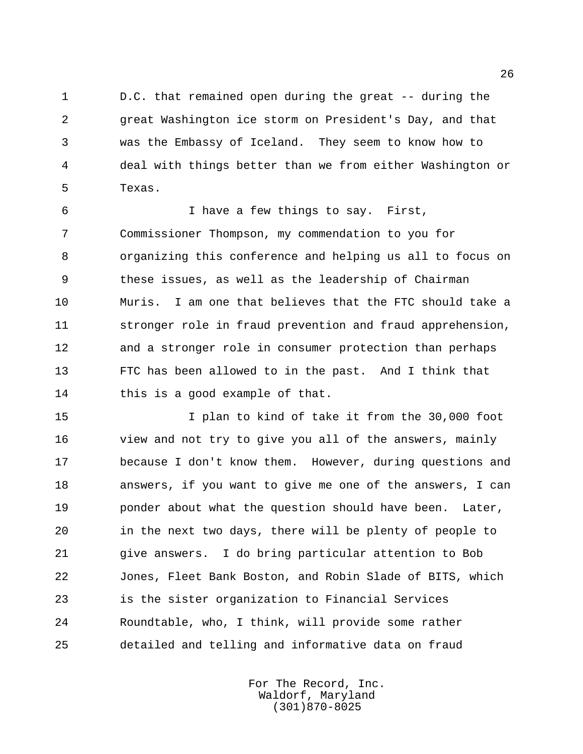D.C. that remained open during the great -- during the great Washington ice storm on President's Day, and that was the Embassy of Iceland. They seem to know how to deal with things better than we from either Washington or Texas.

I have a few things to say. First, Commissioner Thompson, my commendation to you for organizing this conference and helping us all to focus on these issues, as well as the leadership of Chairman Muris. I am one that believes that the FTC should take a stronger role in fraud prevention and fraud apprehension, and a stronger role in consumer protection than perhaps FTC has been allowed to in the past. And I think that this is a good example of that.

I plan to kind of take it from the 30,000 foot view and not try to give you all of the answers, mainly because I don't know them. However, during questions and answers, if you want to give me one of the answers, I can ponder about what the question should have been. Later, in the next two days, there will be plenty of people to give answers. I do bring particular attention to Bob Jones, Fleet Bank Boston, and Robin Slade of BITS, which is the sister organization to Financial Services Roundtable, who, I think, will provide some rather detailed and telling and informative data on fraud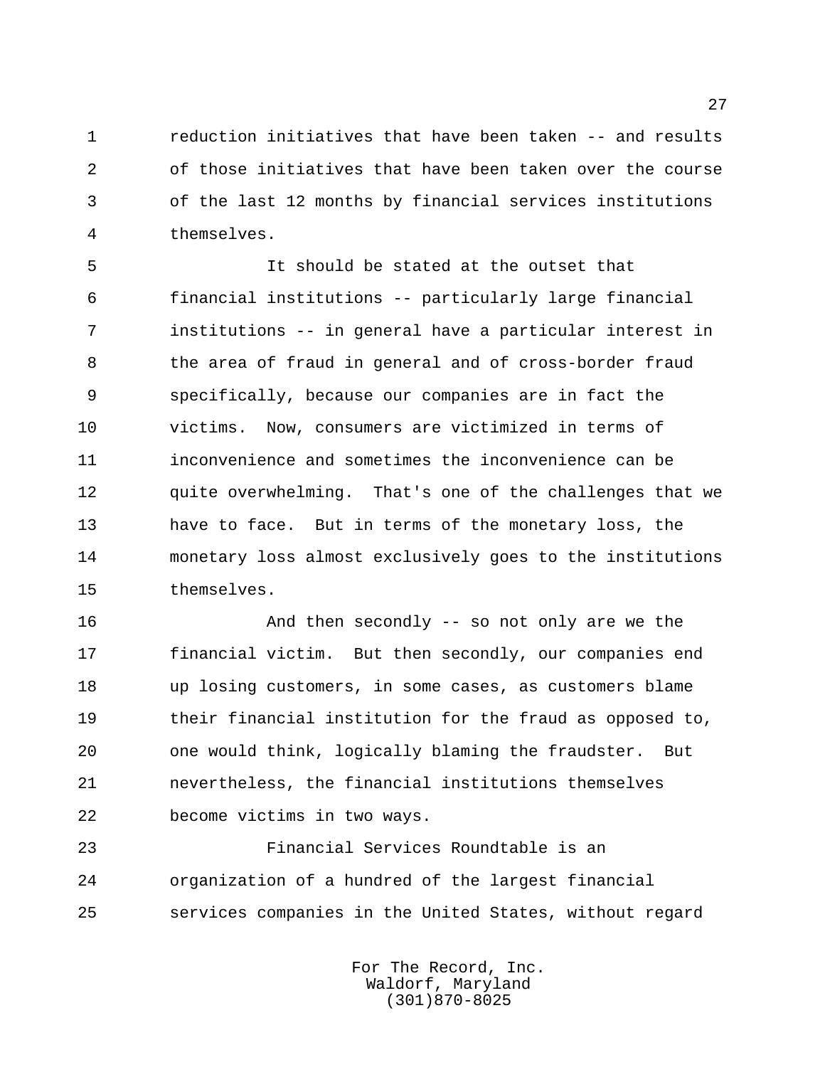reduction initiatives that have been taken -- and results of those initiatives that have been taken over the course of the last 12 months by financial services institutions themselves.

It should be stated at the outset that financial institutions -- particularly large financial institutions -- in general have a particular interest in the area of fraud in general and of cross-border fraud specifically, because our companies are in fact the victims. Now, consumers are victimized in terms of inconvenience and sometimes the inconvenience can be quite overwhelming. That's one of the challenges that we have to face. But in terms of the monetary loss, the monetary loss almost exclusively goes to the institutions themselves.

And then secondly -- so not only are we the financial victim. But then secondly, our companies end up losing customers, in some cases, as customers blame their financial institution for the fraud as opposed to, one would think, logically blaming the fraudster. But nevertheless, the financial institutions themselves become victims in two ways.

Financial Services Roundtable is an organization of a hundred of the largest financial services companies in the United States, without regard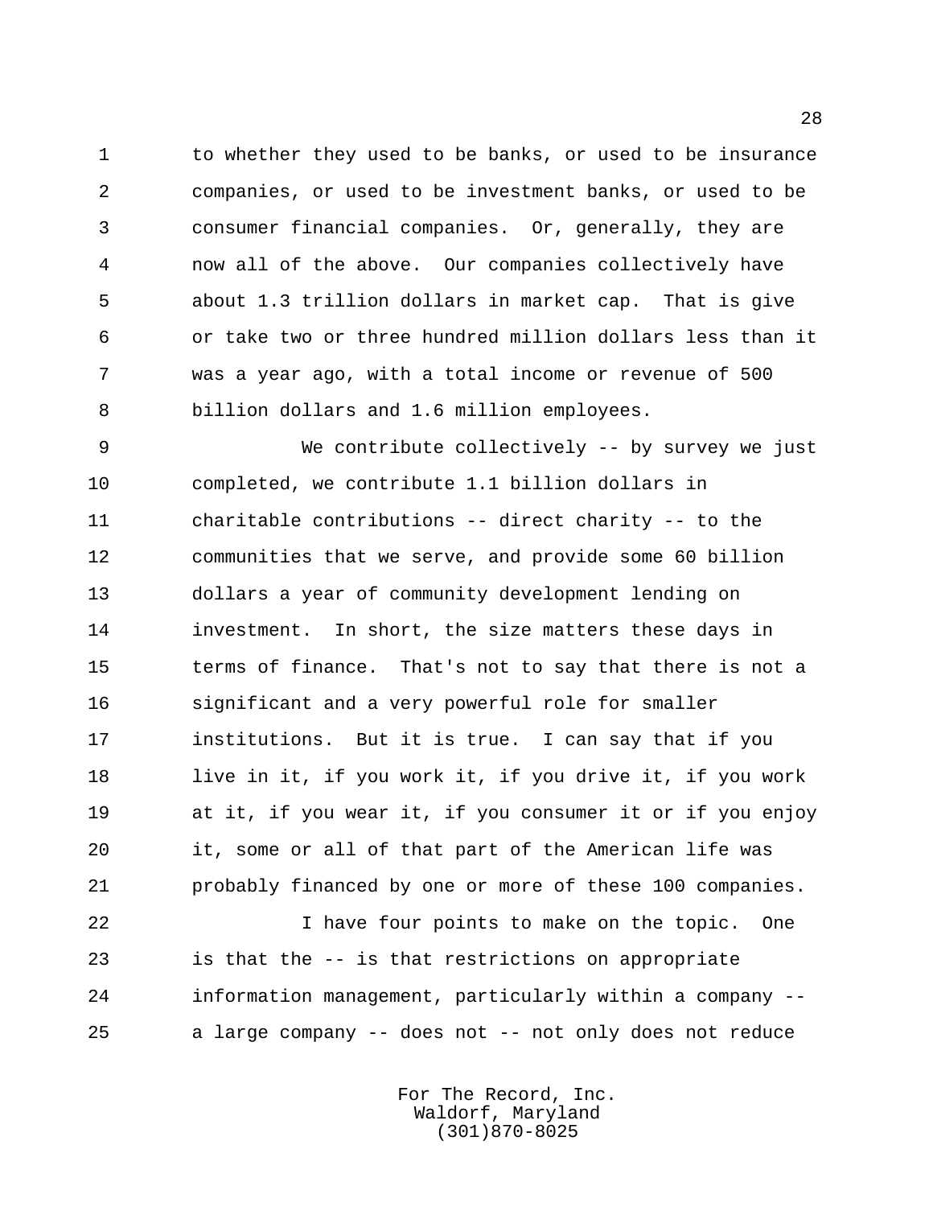to whether they used to be banks, or used to be insurance companies, or used to be investment banks, or used to be consumer financial companies. Or, generally, they are now all of the above. Our companies collectively have about 1.3 trillion dollars in market cap. That is give or take two or three hundred million dollars less than it was a year ago, with a total income or revenue of 500 billion dollars and 1.6 million employees.

We contribute collectively -- by survey we just completed, we contribute 1.1 billion dollars in charitable contributions -- direct charity -- to the communities that we serve, and provide some 60 billion dollars a year of community development lending on investment. In short, the size matters these days in terms of finance. That's not to say that there is not a significant and a very powerful role for smaller institutions. But it is true. I can say that if you live in it, if you work it, if you drive it, if you work at it, if you wear it, if you consumer it or if you enjoy it, some or all of that part of the American life was probably financed by one or more of these 100 companies.

I have four points to make on the topic. One is that the -- is that restrictions on appropriate information management, particularly within a company -- a large company -- does not -- not only does not reduce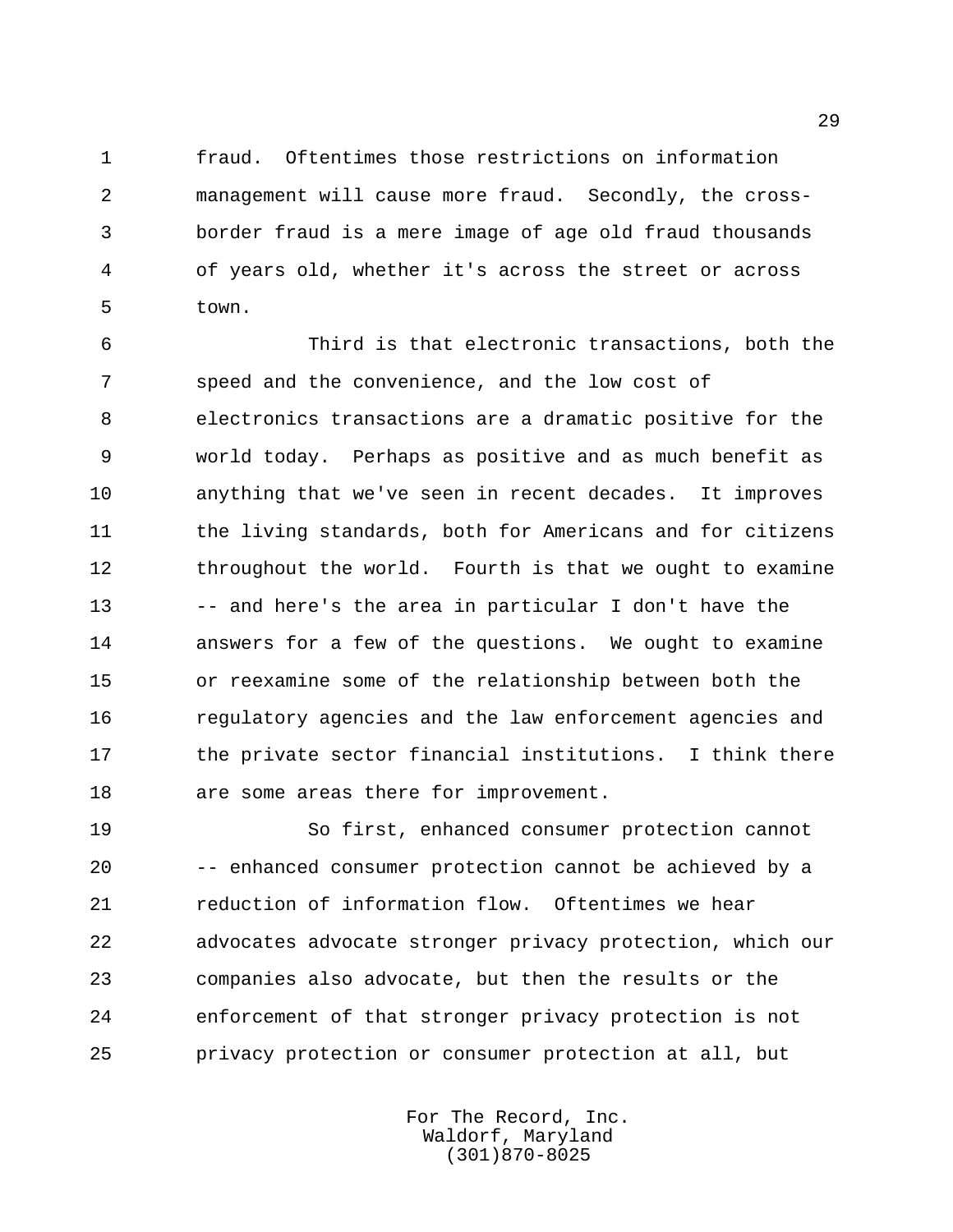fraud. Oftentimes those restrictions on information management will cause more fraud. Secondly, the cross-border fraud is a mere image of age old fraud thousands of years old, whether it's across the street or across town.

Third is that electronic transactions, both the speed and the convenience, and the low cost of electronics transactions are a dramatic positive for the world today. Perhaps as positive and as much benefit as anything that we've seen in recent decades. It improves the living standards, both for Americans and for citizens throughout the world. Fourth is that we ought to examine -- and here's the area in particular I don't have the answers for a few of the questions. We ought to examine or reexamine some of the relationship between both the regulatory agencies and the law enforcement agencies and the private sector financial institutions. I think there are some areas there for improvement.

So first, enhanced consumer protection cannot -- enhanced consumer protection cannot be achieved by a reduction of information flow. Oftentimes we hear advocates advocate stronger privacy protection, which our companies also advocate, but then the results or the enforcement of that stronger privacy protection is not privacy protection or consumer protection at all, but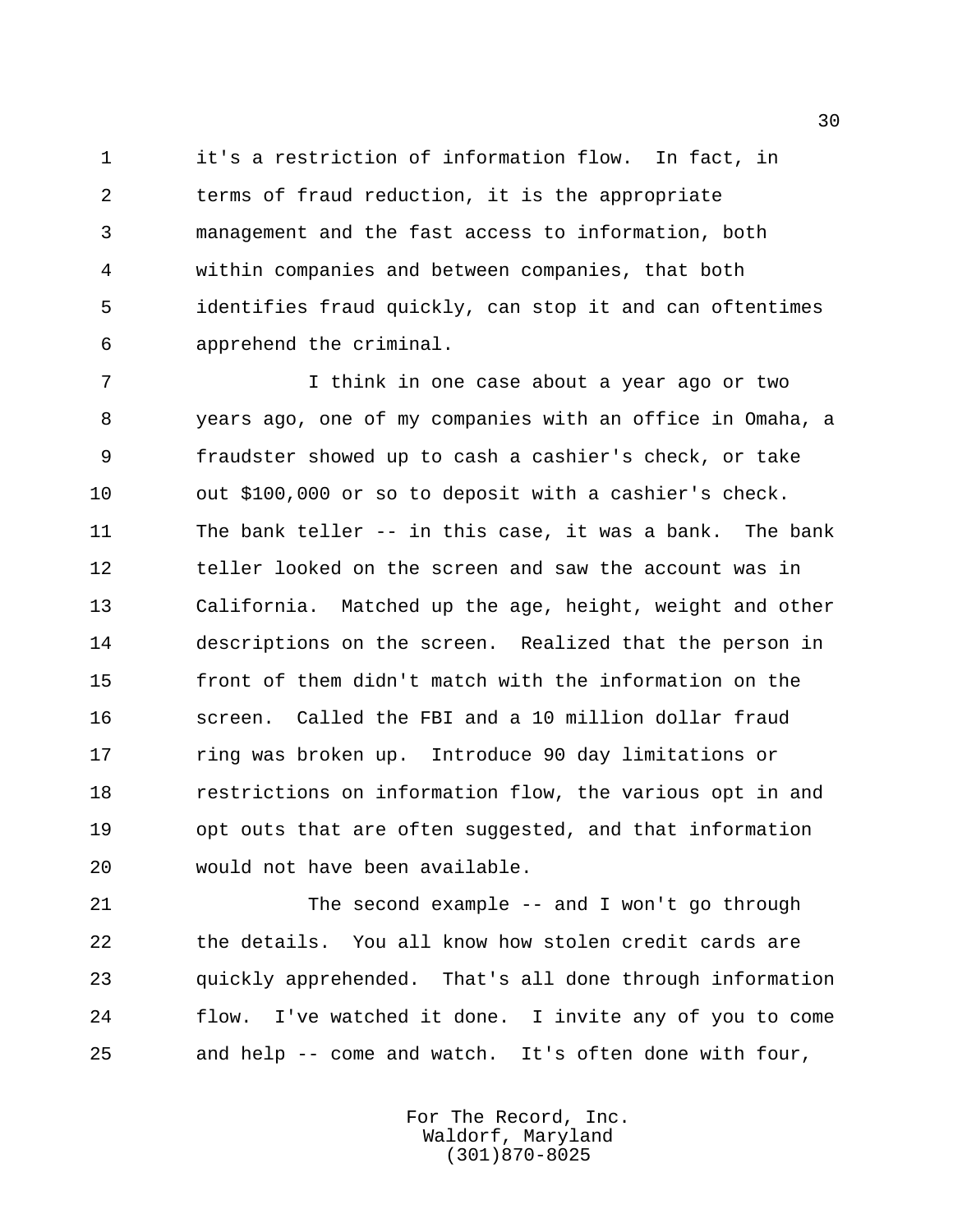it's a restriction of information flow. In fact, in terms of fraud reduction, it is the appropriate management and the fast access to information, both within companies and between companies, that both identifies fraud quickly, can stop it and can oftentimes apprehend the criminal.

I think in one case about a year ago or two years ago, one of my companies with an office in Omaha, a fraudster showed up to cash a cashier's check, or take out $100,000 or so to deposit with a cashier's check. The bank teller -- in this case, it was a bank. The bank teller looked on the screen and saw the account was in California. Matched up the age, height, weight and other descriptions on the screen. Realized that the person in front of them didn't match with the information on the screen. Called the FBI and a 10 million dollar fraud ring was broken up. Introduce 90 day limitations or restrictions on information flow, the various opt in and opt outs that are often suggested, and that information would not have been available.

The second example -- and I won't go through the details. You all know how stolen credit cards are quickly apprehended. That's all done through information flow. I've watched it done. I invite any of you to come and help -- come and watch. It's often done with four,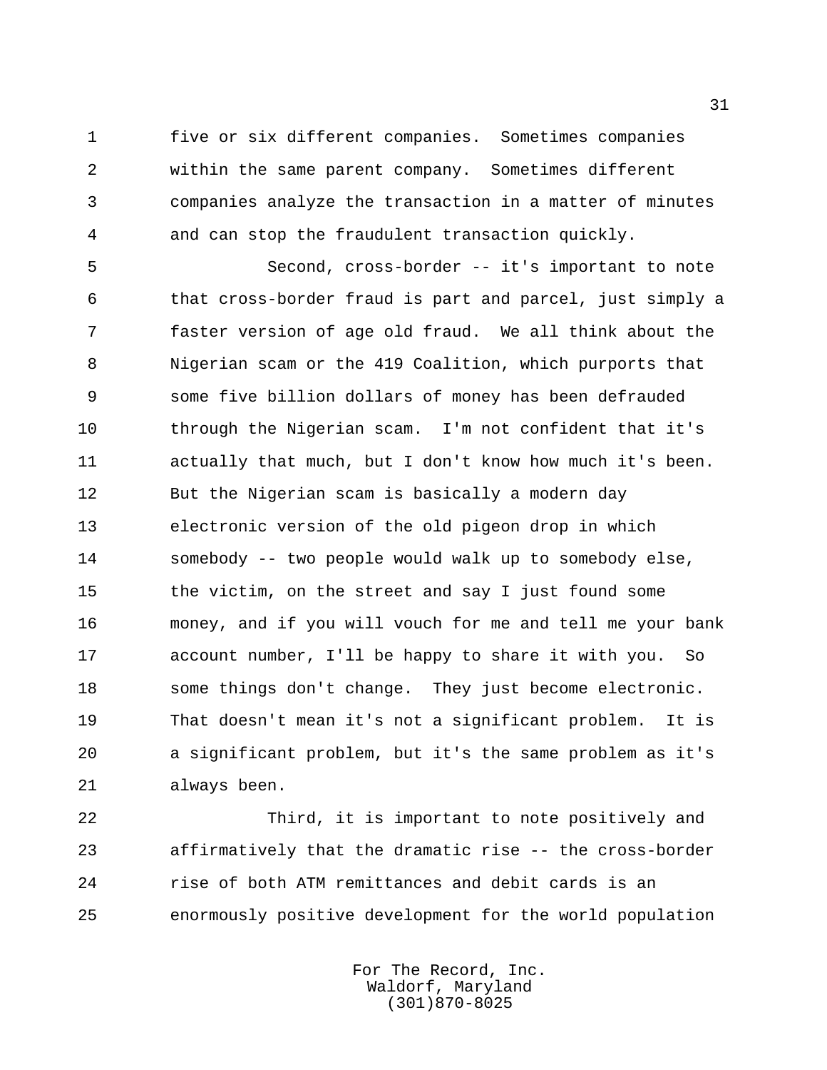five or six different companies. Sometimes companies within the same parent company. Sometimes different companies analyze the transaction in a matter of minutes and can stop the fraudulent transaction quickly.

Second, cross-border -- it's important to note that cross-border fraud is part and parcel, just simply a faster version of age old fraud. We all think about the Nigerian scam or the 419 Coalition, which purports that some five billion dollars of money has been defrauded through the Nigerian scam. I'm not confident that it's actually that much, but I don't know how much it's been. But the Nigerian scam is basically a modern day electronic version of the old pigeon drop in which somebody -- two people would walk up to somebody else, the victim, on the street and say I just found some money, and if you will vouch for me and tell me your bank account number, I'll be happy to share it with you. So some things don't change. They just become electronic. That doesn't mean it's not a significant problem. It is a significant problem, but it's the same problem as it's always been.

Third, it is important to note positively and affirmatively that the dramatic rise -- the cross-border rise of both ATM remittances and debit cards is an enormously positive development for the world population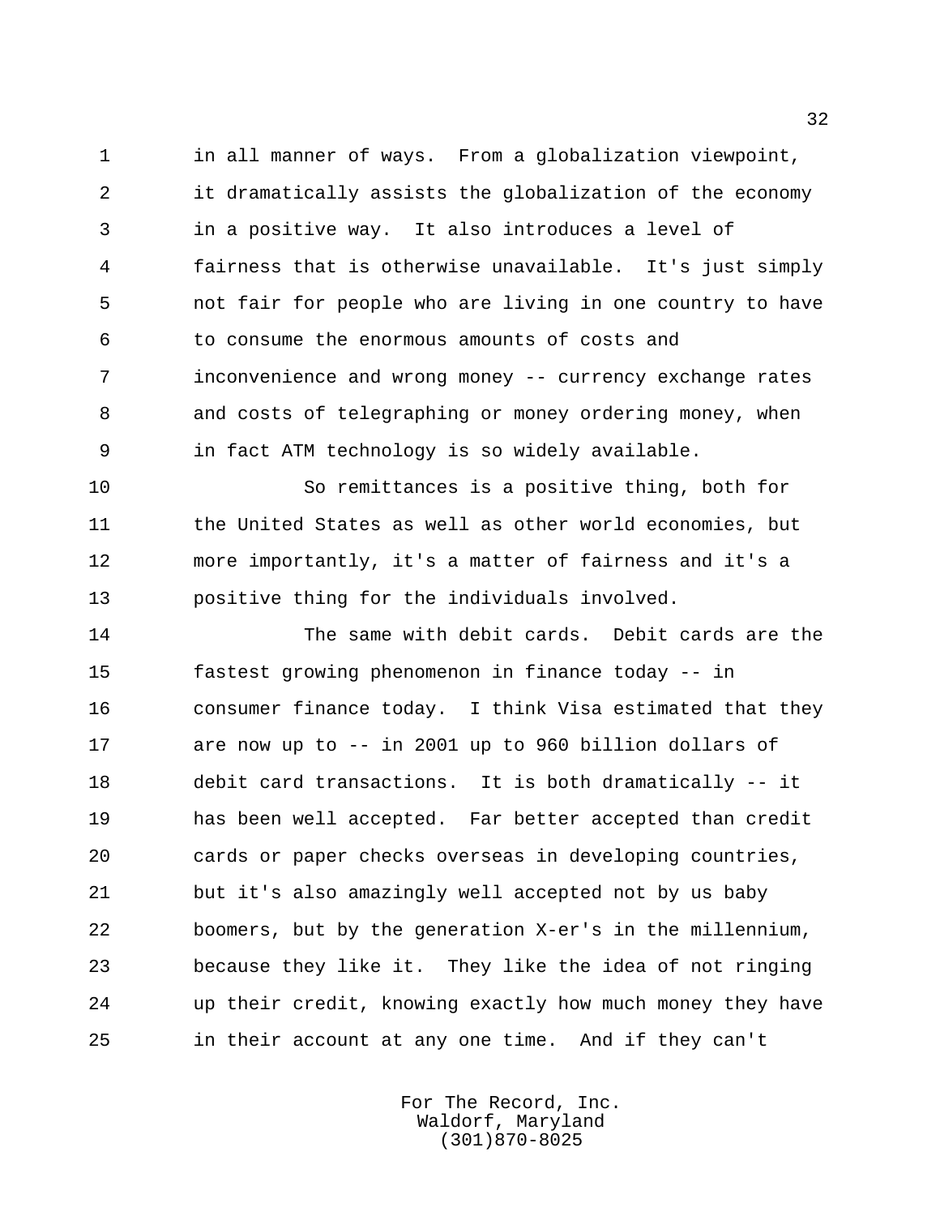in all manner of ways. From a globalization viewpoint, it dramatically assists the globalization of the economy in a positive way. It also introduces a level of fairness that is otherwise unavailable. It's just simply not fair for people who are living in one country to have to consume the enormous amounts of costs and inconvenience and wrong money -- currency exchange rates and costs of telegraphing or money ordering money, when in fact ATM technology is so widely available.

So remittances is a positive thing, both for the United States as well as other world economies, but more importantly, it's a matter of fairness and it's a positive thing for the individuals involved.

The same with debit cards. Debit cards are the fastest growing phenomenon in finance today -- in consumer finance today. I think Visa estimated that they are now up to -- in 2001 up to 960 billion dollars of debit card transactions. It is both dramatically -- it has been well accepted. Far better accepted than credit cards or paper checks overseas in developing countries, but it's also amazingly well accepted not by us baby boomers, but by the generation X-er's in the millennium, because they like it. They like the idea of not ringing up their credit, knowing exactly how much money they have in their account at any one time. And if they can't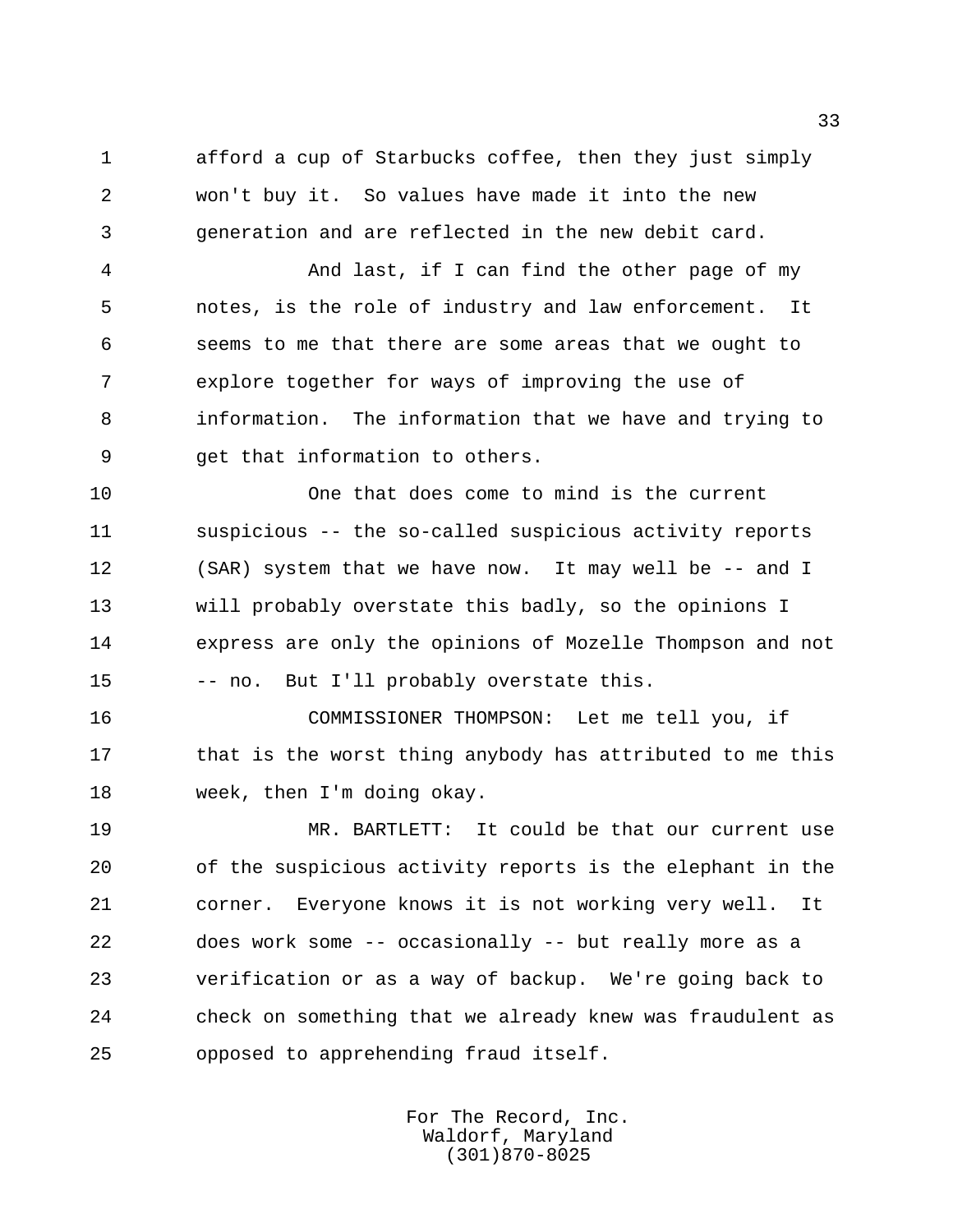afford a cup of Starbucks coffee, then they just simply won't buy it. So values have made it into the new generation and are reflected in the new debit card.

And last, if I can find the other page of my notes, is the role of industry and law enforcement. It seems to me that there are some areas that we ought to explore together for ways of improving the use of information. The information that we have and trying to get that information to others.

One that does come to mind is the current suspicious -- the so-called suspicious activity reports (SAR) system that we have now. It may well be -- and I will probably overstate this badly, so the opinions I express are only the opinions of Mozelle Thompson and not -- no. But I'll probably overstate this.

COMMISSIONER THOMPSON: Let me tell you, if that is the worst thing anybody has attributed to me this week, then I'm doing okay.

MR. BARTLETT: It could be that our current use of the suspicious activity reports is the elephant in the corner. Everyone knows it is not working very well. It does work some -- occasionally -- but really more as a verification or as a way of backup. We're going back to check on something that we already knew was fraudulent as opposed to apprehending fraud itself.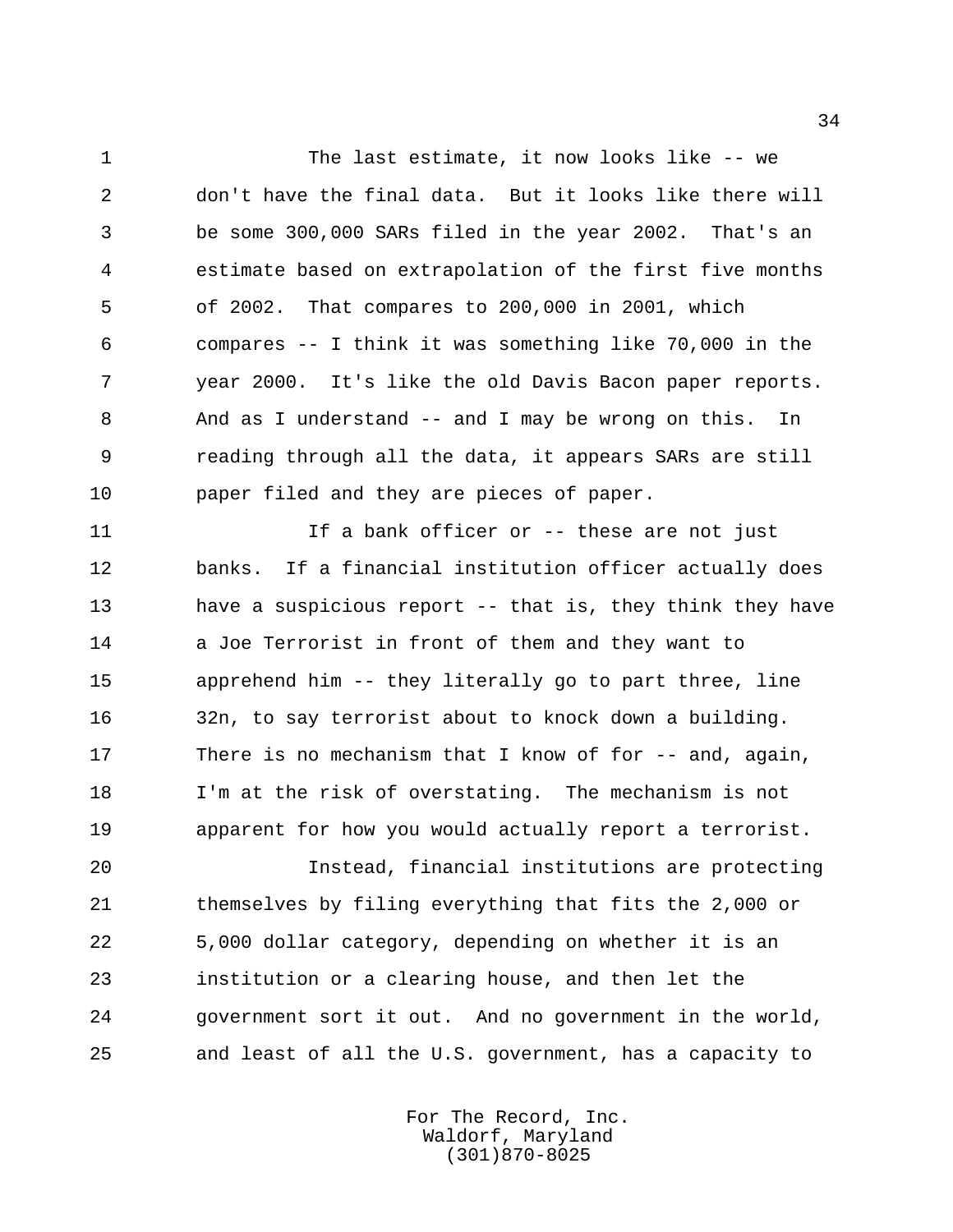The last estimate, it now looks like -- we don't have the final data. But it looks like there will be some 300,000 SARs filed in the year 2002. That's an estimate based on extrapolation of the first five months of 2002. That compares to 200,000 in 2001, which compares -- I think it was something like 70,000 in the year 2000. It's like the old Davis Bacon paper reports. And as I understand -- and I may be wrong on this. In reading through all the data, it appears SARs are still paper filed and they are pieces of paper.

If a bank officer or -- these are not just banks. If a financial institution officer actually does have a suspicious report -- that is, they think they have a Joe Terrorist in front of them and they want to apprehend him -- they literally go to part three, line 32n, to say terrorist about to knock down a building. There is no mechanism that I know of for -- and, again, I'm at the risk of overstating. The mechanism is not apparent for how you would actually report a terrorist.

Instead, financial institutions are protecting themselves by filing everything that fits the 2,000 or 5,000 dollar category, depending on whether it is an institution or a clearing house, and then let the government sort it out. And no government in the world, and least of all the U.S. government, has a capacity to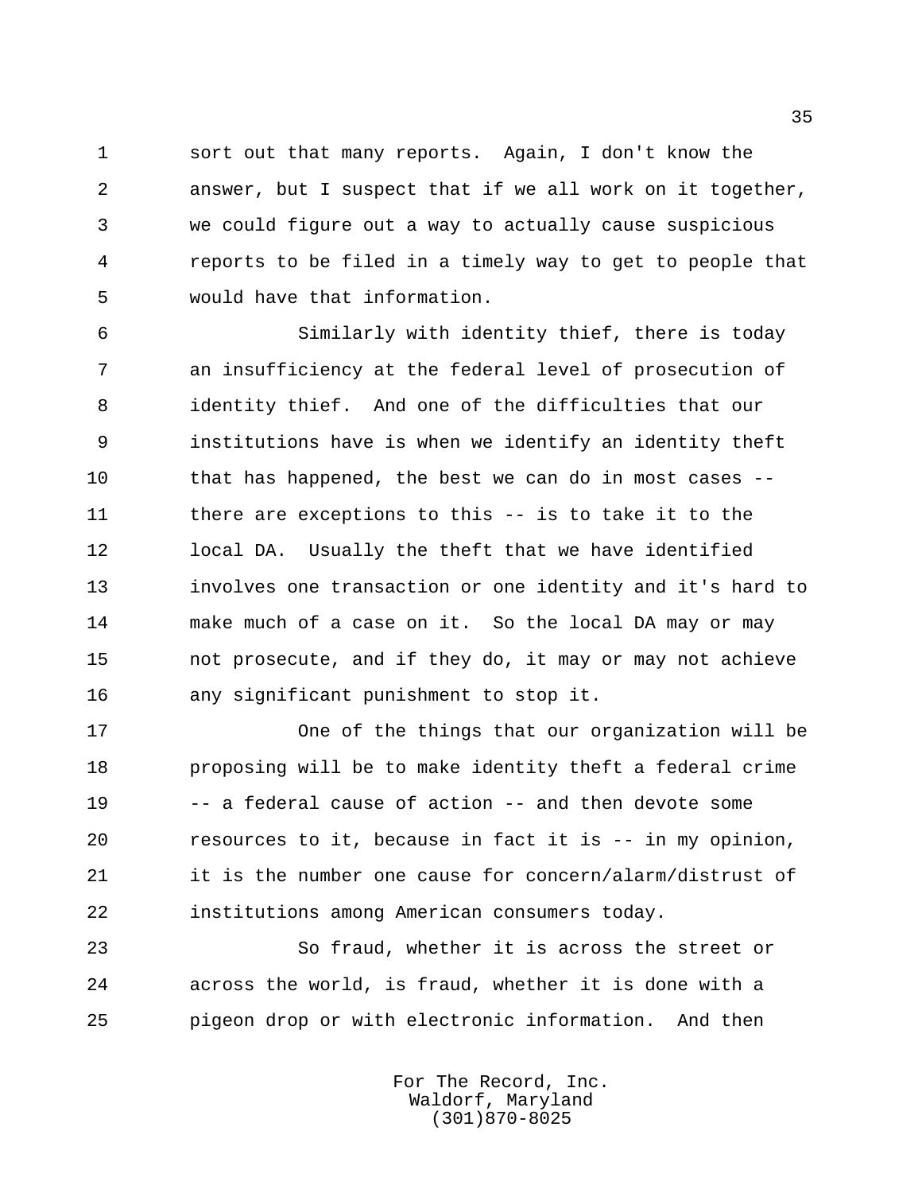sort out that many reports. Again, I don't know the answer, but I suspect that if we all work on it together, we could figure out a way to actually cause suspicious reports to be filed in a timely way to get to people that would have that information.

Similarly with identity thief, there is today an insufficiency at the federal level of prosecution of identity thief. And one of the difficulties that our institutions have is when we identify an identity theft that has happened, the best we can do in most cases -- there are exceptions to this -- is to take it to the local DA. Usually the theft that we have identified involves one transaction or one identity and it's hard to make much of a case on it. So the local DA may or may not prosecute, and if they do, it may or may not achieve any significant punishment to stop it.

One of the things that our organization will be proposing will be to make identity theft a federal crime -- a federal cause of action -- and then devote some resources to it, because in fact it is -- in my opinion, it is the number one cause for concern/alarm/distrust of institutions among American consumers today.

So fraud, whether it is across the street or across the world, is fraud, whether it is done with a pigeon drop or with electronic information. And then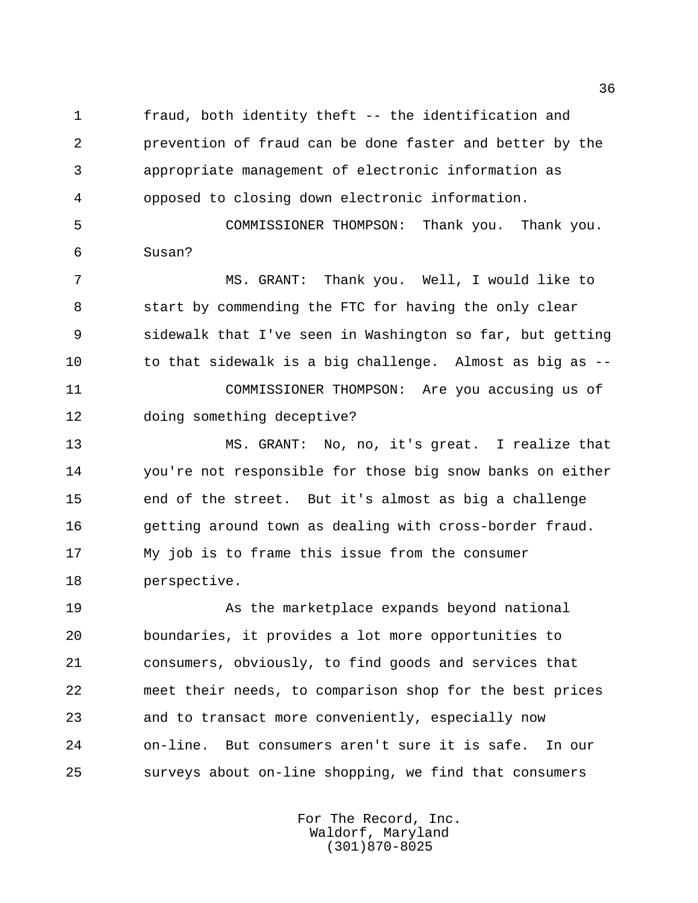fraud, both identity theft -- the identification and prevention of fraud can be done faster and better by the appropriate management of electronic information as opposed to closing down electronic information.

COMMISSIONER THOMPSON: Thank you. Thank you. Susan?

MS. GRANT: Thank you. Well, I would like to start by commending the FTC for having the only clear sidewalk that I've seen in Washington so far, but getting to that sidewalk is a big challenge. Almost as big as --

COMMISSIONER THOMPSON: Are you accusing us of doing something deceptive?

MS. GRANT: No, no, it's great. I realize that you're not responsible for those big snow banks on either end of the street. But it's almost as big a challenge getting around town as dealing with cross-border fraud. My job is to frame this issue from the consumer perspective.

As the marketplace expands beyond national boundaries, it provides a lot more opportunities to consumers, obviously, to find goods and services that meet their needs, to comparison shop for the best prices and to transact more conveniently, especially now on-line. But consumers aren't sure it is safe. In our surveys about on-line shopping, we find that consumers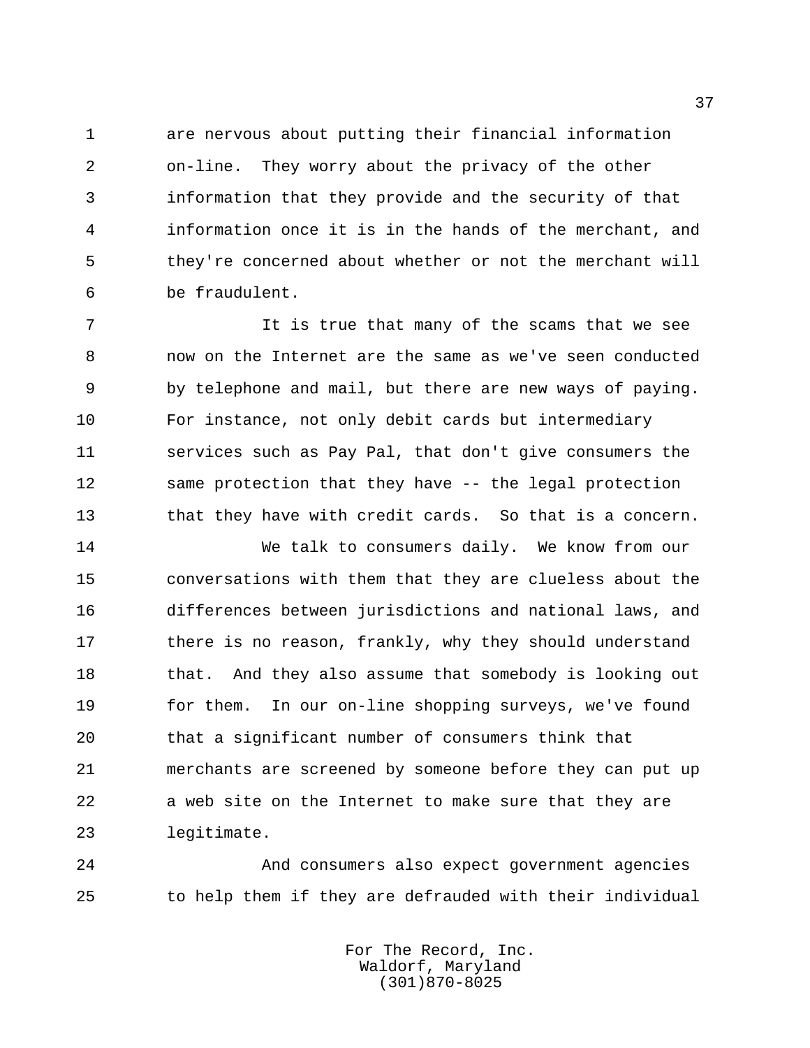are nervous about putting their financial information on-line. They worry about the privacy of the other information that they provide and the security of that information once it is in the hands of the merchant, and they're concerned about whether or not the merchant will be fraudulent.

It is true that many of the scams that we see now on the Internet are the same as we've seen conducted by telephone and mail, but there are new ways of paying. For instance, not only debit cards but intermediary services such as Pay Pal, that don't give consumers the same protection that they have -- the legal protection that they have with credit cards. So that is a concern.

We talk to consumers daily. We know from our conversations with them that they are clueless about the differences between jurisdictions and national laws, and there is no reason, frankly, why they should understand that. And they also assume that somebody is looking out for them. In our on-line shopping surveys, we've found that a significant number of consumers think that merchants are screened by someone before they can put up a web site on the Internet to make sure that they are legitimate.

And consumers also expect government agencies to help them if they are defrauded with their individual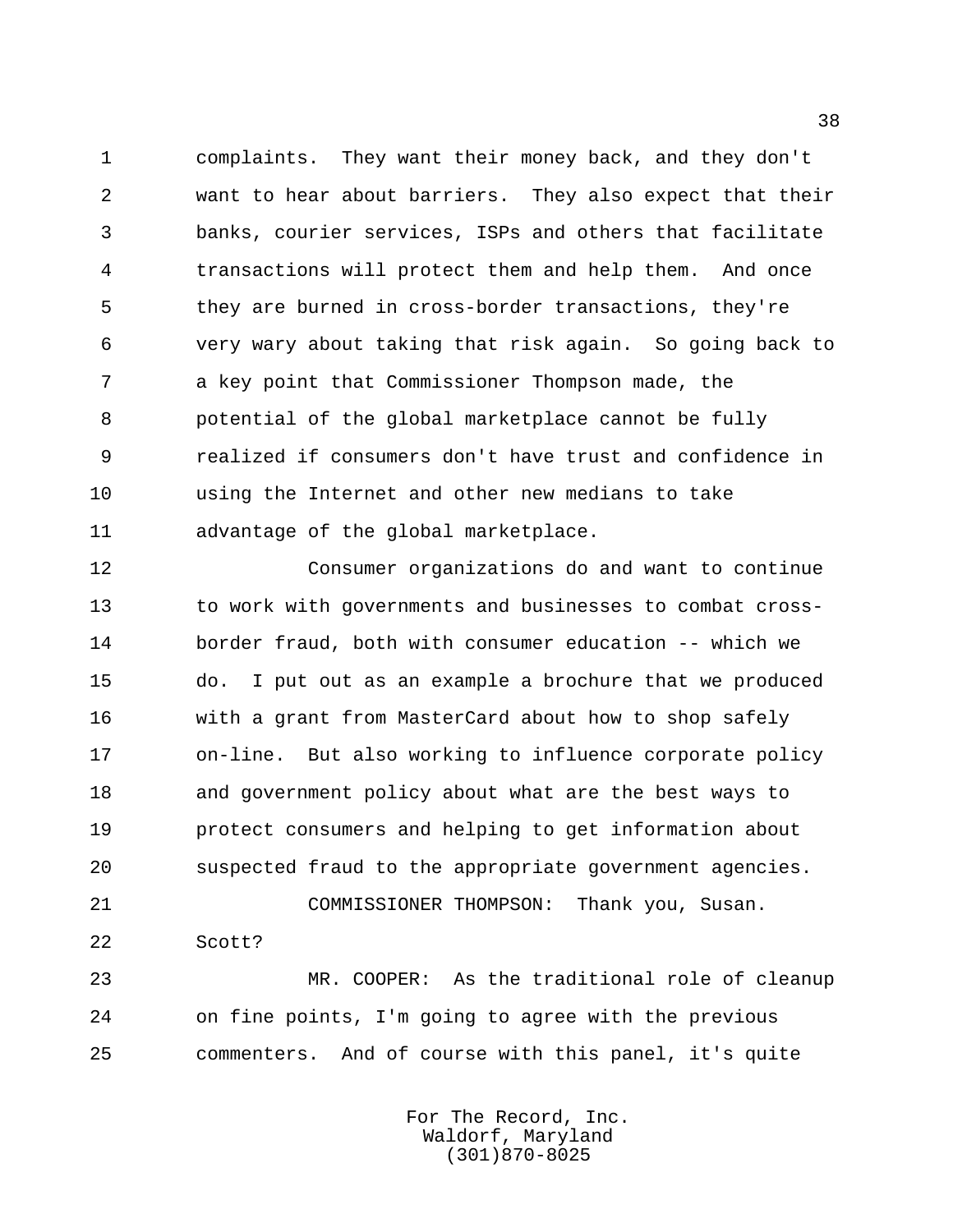complaints. They want their money back, and they don't want to hear about barriers. They also expect that their banks, courier services, ISPs and others that facilitate transactions will protect them and help them. And once they are burned in cross-border transactions, they're very wary about taking that risk again. So going back to a key point that Commissioner Thompson made, the potential of the global marketplace cannot be fully realized if consumers don't have trust and confidence in using the Internet and other new medians to take advantage of the global marketplace.

Consumer organizations do and want to continue to work with governments and businesses to combat cross-border fraud, both with consumer education -- which we do. I put out as an example a brochure that we produced with a grant from MasterCard about how to shop safely on-line. But also working to influence corporate policy and government policy about what are the best ways to protect consumers and helping to get information about suspected fraud to the appropriate government agencies.

COMMISSIONER THOMPSON: Thank you, Susan. Scott?

MR. COOPER: As the traditional role of cleanup on fine points, I'm going to agree with the previous commenters. And of course with this panel, it's quite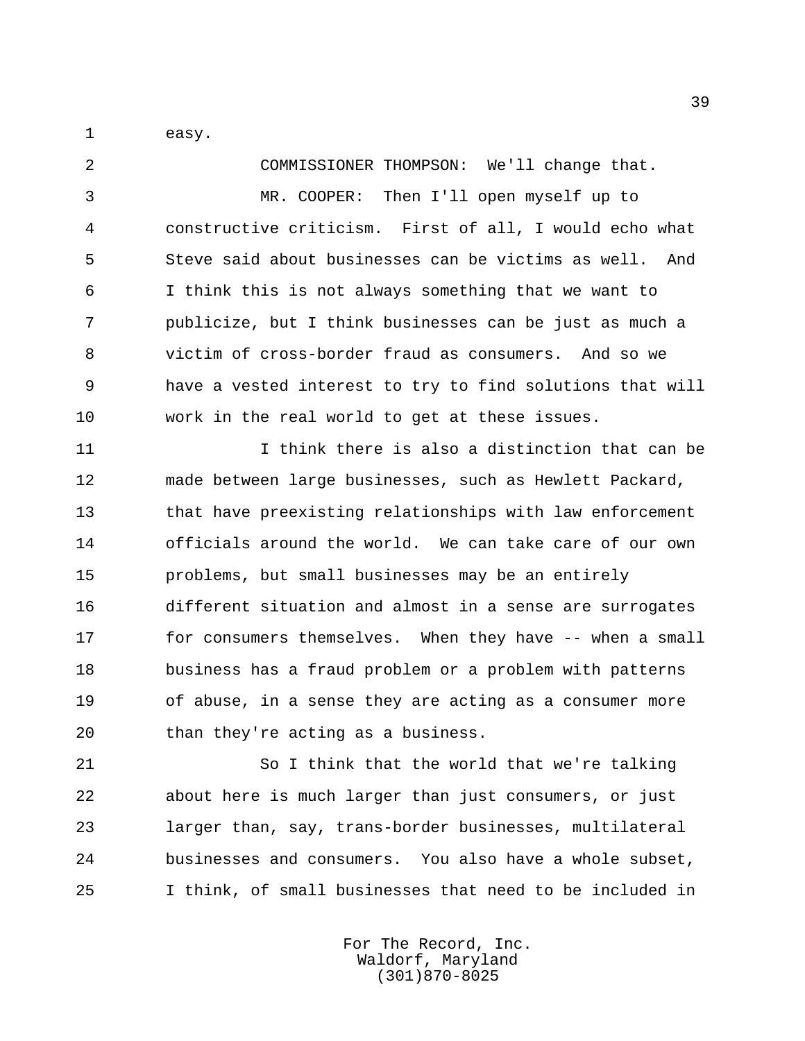easy.

COMMISSIONER THOMPSON: We'll change that.

MR. COOPER: Then I'll open myself up to constructive criticism. First of all, I would echo what Steve said about businesses can be victims as well. And I think this is not always something that we want to publicize, but I think businesses can be just as much a victim of cross-border fraud as consumers. And so we have a vested interest to try to find solutions that will work in the real world to get at these issues.

I think there is also a distinction that can be made between large businesses, such as Hewlett Packard, that have preexisting relationships with law enforcement officials around the world. We can take care of our own problems, but small businesses may be an entirely different situation and almost in a sense are surrogates for consumers themselves. When they have -- when a small business has a fraud problem or a problem with patterns of abuse, in a sense they are acting as a consumer more than they're acting as a business.

So I think that the world that we're talking about here is much larger than just consumers, or just larger than, say, trans-border businesses, multilateral businesses and consumers. You also have a whole subset, I think, of small businesses that need to be included in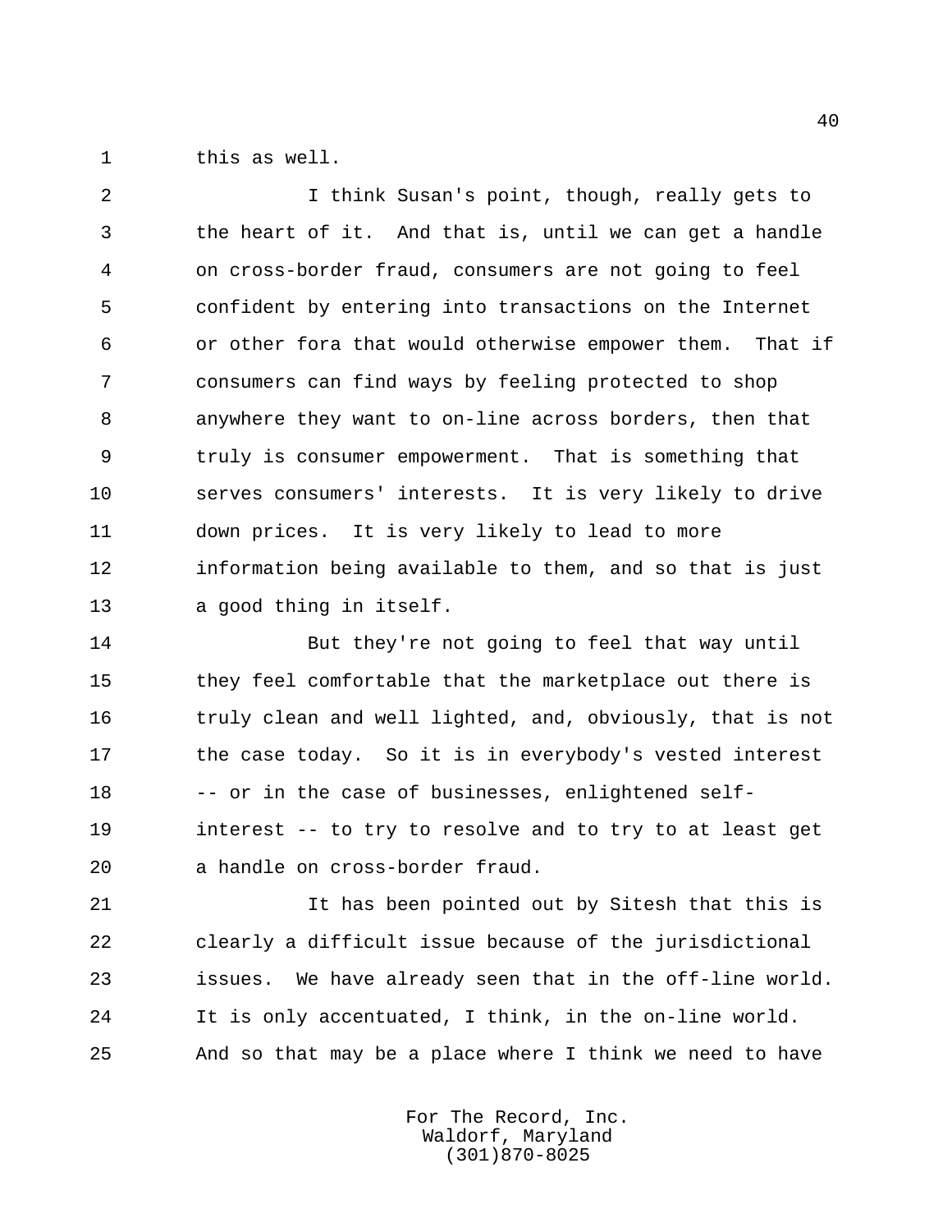this as well.

I think Susan's point, though, really gets to the heart of it. And that is, until we can get a handle on cross-border fraud, consumers are not going to feel confident by entering into transactions on the Internet or other fora that would otherwise empower them. That if consumers can find ways by feeling protected to shop anywhere they want to on-line across borders, then that truly is consumer empowerment. That is something that serves consumers' interests. It is very likely to drive down prices. It is very likely to lead to more information being available to them, and so that is just a good thing in itself.

But they're not going to feel that way until they feel comfortable that the marketplace out there is truly clean and well lighted, and, obviously, that is not the case today. So it is in everybody's vested interest -- or in the case of businesses, enlightened self-interest -- to try to resolve and to try to at least get a handle on cross-border fraud.

It has been pointed out by Sitesh that this is clearly a difficult issue because of the jurisdictional issues. We have already seen that in the off-line world. It is only accentuated, I think, in the on-line world. And so that may be a place where I think we need to have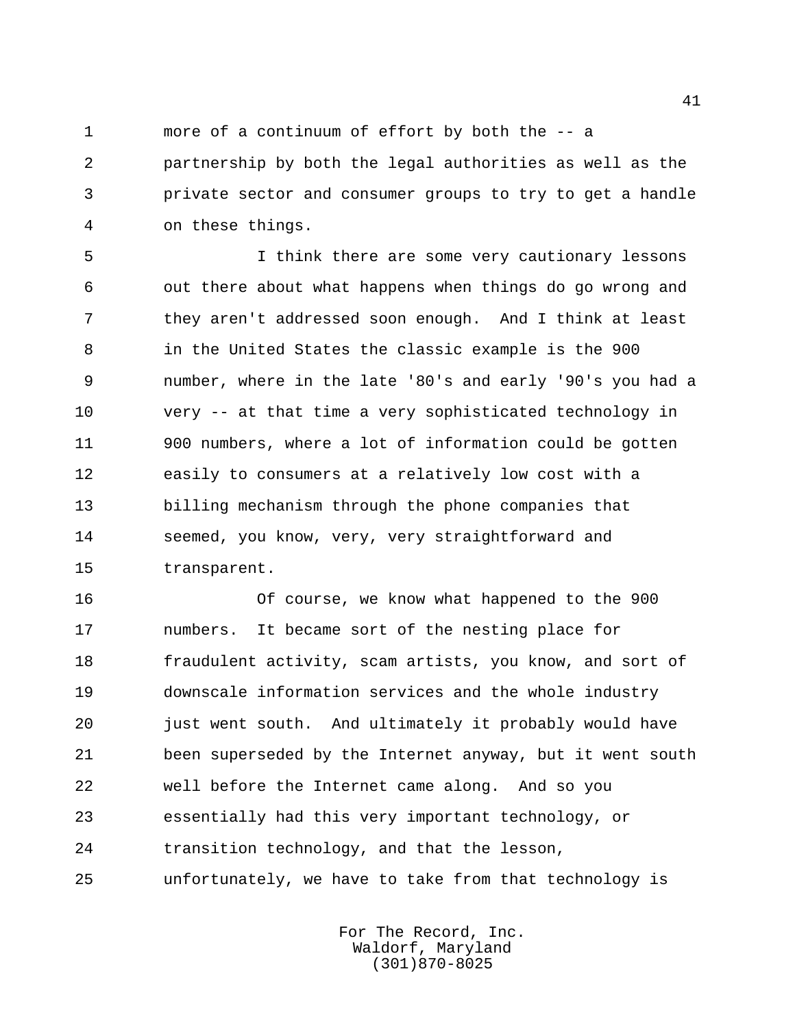more of a continuum of effort by both the -- a partnership by both the legal authorities as well as the private sector and consumer groups to try to get a handle on these things.

I think there are some very cautionary lessons out there about what happens when things do go wrong and they aren't addressed soon enough. And I think at least in the United States the classic example is the 900 number, where in the late '80's and early '90's you had a very -- at that time a very sophisticated technology in 900 numbers, where a lot of information could be gotten easily to consumers at a relatively low cost with a billing mechanism through the phone companies that seemed, you know, very, very straightforward and transparent.

Of course, we know what happened to the 900 numbers. It became sort of the nesting place for fraudulent activity, scam artists, you know, and sort of downscale information services and the whole industry just went south. And ultimately it probably would have been superseded by the Internet anyway, but it went south well before the Internet came along. And so you essentially had this very important technology, or transition technology, and that the lesson, unfortunately, we have to take from that technology is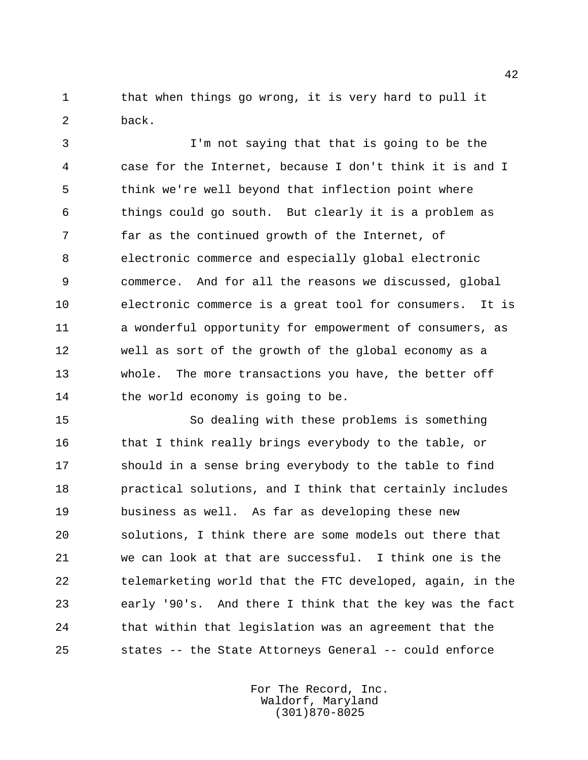that when things go wrong, it is very hard to pull it back.

I'm not saying that that is going to be the case for the Internet, because I don't think it is and I think we're well beyond that inflection point where things could go south. But clearly it is a problem as far as the continued growth of the Internet, of electronic commerce and especially global electronic commerce. And for all the reasons we discussed, global electronic commerce is a great tool for consumers. It is a wonderful opportunity for empowerment of consumers, as well as sort of the growth of the global economy as a whole. The more transactions you have, the better off the world economy is going to be.

So dealing with these problems is something that I think really brings everybody to the table, or should in a sense bring everybody to the table to find practical solutions, and I think that certainly includes business as well. As far as developing these new solutions, I think there are some models out there that we can look at that are successful. I think one is the telemarketing world that the FTC developed, again, in the early '90's. And there I think that the key was the fact that within that legislation was an agreement that the states -- the State Attorneys General -- could enforce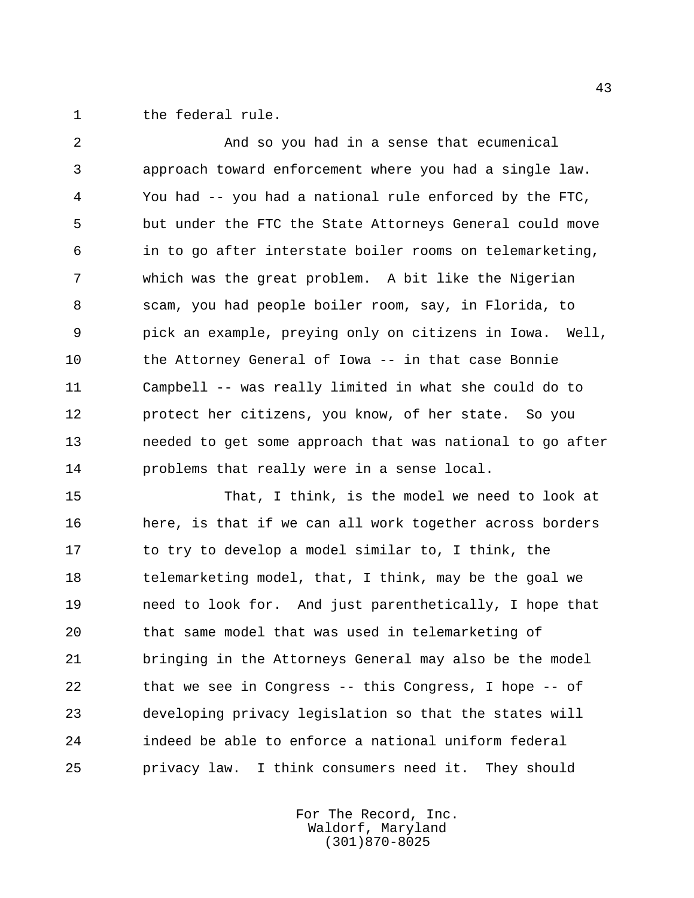the federal rule.

And so you had in a sense that ecumenical approach toward enforcement where you had a single law. You had -- you had a national rule enforced by the FTC, but under the FTC the State Attorneys General could move in to go after interstate boiler rooms on telemarketing, which was the great problem. A bit like the Nigerian scam, you had people boiler room, say, in Florida, to pick an example, preying only on citizens in Iowa. Well, the Attorney General of Iowa -- in that case Bonnie Campbell -- was really limited in what she could do to protect her citizens, you know, of her state. So you needed to get some approach that was national to go after problems that really were in a sense local.

That, I think, is the model we need to look at here, is that if we can all work together across borders to try to develop a model similar to, I think, the telemarketing model, that, I think, may be the goal we need to look for. And just parenthetically, I hope that that same model that was used in telemarketing of bringing in the Attorneys General may also be the model that we see in Congress -- this Congress, I hope -- of developing privacy legislation so that the states will indeed be able to enforce a national uniform federal privacy law. I think consumers need it. They should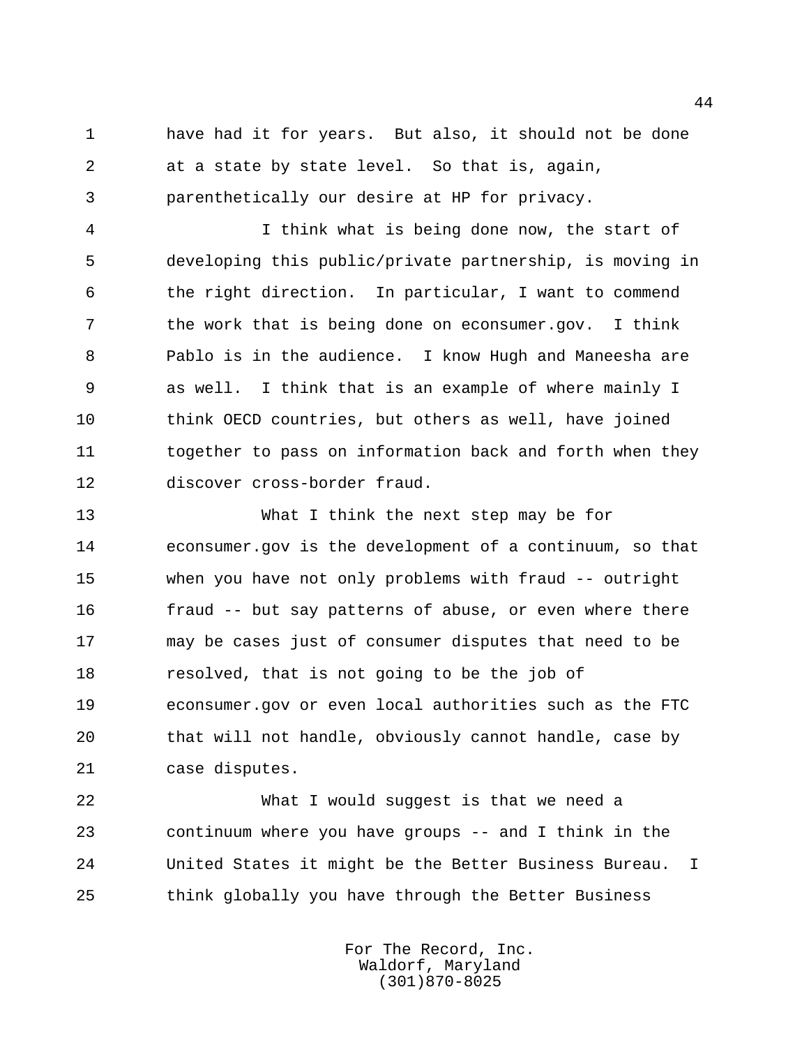have had it for years. But also, it should not be done at a state by state level. So that is, again, parenthetically our desire at HP for privacy.

I think what is being done now, the start of developing this public/private partnership, is moving in the right direction. In particular, I want to commend the work that is being done on econsumer.gov. I think Pablo is in the audience. I know Hugh and Maneesha are as well. I think that is an example of where mainly I think OECD countries, but others as well, have joined together to pass on information back and forth when they discover cross-border fraud.

What I think the next step may be for econsumer.gov is the development of a continuum, so that when you have not only problems with fraud -- outright fraud -- but say patterns of abuse, or even where there may be cases just of consumer disputes that need to be resolved, that is not going to be the job of econsumer.gov or even local authorities such as the FTC that will not handle, obviously cannot handle, case by case disputes.

What I would suggest is that we need a continuum where you have groups -- and I think in the United States it might be the Better Business Bureau. I think globally you have through the Better Business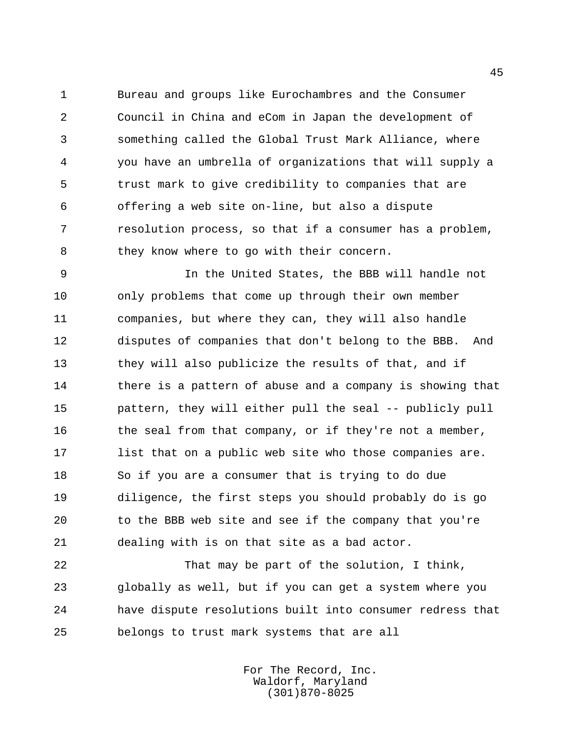Bureau and groups like Eurochambres and the Consumer Council in China and eCom in Japan the development of something called the Global Trust Mark Alliance, where you have an umbrella of organizations that will supply a trust mark to give credibility to companies that are offering a web site on-line, but also a dispute resolution process, so that if a consumer has a problem, they know where to go with their concern.

In the United States, the BBB will handle not only problems that come up through their own member companies, but where they can, they will also handle disputes of companies that don't belong to the BBB. And they will also publicize the results of that, and if there is a pattern of abuse and a company is showing that pattern, they will either pull the seal -- publicly pull the seal from that company, or if they're not a member, list that on a public web site who those companies are. So if you are a consumer that is trying to do due diligence, the first steps you should probably do is go to the BBB web site and see if the company that you're dealing with is on that site as a bad actor.

That may be part of the solution, I think, globally as well, but if you can get a system where you have dispute resolutions built into consumer redress that belongs to trust mark systems that are all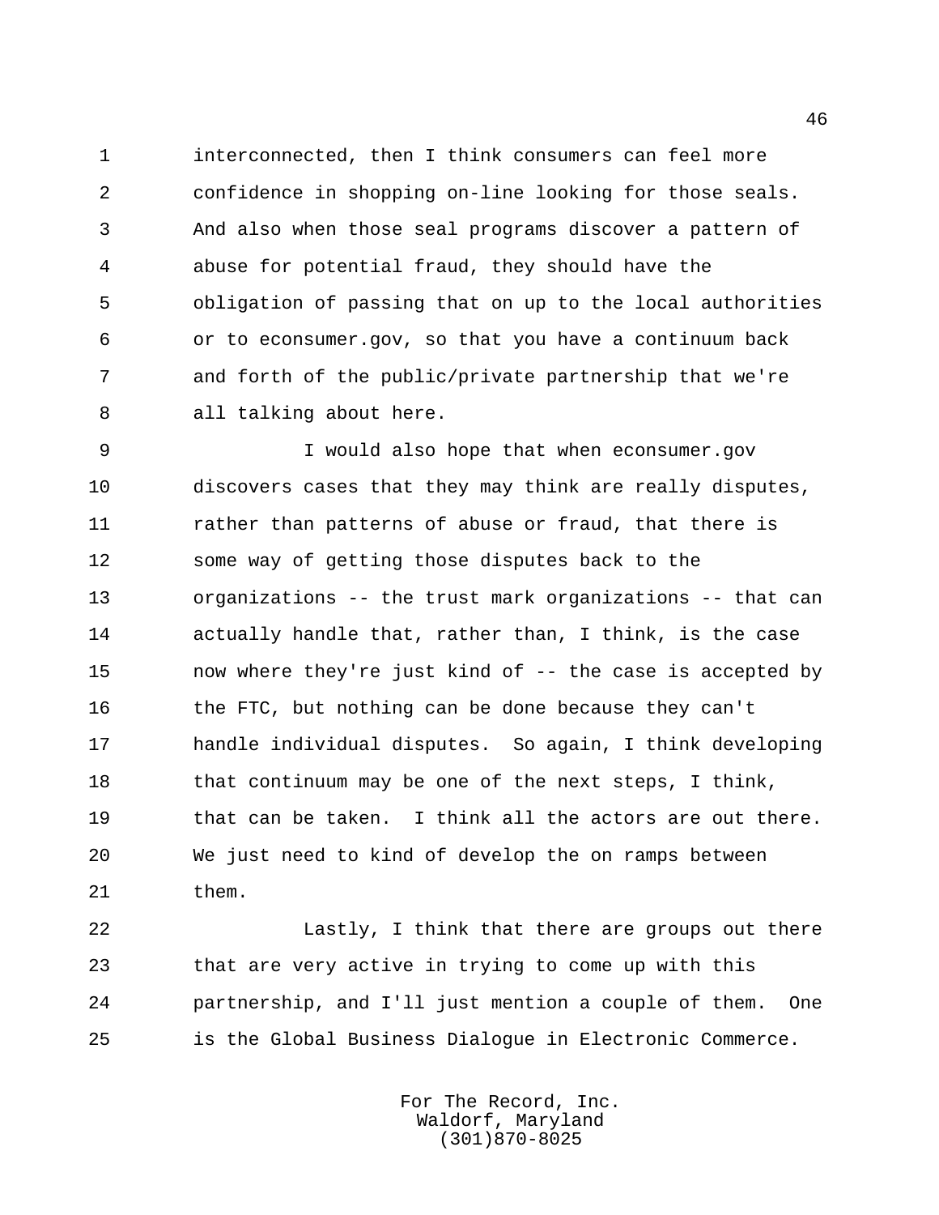interconnected, then I think consumers can feel more confidence in shopping on-line looking for those seals. And also when those seal programs discover a pattern of abuse for potential fraud, they should have the obligation of passing that on up to the local authorities or to econsumer.gov, so that you have a continuum back and forth of the public/private partnership that we're all talking about here.

I would also hope that when econsumer.gov discovers cases that they may think are really disputes, rather than patterns of abuse or fraud, that there is some way of getting those disputes back to the organizations -- the trust mark organizations -- that can actually handle that, rather than, I think, is the case now where they're just kind of -- the case is accepted by the FTC, but nothing can be done because they can't handle individual disputes. So again, I think developing that continuum may be one of the next steps, I think, that can be taken. I think all the actors are out there. We just need to kind of develop the on ramps between them.

Lastly, I think that there are groups out there that are very active in trying to come up with this partnership, and I'll just mention a couple of them. One is the Global Business Dialogue in Electronic Commerce.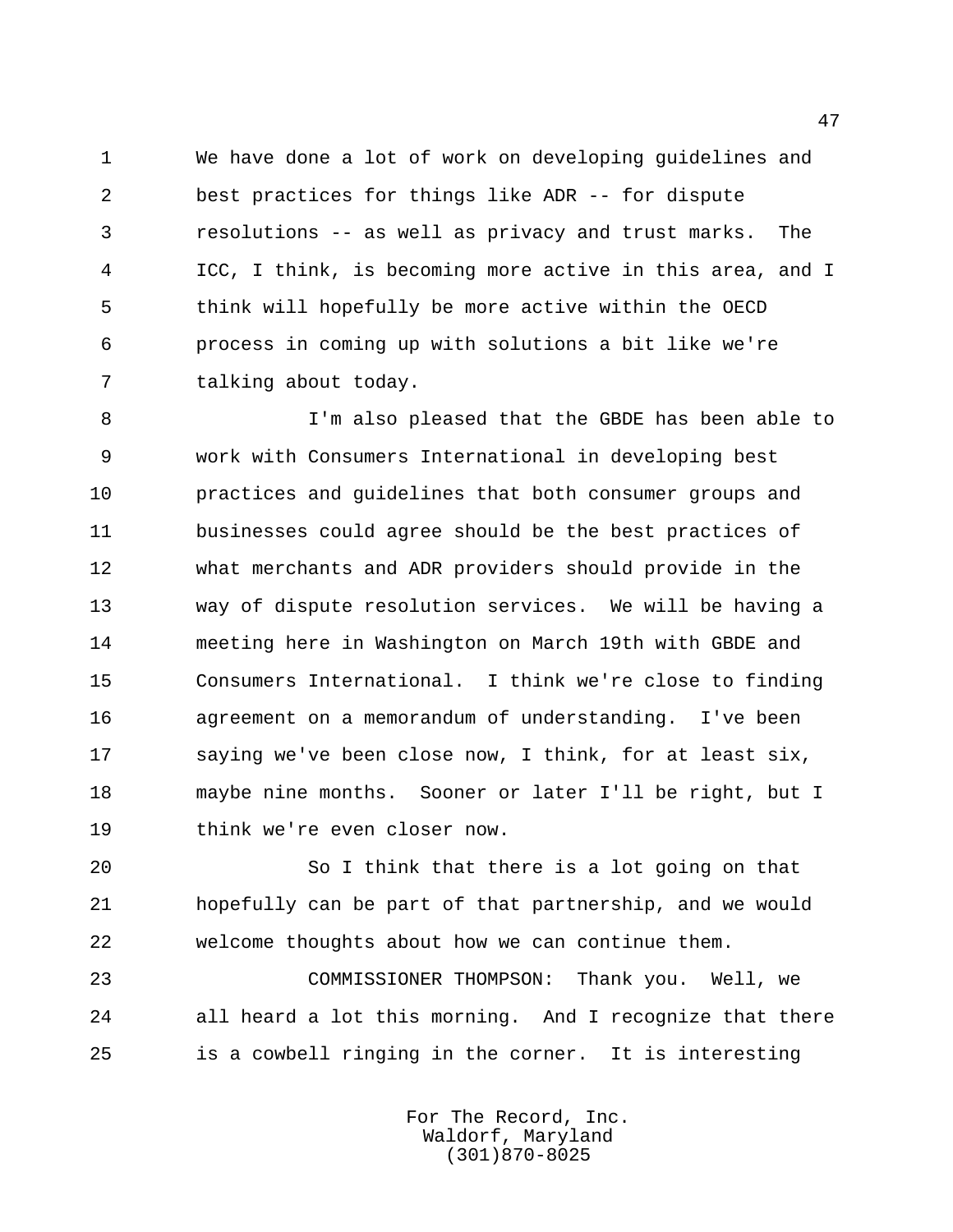We have done a lot of work on developing guidelines and best practices for things like ADR -- for dispute resolutions -- as well as privacy and trust marks. The ICC, I think, is becoming more active in this area, and I think will hopefully be more active within the OECD process in coming up with solutions a bit like we're talking about today.

I'm also pleased that the GBDE has been able to work with Consumers International in developing best practices and guidelines that both consumer groups and businesses could agree should be the best practices of what merchants and ADR providers should provide in the way of dispute resolution services. We will be having a meeting here in Washington on March 19th with GBDE and Consumers International. I think we're close to finding agreement on a memorandum of understanding. I've been saying we've been close now, I think, for at least six, maybe nine months. Sooner or later I'll be right, but I think we're even closer now.

So I think that there is a lot going on that hopefully can be part of that partnership, and we would welcome thoughts about how we can continue them.

COMMISSIONER THOMPSON: Thank you. Well, we all heard a lot this morning. And I recognize that there is a cowbell ringing in the corner. It is interesting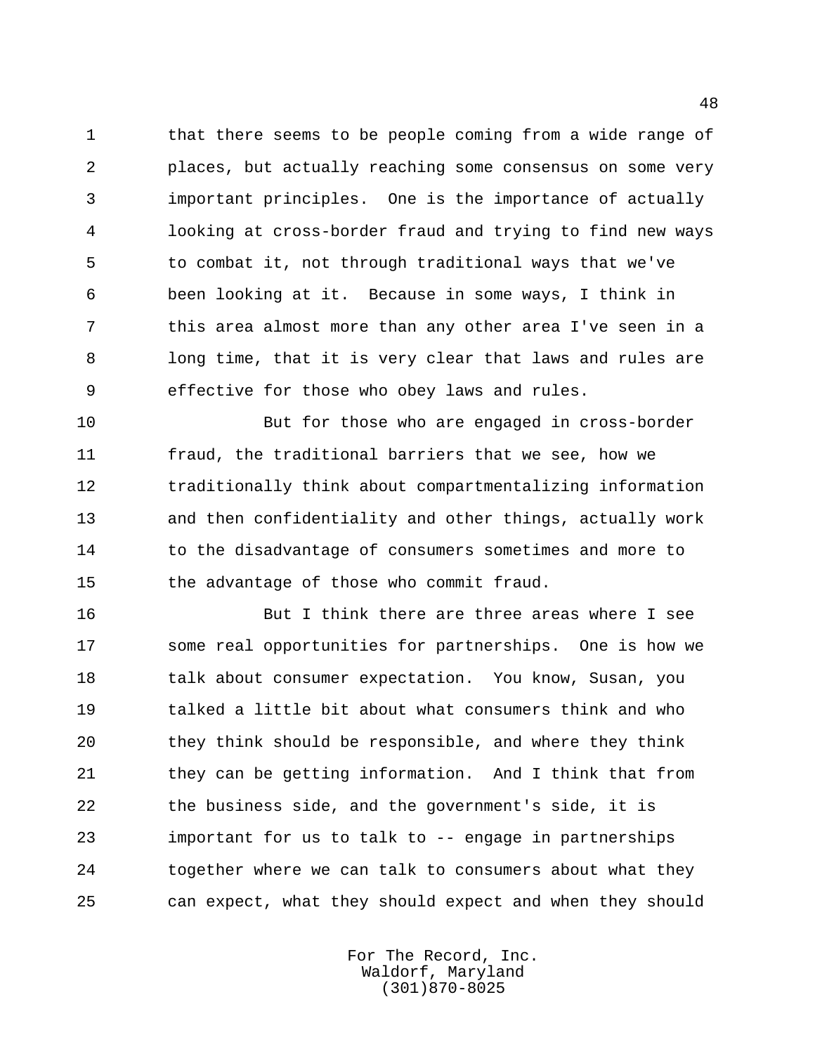that there seems to be people coming from a wide range of places, but actually reaching some consensus on some very important principles. One is the importance of actually looking at cross-border fraud and trying to find new ways to combat it, not through traditional ways that we've been looking at it. Because in some ways, I think in this area almost more than any other area I've seen in a long time, that it is very clear that laws and rules are effective for those who obey laws and rules.

But for those who are engaged in cross-border fraud, the traditional barriers that we see, how we traditionally think about compartmentalizing information and then confidentiality and other things, actually work to the disadvantage of consumers sometimes and more to the advantage of those who commit fraud.

But I think there are three areas where I see some real opportunities for partnerships. One is how we talk about consumer expectation. You know, Susan, you talked a little bit about what consumers think and who they think should be responsible, and where they think they can be getting information. And I think that from the business side, and the government's side, it is important for us to talk to -- engage in partnerships together where we can talk to consumers about what they can expect, what they should expect and when they should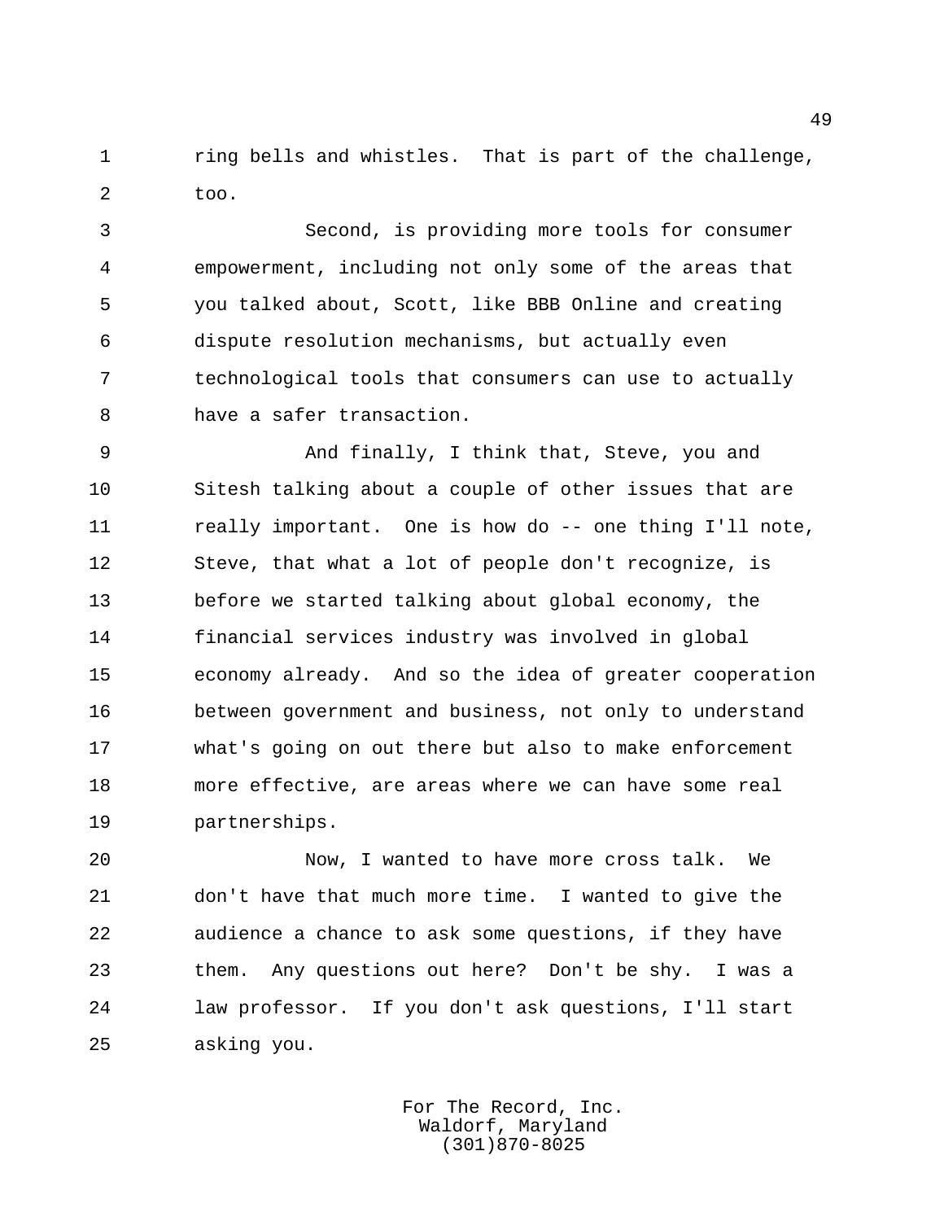ring bells and whistles. That is part of the challenge, too.

Second, is providing more tools for consumer empowerment, including not only some of the areas that you talked about, Scott, like BBB Online and creating dispute resolution mechanisms, but actually even technological tools that consumers can use to actually have a safer transaction.

And finally, I think that, Steve, you and Sitesh talking about a couple of other issues that are really important. One is how do -- one thing I'll note, Steve, that what a lot of people don't recognize, is before we started talking about global economy, the financial services industry was involved in global economy already. And so the idea of greater cooperation between government and business, not only to understand what's going on out there but also to make enforcement more effective, are areas where we can have some real partnerships.

Now, I wanted to have more cross talk. We don't have that much more time. I wanted to give the audience a chance to ask some questions, if they have them. Any questions out here? Don't be shy. I was a law professor. If you don't ask questions, I'll start asking you.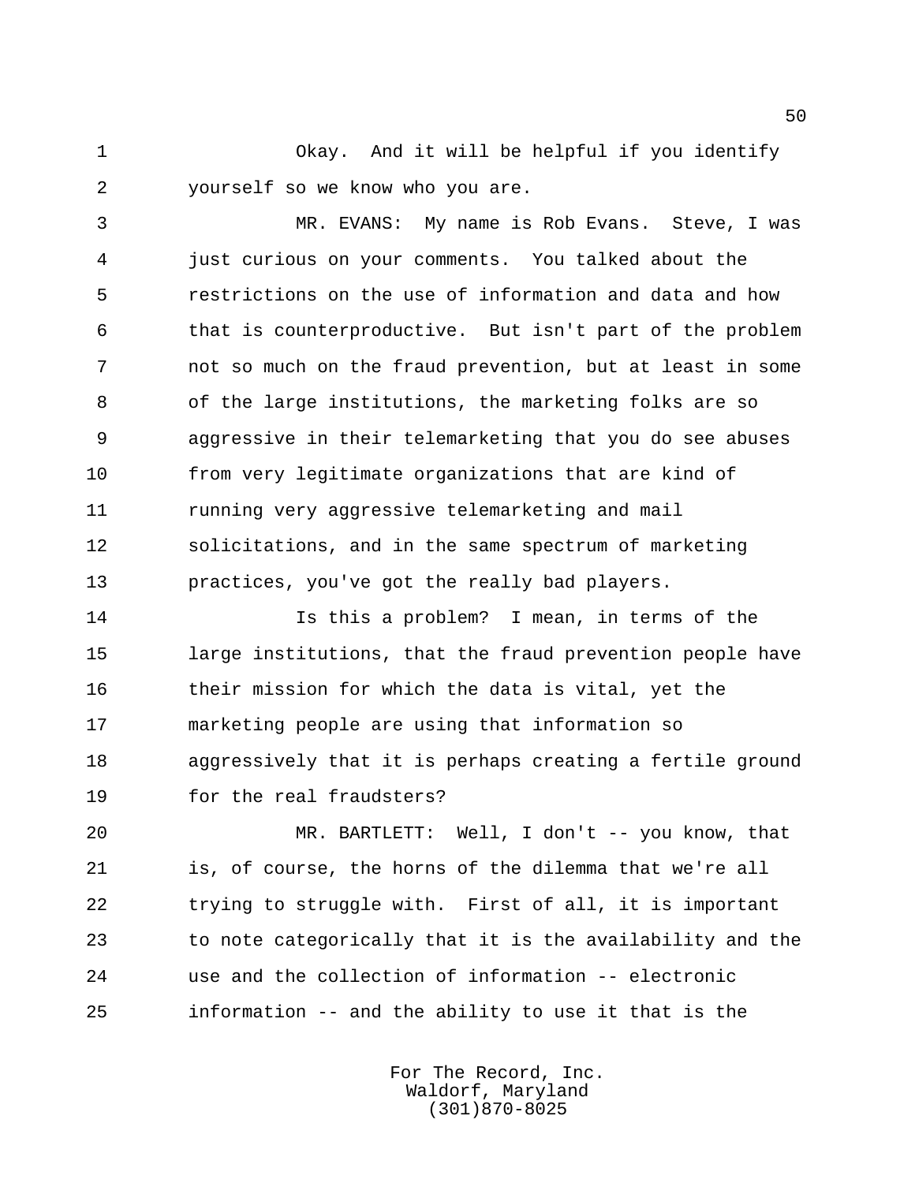Okay. And it will be helpful if you identify yourself so we know who you are.

MR. EVANS: My name is Rob Evans. Steve, I was just curious on your comments. You talked about the restrictions on the use of information and data and how that is counterproductive. But isn't part of the problem not so much on the fraud prevention, but at least in some of the large institutions, the marketing folks are so aggressive in their telemarketing that you do see abuses from very legitimate organizations that are kind of running very aggressive telemarketing and mail solicitations, and in the same spectrum of marketing practices, you've got the really bad players.

Is this a problem? I mean, in terms of the large institutions, that the fraud prevention people have their mission for which the data is vital, yet the marketing people are using that information so aggressively that it is perhaps creating a fertile ground for the real fraudsters?

MR. BARTLETT: Well, I don't -- you know, that is, of course, the horns of the dilemma that we're all trying to struggle with. First of all, it is important to note categorically that it is the availability and the use and the collection of information -- electronic information -- and the ability to use it that is the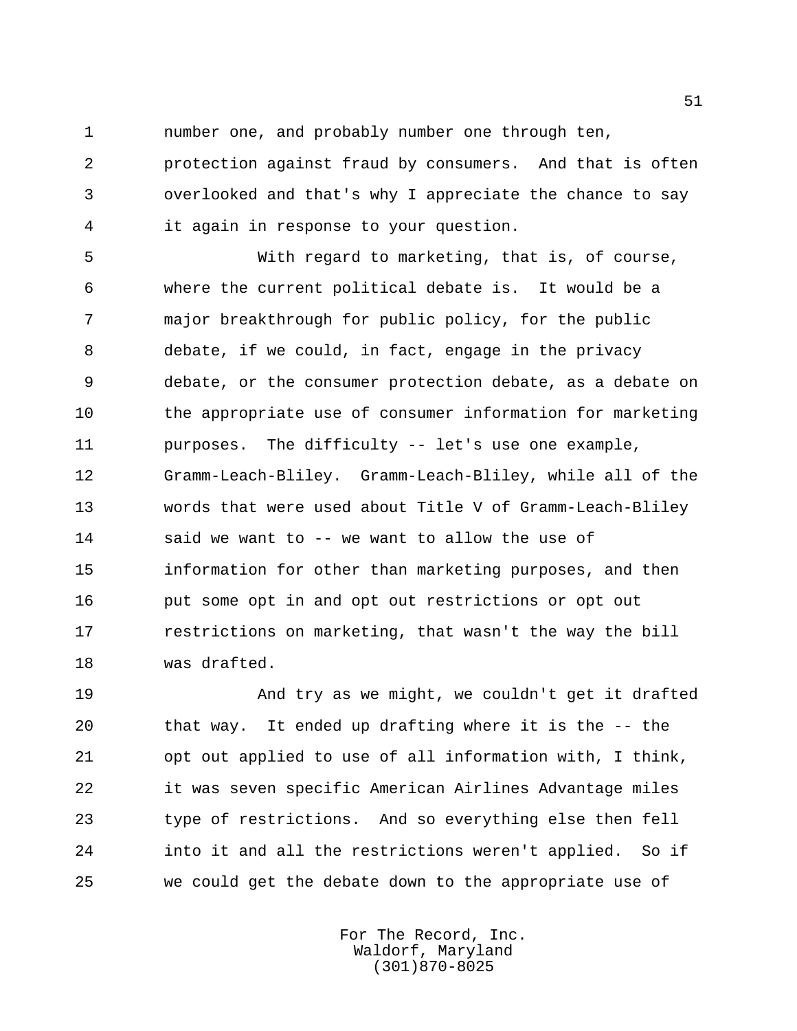number one, and probably number one through ten, protection against fraud by consumers. And that is often overlooked and that's why I appreciate the chance to say it again in response to your question.

With regard to marketing, that is, of course, where the current political debate is. It would be a major breakthrough for public policy, for the public debate, if we could, in fact, engage in the privacy debate, or the consumer protection debate, as a debate on the appropriate use of consumer information for marketing purposes. The difficulty -- let's use one example, Gramm-Leach-Bliley. Gramm-Leach-Bliley, while all of the words that were used about Title V of Gramm-Leach-Bliley said we want to -- we want to allow the use of information for other than marketing purposes, and then put some opt in and opt out restrictions or opt out restrictions on marketing, that wasn't the way the bill was drafted.

And try as we might, we couldn't get it drafted that way. It ended up drafting where it is the -- the opt out applied to use of all information with, I think, it was seven specific American Airlines Advantage miles type of restrictions. And so everything else then fell into it and all the restrictions weren't applied. So if we could get the debate down to the appropriate use of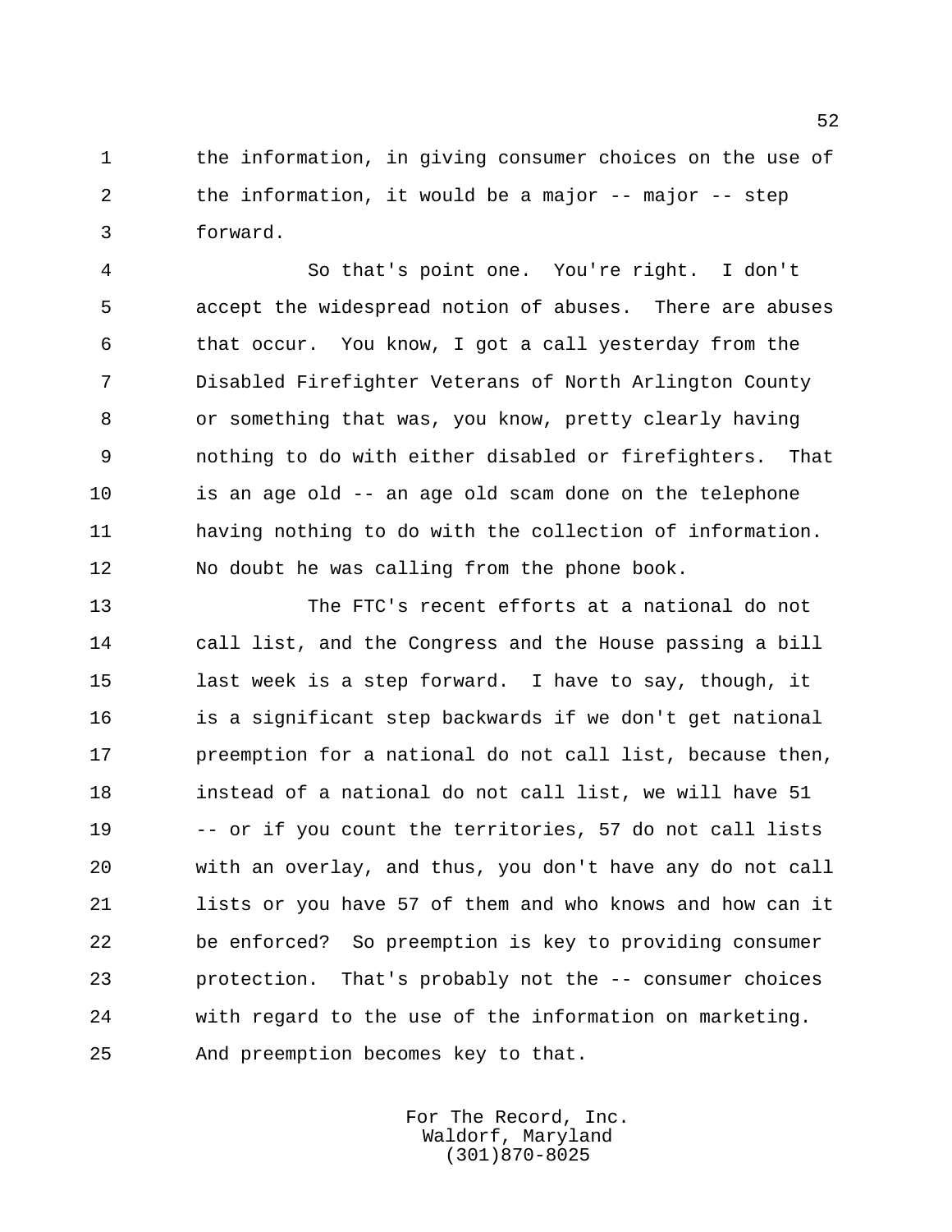the information, in giving consumer choices on the use of the information, it would be a major -- major -- step forward.

So that's point one. You're right. I don't accept the widespread notion of abuses. There are abuses that occur. You know, I got a call yesterday from the Disabled Firefighter Veterans of North Arlington County or something that was, you know, pretty clearly having nothing to do with either disabled or firefighters. That is an age old -- an age old scam done on the telephone having nothing to do with the collection of information. No doubt he was calling from the phone book.

The FTC's recent efforts at a national do not call list, and the Congress and the House passing a bill last week is a step forward. I have to say, though, it is a significant step backwards if we don't get national preemption for a national do not call list, because then, instead of a national do not call list, we will have 51 -- or if you count the territories, 57 do not call lists with an overlay, and thus, you don't have any do not call lists or you have 57 of them and who knows and how can it be enforced? So preemption is key to providing consumer protection. That's probably not the -- consumer choices with regard to the use of the information on marketing. And preemption becomes key to that.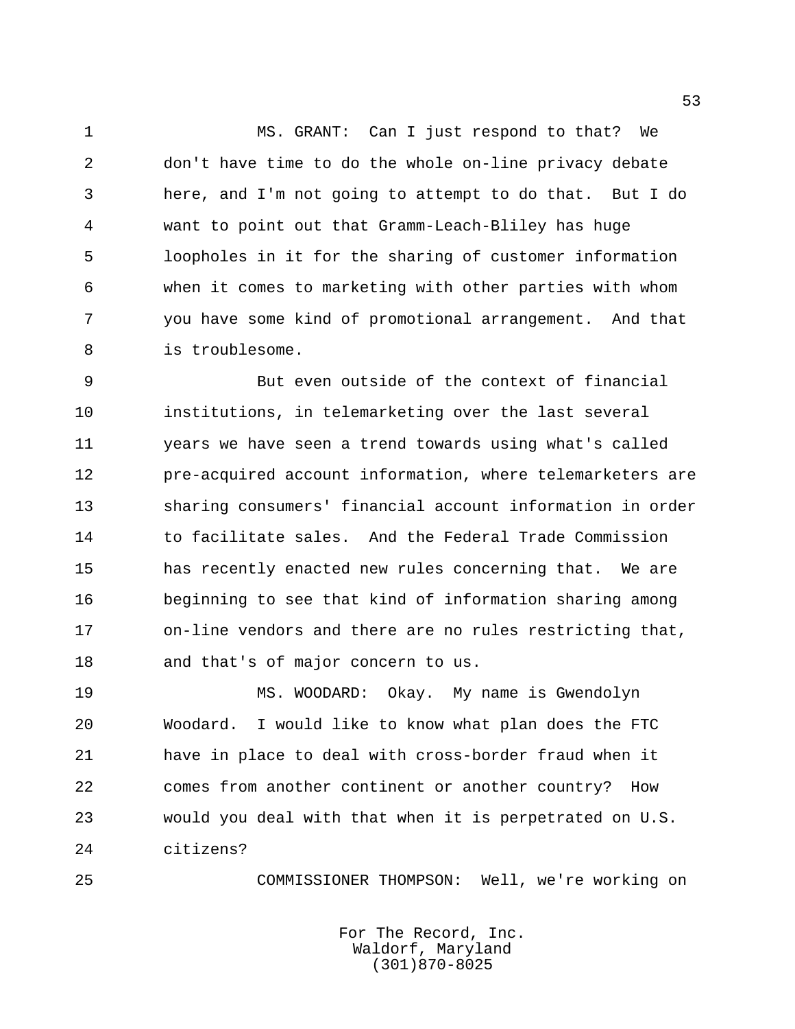MS. GRANT: Can I just respond to that? We don't have time to do the whole on-line privacy debate here, and I'm not going to attempt to do that. But I do want to point out that Gramm-Leach-Bliley has huge loopholes in it for the sharing of customer information when it comes to marketing with other parties with whom you have some kind of promotional arrangement. And that is troublesome.

But even outside of the context of financial institutions, in telemarketing over the last several years we have seen a trend towards using what's called pre-acquired account information, where telemarketers are sharing consumers' financial account information in order to facilitate sales. And the Federal Trade Commission has recently enacted new rules concerning that. We are beginning to see that kind of information sharing among on-line vendors and there are no rules restricting that, and that's of major concern to us.

MS. WOODARD: Okay. My name is Gwendolyn Woodard. I would like to know what plan does the FTC have in place to deal with cross-border fraud when it comes from another continent or another country? How would you deal with that when it is perpetrated on U.S. citizens?

COMMISSIONER THOMPSON: Well, we're working on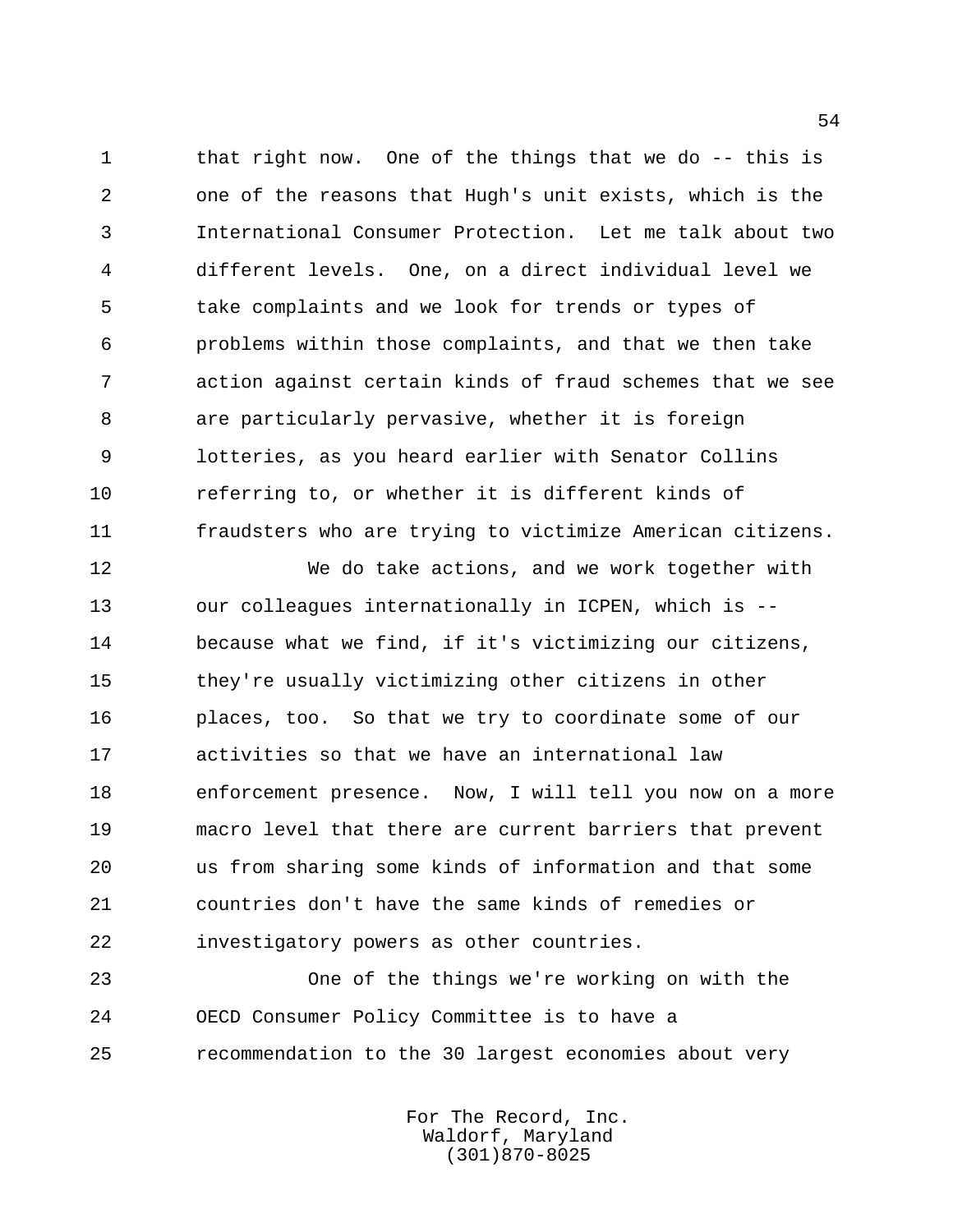that right now. One of the things that we do -- this is one of the reasons that Hugh's unit exists, which is the International Consumer Protection. Let me talk about two different levels. One, on a direct individual level we take complaints and we look for trends or types of problems within those complaints, and that we then take action against certain kinds of fraud schemes that we see are particularly pervasive, whether it is foreign lotteries, as you heard earlier with Senator Collins referring to, or whether it is different kinds of fraudsters who are trying to victimize American citizens.

We do take actions, and we work together with our colleagues internationally in ICPEN, which is -- because what we find, if it's victimizing our citizens, they're usually victimizing other citizens in other places, too. So that we try to coordinate some of our activities so that we have an international law enforcement presence. Now, I will tell you now on a more macro level that there are current barriers that prevent us from sharing some kinds of information and that some countries don't have the same kinds of remedies or investigatory powers as other countries.

One of the things we're working on with the OECD Consumer Policy Committee is to have a recommendation to the 30 largest economies about very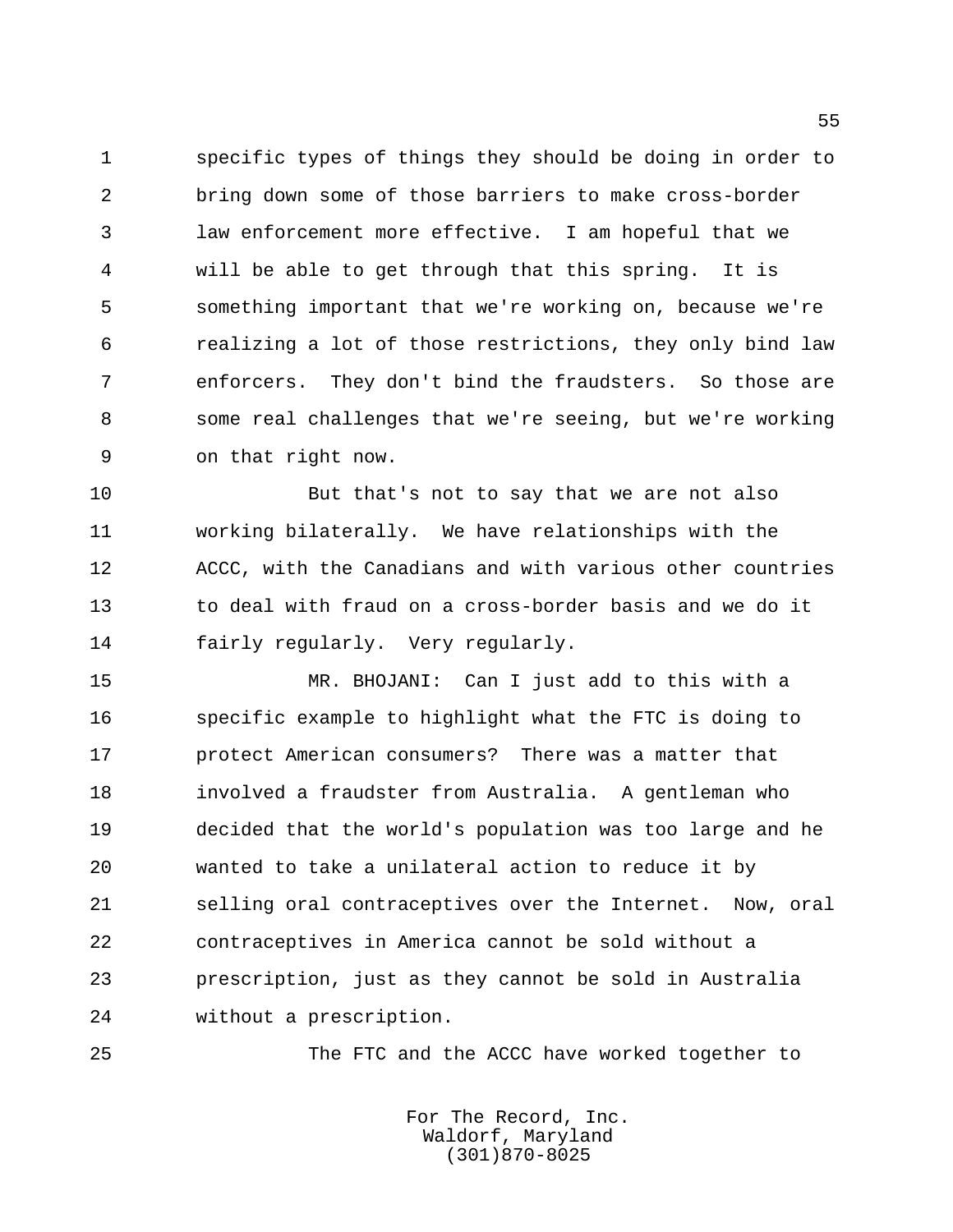specific types of things they should be doing in order to bring down some of those barriers to make cross-border law enforcement more effective. I am hopeful that we will be able to get through that this spring. It is something important that we're working on, because we're realizing a lot of those restrictions, they only bind law enforcers. They don't bind the fraudsters. So those are some real challenges that we're seeing, but we're working on that right now.

But that's not to say that we are not also working bilaterally. We have relationships with the ACCC, with the Canadians and with various other countries to deal with fraud on a cross-border basis and we do it fairly regularly. Very regularly.

MR. BHOJANI: Can I just add to this with a specific example to highlight what the FTC is doing to protect American consumers? There was a matter that involved a fraudster from Australia. A gentleman who decided that the world's population was too large and he wanted to take a unilateral action to reduce it by selling oral contraceptives over the Internet. Now, oral contraceptives in America cannot be sold without a prescription, just as they cannot be sold in Australia without a prescription.

The FTC and the ACCC have worked together to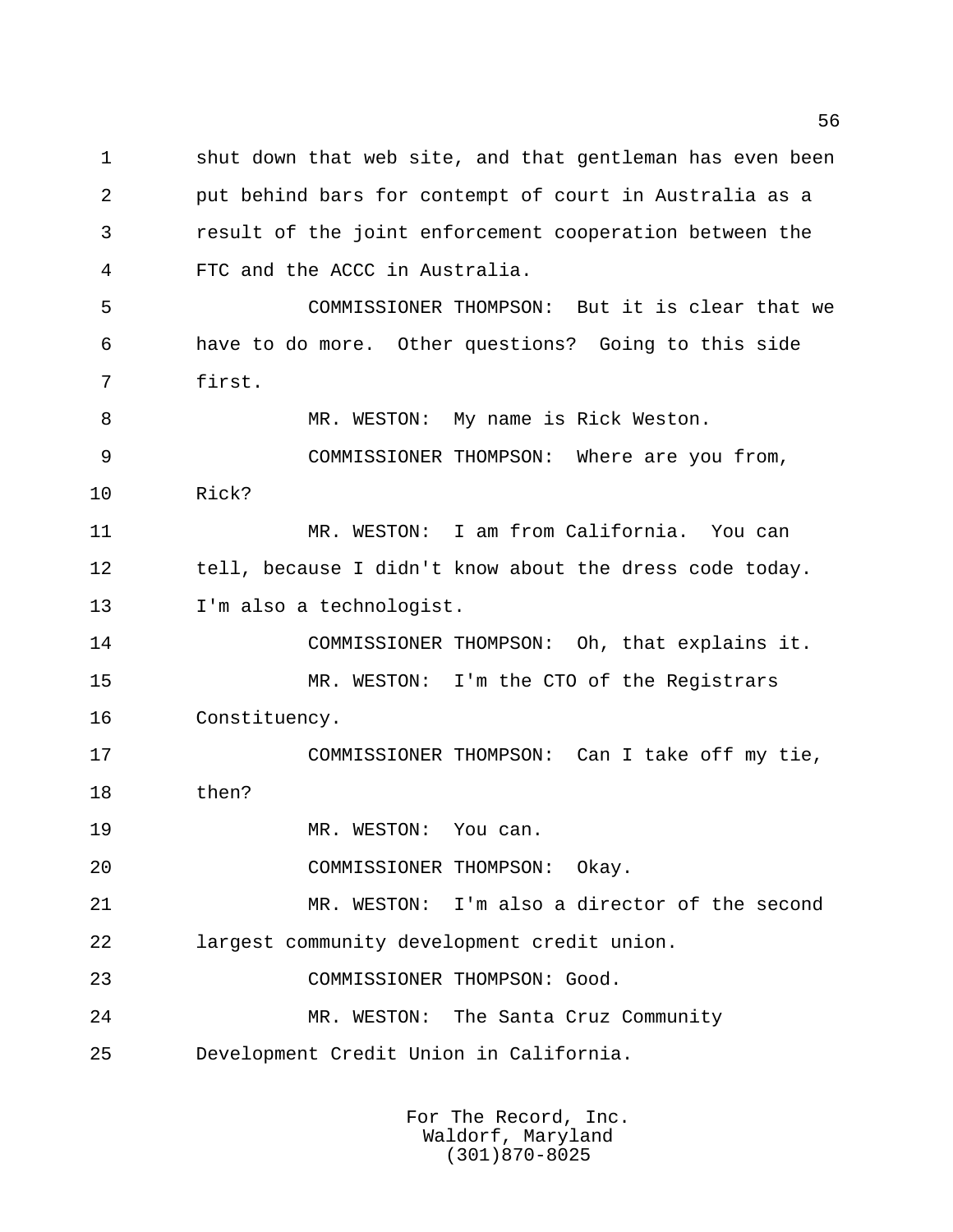shut down that web site, and that gentleman has even been put behind bars for contempt of court in Australia as a result of the joint enforcement cooperation between the FTC and the ACCC in Australia.

COMMISSIONER THOMPSON: But it is clear that we have to do more. Other questions? Going to this side first.

MR. WESTON: My name is Rick Weston.

COMMISSIONER THOMPSON: Where are you from, Rick?

MR. WESTON: I am from California. You can tell, because I didn't know about the dress code today. I'm also a technologist.

COMMISSIONER THOMPSON: Oh, that explains it.

MR. WESTON: I'm the CTO of the Registrars Constituency.

COMMISSIONER THOMPSON: Can I take off my tie, then?

MR. WESTON: You can.

COMMISSIONER THOMPSON: Okay.

MR. WESTON: I'm also a director of the second largest community development credit union.

COMMISSIONER THOMPSON: Good.

MR. WESTON: The Santa Cruz Community Development Credit Union in California.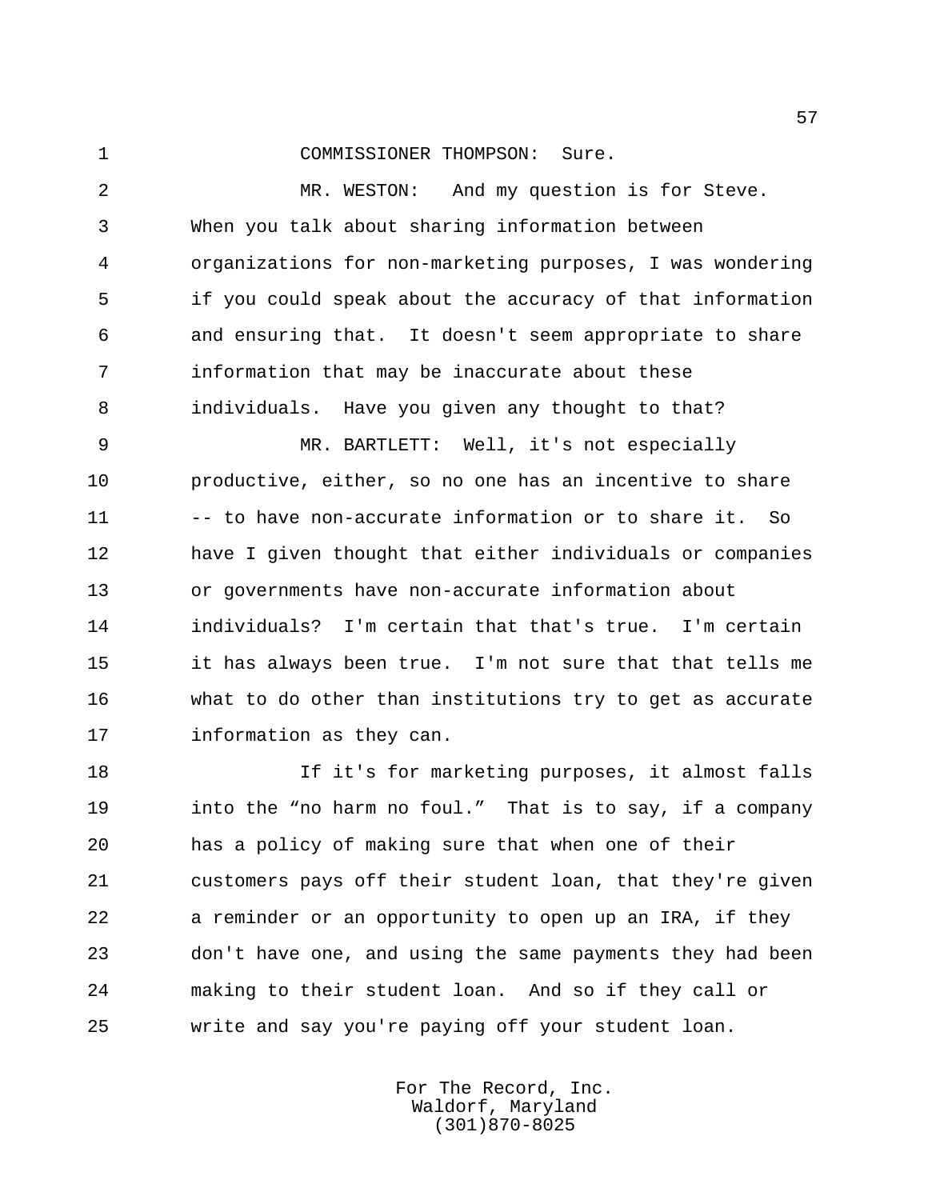COMMISSIONER THOMPSON: Sure.

MR. WESTON: And my question is for Steve. When you talk about sharing information between organizations for non-marketing purposes, I was wondering if you could speak about the accuracy of that information and ensuring that. It doesn't seem appropriate to share information that may be inaccurate about these individuals. Have you given any thought to that?

MR. BARTLETT: Well, it's not especially productive, either, so no one has an incentive to share -- to have non-accurate information or to share it. So have I given thought that either individuals or companies or governments have non-accurate information about individuals? I'm certain that that's true. I'm certain it has always been true. I'm not sure that that tells me what to do other than institutions try to get as accurate information as they can.

If it's for marketing purposes, it almost falls into the "no harm no foul." That is to say, if a company has a policy of making sure that when one of their customers pays off their student loan, that they're given a reminder or an opportunity to open up an IRA, if they don't have one, and using the same payments they had been making to their student loan. And so if they call or write and say you're paying off your student loan.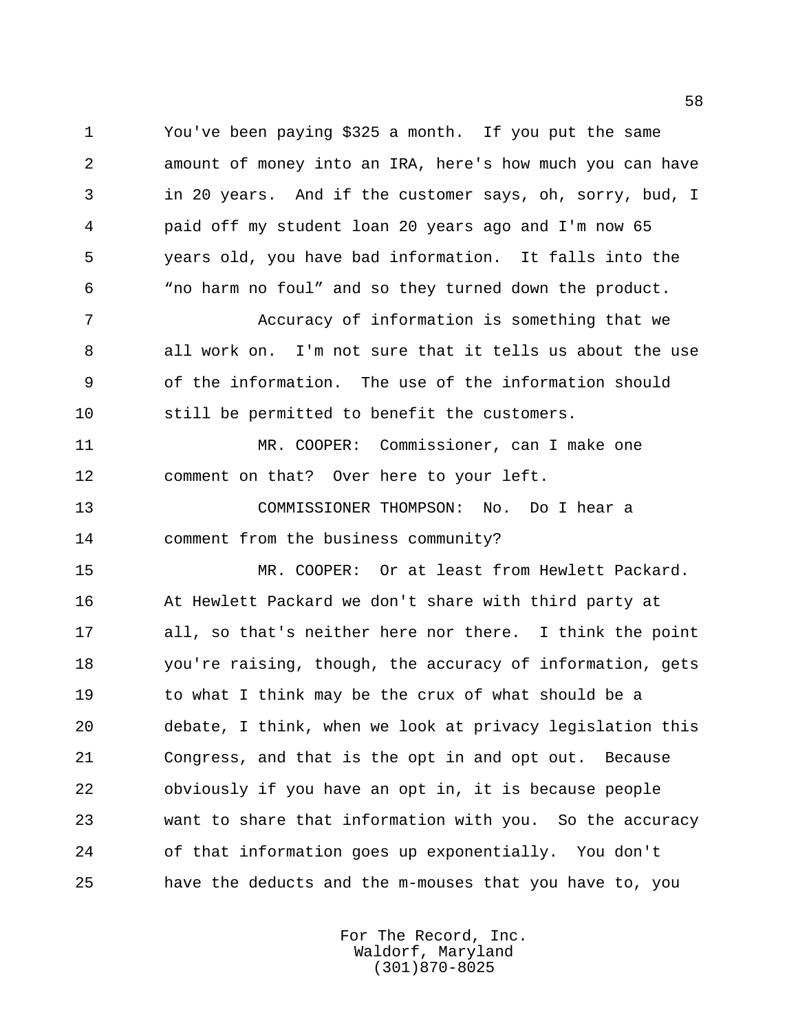You've been paying $325 a month. If you put the same amount of money into an IRA, here's how much you can have in 20 years. And if the customer says, oh, sorry, bud, I paid off my student loan 20 years ago and I'm now 65 years old, you have bad information. It falls into the "no harm no foul" and so they turned down the product.

Accuracy of information is something that we all work on. I'm not sure that it tells us about the use of the information. The use of the information should still be permitted to benefit the customers.

MR. COOPER: Commissioner, can I make one comment on that? Over here to your left.

COMMISSIONER THOMPSON: No. Do I hear a comment from the business community?

MR. COOPER: Or at least from Hewlett Packard. At Hewlett Packard we don't share with third party at all, so that's neither here nor there. I think the point you're raising, though, the accuracy of information, gets to what I think may be the crux of what should be a debate, I think, when we look at privacy legislation this Congress, and that is the opt in and opt out. Because obviously if you have an opt in, it is because people want to share that information with you. So the accuracy of that information goes up exponentially. You don't have the deducts and the m-mouses that you have to, you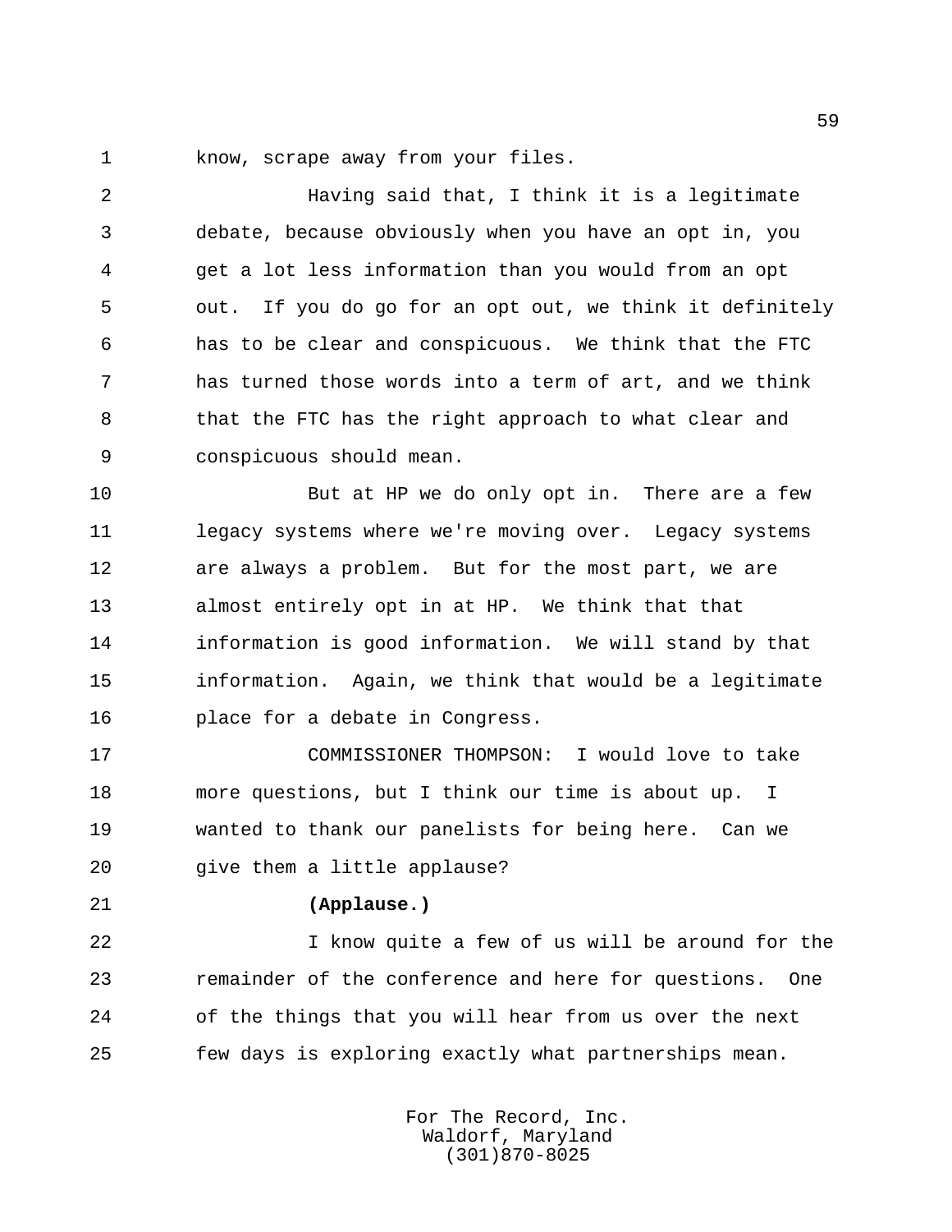know, scrape away from your files.

Having said that, I think it is a legitimate debate, because obviously when you have an opt in, you get a lot less information than you would from an opt out. If you do go for an opt out, we think it definitely has to be clear and conspicuous. We think that the FTC has turned those words into a term of art, and we think that the FTC has the right approach to what clear and conspicuous should mean.

But at HP we do only opt in. There are a few legacy systems where we're moving over. Legacy systems are always a problem. But for the most part, we are almost entirely opt in at HP. We think that that information is good information. We will stand by that information. Again, we think that would be a legitimate place for a debate in Congress.

COMMISSIONER THOMPSON: I would love to take more questions, but I think our time is about up. I wanted to thank our panelists for being here. Can we give them a little applause?

**(Applause.)**

I know quite a few of us will be around for the remainder of the conference and here for questions. One of the things that you will hear from us over the next few days is exploring exactly what partnerships mean.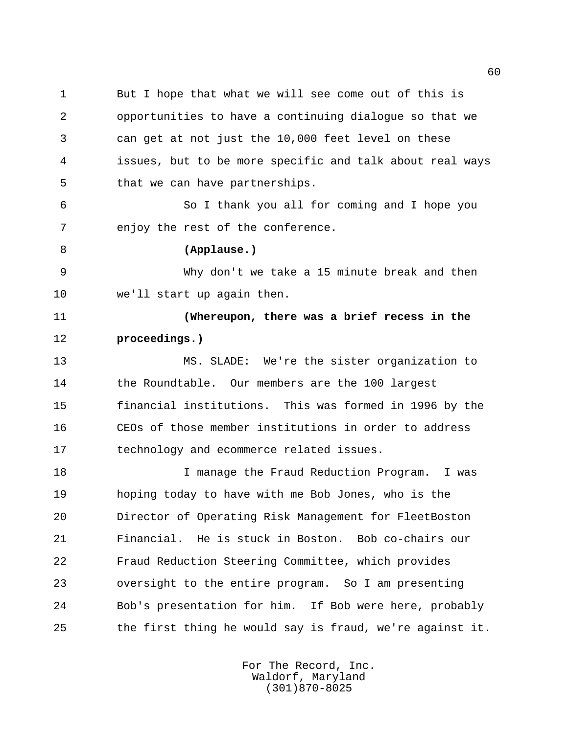But I hope that what we will see come out of this is opportunities to have a continuing dialogue so that we can get at not just the 10,000 feet level on these issues, but to be more specific and talk about real ways that we can have partnerships.

So I thank you all for coming and I hope you enjoy the rest of the conference.

**(Applause.)**

Why don't we take a 15 minute break and then we'll start up again then.

**(Whereupon, there was a brief recess in the proceedings.)**

MS. SLADE: We're the sister organization to the Roundtable. Our members are the 100 largest financial institutions. This was formed in 1996 by the CEOs of those member institutions in order to address technology and ecommerce related issues.

I manage the Fraud Reduction Program. I was hoping today to have with me Bob Jones, who is the Director of Operating Risk Management for FleetBoston Financial. He is stuck in Boston. Bob co-chairs our Fraud Reduction Steering Committee, which provides oversight to the entire program. So I am presenting Bob's presentation for him. If Bob were here, probably the first thing he would say is fraud, we're against it.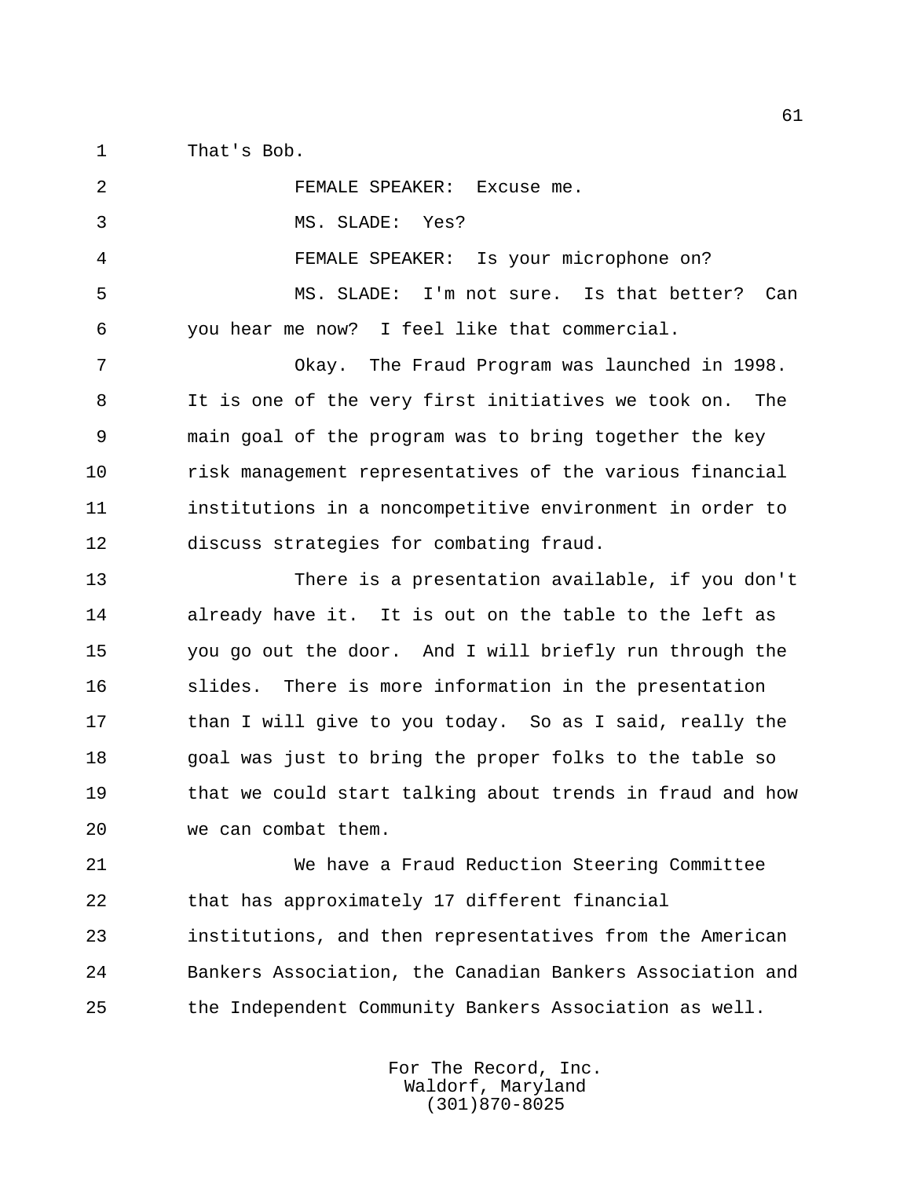That's Bob.

FEMALE SPEAKER: Excuse me.

MS. SLADE: Yes?

FEMALE SPEAKER: Is your microphone on?

MS. SLADE: I'm not sure. Is that better? Can you hear me now? I feel like that commercial.

Okay. The Fraud Program was launched in 1998. It is one of the very first initiatives we took on. The main goal of the program was to bring together the key risk management representatives of the various financial institutions in a noncompetitive environment in order to discuss strategies for combating fraud.

There is a presentation available, if you don't already have it. It is out on the table to the left as you go out the door. And I will briefly run through the slides. There is more information in the presentation than I will give to you today. So as I said, really the goal was just to bring the proper folks to the table so that we could start talking about trends in fraud and how we can combat them.

We have a Fraud Reduction Steering Committee that has approximately 17 different financial institutions, and then representatives from the American Bankers Association, the Canadian Bankers Association and the Independent Community Bankers Association as well.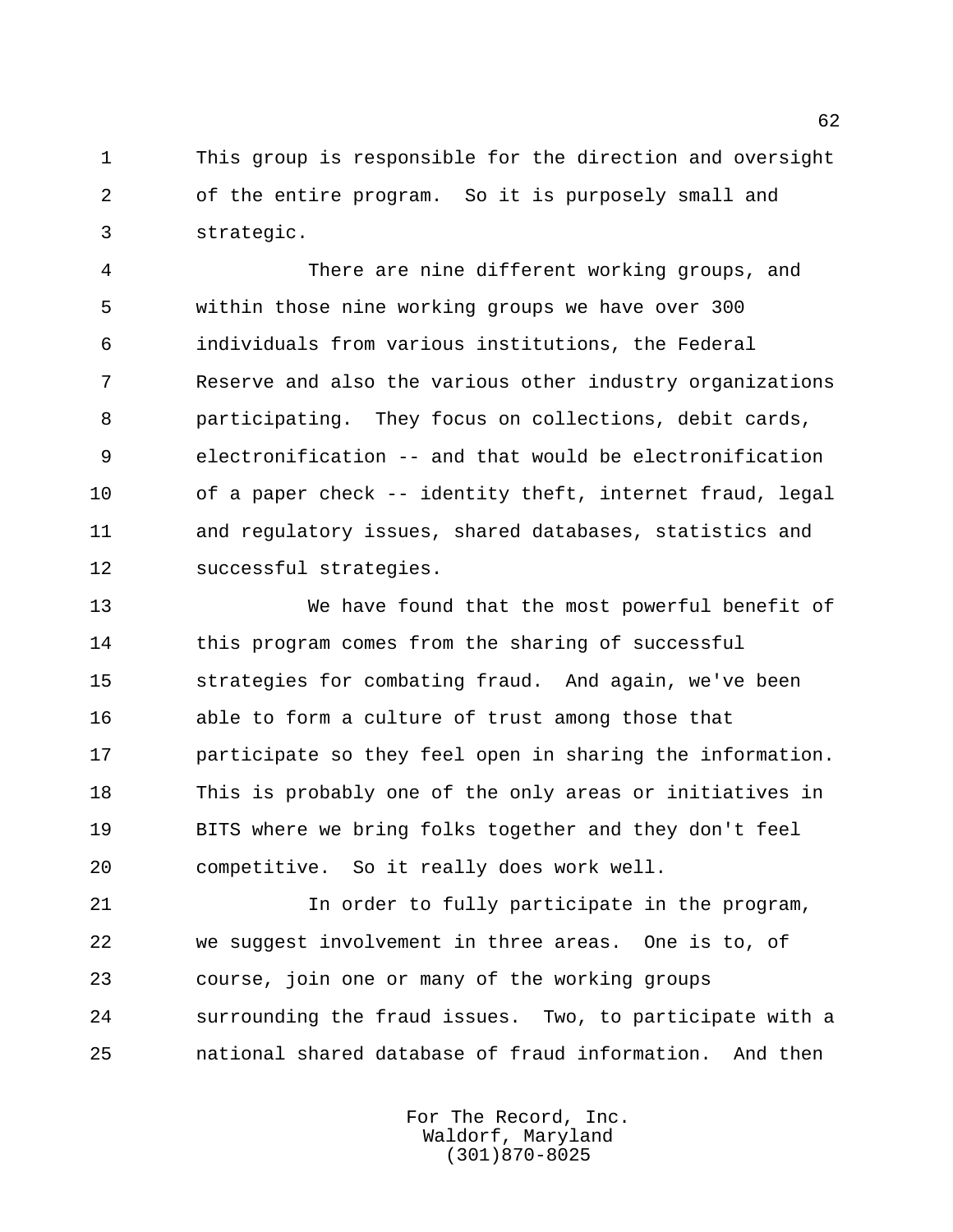This group is responsible for the direction and oversight of the entire program. So it is purposely small and strategic.

There are nine different working groups, and within those nine working groups we have over 300 individuals from various institutions, the Federal Reserve and also the various other industry organizations participating. They focus on collections, debit cards, electronification -- and that would be electronification of a paper check -- identity theft, internet fraud, legal and regulatory issues, shared databases, statistics and successful strategies.

We have found that the most powerful benefit of this program comes from the sharing of successful strategies for combating fraud. And again, we've been able to form a culture of trust among those that participate so they feel open in sharing the information. This is probably one of the only areas or initiatives in BITS where we bring folks together and they don't feel competitive. So it really does work well.

In order to fully participate in the program, we suggest involvement in three areas. One is to, of course, join one or many of the working groups surrounding the fraud issues. Two, to participate with a national shared database of fraud information. And then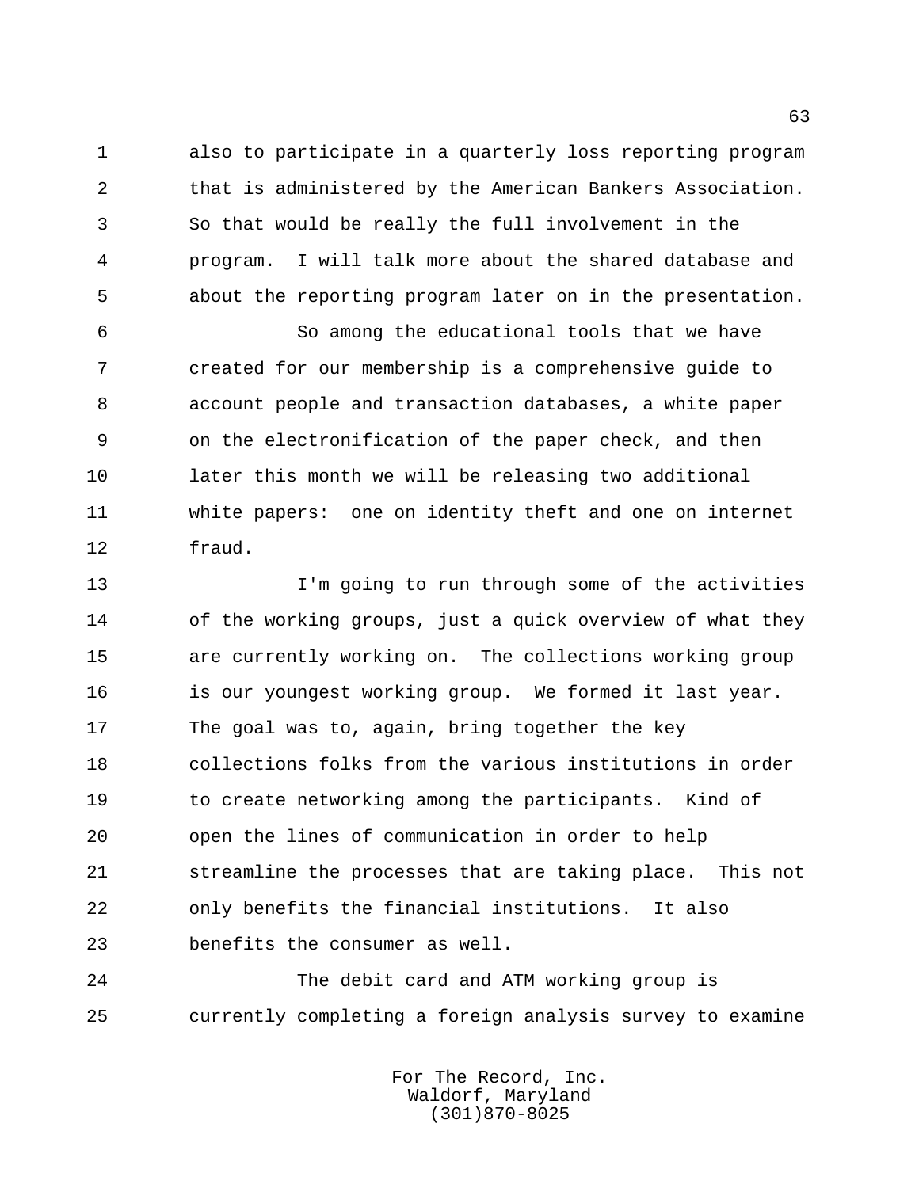also to participate in a quarterly loss reporting program that is administered by the American Bankers Association. So that would be really the full involvement in the program. I will talk more about the shared database and about the reporting program later on in the presentation.

So among the educational tools that we have created for our membership is a comprehensive guide to account people and transaction databases, a white paper on the electronification of the paper check, and then later this month we will be releasing two additional white papers: one on identity theft and one on internet fraud.

I'm going to run through some of the activities of the working groups, just a quick overview of what they are currently working on. The collections working group is our youngest working group. We formed it last year. The goal was to, again, bring together the key collections folks from the various institutions in order to create networking among the participants. Kind of open the lines of communication in order to help streamline the processes that are taking place. This not only benefits the financial institutions. It also benefits the consumer as well.

The debit card and ATM working group is currently completing a foreign analysis survey to examine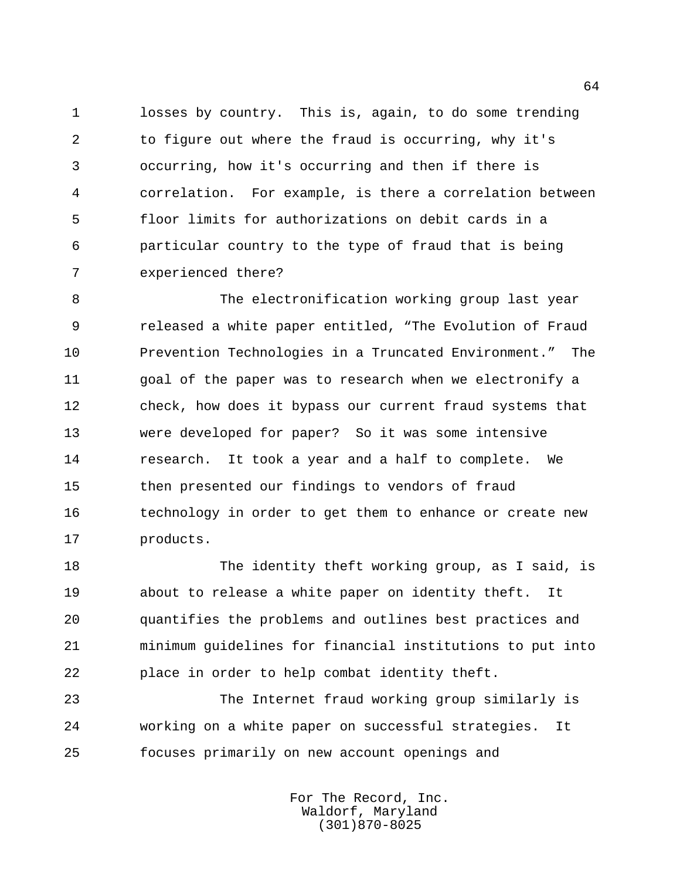losses by country. This is, again, to do some trending to figure out where the fraud is occurring, why it's occurring, how it's occurring and then if there is correlation. For example, is there a correlation between floor limits for authorizations on debit cards in a particular country to the type of fraud that is being experienced there?

The electronification working group last year released a white paper entitled, “The Evolution of Fraud Prevention Technologies in a Truncated Environment.” The goal of the paper was to research when we electronify a check, how does it bypass our current fraud systems that were developed for paper? So it was some intensive research. It took a year and a half to complete. We then presented our findings to vendors of fraud technology in order to get them to enhance or create new products.

The identity theft working group, as I said, is about to release a white paper on identity theft. It quantifies the problems and outlines best practices and minimum guidelines for financial institutions to put into place in order to help combat identity theft.

The Internet fraud working group similarly is working on a white paper on successful strategies. It focuses primarily on new account openings and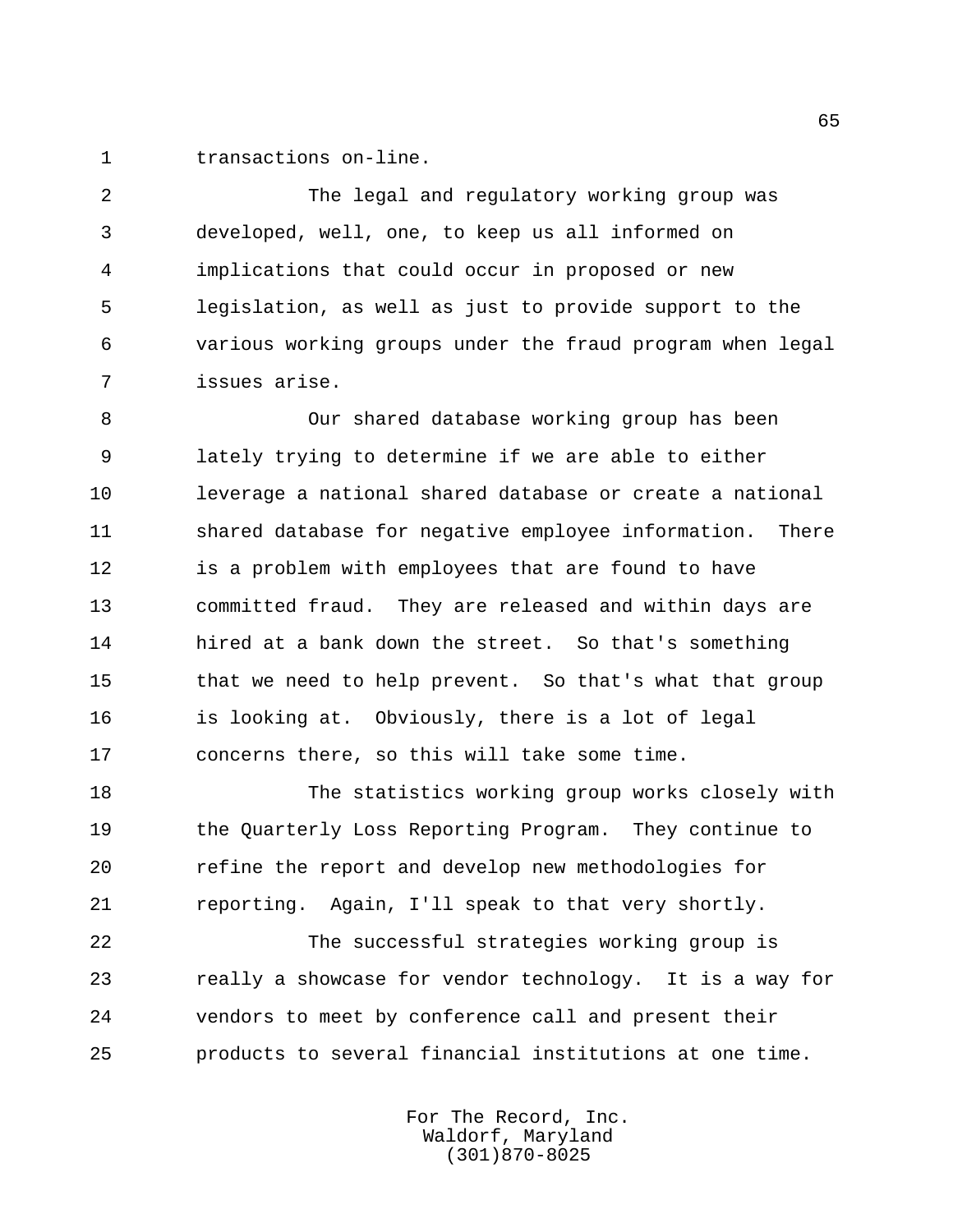transactions on-line.

The legal and regulatory working group was developed, well, one, to keep us all informed on implications that could occur in proposed or new legislation, as well as just to provide support to the various working groups under the fraud program when legal issues arise.

Our shared database working group has been lately trying to determine if we are able to either leverage a national shared database or create a national shared database for negative employee information. There is a problem with employees that are found to have committed fraud. They are released and within days are hired at a bank down the street. So that's something that we need to help prevent. So that's what that group is looking at. Obviously, there is a lot of legal concerns there, so this will take some time.

The statistics working group works closely with the Quarterly Loss Reporting Program. They continue to refine the report and develop new methodologies for reporting. Again, I'll speak to that very shortly.

The successful strategies working group is really a showcase for vendor technology. It is a way for vendors to meet by conference call and present their products to several financial institutions at one time.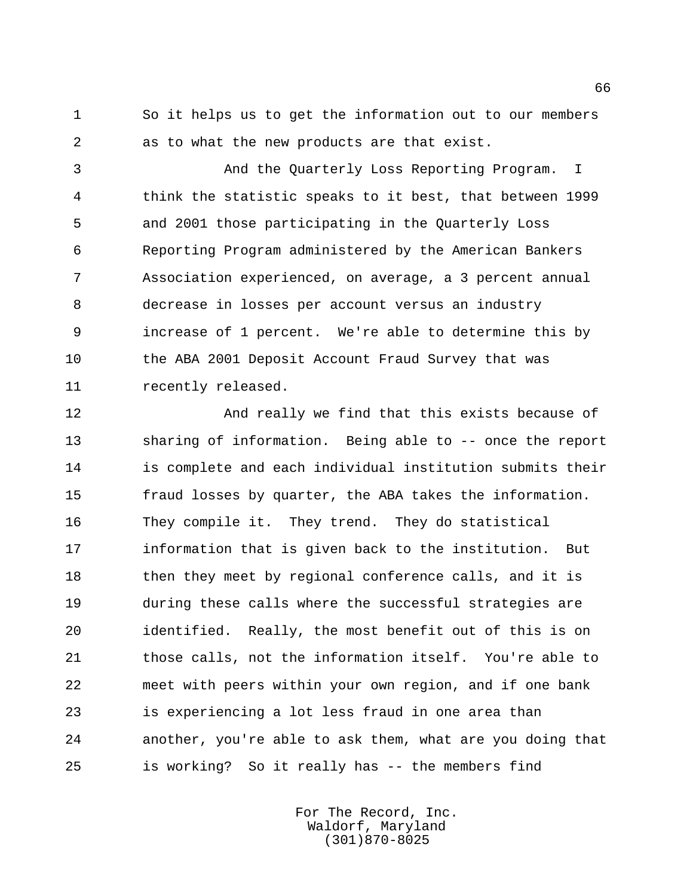So it helps us to get the information out to our members as to what the new products are that exist.

And the Quarterly Loss Reporting Program. I think the statistic speaks to it best, that between 1999 and 2001 those participating in the Quarterly Loss Reporting Program administered by the American Bankers Association experienced, on average, a 3 percent annual decrease in losses per account versus an industry increase of 1 percent. We're able to determine this by the ABA 2001 Deposit Account Fraud Survey that was recently released.

And really we find that this exists because of sharing of information. Being able to -- once the report is complete and each individual institution submits their fraud losses by quarter, the ABA takes the information. They compile it. They trend. They do statistical information that is given back to the institution. But then they meet by regional conference calls, and it is during these calls where the successful strategies are identified. Really, the most benefit out of this is on those calls, not the information itself. You're able to meet with peers within your own region, and if one bank is experiencing a lot less fraud in one area than another, you're able to ask them, what are you doing that is working? So it really has -- the members find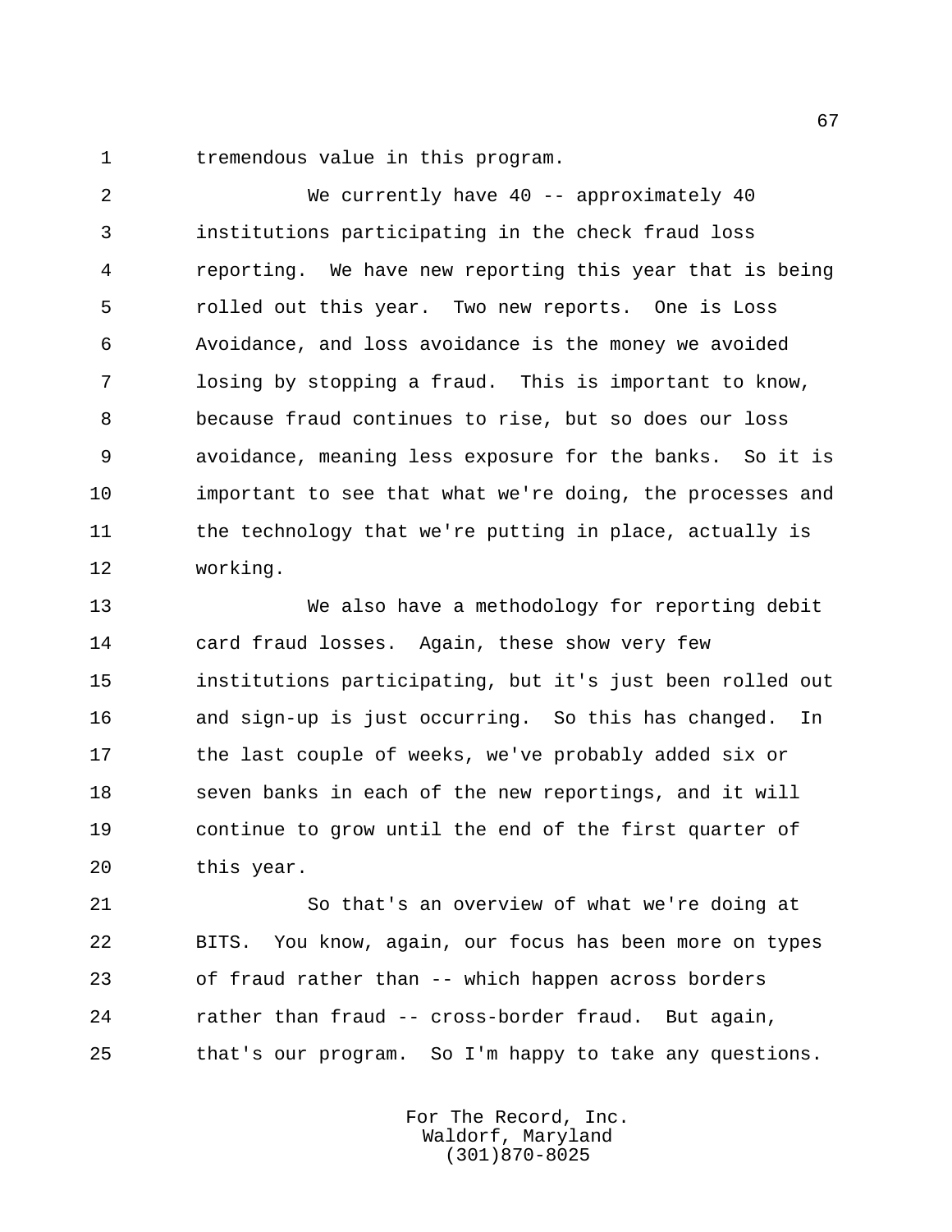tremendous value in this program.

We currently have 40 -- approximately 40 institutions participating in the check fraud loss reporting. We have new reporting this year that is being rolled out this year. Two new reports. One is Loss Avoidance, and loss avoidance is the money we avoided losing by stopping a fraud. This is important to know, because fraud continues to rise, but so does our loss avoidance, meaning less exposure for the banks. So it is important to see that what we're doing, the processes and the technology that we're putting in place, actually is working.

We also have a methodology for reporting debit card fraud losses. Again, these show very few institutions participating, but it's just been rolled out and sign-up is just occurring. So this has changed. In the last couple of weeks, we've probably added six or seven banks in each of the new reportings, and it will continue to grow until the end of the first quarter of this year.

So that's an overview of what we're doing at BITS. You know, again, our focus has been more on types of fraud rather than -- which happen across borders rather than fraud -- cross-border fraud. But again, that's our program. So I'm happy to take any questions.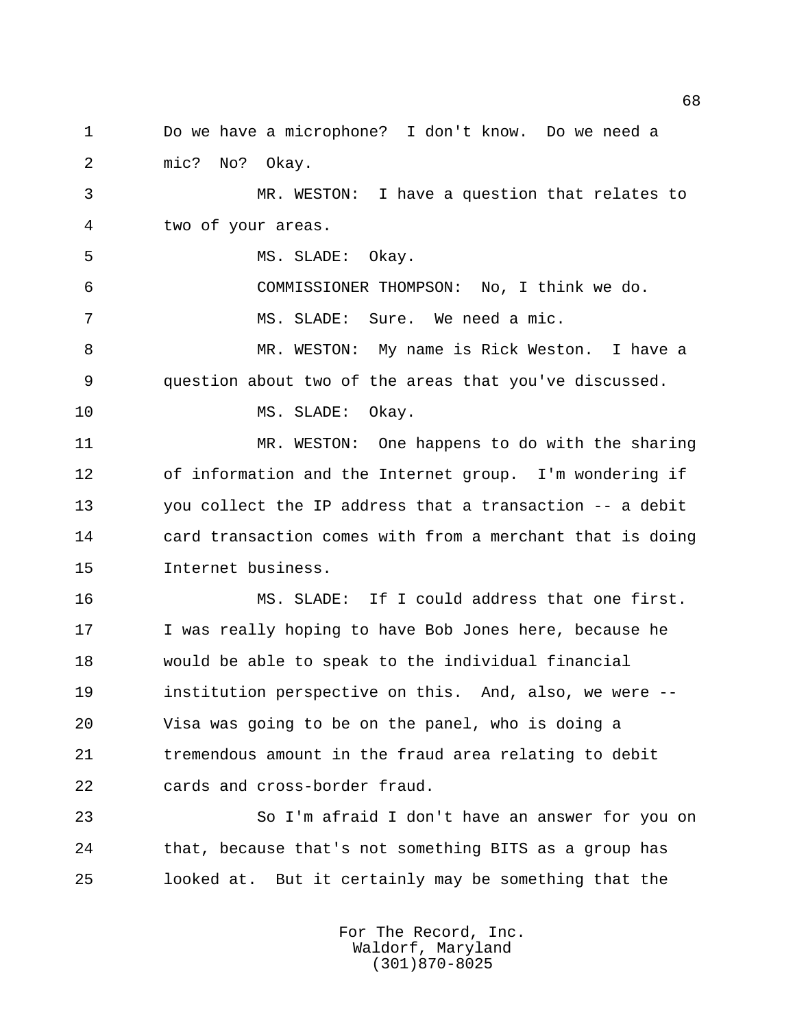Do we have a microphone? I don't know. Do we need a mic? No? Okay.

MR. WESTON: I have a question that relates to two of your areas.

MS. SLADE: Okay.

COMMISSIONER THOMPSON: No, I think we do.

MS. SLADE: Sure. We need a mic.

MR. WESTON: My name is Rick Weston. I have a question about two of the areas that you've discussed.

MS. SLADE: Okay.

MR. WESTON: One happens to do with the sharing of information and the Internet group. I'm wondering if you collect the IP address that a transaction -- a debit card transaction comes with from a merchant that is doing Internet business.

MS. SLADE: If I could address that one first. I was really hoping to have Bob Jones here, because he would be able to speak to the individual financial institution perspective on this. And, also, we were -- Visa was going to be on the panel, who is doing a tremendous amount in the fraud area relating to debit cards and cross-border fraud.

So I'm afraid I don't have an answer for you on that, because that's not something BITS as a group has looked at. But it certainly may be something that the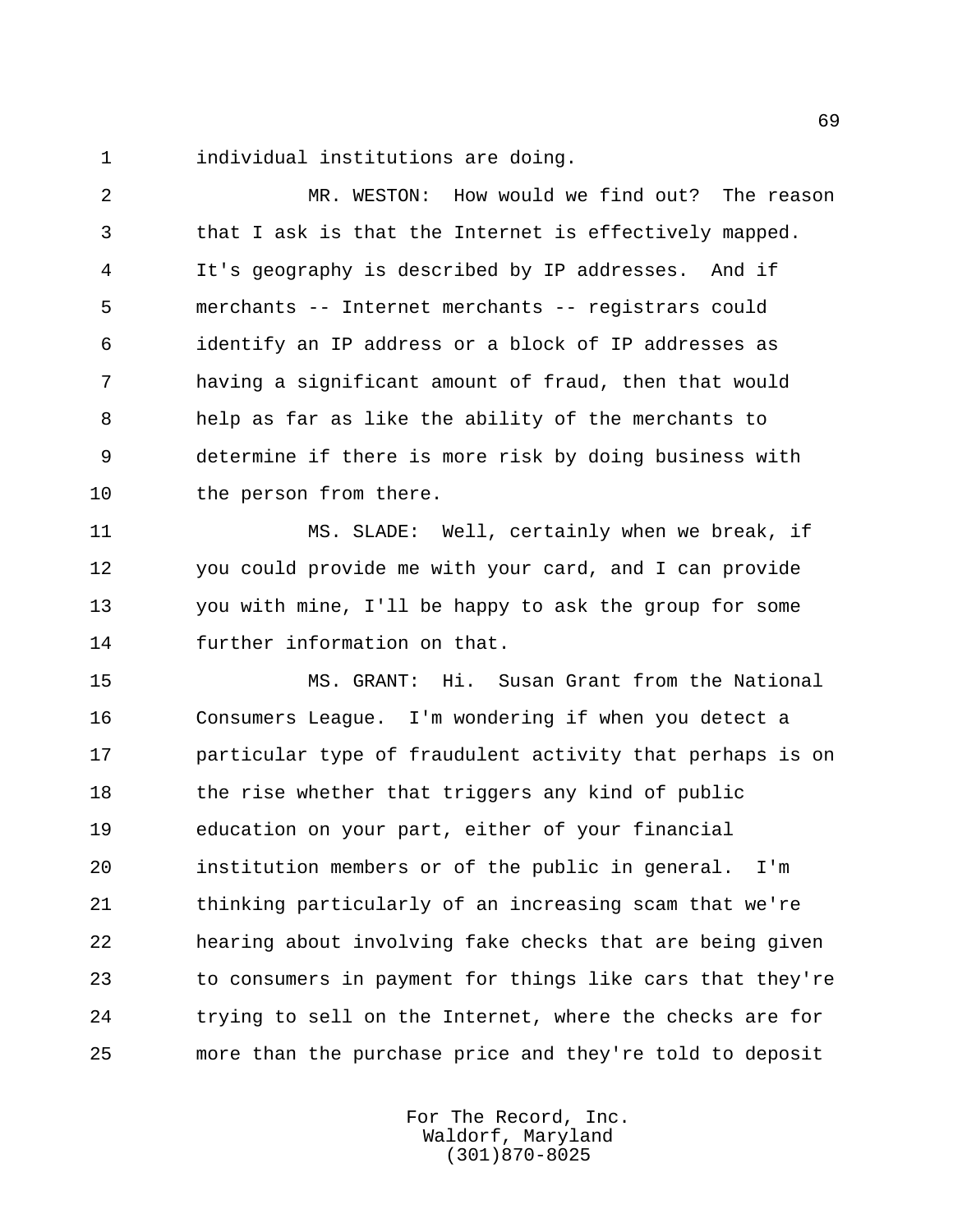individual institutions are doing.

MR. WESTON: How would we find out? The reason that I ask is that the Internet is effectively mapped. It's geography is described by IP addresses. And if merchants -- Internet merchants -- registrars could identify an IP address or a block of IP addresses as having a significant amount of fraud, then that would help as far as like the ability of the merchants to determine if there is more risk by doing business with the person from there.

MS. SLADE: Well, certainly when we break, if you could provide me with your card, and I can provide you with mine, I'll be happy to ask the group for some further information on that.

MS. GRANT: Hi. Susan Grant from the National Consumers League. I'm wondering if when you detect a particular type of fraudulent activity that perhaps is on the rise whether that triggers any kind of public education on your part, either of your financial institution members or of the public in general. I'm thinking particularly of an increasing scam that we're hearing about involving fake checks that are being given to consumers in payment for things like cars that they're trying to sell on the Internet, where the checks are for more than the purchase price and they're told to deposit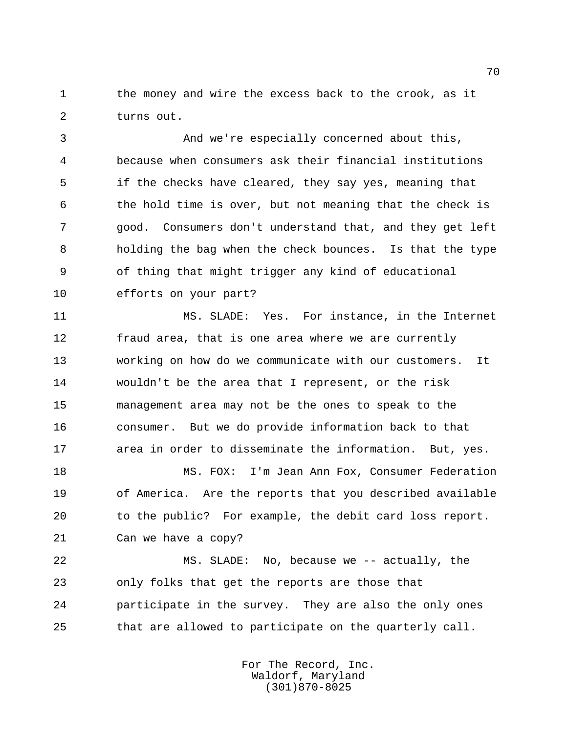the money and wire the excess back to the crook, as it turns out.

And we're especially concerned about this, because when consumers ask their financial institutions if the checks have cleared, they say yes, meaning that the hold time is over, but not meaning that the check is good. Consumers don't understand that, and they get left holding the bag when the check bounces. Is that the type of thing that might trigger any kind of educational efforts on your part?

MS. SLADE: Yes. For instance, in the Internet fraud area, that is one area where we are currently working on how do we communicate with our customers. It wouldn't be the area that I represent, or the risk management area may not be the ones to speak to the consumer. But we do provide information back to that area in order to disseminate the information. But, yes.

MS. FOX: I'm Jean Ann Fox, Consumer Federation of America. Are the reports that you described available to the public? For example, the debit card loss report. Can we have a copy?

MS. SLADE: No, because we -- actually, the only folks that get the reports are those that participate in the survey. They are also the only ones that are allowed to participate on the quarterly call.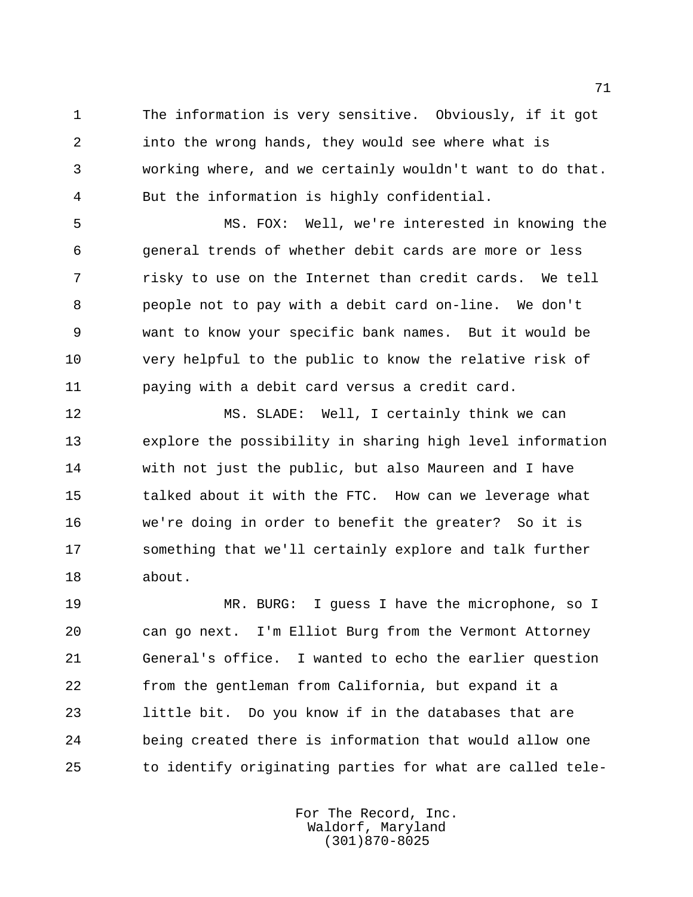The information is very sensitive. Obviously, if it got into the wrong hands, they would see where what is working where, and we certainly wouldn't want to do that. But the information is highly confidential.

MS. FOX: Well, we're interested in knowing the general trends of whether debit cards are more or less risky to use on the Internet than credit cards. We tell people not to pay with a debit card on-line. We don't want to know your specific bank names. But it would be very helpful to the public to know the relative risk of paying with a debit card versus a credit card.

MS. SLADE: Well, I certainly think we can explore the possibility in sharing high level information with not just the public, but also Maureen and I have talked about it with the FTC. How can we leverage what we're doing in order to benefit the greater? So it is something that we'll certainly explore and talk further about.

MR. BURG: I guess I have the microphone, so I can go next. I'm Elliot Burg from the Vermont Attorney General's office. I wanted to echo the earlier question from the gentleman from California, but expand it a little bit. Do you know if in the databases that are being created there is information that would allow one to identify originating parties for what are called tele-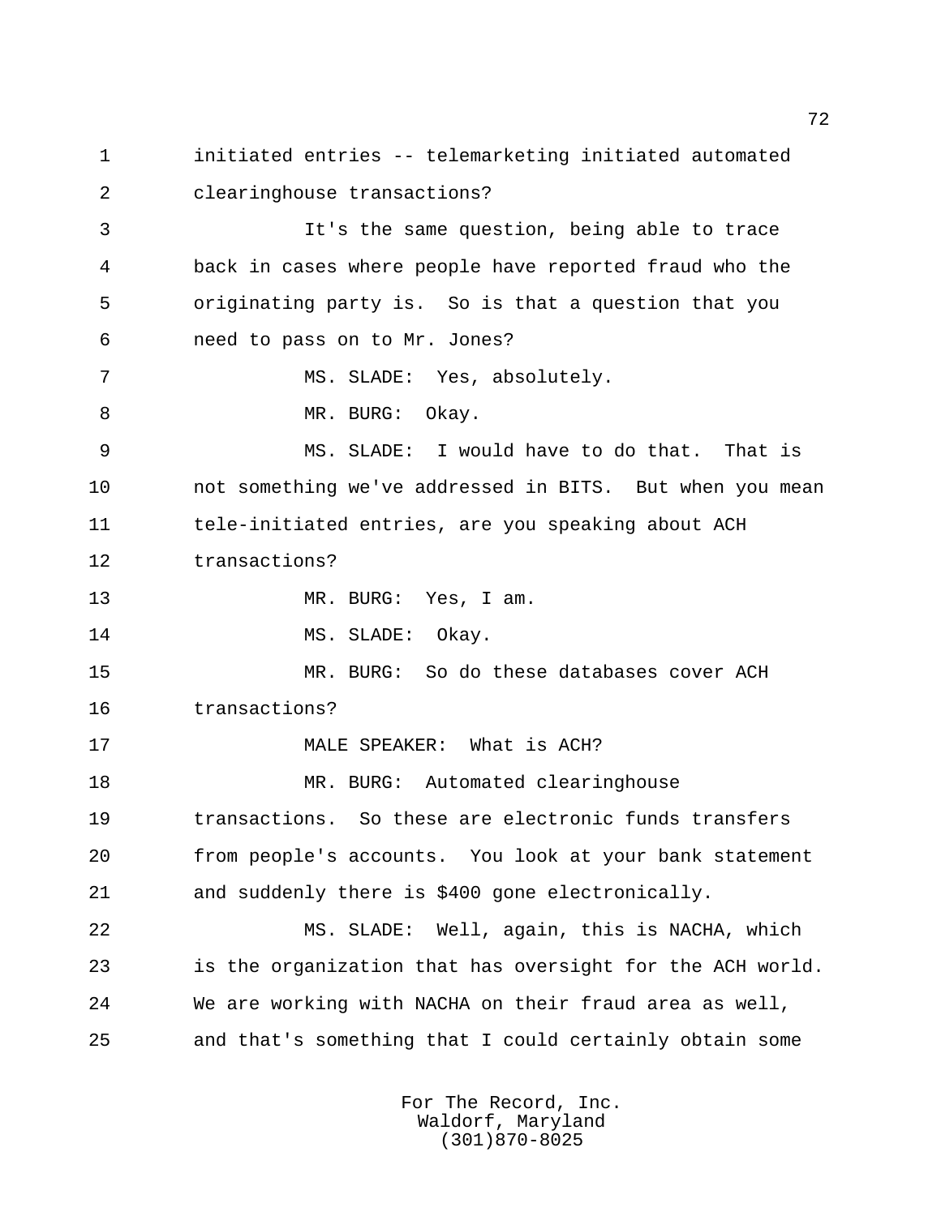initiated entries -- telemarketing initiated automated clearinghouse transactions?

It's the same question, being able to trace back in cases where people have reported fraud who the originating party is. So is that a question that you need to pass on to Mr. Jones?

MS. SLADE: Yes, absolutely.

MR. BURG: Okay.

MS. SLADE: I would have to do that. That is not something we've addressed in BITS. But when you mean tele-initiated entries, are you speaking about ACH transactions?

MR. BURG: Yes, I am.

MS. SLADE: Okay.

MR. BURG: So do these databases cover ACH transactions?

MALE SPEAKER: What is ACH?

MR. BURG: Automated clearinghouse transactions. So these are electronic funds transfers from people's accounts. You look at your bank statement and suddenly there is $400 gone electronically.

MS. SLADE: Well, again, this is NACHA, which is the organization that has oversight for the ACH world. We are working with NACHA on their fraud area as well, and that's something that I could certainly obtain some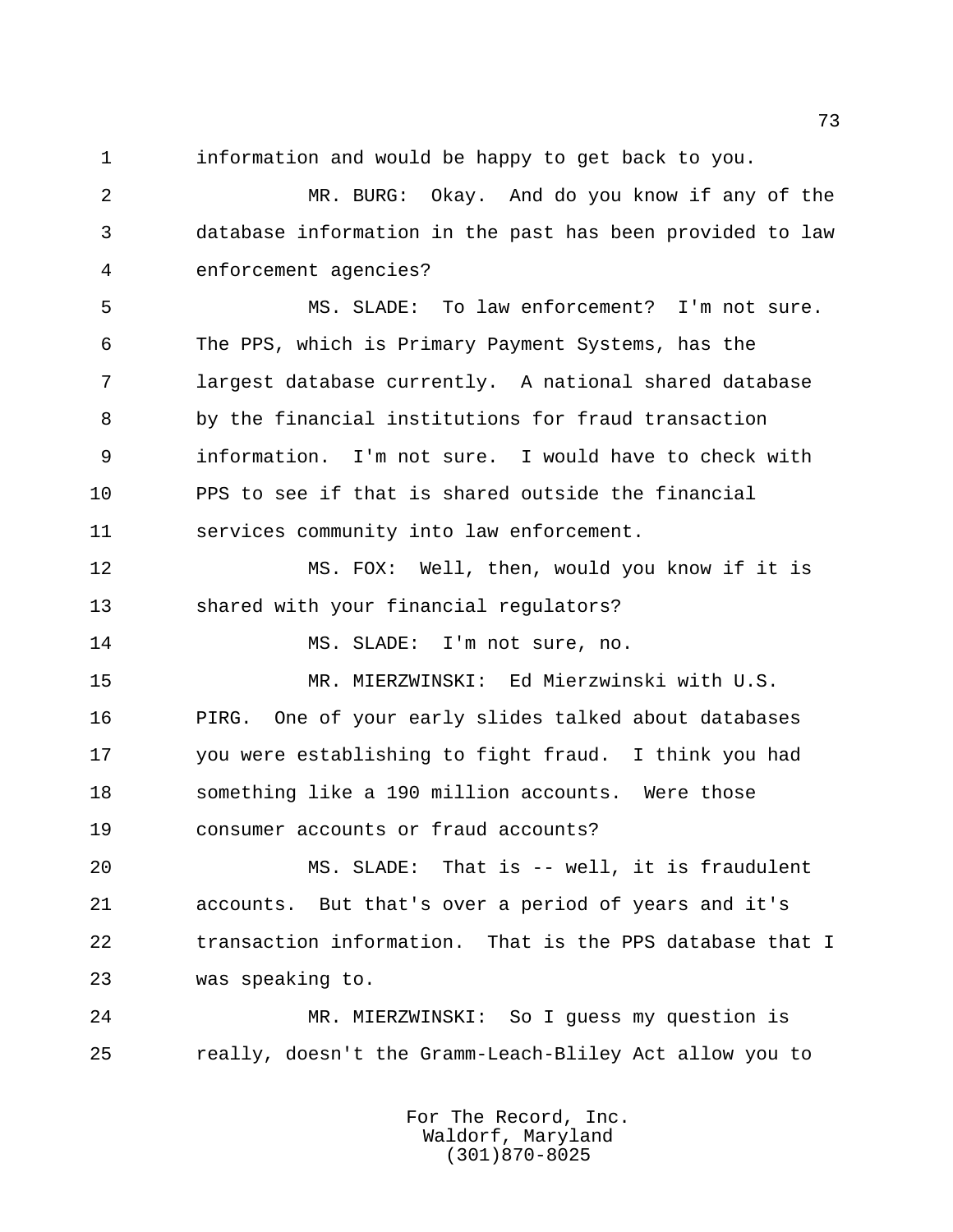information and would be happy to get back to you.

MR. BURG: Okay. And do you know if any of the database information in the past has been provided to law enforcement agencies?

MS. SLADE: To law enforcement? I'm not sure. The PPS, which is Primary Payment Systems, has the largest database currently. A national shared database by the financial institutions for fraud transaction information. I'm not sure. I would have to check with PPS to see if that is shared outside the financial services community into law enforcement.

MS. FOX: Well, then, would you know if it is shared with your financial regulators?

MS. SLADE: I'm not sure, no.

MR. MIERZWINSKI: Ed Mierzwinski with U.S. PIRG. One of your early slides talked about databases you were establishing to fight fraud. I think you had something like a 190 million accounts. Were those consumer accounts or fraud accounts?

MS. SLADE: That is -- well, it is fraudulent accounts. But that's over a period of years and it's transaction information. That is the PPS database that I was speaking to.

MR. MIERZWINSKI: So I guess my question is really, doesn't the Gramm-Leach-Bliley Act allow you to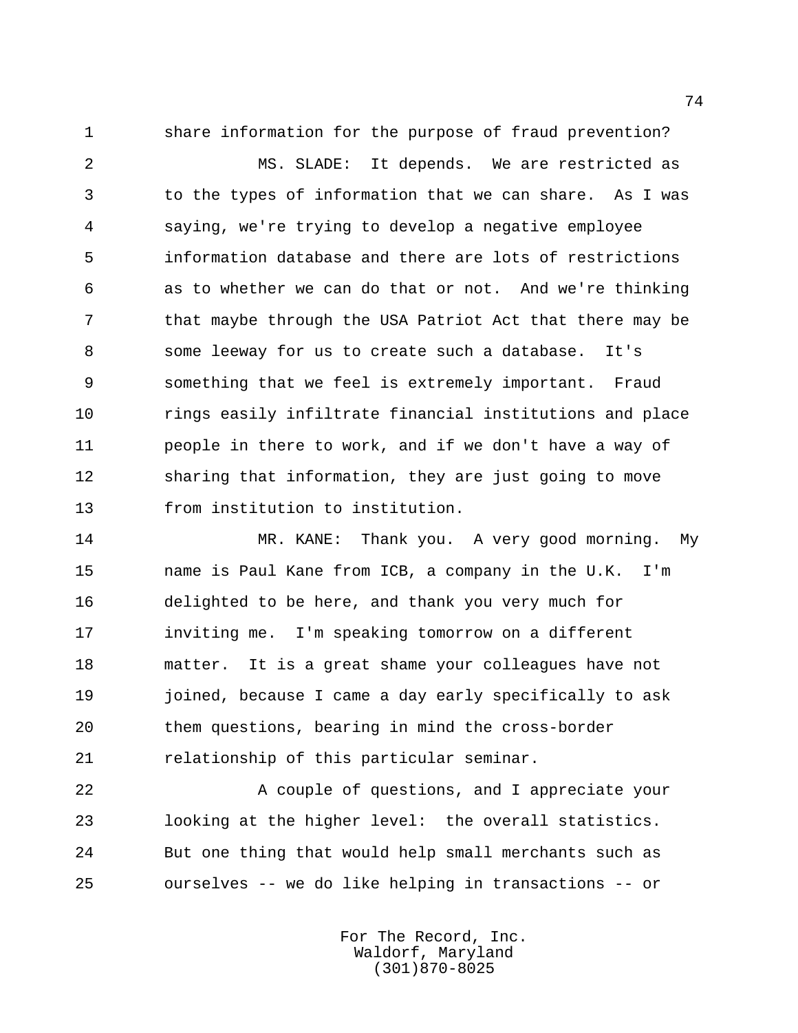share information for the purpose of fraud prevention?

MS. SLADE: It depends. We are restricted as to the types of information that we can share. As I was saying, we're trying to develop a negative employee information database and there are lots of restrictions as to whether we can do that or not. And we're thinking that maybe through the USA Patriot Act that there may be some leeway for us to create such a database. It's something that we feel is extremely important. Fraud rings easily infiltrate financial institutions and place people in there to work, and if we don't have a way of sharing that information, they are just going to move from institution to institution.

MR. KANE: Thank you. A very good morning. My name is Paul Kane from ICB, a company in the U.K. I'm delighted to be here, and thank you very much for inviting me. I'm speaking tomorrow on a different matter. It is a great shame your colleagues have not joined, because I came a day early specifically to ask them questions, bearing in mind the cross-border relationship of this particular seminar.

A couple of questions, and I appreciate your looking at the higher level: the overall statistics. But one thing that would help small merchants such as ourselves -- we do like helping in transactions -- or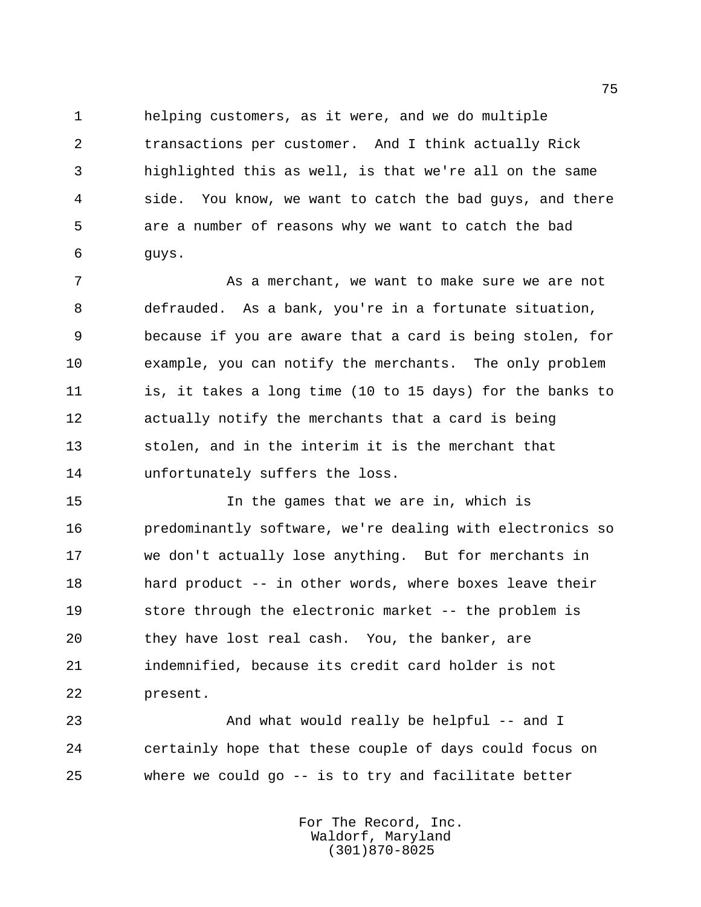helping customers, as it were, and we do multiple transactions per customer. And I think actually Rick highlighted this as well, is that we're all on the same side. You know, we want to catch the bad guys, and there are a number of reasons why we want to catch the bad guys.

As a merchant, we want to make sure we are not defrauded. As a bank, you're in a fortunate situation, because if you are aware that a card is being stolen, for example, you can notify the merchants. The only problem is, it takes a long time (10 to 15 days) for the banks to actually notify the merchants that a card is being stolen, and in the interim it is the merchant that unfortunately suffers the loss.

In the games that we are in, which is predominantly software, we're dealing with electronics so we don't actually lose anything. But for merchants in hard product -- in other words, where boxes leave their store through the electronic market -- the problem is they have lost real cash. You, the banker, are indemnified, because its credit card holder is not present.

And what would really be helpful -- and I certainly hope that these couple of days could focus on where we could go -- is to try and facilitate better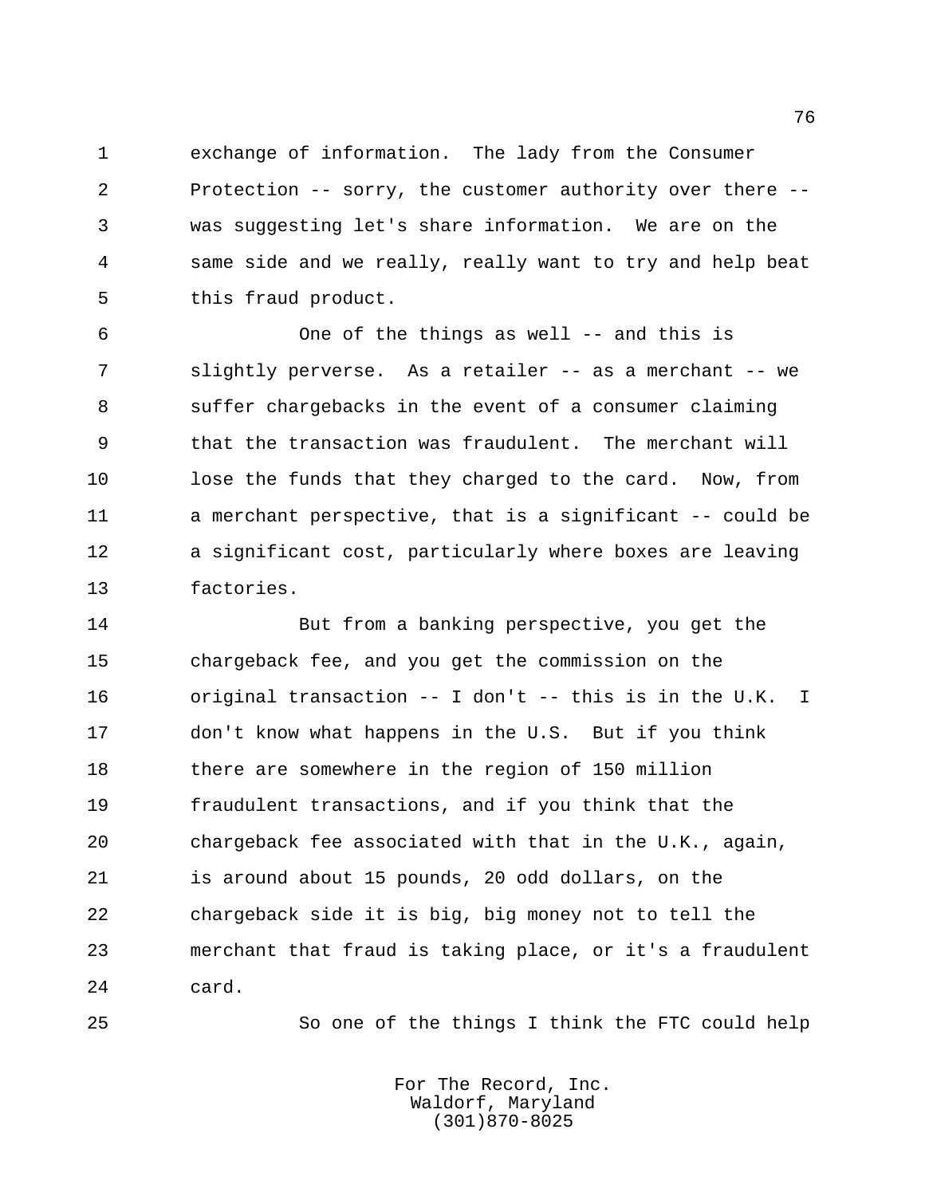exchange of information. The lady from the Consumer Protection -- sorry, the customer authority over there -- was suggesting let's share information. We are on the same side and we really, really want to try and help beat this fraud product.

One of the things as well -- and this is slightly perverse. As a retailer -- as a merchant -- we suffer chargebacks in the event of a consumer claiming that the transaction was fraudulent. The merchant will lose the funds that they charged to the card. Now, from a merchant perspective, that is a significant -- could be a significant cost, particularly where boxes are leaving factories.

But from a banking perspective, you get the chargeback fee, and you get the commission on the original transaction -- I don't -- this is in the U.K. I don't know what happens in the U.S. But if you think there are somewhere in the region of 150 million fraudulent transactions, and if you think that the chargeback fee associated with that in the U.K., again, is around about 15 pounds, 20 odd dollars, on the chargeback side it is big, big money not to tell the merchant that fraud is taking place, or it's a fraudulent card.

So one of the things I think the FTC could help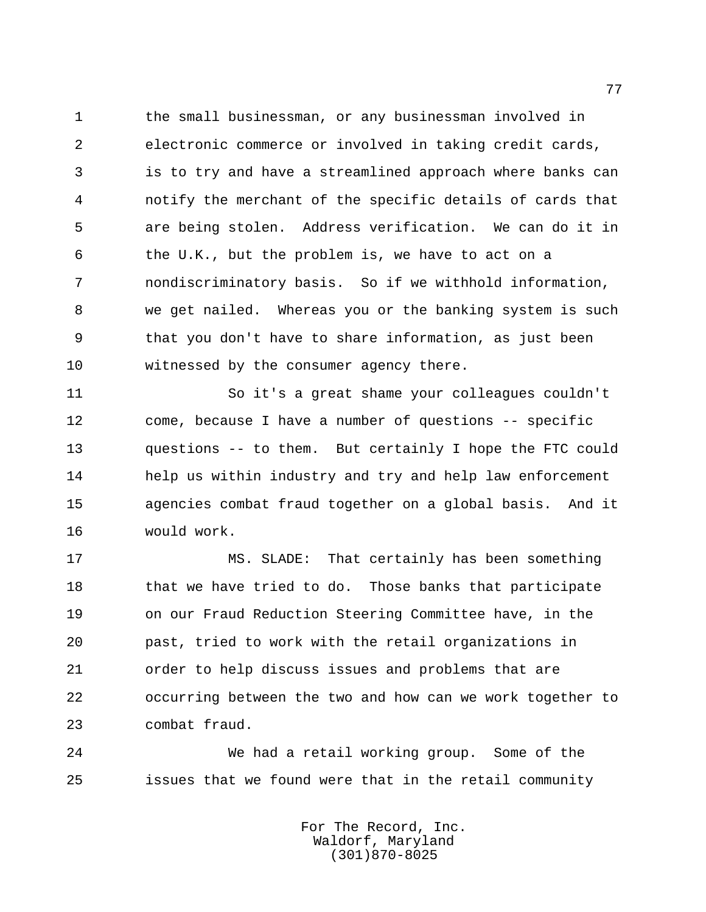the small businessman, or any businessman involved in electronic commerce or involved in taking credit cards, is to try and have a streamlined approach where banks can notify the merchant of the specific details of cards that are being stolen. Address verification. We can do it in the U.K., but the problem is, we have to act on a nondiscriminatory basis. So if we withhold information, we get nailed. Whereas you or the banking system is such that you don't have to share information, as just been witnessed by the consumer agency there.

So it's a great shame your colleagues couldn't come, because I have a number of questions -- specific questions -- to them. But certainly I hope the FTC could help us within industry and try and help law enforcement agencies combat fraud together on a global basis. And it would work.

MS. SLADE: That certainly has been something that we have tried to do. Those banks that participate on our Fraud Reduction Steering Committee have, in the past, tried to work with the retail organizations in order to help discuss issues and problems that are occurring between the two and how can we work together to combat fraud.

We had a retail working group. Some of the issues that we found were that in the retail community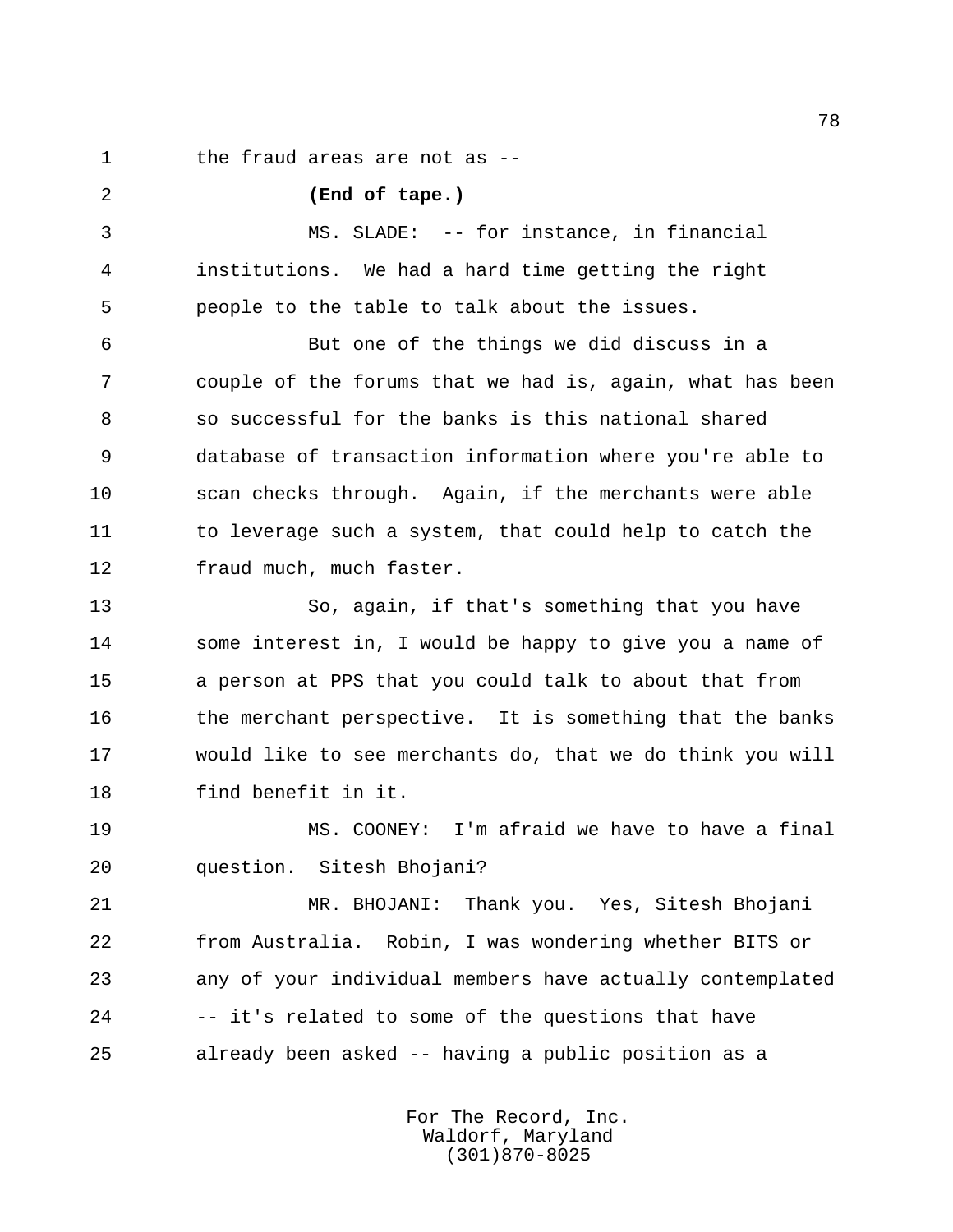the fraud areas are not as --

**(End of tape.)**

MS. SLADE: -- for instance, in financial institutions. We had a hard time getting the right people to the table to talk about the issues.

But one of the things we did discuss in a couple of the forums that we had is, again, what has been so successful for the banks is this national shared database of transaction information where you're able to scan checks through. Again, if the merchants were able to leverage such a system, that could help to catch the fraud much, much faster.

So, again, if that's something that you have some interest in, I would be happy to give you a name of a person at PPS that you could talk to about that from the merchant perspective. It is something that the banks would like to see merchants do, that we do think you will find benefit in it.

MS. COONEY: I'm afraid we have to have a final question. Sitesh Bhojani?

MR. BHOJANI: Thank you. Yes, Sitesh Bhojani from Australia. Robin, I was wondering whether BITS or any of your individual members have actually contemplated -- it's related to some of the questions that have already been asked -- having a public position as a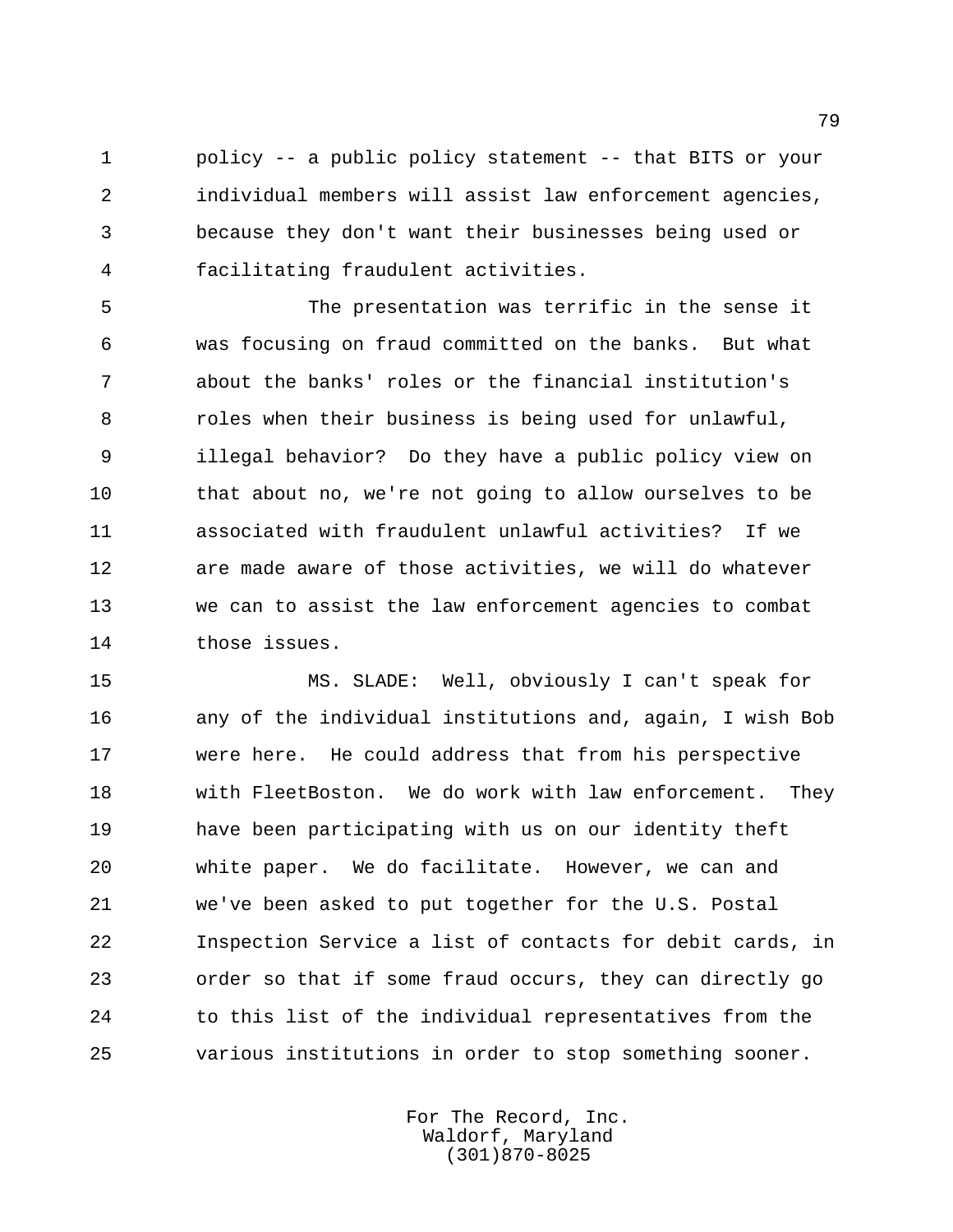policy -- a public policy statement -- that BITS or your individual members will assist law enforcement agencies, because they don't want their businesses being used or facilitating fraudulent activities.

The presentation was terrific in the sense it was focusing on fraud committed on the banks. But what about the banks' roles or the financial institution's roles when their business is being used for unlawful, illegal behavior? Do they have a public policy view on that about no, we're not going to allow ourselves to be associated with fraudulent unlawful activities? If we are made aware of those activities, we will do whatever we can to assist the law enforcement agencies to combat those issues.

MS. SLADE: Well, obviously I can't speak for any of the individual institutions and, again, I wish Bob were here. He could address that from his perspective with FleetBoston. We do work with law enforcement. They have been participating with us on our identity theft white paper. We do facilitate. However, we can and we've been asked to put together for the U.S. Postal Inspection Service a list of contacts for debit cards, in order so that if some fraud occurs, they can directly go to this list of the individual representatives from the various institutions in order to stop something sooner.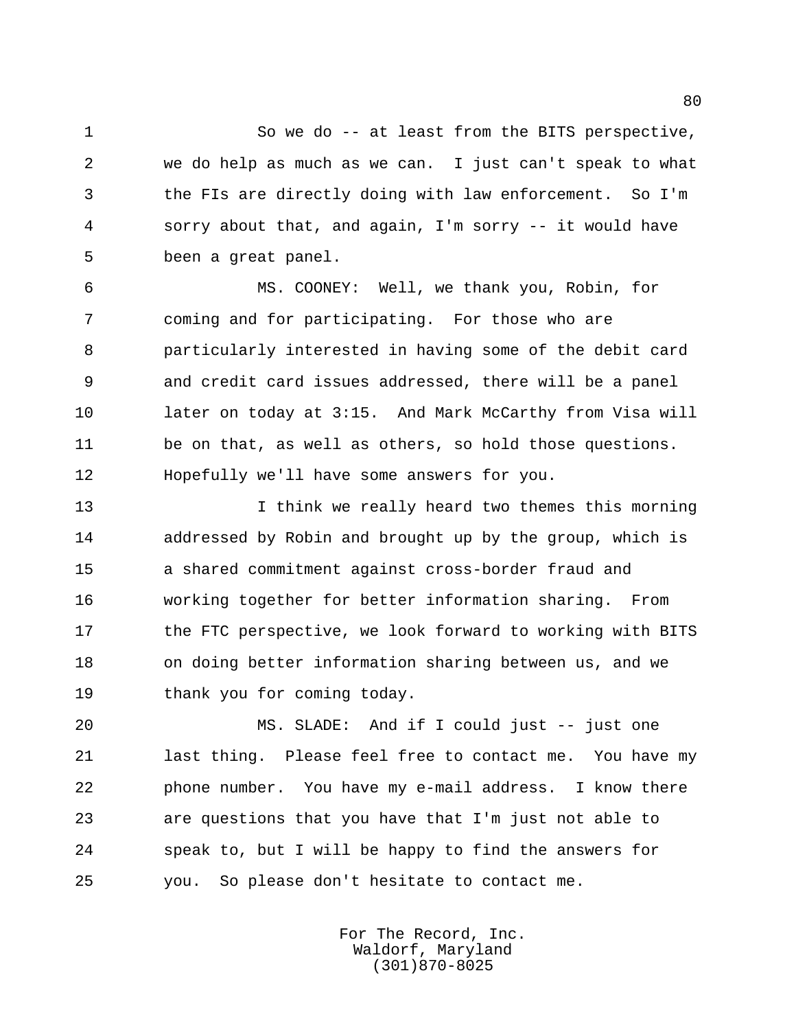So we do -- at least from the BITS perspective, we do help as much as we can. I just can't speak to what the FIs are directly doing with law enforcement. So I'm sorry about that, and again, I'm sorry -- it would have been a great panel.

MS. COONEY: Well, we thank you, Robin, for coming and for participating. For those who are particularly interested in having some of the debit card and credit card issues addressed, there will be a panel later on today at 3:15. And Mark McCarthy from Visa will be on that, as well as others, so hold those questions. Hopefully we'll have some answers for you.

I think we really heard two themes this morning addressed by Robin and brought up by the group, which is a shared commitment against cross-border fraud and working together for better information sharing. From the FTC perspective, we look forward to working with BITS on doing better information sharing between us, and we thank you for coming today.

MS. SLADE: And if I could just -- just one last thing. Please feel free to contact me. You have my phone number. You have my e-mail address. I know there are questions that you have that I'm just not able to speak to, but I will be happy to find the answers for you. So please don't hesitate to contact me.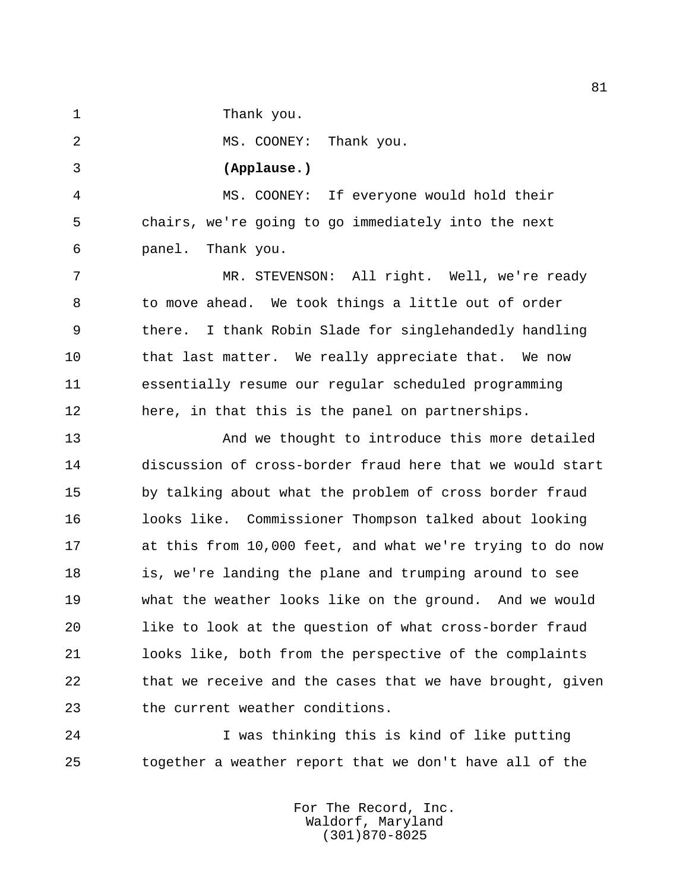Thank you.

MS. COONEY: Thank you.

**(Applause.)**

MS. COONEY: If everyone would hold their chairs, we're going to go immediately into the next panel. Thank you.

MR. STEVENSON: All right. Well, we're ready to move ahead. We took things a little out of order there. I thank Robin Slade for singlehandedly handling that last matter. We really appreciate that. We now essentially resume our regular scheduled programming here, in that this is the panel on partnerships.

And we thought to introduce this more detailed discussion of cross-border fraud here that we would start by talking about what the problem of cross border fraud looks like. Commissioner Thompson talked about looking at this from 10,000 feet, and what we're trying to do now is, we're landing the plane and trumping around to see what the weather looks like on the ground. And we would like to look at the question of what cross-border fraud looks like, both from the perspective of the complaints that we receive and the cases that we have brought, given the current weather conditions.

I was thinking this is kind of like putting together a weather report that we don't have all of the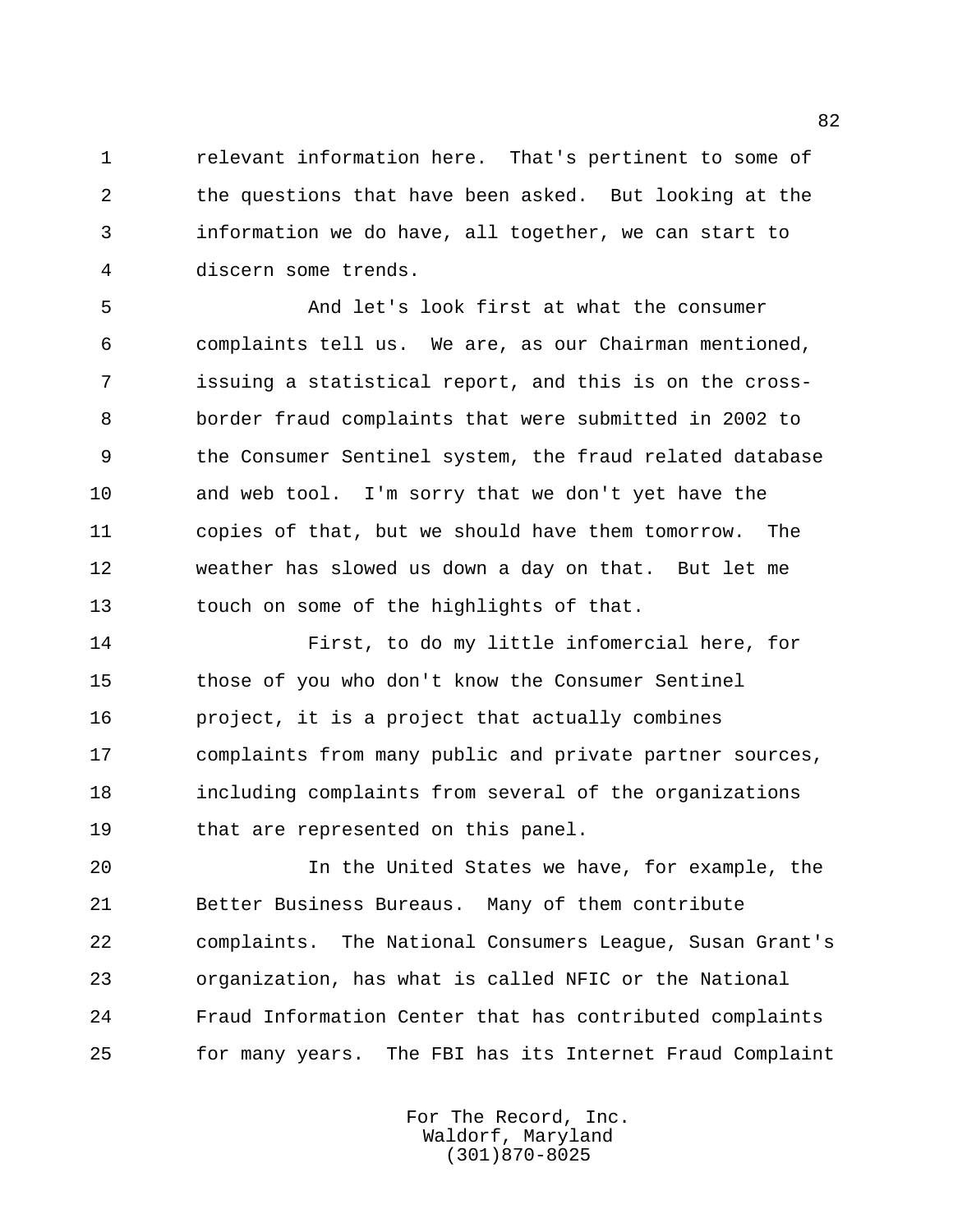relevant information here. That's pertinent to some of the questions that have been asked. But looking at the information we do have, all together, we can start to discern some trends.

And let's look first at what the consumer complaints tell us. We are, as our Chairman mentioned, issuing a statistical report, and this is on the cross-border fraud complaints that were submitted in 2002 to the Consumer Sentinel system, the fraud related database and web tool. I'm sorry that we don't yet have the copies of that, but we should have them tomorrow. The weather has slowed us down a day on that. But let me touch on some of the highlights of that.

First, to do my little infomercial here, for those of you who don't know the Consumer Sentinel project, it is a project that actually combines complaints from many public and private partner sources, including complaints from several of the organizations that are represented on this panel.

In the United States we have, for example, the Better Business Bureaus. Many of them contribute complaints. The National Consumers League, Susan Grant's organization, has what is called NFIC or the National Fraud Information Center that has contributed complaints for many years. The FBI has its Internet Fraud Complaint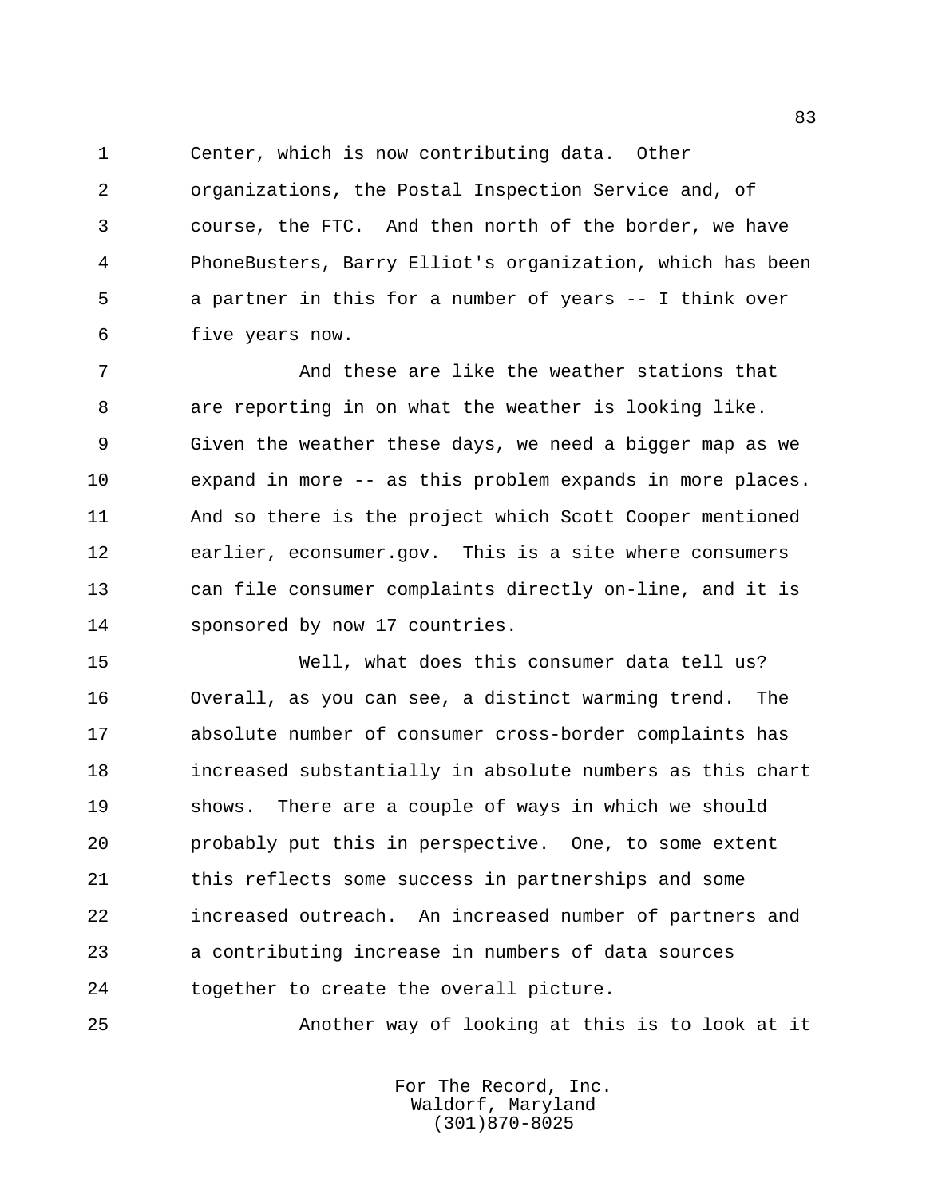Center, which is now contributing data. Other organizations, the Postal Inspection Service and, of course, the FTC. And then north of the border, we have PhoneBusters, Barry Elliot's organization, which has been a partner in this for a number of years -- I think over five years now.

And these are like the weather stations that are reporting in on what the weather is looking like. Given the weather these days, we need a bigger map as we expand in more -- as this problem expands in more places. And so there is the project which Scott Cooper mentioned earlier, econsumer.gov. This is a site where consumers can file consumer complaints directly on-line, and it is sponsored by now 17 countries.

Well, what does this consumer data tell us? Overall, as you can see, a distinct warming trend. The absolute number of consumer cross-border complaints has increased substantially in absolute numbers as this chart shows. There are a couple of ways in which we should probably put this in perspective. One, to some extent this reflects some success in partnerships and some increased outreach. An increased number of partners and a contributing increase in numbers of data sources together to create the overall picture.

Another way of looking at this is to look at it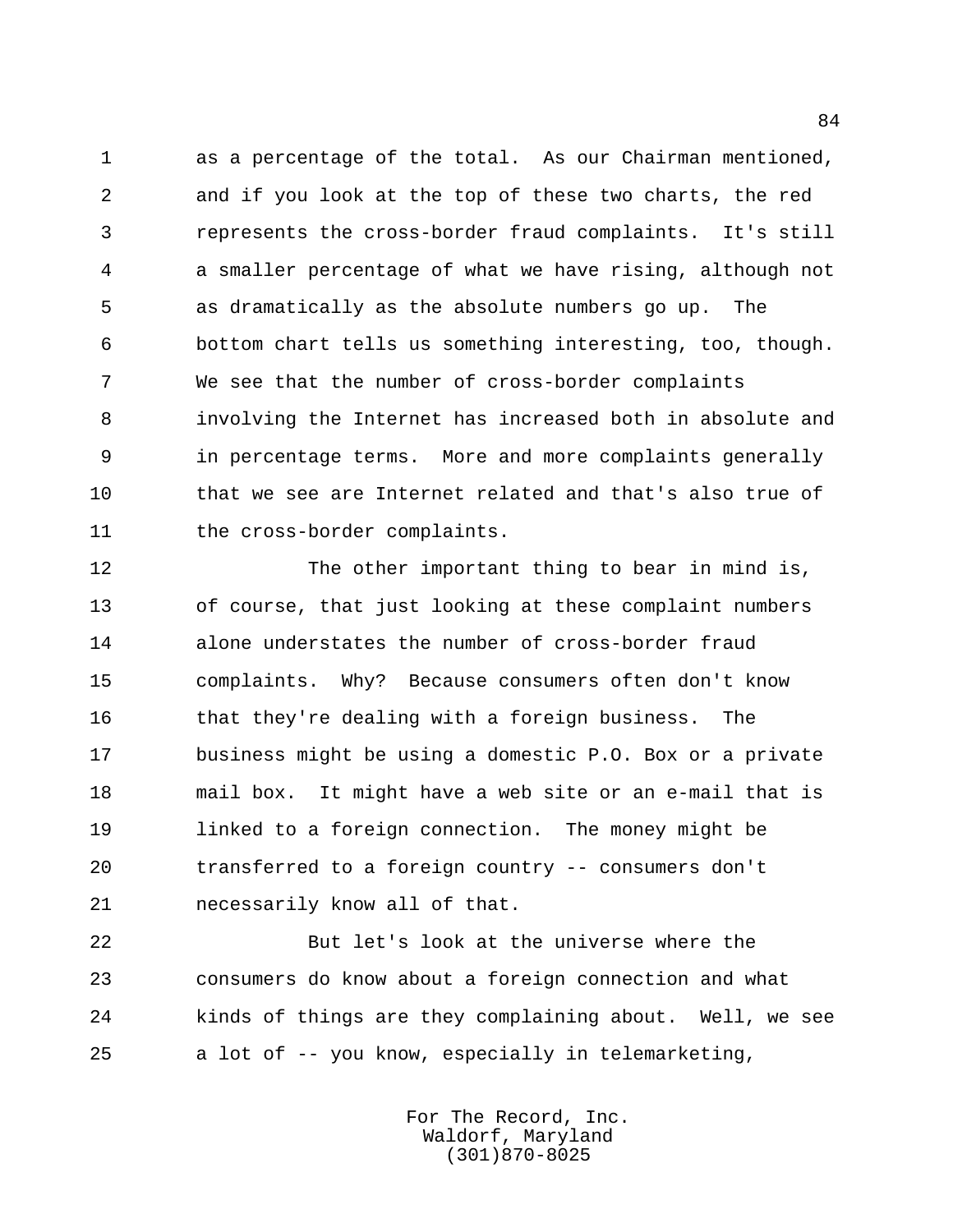as a percentage of the total. As our Chairman mentioned, and if you look at the top of these two charts, the red represents the cross-border fraud complaints. It's still a smaller percentage of what we have rising, although not as dramatically as the absolute numbers go up. The bottom chart tells us something interesting, too, though. We see that the number of cross-border complaints involving the Internet has increased both in absolute and in percentage terms. More and more complaints generally that we see are Internet related and that's also true of the cross-border complaints.

The other important thing to bear in mind is, of course, that just looking at these complaint numbers alone understates the number of cross-border fraud complaints. Why? Because consumers often don't know that they're dealing with a foreign business. The business might be using a domestic P.O. Box or a private mail box. It might have a web site or an e-mail that is linked to a foreign connection. The money might be transferred to a foreign country -- consumers don't necessarily know all of that.

But let's look at the universe where the consumers do know about a foreign connection and what kinds of things are they complaining about. Well, we see a lot of -- you know, especially in telemarketing,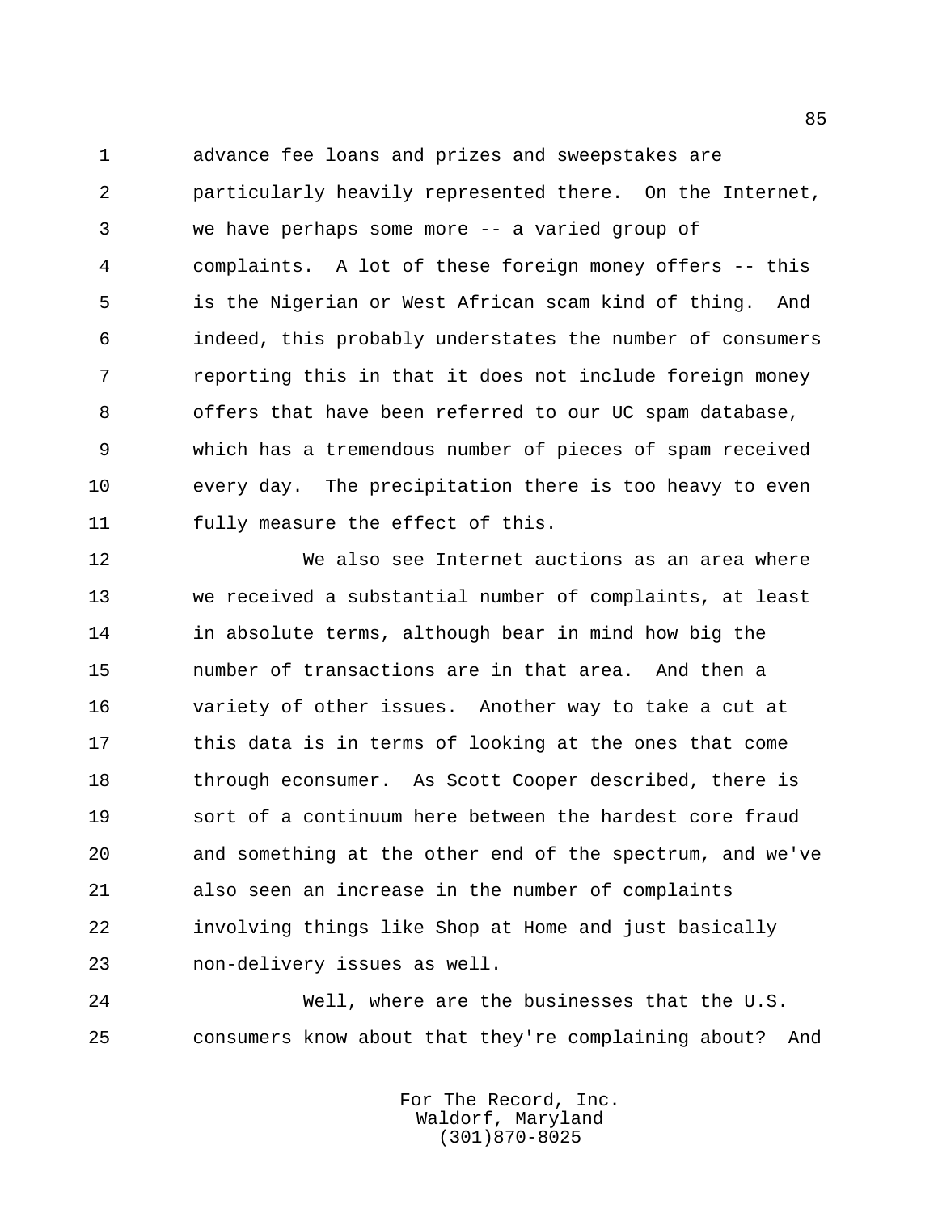advance fee loans and prizes and sweepstakes are particularly heavily represented there. On the Internet, we have perhaps some more -- a varied group of complaints. A lot of these foreign money offers -- this is the Nigerian or West African scam kind of thing. And indeed, this probably understates the number of consumers reporting this in that it does not include foreign money offers that have been referred to our UC spam database, which has a tremendous number of pieces of spam received every day. The precipitation there is too heavy to even fully measure the effect of this.

We also see Internet auctions as an area where we received a substantial number of complaints, at least in absolute terms, although bear in mind how big the number of transactions are in that area. And then a variety of other issues. Another way to take a cut at this data is in terms of looking at the ones that come through econsumer. As Scott Cooper described, there is sort of a continuum here between the hardest core fraud and something at the other end of the spectrum, and we've also seen an increase in the number of complaints involving things like Shop at Home and just basically non-delivery issues as well.

Well, where are the businesses that the U.S. consumers know about that they're complaining about? And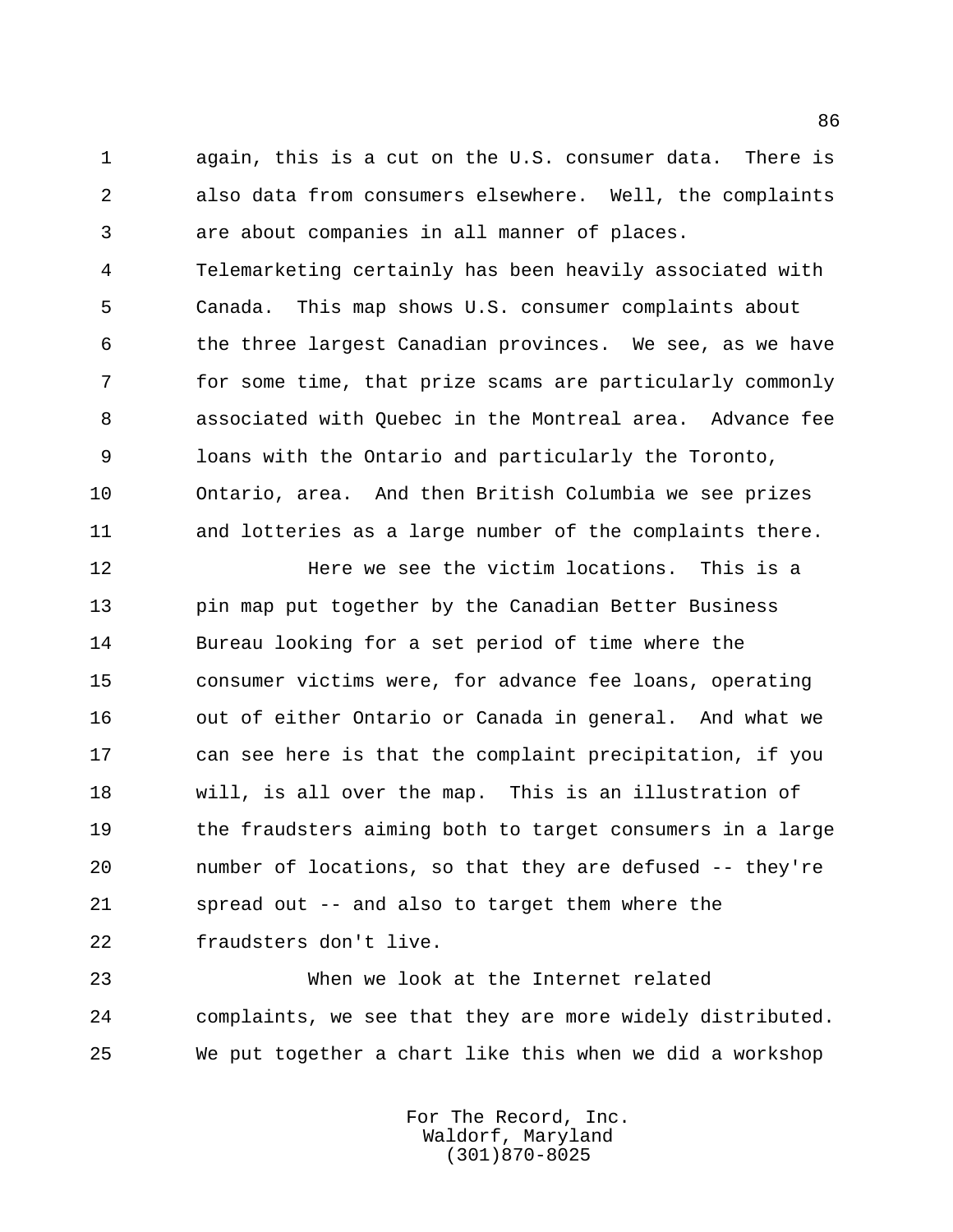again, this is a cut on the U.S. consumer data. There is also data from consumers elsewhere. Well, the complaints are about companies in all manner of places. Telemarketing certainly has been heavily associated with Canada. This map shows U.S. consumer complaints about the three largest Canadian provinces. We see, as we have for some time, that prize scams are particularly commonly associated with Quebec in the Montreal area. Advance fee loans with the Ontario and particularly the Toronto, Ontario, area. And then British Columbia we see prizes and lotteries as a large number of the complaints there.

Here we see the victim locations. This is a pin map put together by the Canadian Better Business Bureau looking for a set period of time where the consumer victims were, for advance fee loans, operating out of either Ontario or Canada in general. And what we can see here is that the complaint precipitation, if you will, is all over the map. This is an illustration of the fraudsters aiming both to target consumers in a large number of locations, so that they are defused -- they're spread out -- and also to target them where the fraudsters don't live.

When we look at the Internet related complaints, we see that they are more widely distributed. We put together a chart like this when we did a workshop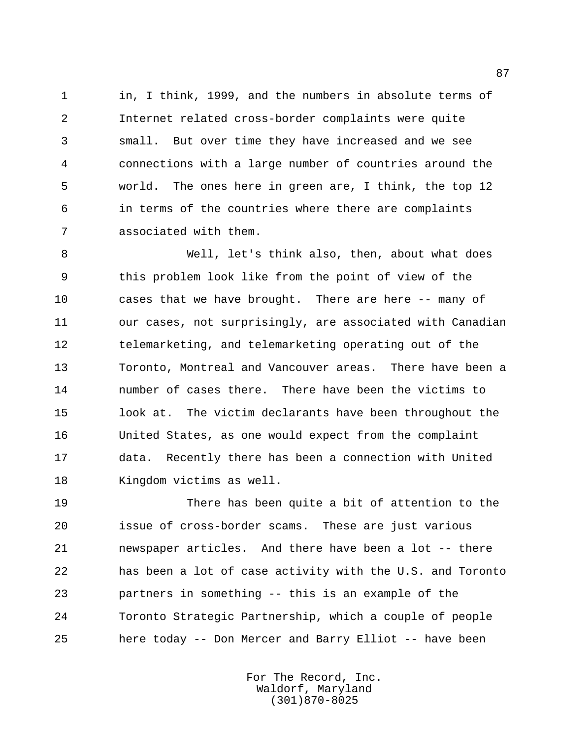in, I think, 1999, and the numbers in absolute terms of Internet related cross-border complaints were quite small. But over time they have increased and we see connections with a large number of countries around the world. The ones here in green are, I think, the top 12 in terms of the countries where there are complaints associated with them.

Well, let's think also, then, about what does this problem look like from the point of view of the cases that we have brought. There are here -- many of our cases, not surprisingly, are associated with Canadian telemarketing, and telemarketing operating out of the Toronto, Montreal and Vancouver areas. There have been a number of cases there. There have been the victims to look at. The victim declarants have been throughout the United States, as one would expect from the complaint data. Recently there has been a connection with United Kingdom victims as well.

There has been quite a bit of attention to the issue of cross-border scams. These are just various newspaper articles. And there have been a lot -- there has been a lot of case activity with the U.S. and Toronto partners in something -- this is an example of the Toronto Strategic Partnership, which a couple of people here today -- Don Mercer and Barry Elliot -- have been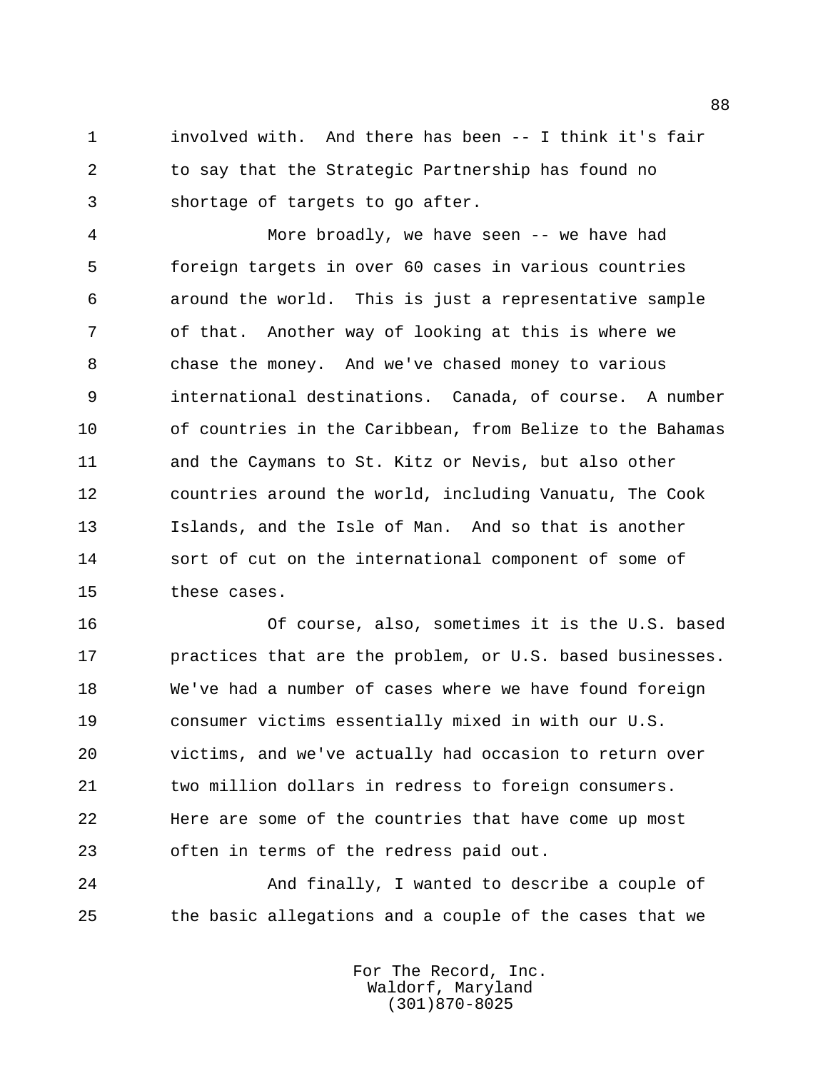involved with. And there has been -- I think it's fair to say that the Strategic Partnership has found no shortage of targets to go after.

More broadly, we have seen -- we have had foreign targets in over 60 cases in various countries around the world. This is just a representative sample of that. Another way of looking at this is where we chase the money. And we've chased money to various international destinations. Canada, of course. A number of countries in the Caribbean, from Belize to the Bahamas and the Caymans to St. Kitz or Nevis, but also other countries around the world, including Vanuatu, The Cook Islands, and the Isle of Man. And so that is another sort of cut on the international component of some of these cases.

Of course, also, sometimes it is the U.S. based practices that are the problem, or U.S. based businesses. We've had a number of cases where we have found foreign consumer victims essentially mixed in with our U.S. victims, and we've actually had occasion to return over two million dollars in redress to foreign consumers. Here are some of the countries that have come up most often in terms of the redress paid out.

And finally, I wanted to describe a couple of the basic allegations and a couple of the cases that we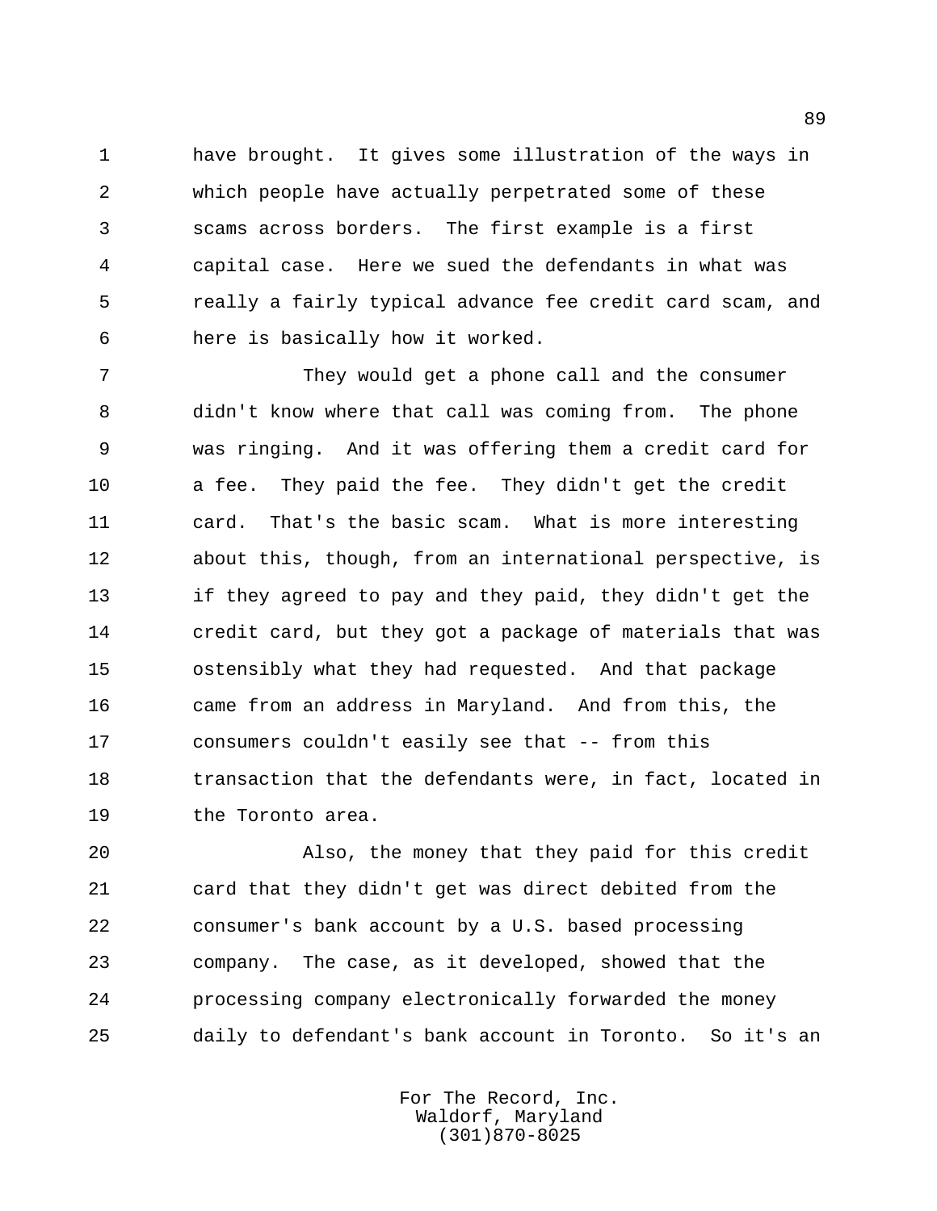have brought. It gives some illustration of the ways in which people have actually perpetrated some of these scams across borders. The first example is a first capital case. Here we sued the defendants in what was really a fairly typical advance fee credit card scam, and here is basically how it worked.

They would get a phone call and the consumer didn't know where that call was coming from. The phone was ringing. And it was offering them a credit card for a fee. They paid the fee. They didn't get the credit card. That's the basic scam. What is more interesting about this, though, from an international perspective, is if they agreed to pay and they paid, they didn't get the credit card, but they got a package of materials that was ostensibly what they had requested. And that package came from an address in Maryland. And from this, the consumers couldn't easily see that -- from this transaction that the defendants were, in fact, located in the Toronto area.

Also, the money that they paid for this credit card that they didn't get was direct debited from the consumer's bank account by a U.S. based processing company. The case, as it developed, showed that the processing company electronically forwarded the money daily to defendant's bank account in Toronto. So it's an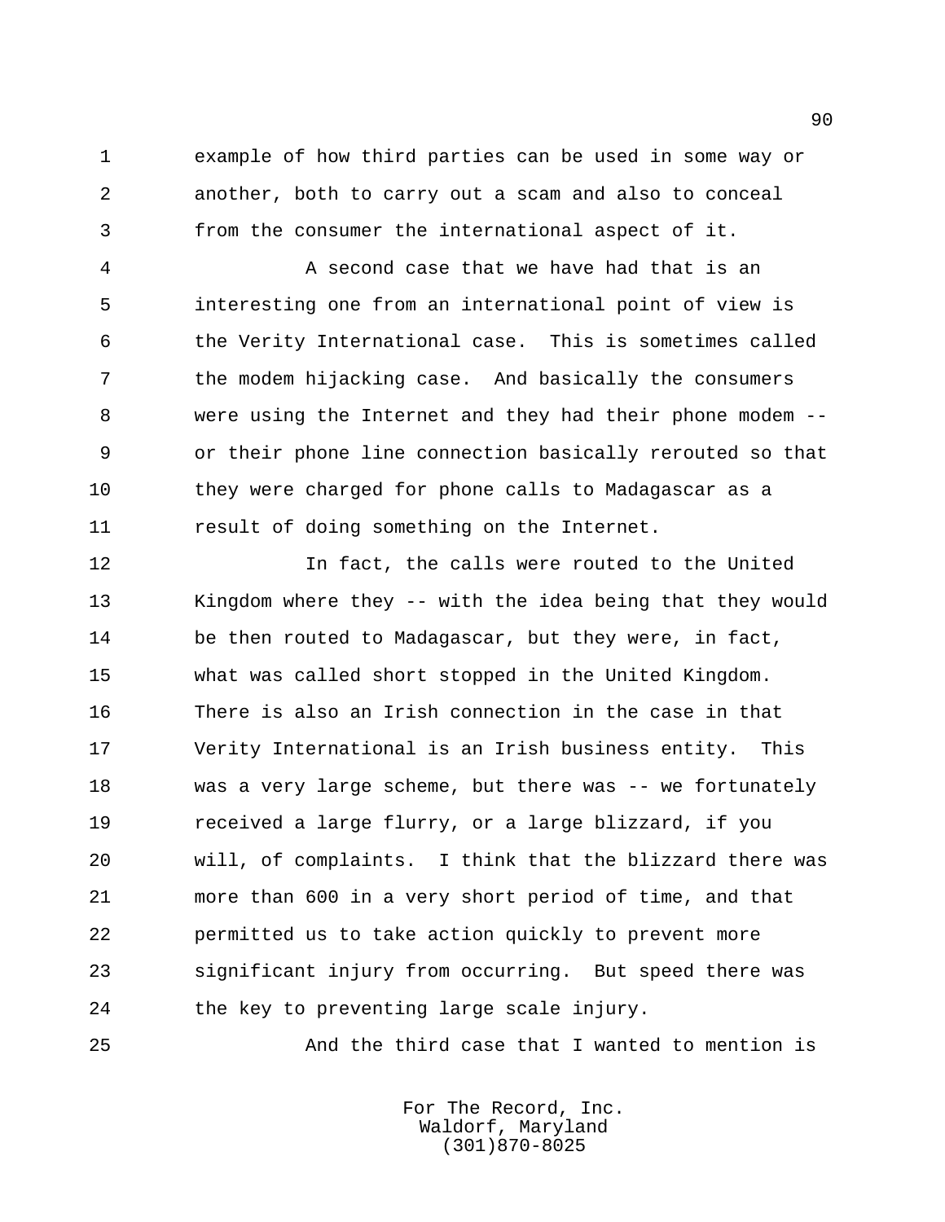example of how third parties can be used in some way or another, both to carry out a scam and also to conceal from the consumer the international aspect of it.

A second case that we have had that is an interesting one from an international point of view is the Verity International case. This is sometimes called the modem hijacking case. And basically the consumers were using the Internet and they had their phone modem -- or their phone line connection basically rerouted so that they were charged for phone calls to Madagascar as a result of doing something on the Internet.

In fact, the calls were routed to the United Kingdom where they -- with the idea being that they would be then routed to Madagascar, but they were, in fact, what was called short stopped in the United Kingdom. There is also an Irish connection in the case in that Verity International is an Irish business entity. This was a very large scheme, but there was -- we fortunately received a large flurry, or a large blizzard, if you will, of complaints. I think that the blizzard there was more than 600 in a very short period of time, and that permitted us to take action quickly to prevent more significant injury from occurring. But speed there was the key to preventing large scale injury.

And the third case that I wanted to mention is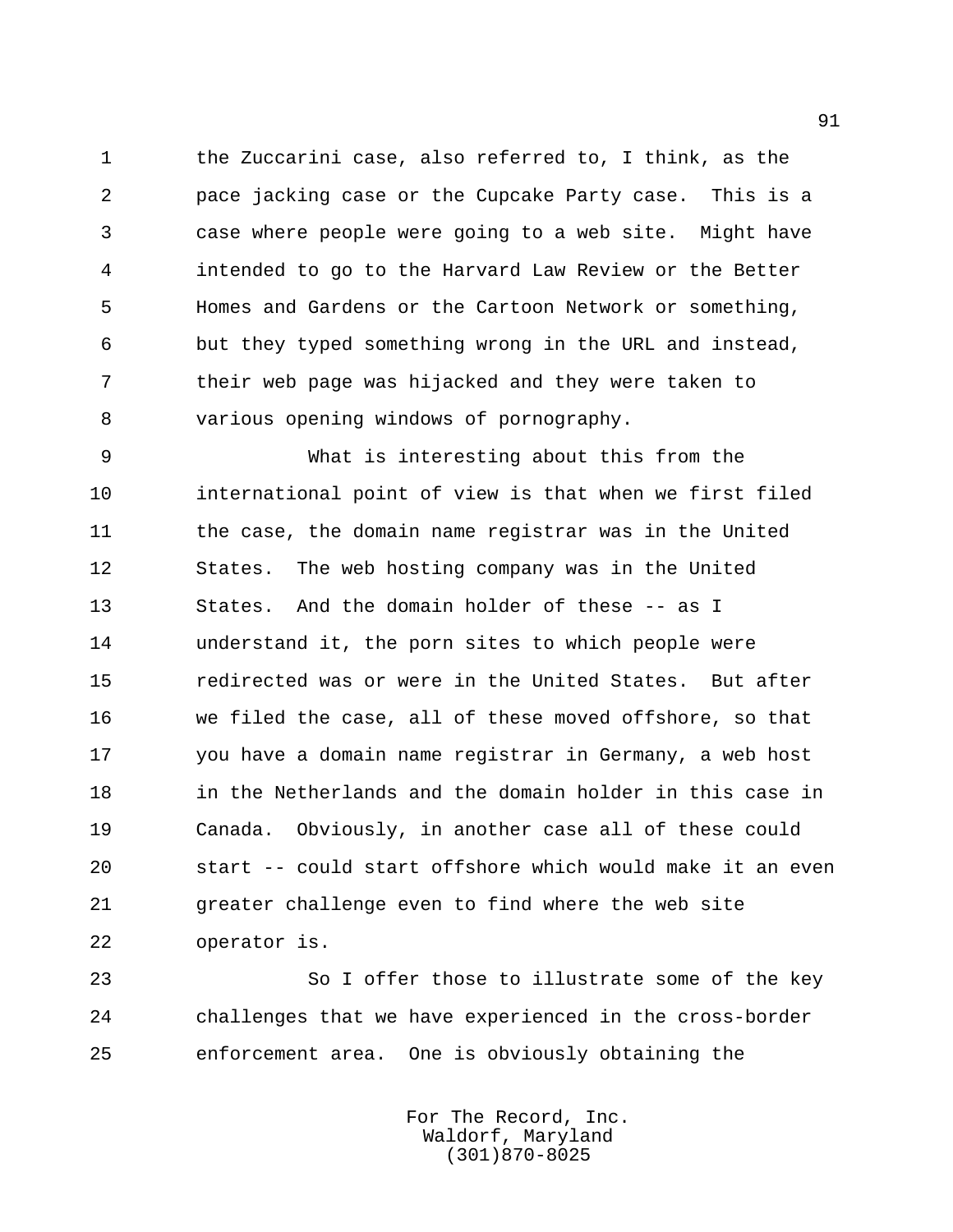the Zuccarini case, also referred to, I think, as the pace jacking case or the Cupcake Party case. This is a case where people were going to a web site. Might have intended to go to the Harvard Law Review or the Better Homes and Gardens or the Cartoon Network or something, but they typed something wrong in the URL and instead, their web page was hijacked and they were taken to various opening windows of pornography.

What is interesting about this from the international point of view is that when we first filed the case, the domain name registrar was in the United States. The web hosting company was in the United States. And the domain holder of these -- as I understand it, the porn sites to which people were redirected was or were in the United States. But after we filed the case, all of these moved offshore, so that you have a domain name registrar in Germany, a web host in the Netherlands and the domain holder in this case in Canada. Obviously, in another case all of these could start -- could start offshore which would make it an even greater challenge even to find where the web site operator is.

So I offer those to illustrate some of the key challenges that we have experienced in the cross-border enforcement area. One is obviously obtaining the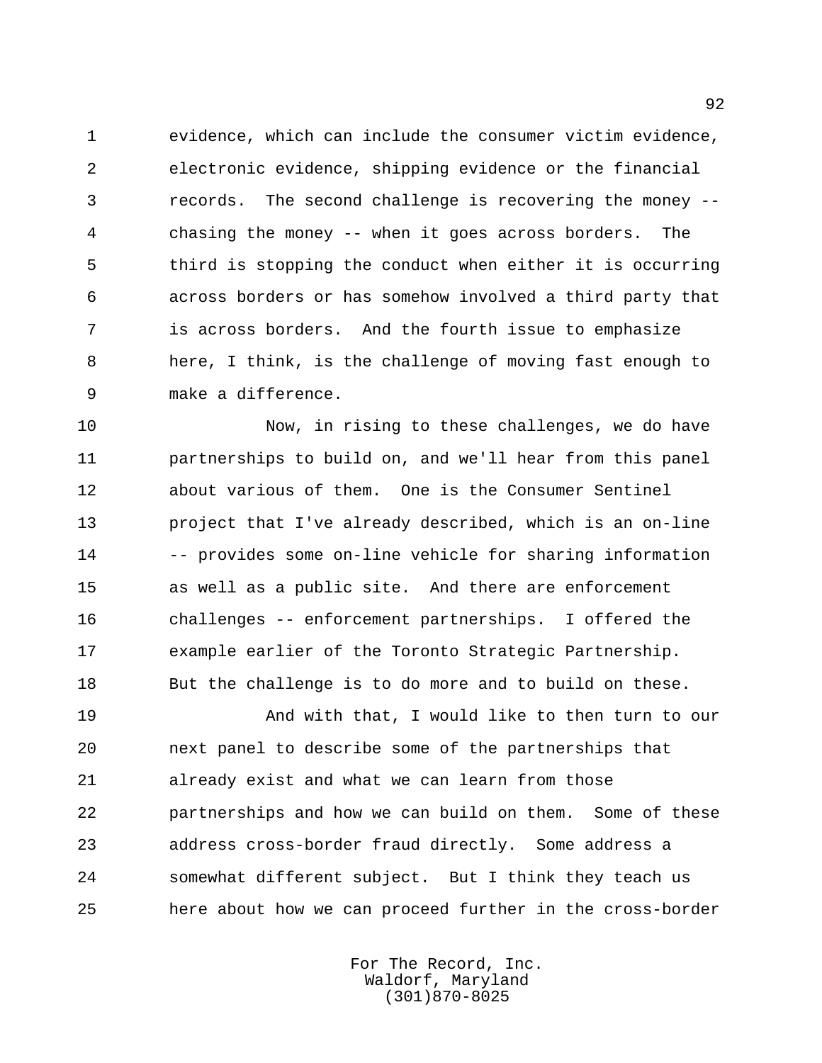evidence, which can include the consumer victim evidence, electronic evidence, shipping evidence or the financial records. The second challenge is recovering the money -- chasing the money -- when it goes across borders. The third is stopping the conduct when either it is occurring across borders or has somehow involved a third party that is across borders. And the fourth issue to emphasize here, I think, is the challenge of moving fast enough to make a difference.

Now, in rising to these challenges, we do have partnerships to build on, and we'll hear from this panel about various of them. One is the Consumer Sentinel project that I've already described, which is an on-line -- provides some on-line vehicle for sharing information as well as a public site. And there are enforcement challenges -- enforcement partnerships. I offered the example earlier of the Toronto Strategic Partnership. But the challenge is to do more and to build on these.

And with that, I would like to then turn to our next panel to describe some of the partnerships that already exist and what we can learn from those partnerships and how we can build on them. Some of these address cross-border fraud directly. Some address a somewhat different subject. But I think they teach us here about how we can proceed further in the cross-border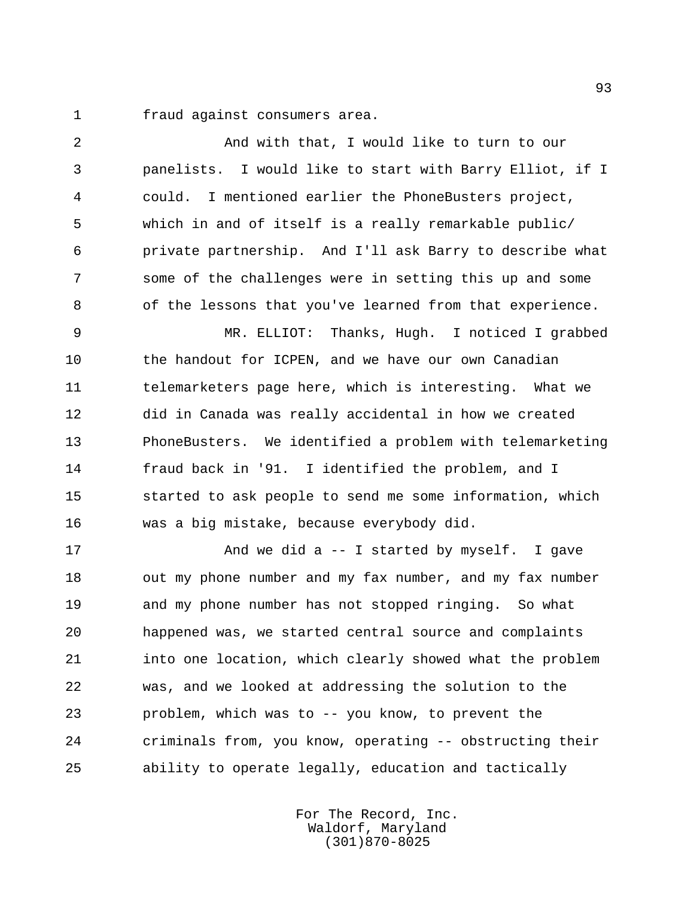fraud against consumers area.

And with that, I would like to turn to our panelists. I would like to start with Barry Elliot, if I could. I mentioned earlier the PhoneBusters project, which in and of itself is a really remarkable public/private partnership. And I'll ask Barry to describe what some of the challenges were in setting this up and some of the lessons that you've learned from that experience.

MR. ELLIOT: Thanks, Hugh. I noticed I grabbed the handout for ICPEN, and we have our own Canadian telemarketers page here, which is interesting. What we did in Canada was really accidental in how we created PhoneBusters. We identified a problem with telemarketing fraud back in '91. I identified the problem, and I started to ask people to send me some information, which was a big mistake, because everybody did.

And we did a -- I started by myself. I gave out my phone number and my fax number, and my fax number and my phone number has not stopped ringing. So what happened was, we started central source and complaints into one location, which clearly showed what the problem was, and we looked at addressing the solution to the problem, which was to -- you know, to prevent the criminals from, you know, operating -- obstructing their ability to operate legally, education and tactically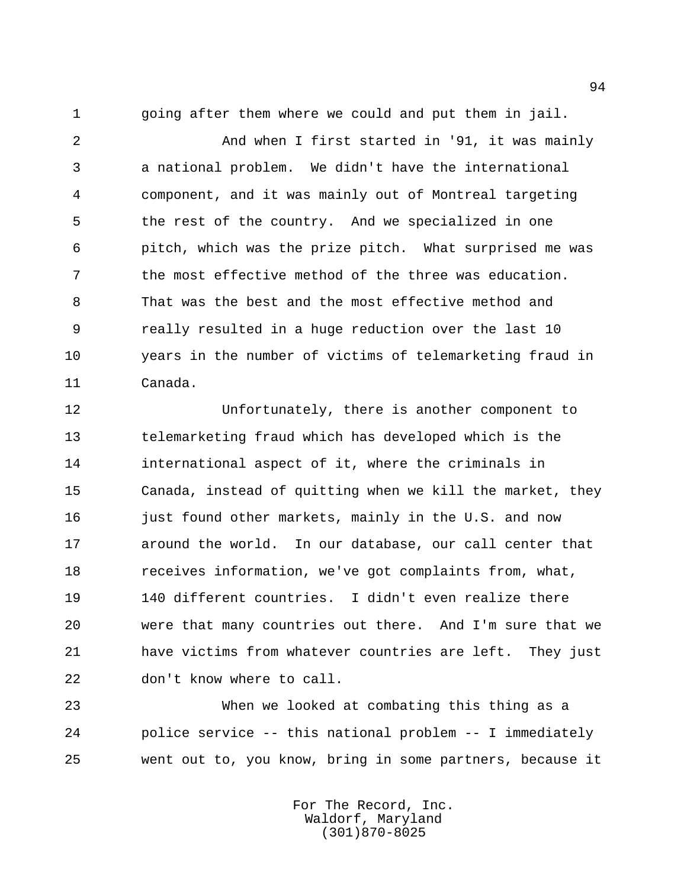going after them where we could and put them in jail.

And when I first started in '91, it was mainly a national problem. We didn't have the international component, and it was mainly out of Montreal targeting the rest of the country. And we specialized in one pitch, which was the prize pitch. What surprised me was the most effective method of the three was education. That was the best and the most effective method and really resulted in a huge reduction over the last 10 years in the number of victims of telemarketing fraud in Canada.

Unfortunately, there is another component to telemarketing fraud which has developed which is the international aspect of it, where the criminals in Canada, instead of quitting when we kill the market, they just found other markets, mainly in the U.S. and now around the world. In our database, our call center that receives information, we've got complaints from, what, 140 different countries. I didn't even realize there were that many countries out there. And I'm sure that we have victims from whatever countries are left. They just don't know where to call.

When we looked at combating this thing as a police service -- this national problem -- I immediately went out to, you know, bring in some partners, because it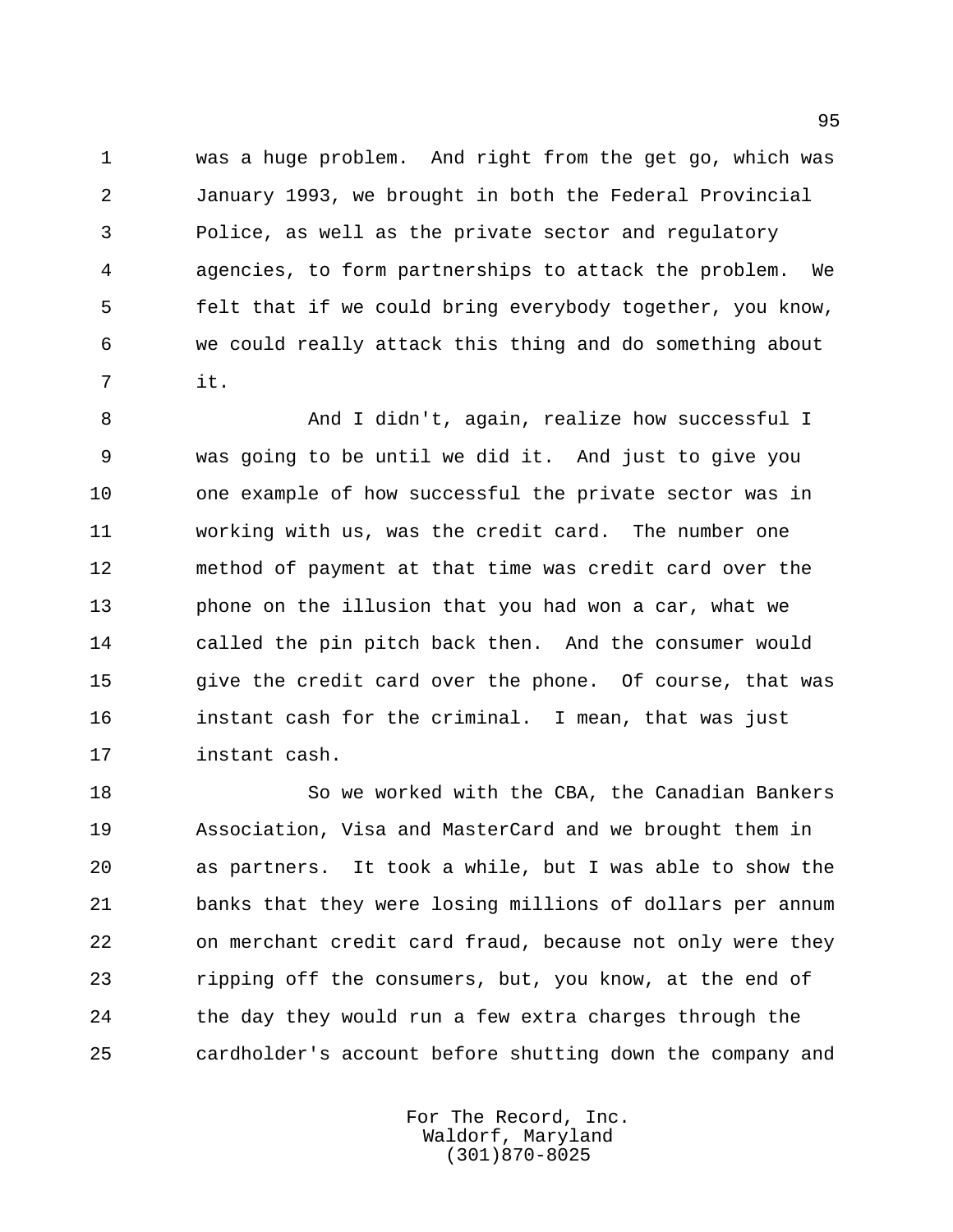was a huge problem. And right from the get go, which was January 1993, we brought in both the Federal Provincial Police, as well as the private sector and regulatory agencies, to form partnerships to attack the problem. We felt that if we could bring everybody together, you know, we could really attack this thing and do something about it.

And I didn't, again, realize how successful I was going to be until we did it. And just to give you one example of how successful the private sector was in working with us, was the credit card. The number one method of payment at that time was credit card over the phone on the illusion that you had won a car, what we called the pin pitch back then. And the consumer would give the credit card over the phone. Of course, that was instant cash for the criminal. I mean, that was just instant cash.

So we worked with the CBA, the Canadian Bankers Association, Visa and MasterCard and we brought them in as partners. It took a while, but I was able to show the banks that they were losing millions of dollars per annum on merchant credit card fraud, because not only were they ripping off the consumers, but, you know, at the end of the day they would run a few extra charges through the cardholder's account before shutting down the company and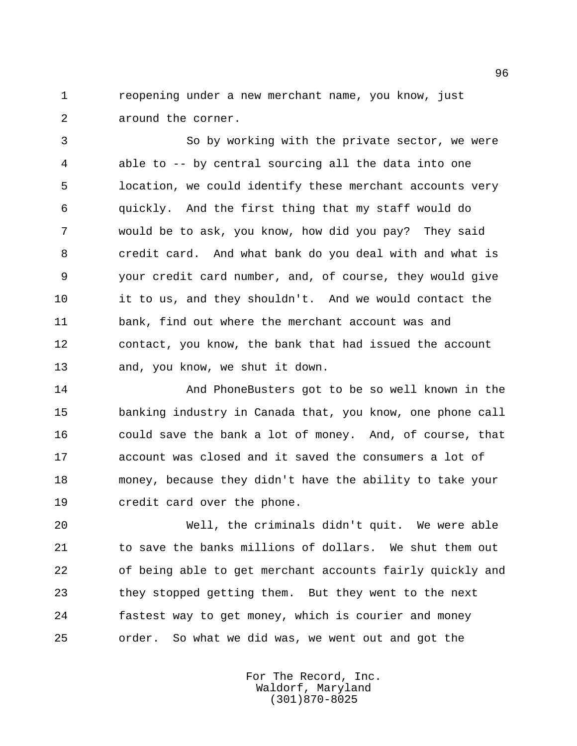reopening under a new merchant name, you know, just around the corner.

So by working with the private sector, we were able to -- by central sourcing all the data into one location, we could identify these merchant accounts very quickly. And the first thing that my staff would do would be to ask, you know, how did you pay? They said credit card. And what bank do you deal with and what is your credit card number, and, of course, they would give it to us, and they shouldn't. And we would contact the bank, find out where the merchant account was and contact, you know, the bank that had issued the account and, you know, we shut it down.

And PhoneBusters got to be so well known in the banking industry in Canada that, you know, one phone call could save the bank a lot of money. And, of course, that account was closed and it saved the consumers a lot of money, because they didn't have the ability to take your credit card over the phone.

Well, the criminals didn't quit. We were able to save the banks millions of dollars. We shut them out of being able to get merchant accounts fairly quickly and they stopped getting them. But they went to the next fastest way to get money, which is courier and money order. So what we did was, we went out and got the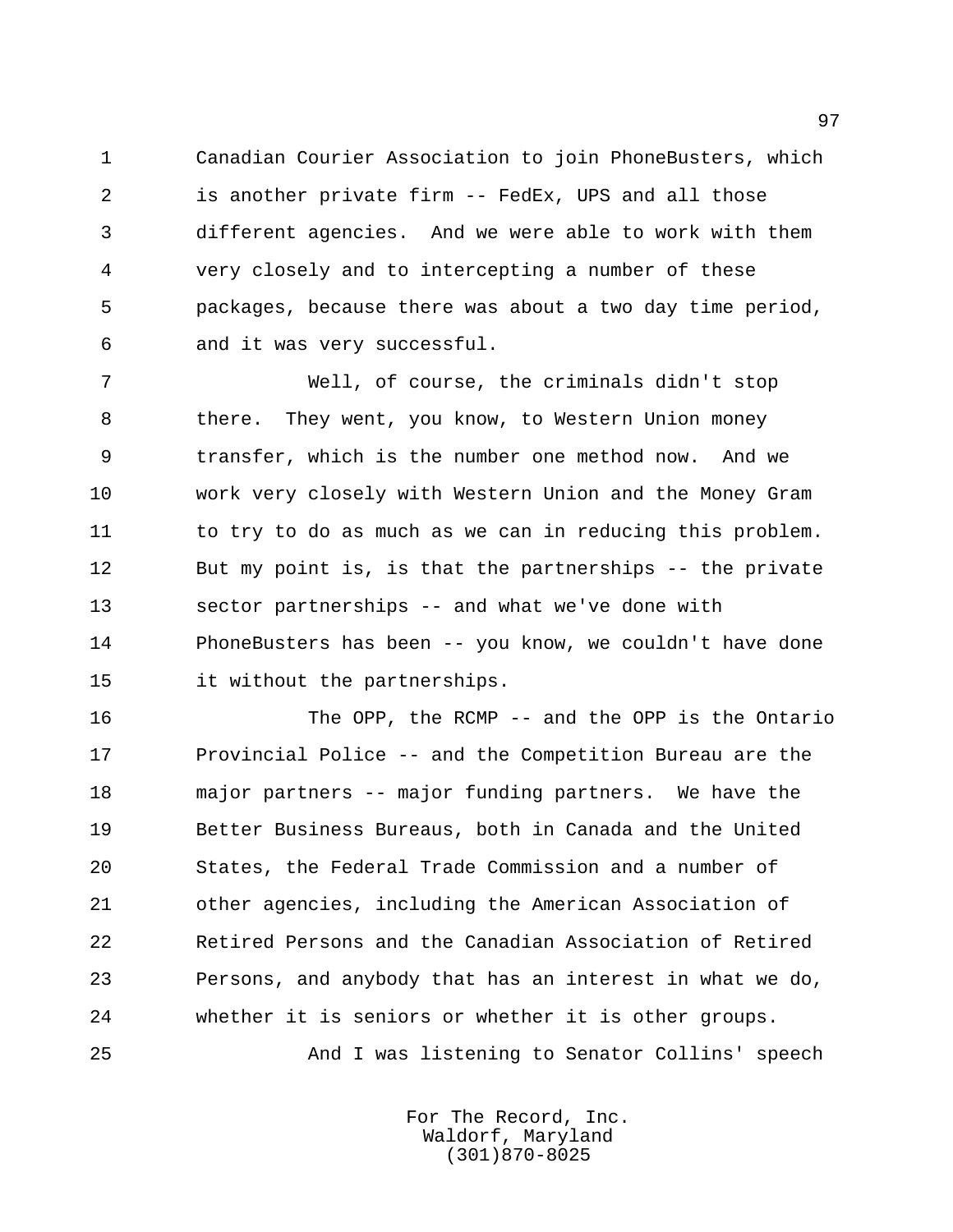Canadian Courier Association to join PhoneBusters, which is another private firm -- FedEx, UPS and all those different agencies. And we were able to work with them very closely and to intercepting a number of these packages, because there was about a two day time period, and it was very successful.

Well, of course, the criminals didn't stop there. They went, you know, to Western Union money transfer, which is the number one method now. And we work very closely with Western Union and the Money Gram to try to do as much as we can in reducing this problem. But my point is, is that the partnerships -- the private sector partnerships -- and what we've done with PhoneBusters has been -- you know, we couldn't have done it without the partnerships.

The OPP, the RCMP -- and the OPP is the Ontario Provincial Police -- and the Competition Bureau are the major partners -- major funding partners. We have the Better Business Bureaus, both in Canada and the United States, the Federal Trade Commission and a number of other agencies, including the American Association of Retired Persons and the Canadian Association of Retired Persons, and anybody that has an interest in what we do, whether it is seniors or whether it is other groups.

And I was listening to Senator Collins' speech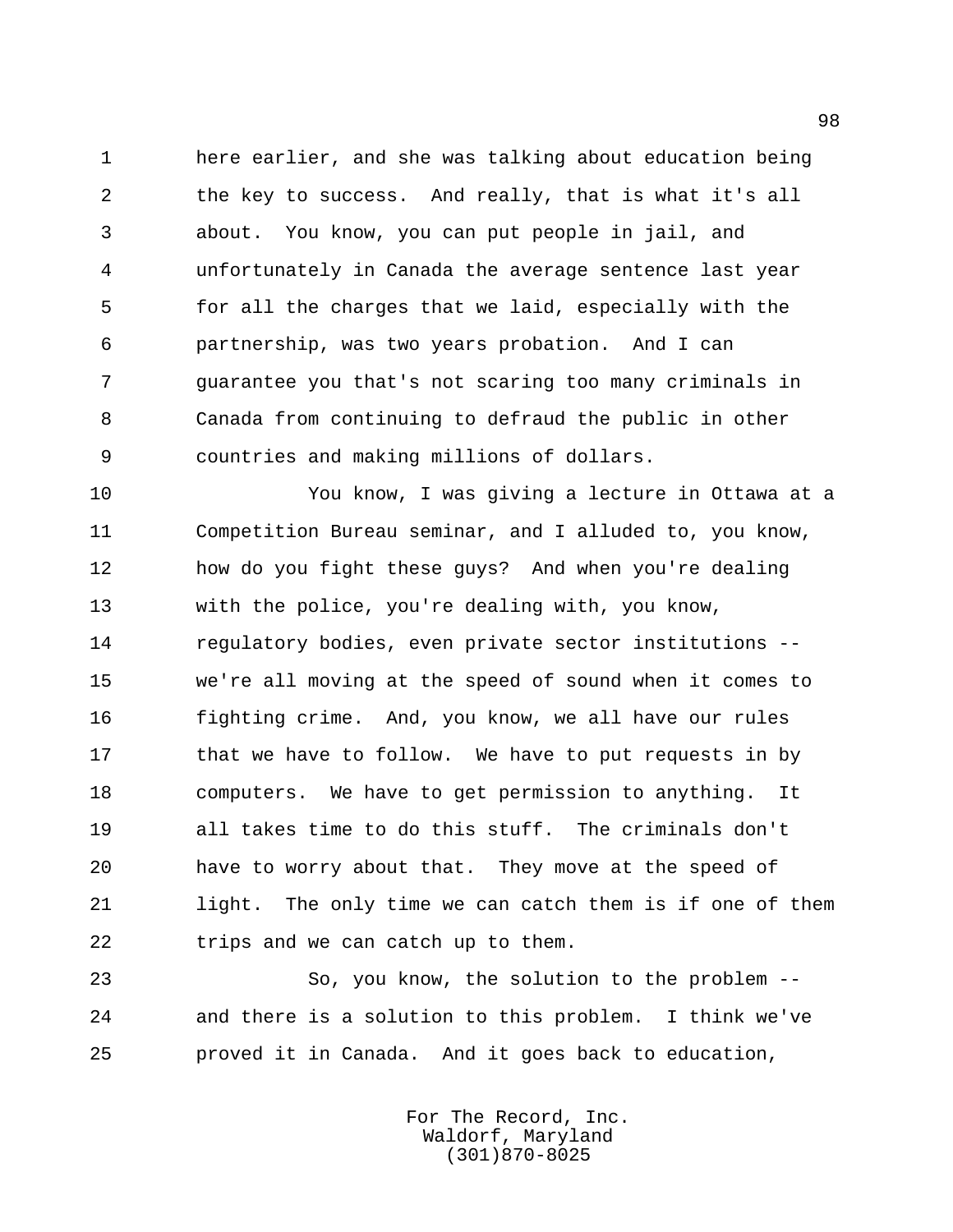here earlier, and she was talking about education being the key to success. And really, that is what it's all about. You know, you can put people in jail, and unfortunately in Canada the average sentence last year for all the charges that we laid, especially with the partnership, was two years probation. And I can guarantee you that's not scaring too many criminals in Canada from continuing to defraud the public in other countries and making millions of dollars.

You know, I was giving a lecture in Ottawa at a Competition Bureau seminar, and I alluded to, you know, how do you fight these guys? And when you're dealing with the police, you're dealing with, you know, regulatory bodies, even private sector institutions -- we're all moving at the speed of sound when it comes to fighting crime. And, you know, we all have our rules that we have to follow. We have to put requests in by computers. We have to get permission to anything. It all takes time to do this stuff. The criminals don't have to worry about that. They move at the speed of light. The only time we can catch them is if one of them trips and we can catch up to them.

So, you know, the solution to the problem -- and there is a solution to this problem. I think we've proved it in Canada. And it goes back to education,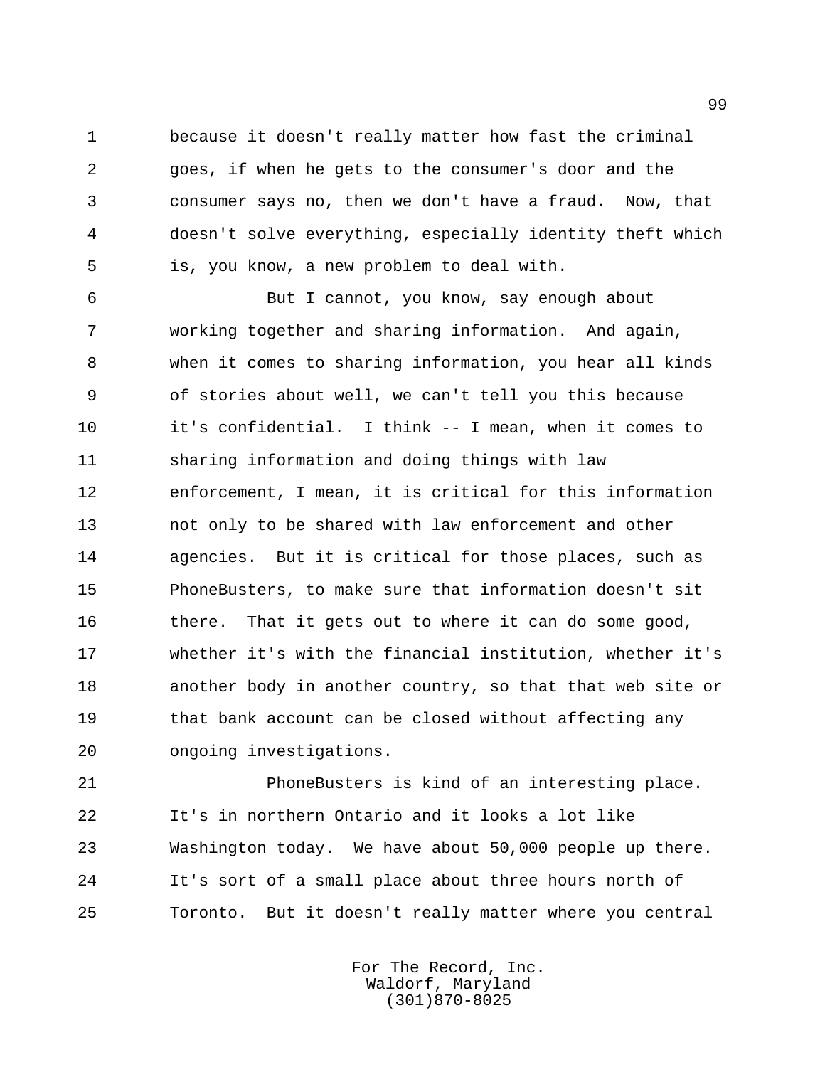because it doesn't really matter how fast the criminal goes, if when he gets to the consumer's door and the consumer says no, then we don't have a fraud. Now, that doesn't solve everything, especially identity theft which is, you know, a new problem to deal with.

But I cannot, you know, say enough about working together and sharing information. And again, when it comes to sharing information, you hear all kinds of stories about well, we can't tell you this because it's confidential. I think -- I mean, when it comes to sharing information and doing things with law enforcement, I mean, it is critical for this information not only to be shared with law enforcement and other agencies. But it is critical for those places, such as PhoneBusters, to make sure that information doesn't sit there. That it gets out to where it can do some good, whether it's with the financial institution, whether it's another body in another country, so that that web site or that bank account can be closed without affecting any ongoing investigations.

PhoneBusters is kind of an interesting place. It's in northern Ontario and it looks a lot like Washington today. We have about 50,000 people up there. It's sort of a small place about three hours north of Toronto. But it doesn't really matter where you central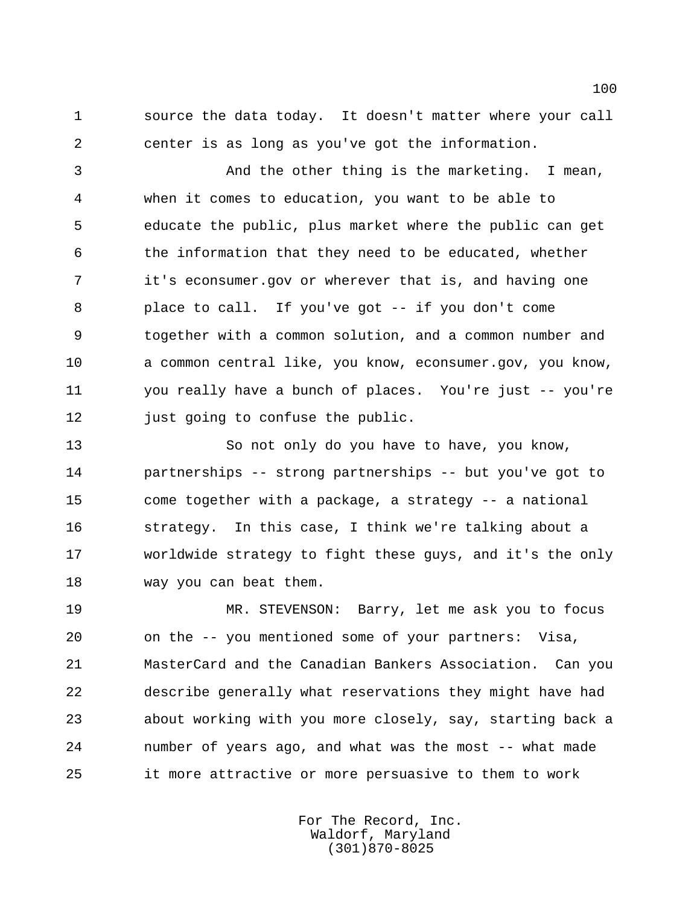source the data today. It doesn't matter where your call center is as long as you've got the information.

And the other thing is the marketing. I mean, when it comes to education, you want to be able to educate the public, plus market where the public can get the information that they need to be educated, whether it's econsumer.gov or wherever that is, and having one place to call. If you've got -- if you don't come together with a common solution, and a common number and a common central like, you know, econsumer.gov, you know, you really have a bunch of places. You're just -- you're just going to confuse the public.

So not only do you have to have, you know, partnerships -- strong partnerships -- but you've got to come together with a package, a strategy -- a national strategy. In this case, I think we're talking about a worldwide strategy to fight these guys, and it's the only way you can beat them.

MR. STEVENSON: Barry, let me ask you to focus on the -- you mentioned some of your partners: Visa, MasterCard and the Canadian Bankers Association. Can you describe generally what reservations they might have had about working with you more closely, say, starting back a number of years ago, and what was the most -- what made it more attractive or more persuasive to them to work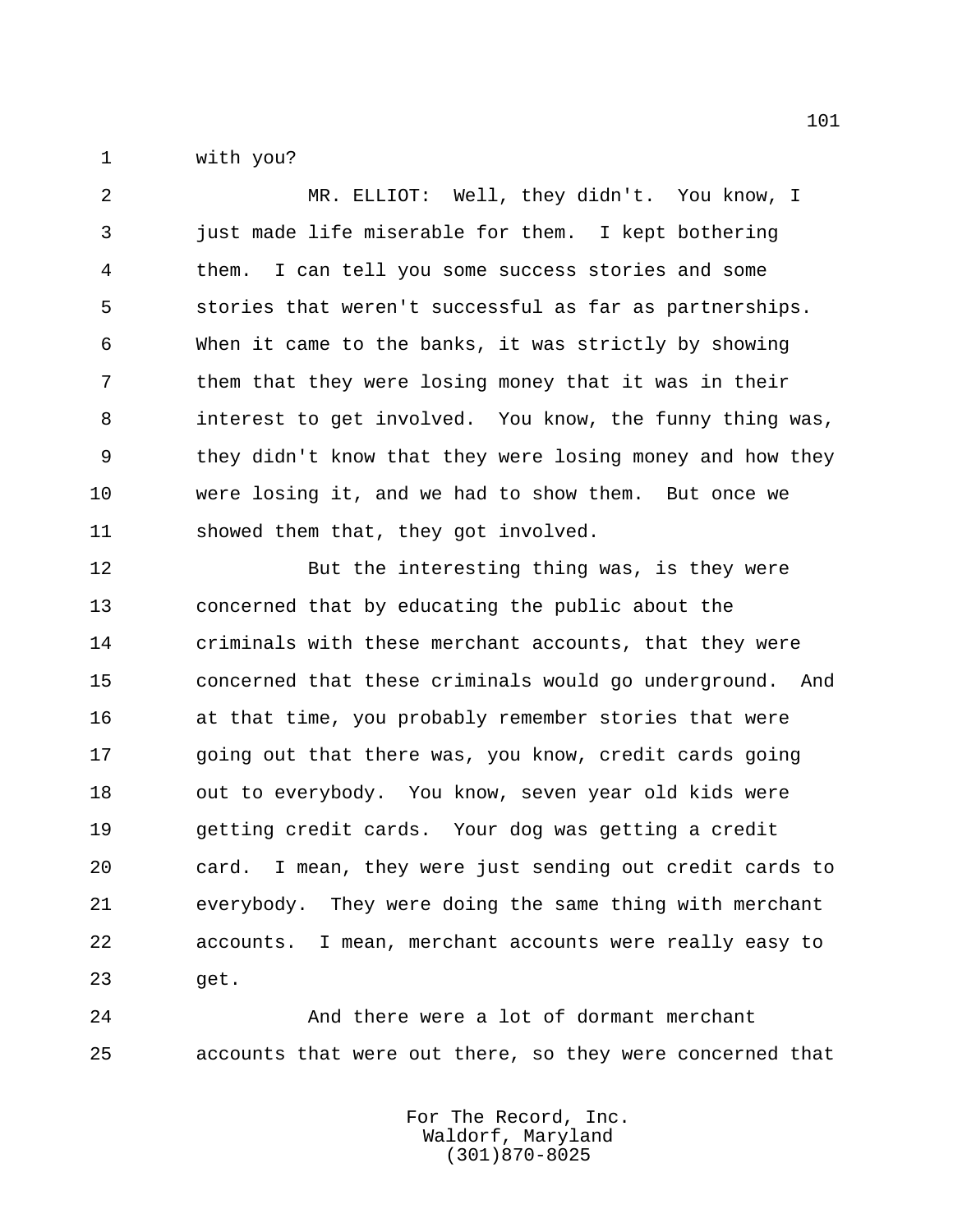with you?

MR. ELLIOT: Well, they didn't. You know, I just made life miserable for them. I kept bothering them. I can tell you some success stories and some stories that weren't successful as far as partnerships. When it came to the banks, it was strictly by showing them that they were losing money that it was in their interest to get involved. You know, the funny thing was, they didn't know that they were losing money and how they were losing it, and we had to show them. But once we showed them that, they got involved.

But the interesting thing was, is they were concerned that by educating the public about the criminals with these merchant accounts, that they were concerned that these criminals would go underground. And at that time, you probably remember stories that were going out that there was, you know, credit cards going out to everybody. You know, seven year old kids were getting credit cards. Your dog was getting a credit card. I mean, they were just sending out credit cards to everybody. They were doing the same thing with merchant accounts. I mean, merchant accounts were really easy to get.

And there were a lot of dormant merchant accounts that were out there, so they were concerned that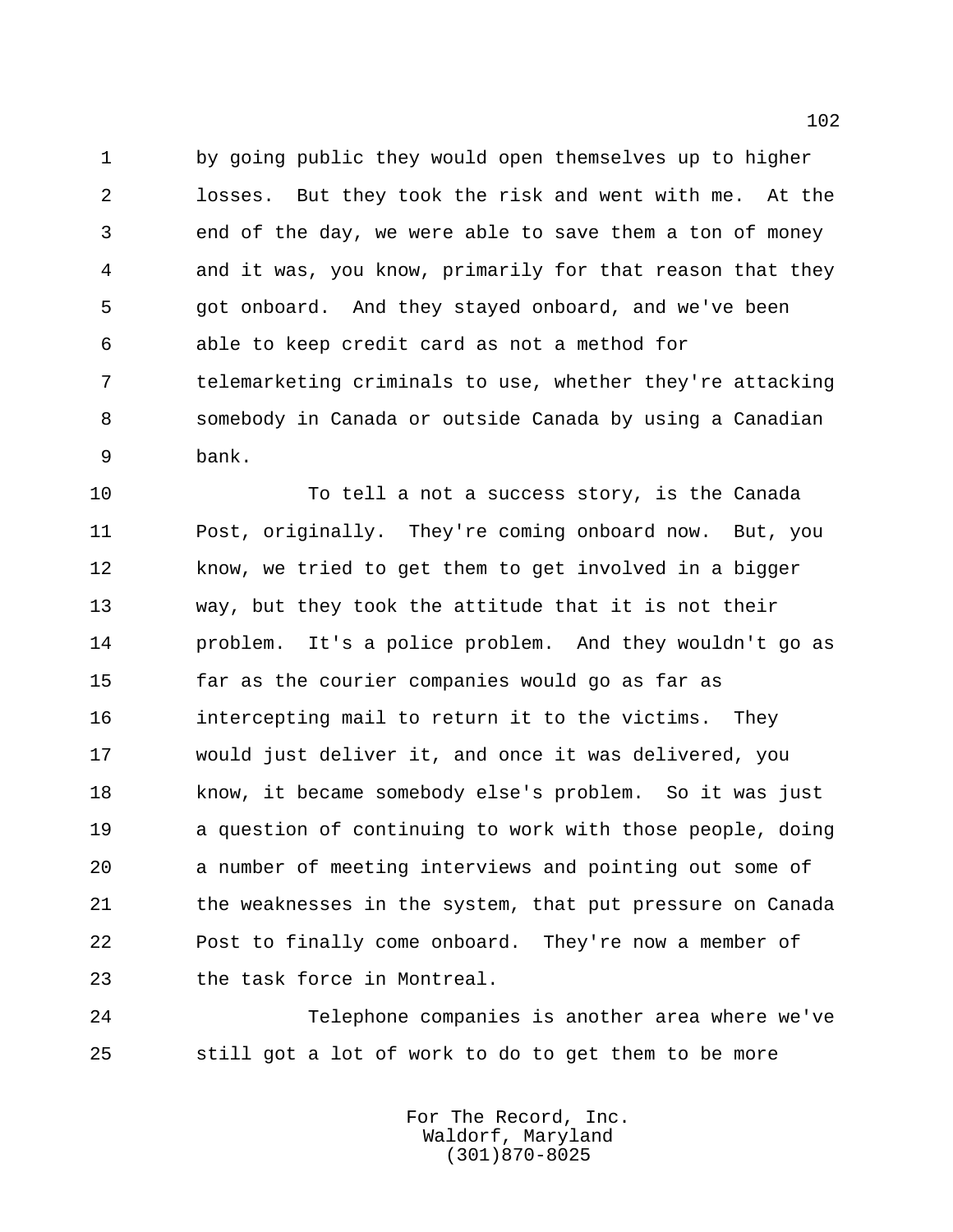by going public they would open themselves up to higher losses. But they took the risk and went with me. At the end of the day, we were able to save them a ton of money and it was, you know, primarily for that reason that they got onboard. And they stayed onboard, and we've been able to keep credit card as not a method for telemarketing criminals to use, whether they're attacking somebody in Canada or outside Canada by using a Canadian bank.

To tell a not a success story, is the Canada Post, originally. They're coming onboard now. But, you know, we tried to get them to get involved in a bigger way, but they took the attitude that it is not their problem. It's a police problem. And they wouldn't go as far as the courier companies would go as far as intercepting mail to return it to the victims. They would just deliver it, and once it was delivered, you know, it became somebody else's problem. So it was just a question of continuing to work with those people, doing a number of meeting interviews and pointing out some of the weaknesses in the system, that put pressure on Canada Post to finally come onboard. They're now a member of the task force in Montreal.

Telephone companies is another area where we've still got a lot of work to do to get them to be more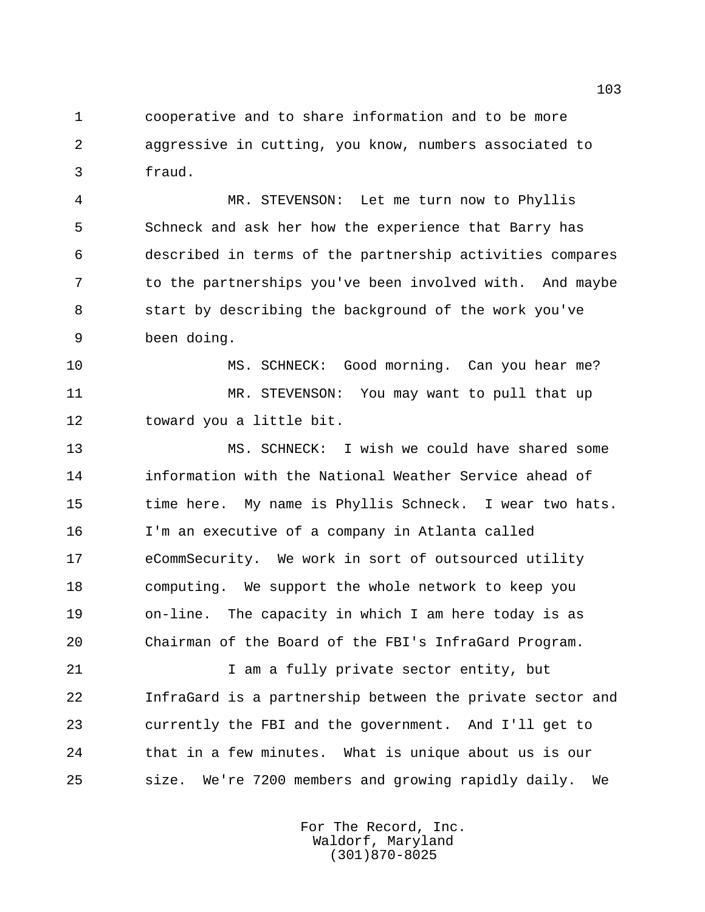cooperative and to share information and to be more aggressive in cutting, you know, numbers associated to fraud.

MR. STEVENSON: Let me turn now to Phyllis Schneck and ask her how the experience that Barry has described in terms of the partnership activities compares to the partnerships you've been involved with. And maybe start by describing the background of the work you've been doing.

MS. SCHNECK: Good morning. Can you hear me?

MR. STEVENSON: You may want to pull that up toward you a little bit.

MS. SCHNECK: I wish we could have shared some information with the National Weather Service ahead of time here. My name is Phyllis Schneck. I wear two hats. I'm an executive of a company in Atlanta called eCommSecurity. We work in sort of outsourced utility computing. We support the whole network to keep you on-line. The capacity in which I am here today is as Chairman of the Board of the FBI's InfraGard Program.

I am a fully private sector entity, but InfraGard is a partnership between the private sector and currently the FBI and the government. And I'll get to that in a few minutes. What is unique about us is our size. We're 7200 members and growing rapidly daily. We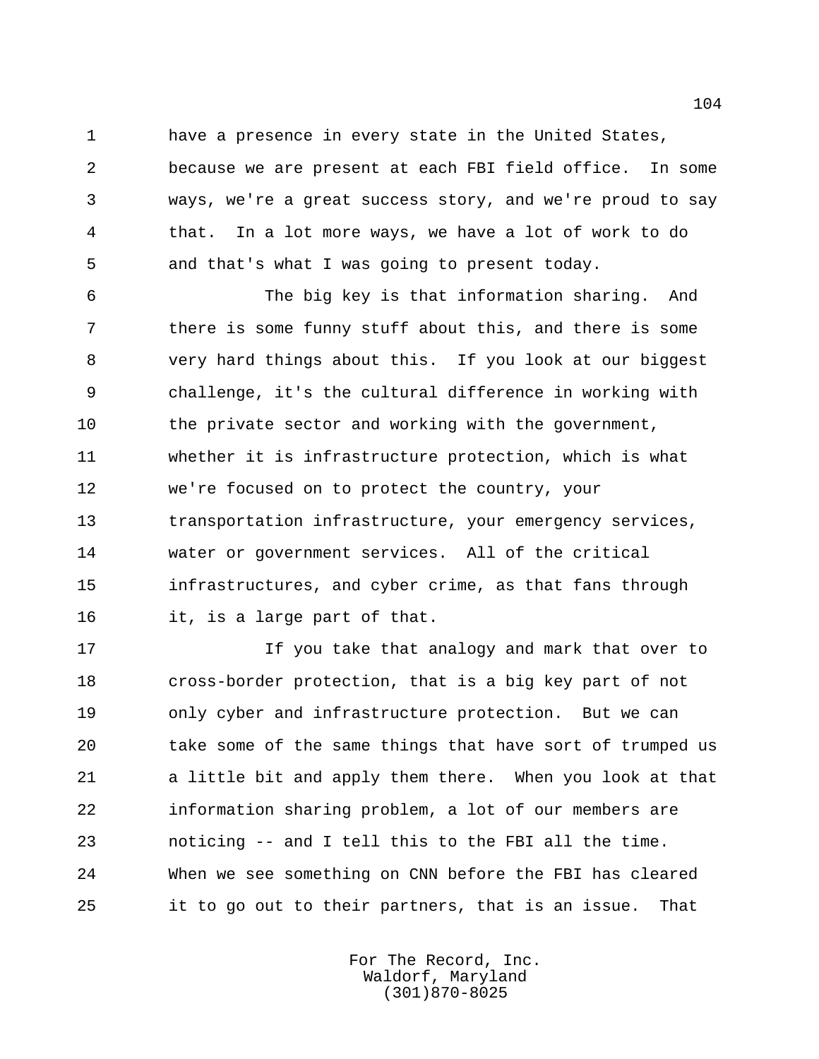have a presence in every state in the United States, because we are present at each FBI field office. In some ways, we're a great success story, and we're proud to say that. In a lot more ways, we have a lot of work to do and that's what I was going to present today.

The big key is that information sharing. And there is some funny stuff about this, and there is some very hard things about this. If you look at our biggest challenge, it's the cultural difference in working with the private sector and working with the government, whether it is infrastructure protection, which is what we're focused on to protect the country, your transportation infrastructure, your emergency services, water or government services. All of the critical infrastructures, and cyber crime, as that fans through it, is a large part of that.

If you take that analogy and mark that over to cross-border protection, that is a big key part of not only cyber and infrastructure protection. But we can take some of the same things that have sort of trumped us a little bit and apply them there. When you look at that information sharing problem, a lot of our members are noticing -- and I tell this to the FBI all the time. When we see something on CNN before the FBI has cleared it to go out to their partners, that is an issue. That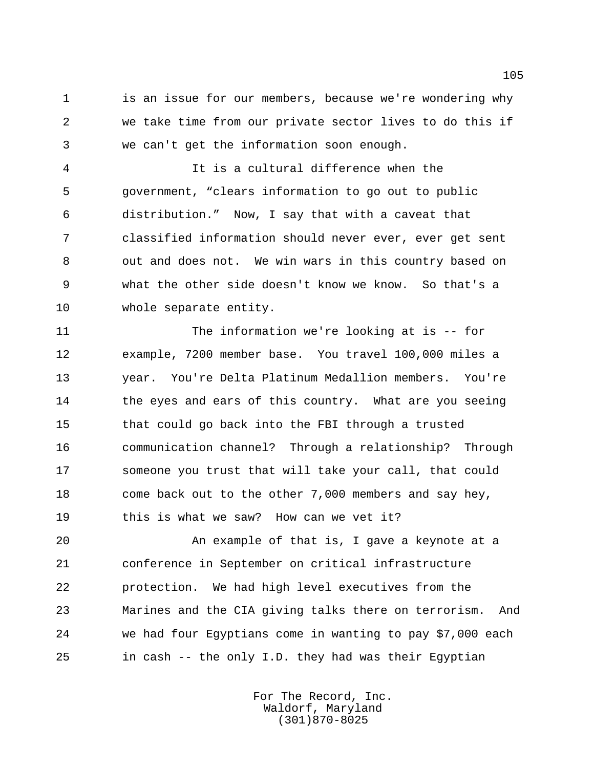is an issue for our members, because we're wondering why we take time from our private sector lives to do this if we can't get the information soon enough.

It is a cultural difference when the government, "clears information to go out to public distribution." Now, I say that with a caveat that classified information should never ever, ever get sent out and does not. We win wars in this country based on what the other side doesn't know we know. So that's a whole separate entity.

The information we're looking at is -- for example, 7200 member base. You travel 100,000 miles a year. You're Delta Platinum Medallion members. You're the eyes and ears of this country. What are you seeing that could go back into the FBI through a trusted communication channel? Through a relationship? Through someone you trust that will take your call, that could come back out to the other 7,000 members and say hey, this is what we saw? How can we vet it?

An example of that is, I gave a keynote at a conference in September on critical infrastructure protection. We had high level executives from the Marines and the CIA giving talks there on terrorism. And we had four Egyptians come in wanting to pay $7,000 each in cash -- the only I.D. they had was their Egyptian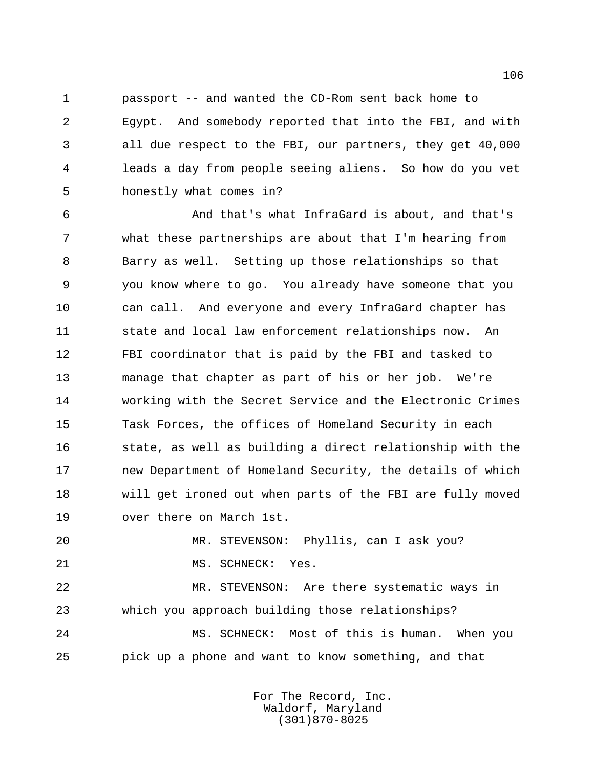passport -- and wanted the CD-Rom sent back home to Egypt. And somebody reported that into the FBI, and with all due respect to the FBI, our partners, they get 40,000 leads a day from people seeing aliens. So how do you vet honestly what comes in?

And that's what InfraGard is about, and that's what these partnerships are about that I'm hearing from Barry as well. Setting up those relationships so that you know where to go. You already have someone that you can call. And everyone and every InfraGard chapter has state and local law enforcement relationships now. An FBI coordinator that is paid by the FBI and tasked to manage that chapter as part of his or her job. We're working with the Secret Service and the Electronic Crimes Task Forces, the offices of Homeland Security in each state, as well as building a direct relationship with the new Department of Homeland Security, the details of which will get ironed out when parts of the FBI are fully moved over there on March 1st.

MR. STEVENSON: Phyllis, can I ask you?

MS. SCHNECK: Yes.

MR. STEVENSON: Are there systematic ways in which you approach building those relationships?

MS. SCHNECK: Most of this is human. When you pick up a phone and want to know something, and that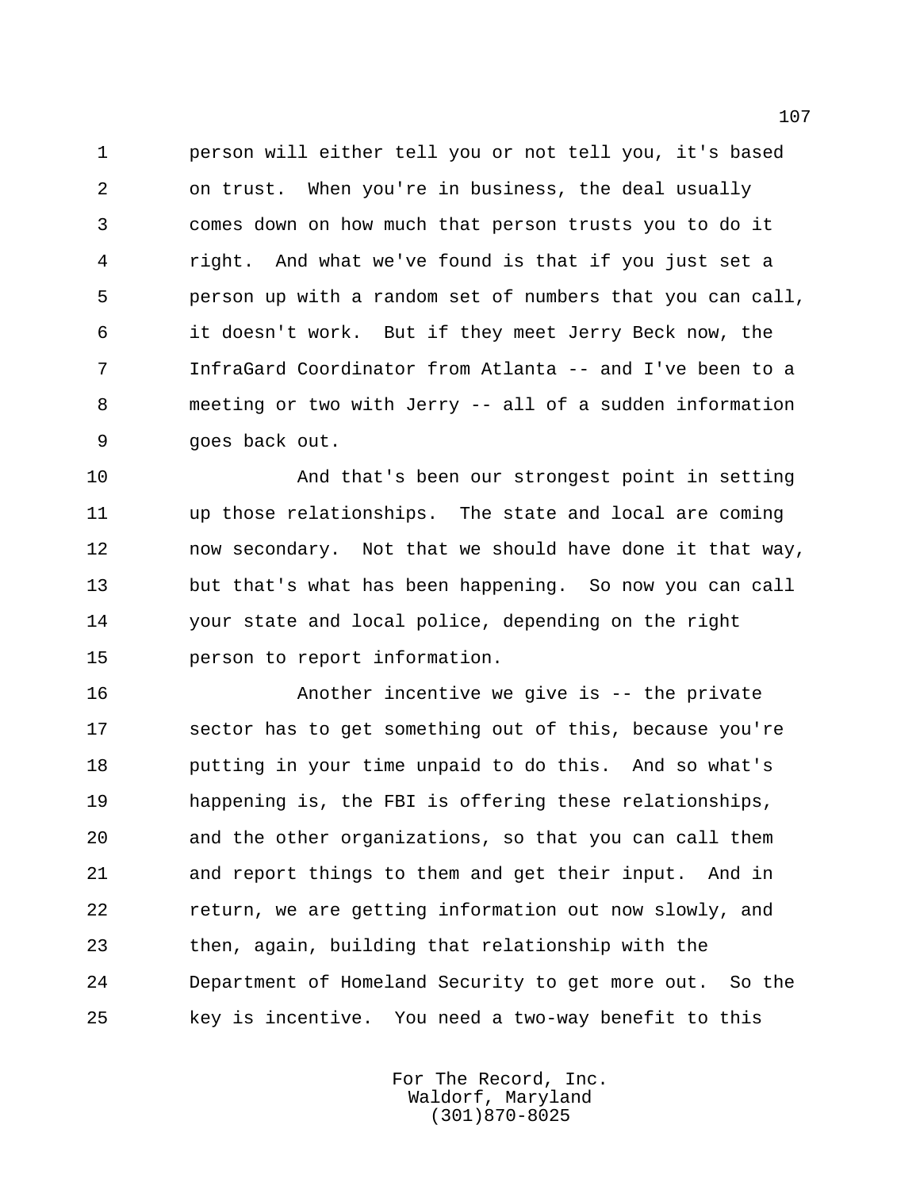person will either tell you or not tell you, it's based on trust. When you're in business, the deal usually comes down on how much that person trusts you to do it right. And what we've found is that if you just set a person up with a random set of numbers that you can call, it doesn't work. But if they meet Jerry Beck now, the InfraGard Coordinator from Atlanta -- and I've been to a meeting or two with Jerry -- all of a sudden information goes back out.

And that's been our strongest point in setting up those relationships. The state and local are coming now secondary. Not that we should have done it that way, but that's what has been happening. So now you can call your state and local police, depending on the right person to report information.

Another incentive we give is -- the private sector has to get something out of this, because you're putting in your time unpaid to do this. And so what's happening is, the FBI is offering these relationships, and the other organizations, so that you can call them and report things to them and get their input. And in return, we are getting information out now slowly, and then, again, building that relationship with the Department of Homeland Security to get more out. So the key is incentive. You need a two-way benefit to this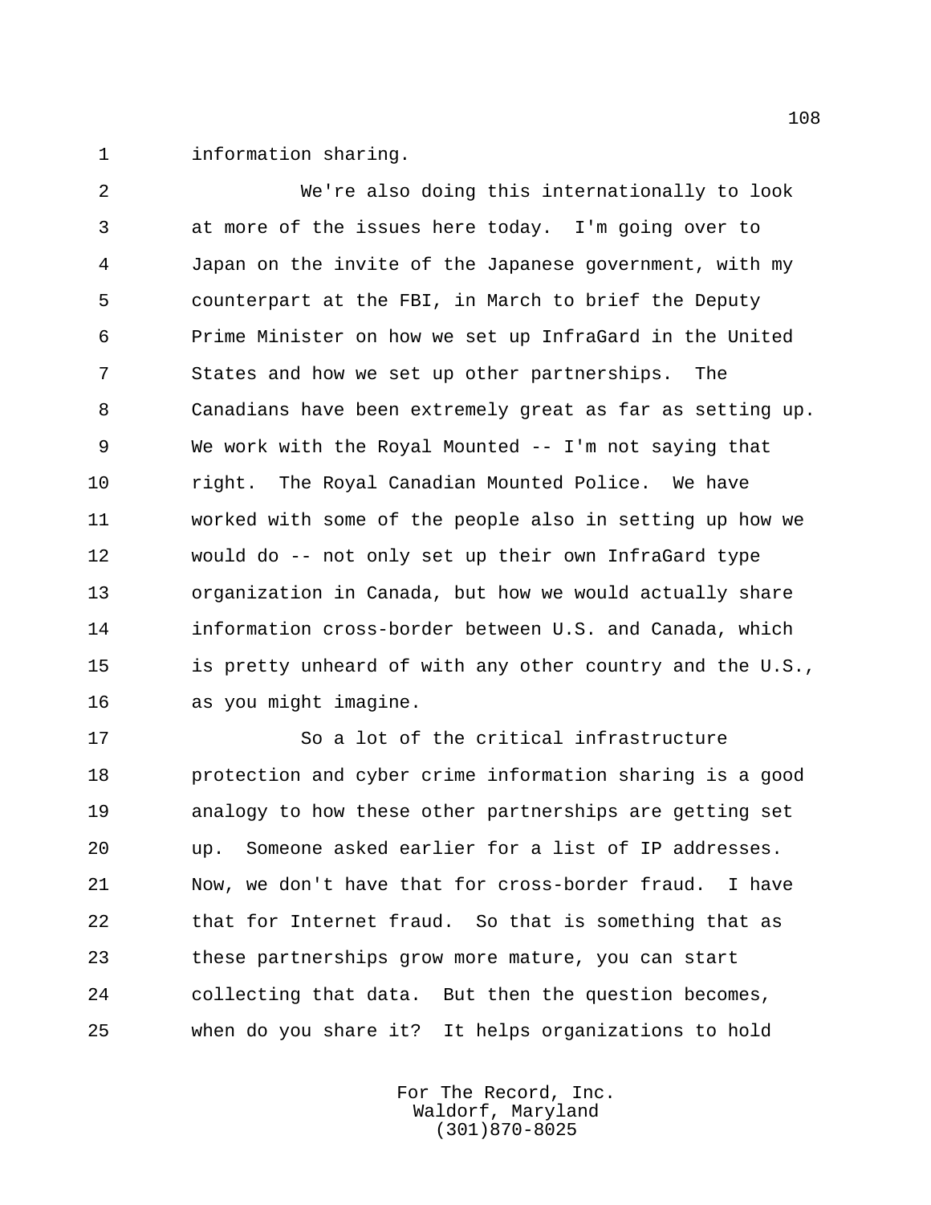information sharing.

We're also doing this internationally to look at more of the issues here today. I'm going over to Japan on the invite of the Japanese government, with my counterpart at the FBI, in March to brief the Deputy Prime Minister on how we set up InfraGard in the United States and how we set up other partnerships. The Canadians have been extremely great as far as setting up. We work with the Royal Mounted -- I'm not saying that right. The Royal Canadian Mounted Police. We have worked with some of the people also in setting up how we would do -- not only set up their own InfraGard type organization in Canada, but how we would actually share information cross-border between U.S. and Canada, which is pretty unheard of with any other country and the U.S., as you might imagine.

So a lot of the critical infrastructure protection and cyber crime information sharing is a good analogy to how these other partnerships are getting set up. Someone asked earlier for a list of IP addresses. Now, we don't have that for cross-border fraud. I have that for Internet fraud. So that is something that as these partnerships grow more mature, you can start collecting that data. But then the question becomes, when do you share it? It helps organizations to hold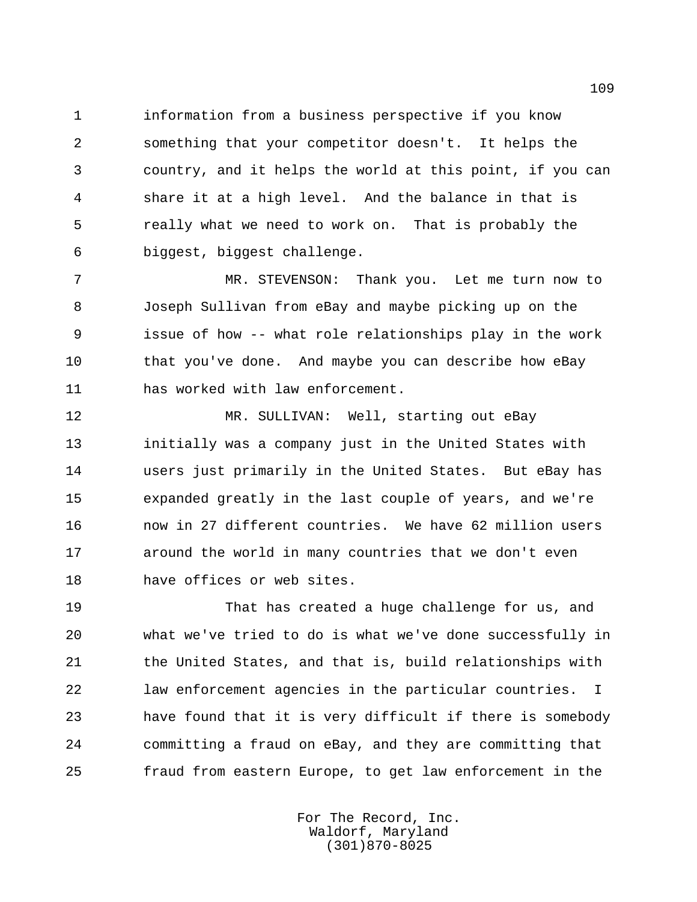information from a business perspective if you know something that your competitor doesn't. It helps the country, and it helps the world at this point, if you can share it at a high level. And the balance in that is really what we need to work on. That is probably the biggest, biggest challenge.

MR. STEVENSON: Thank you. Let me turn now to Joseph Sullivan from eBay and maybe picking up on the issue of how -- what role relationships play in the work that you've done. And maybe you can describe how eBay has worked with law enforcement.

MR. SULLIVAN: Well, starting out eBay initially was a company just in the United States with users just primarily in the United States. But eBay has expanded greatly in the last couple of years, and we're now in 27 different countries. We have 62 million users around the world in many countries that we don't even have offices or web sites.

That has created a huge challenge for us, and what we've tried to do is what we've done successfully in the United States, and that is, build relationships with law enforcement agencies in the particular countries. I have found that it is very difficult if there is somebody committing a fraud on eBay, and they are committing that fraud from eastern Europe, to get law enforcement in the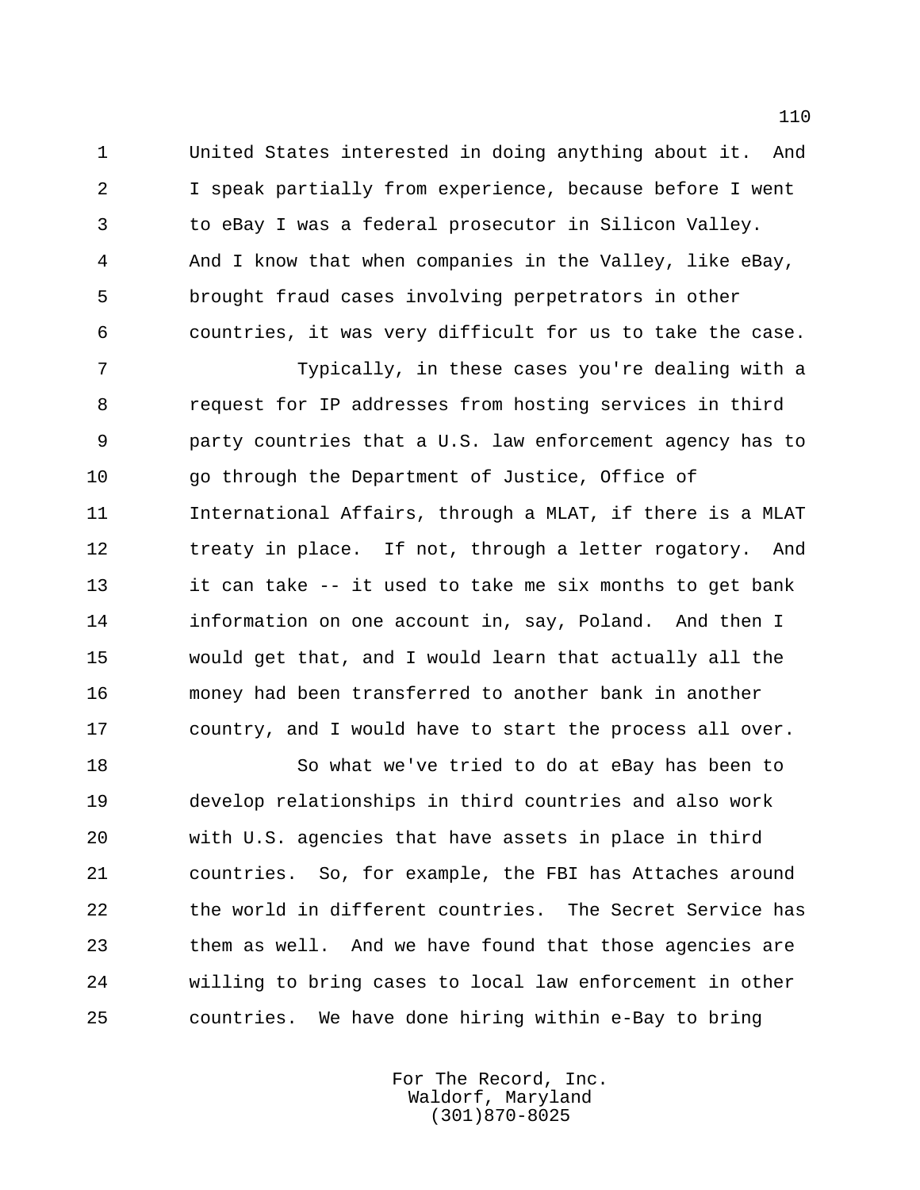United States interested in doing anything about it. And I speak partially from experience, because before I went to eBay I was a federal prosecutor in Silicon Valley. And I know that when companies in the Valley, like eBay, brought fraud cases involving perpetrators in other countries, it was very difficult for us to take the case.

Typically, in these cases you're dealing with a request for IP addresses from hosting services in third party countries that a U.S. law enforcement agency has to go through the Department of Justice, Office of International Affairs, through a MLAT, if there is a MLAT treaty in place. If not, through a letter rogatory. And it can take -- it used to take me six months to get bank information on one account in, say, Poland. And then I would get that, and I would learn that actually all the money had been transferred to another bank in another country, and I would have to start the process all over.

So what we've tried to do at eBay has been to develop relationships in third countries and also work with U.S. agencies that have assets in place in third countries. So, for example, the FBI has Attaches around the world in different countries. The Secret Service has them as well. And we have found that those agencies are willing to bring cases to local law enforcement in other countries. We have done hiring within e-Bay to bring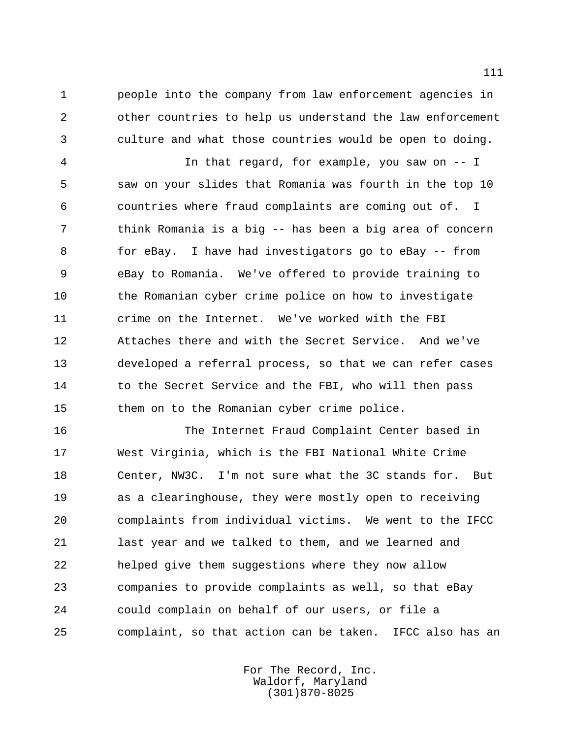people into the company from law enforcement agencies in other countries to help us understand the law enforcement culture and what those countries would be open to doing.

In that regard, for example, you saw on -- I saw on your slides that Romania was fourth in the top 10 countries where fraud complaints are coming out of. I think Romania is a big -- has been a big area of concern for eBay. I have had investigators go to eBay -- from eBay to Romania. We've offered to provide training to the Romanian cyber crime police on how to investigate crime on the Internet. We've worked with the FBI Attaches there and with the Secret Service. And we've developed a referral process, so that we can refer cases to the Secret Service and the FBI, who will then pass them on to the Romanian cyber crime police.

The Internet Fraud Complaint Center based in West Virginia, which is the FBI National White Crime Center, NW3C. I'm not sure what the 3C stands for. But as a clearinghouse, they were mostly open to receiving complaints from individual victims. We went to the IFCC last year and we talked to them, and we learned and helped give them suggestions where they now allow companies to provide complaints as well, so that eBay could complain on behalf of our users, or file a complaint, so that action can be taken. IFCC also has an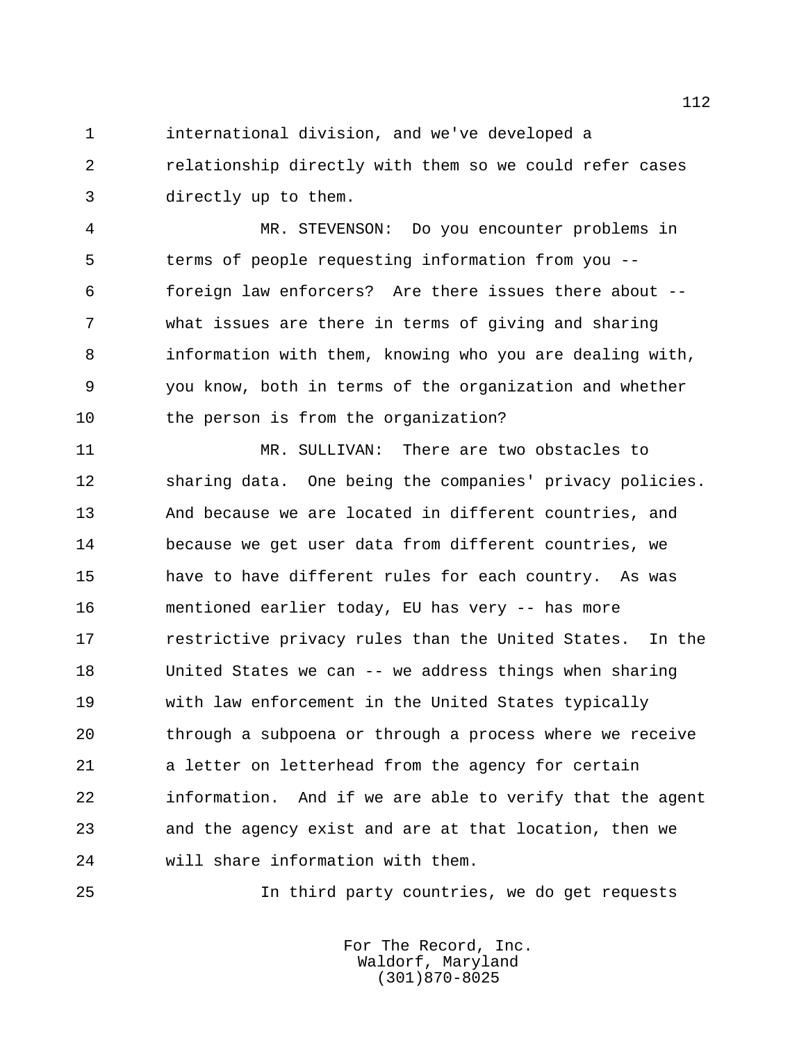international division, and we've developed a relationship directly with them so we could refer cases directly up to them.

MR. STEVENSON: Do you encounter problems in terms of people requesting information from you -- foreign law enforcers? Are there issues there about -- what issues are there in terms of giving and sharing information with them, knowing who you are dealing with, you know, both in terms of the organization and whether the person is from the organization?

MR. SULLIVAN: There are two obstacles to sharing data. One being the companies' privacy policies. And because we are located in different countries, and because we get user data from different countries, we have to have different rules for each country. As was mentioned earlier today, EU has very -- has more restrictive privacy rules than the United States. In the United States we can -- we address things when sharing with law enforcement in the United States typically through a subpoena or through a process where we receive a letter on letterhead from the agency for certain information. And if we are able to verify that the agent and the agency exist and are at that location, then we will share information with them.

In third party countries, we do get requests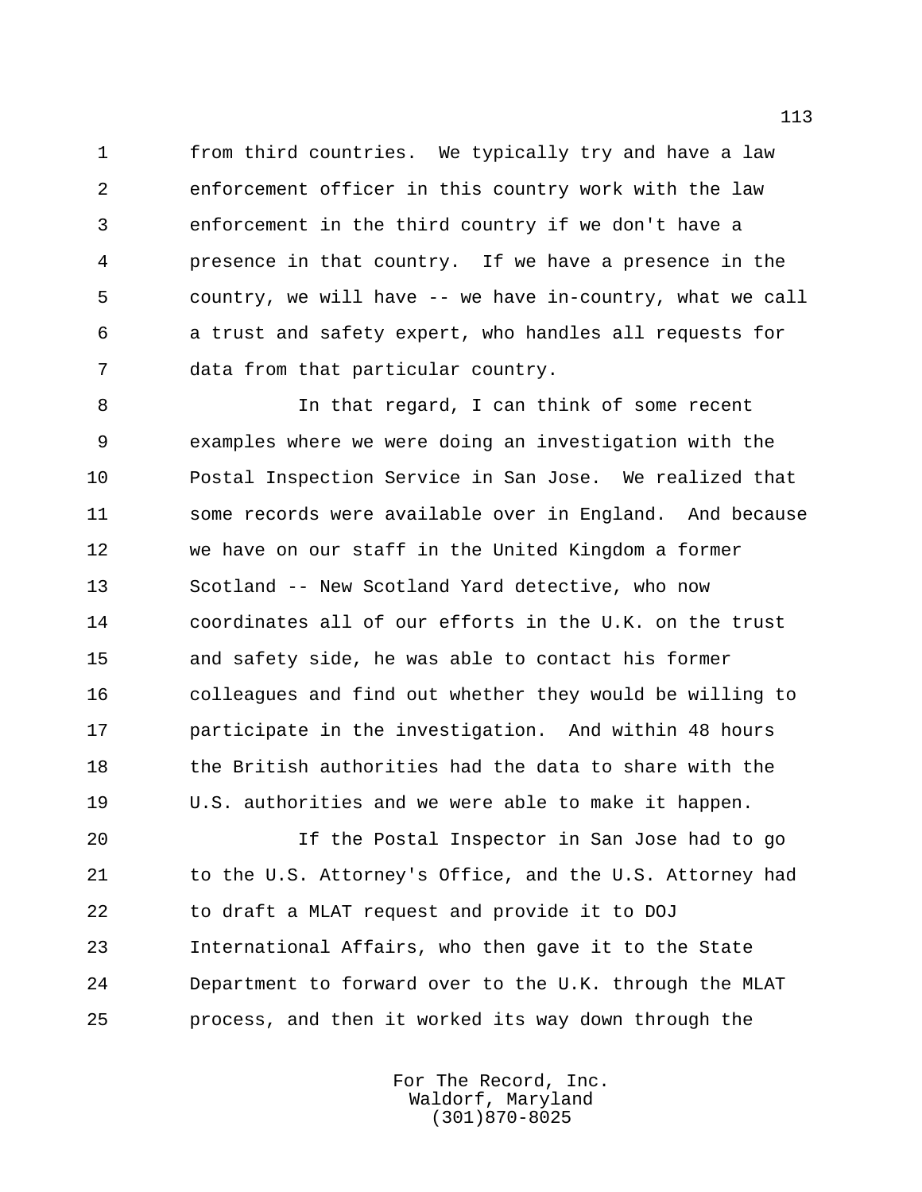from third countries. We typically try and have a law enforcement officer in this country work with the law enforcement in the third country if we don't have a presence in that country. If we have a presence in the country, we will have -- we have in-country, what we call a trust and safety expert, who handles all requests for data from that particular country.

In that regard, I can think of some recent examples where we were doing an investigation with the Postal Inspection Service in San Jose. We realized that some records were available over in England. And because we have on our staff in the United Kingdom a former Scotland -- New Scotland Yard detective, who now coordinates all of our efforts in the U.K. on the trust and safety side, he was able to contact his former colleagues and find out whether they would be willing to participate in the investigation. And within 48 hours the British authorities had the data to share with the U.S. authorities and we were able to make it happen.

If the Postal Inspector in San Jose had to go to the U.S. Attorney's Office, and the U.S. Attorney had to draft a MLAT request and provide it to DOJ International Affairs, who then gave it to the State Department to forward over to the U.K. through the MLAT process, and then it worked its way down through the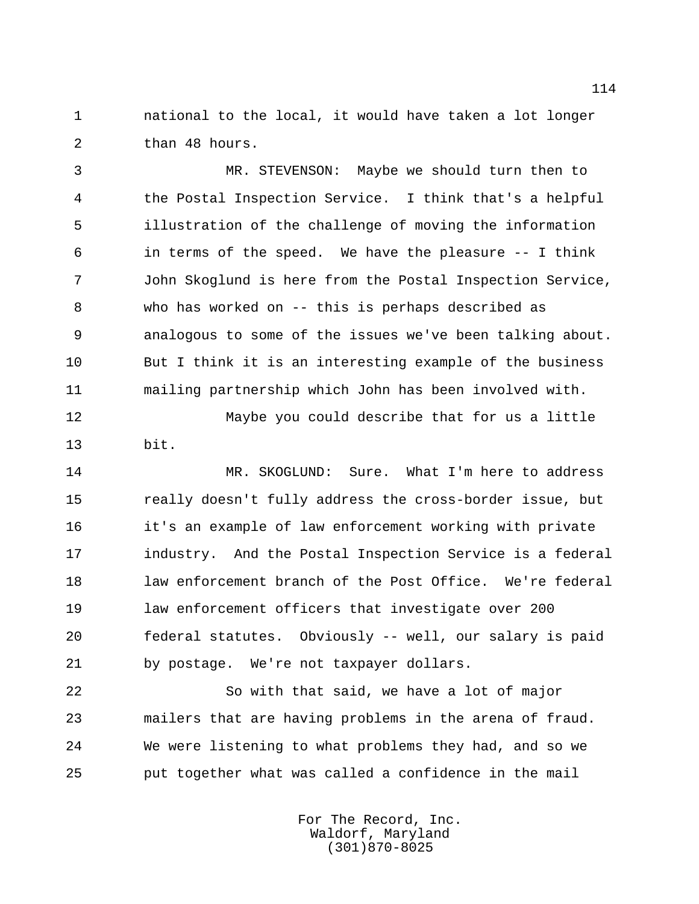national to the local, it would have taken a lot longer than 48 hours.

MR. STEVENSON: Maybe we should turn then to the Postal Inspection Service. I think that's a helpful illustration of the challenge of moving the information in terms of the speed. We have the pleasure -- I think John Skoglund is here from the Postal Inspection Service, who has worked on -- this is perhaps described as analogous to some of the issues we've been talking about. But I think it is an interesting example of the business mailing partnership which John has been involved with.

Maybe you could describe that for us a little bit.

MR. SKOGLUND: Sure. What I'm here to address really doesn't fully address the cross-border issue, but it's an example of law enforcement working with private industry. And the Postal Inspection Service is a federal law enforcement branch of the Post Office. We're federal law enforcement officers that investigate over 200 federal statutes. Obviously -- well, our salary is paid by postage. We're not taxpayer dollars.

So with that said, we have a lot of major mailers that are having problems in the arena of fraud. We were listening to what problems they had, and so we put together what was called a confidence in the mail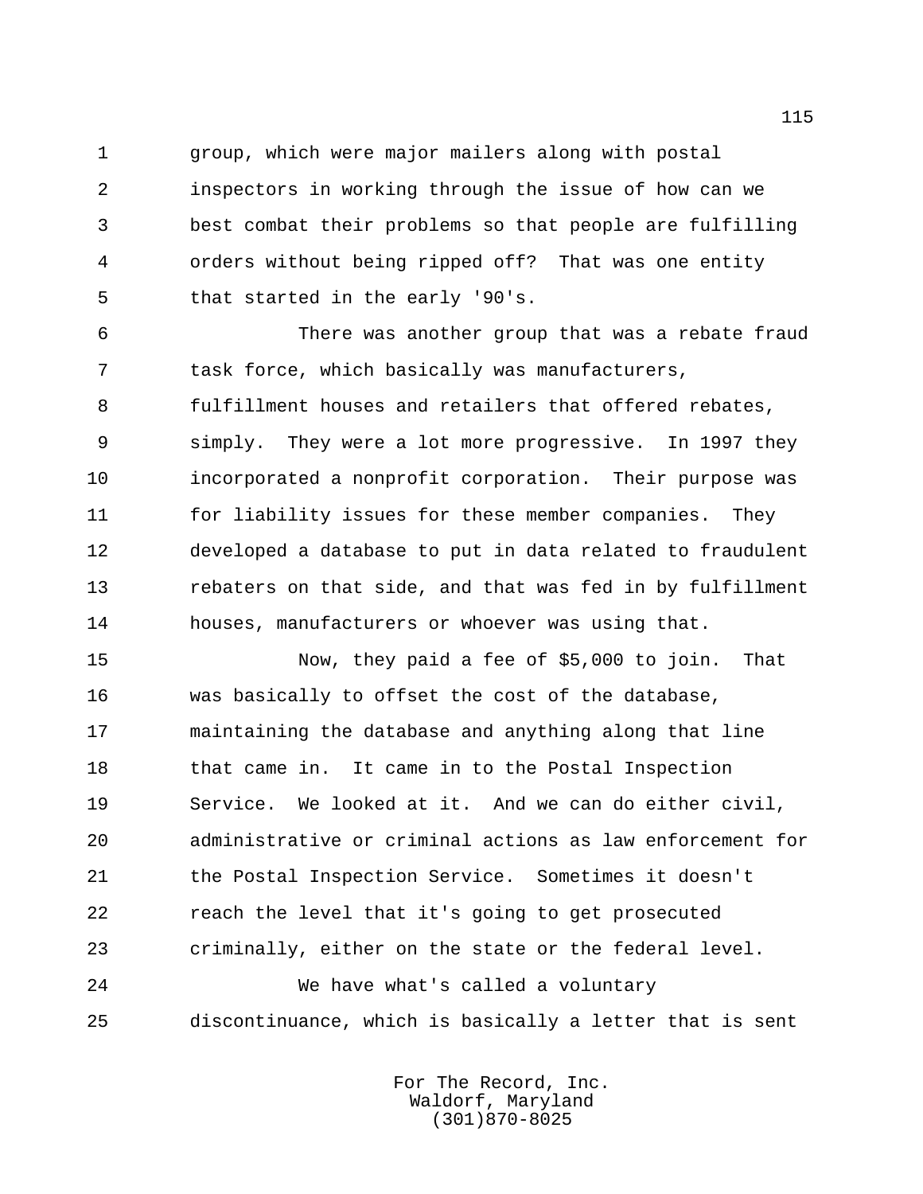group, which were major mailers along with postal inspectors in working through the issue of how can we best combat their problems so that people are fulfilling orders without being ripped off? That was one entity that started in the early '90's.

There was another group that was a rebate fraud task force, which basically was manufacturers, fulfillment houses and retailers that offered rebates, simply. They were a lot more progressive. In 1997 they incorporated a nonprofit corporation. Their purpose was for liability issues for these member companies. They developed a database to put in data related to fraudulent rebaters on that side, and that was fed in by fulfillment houses, manufacturers or whoever was using that.

Now, they paid a fee of $5,000 to join. That was basically to offset the cost of the database, maintaining the database and anything along that line that came in. It came in to the Postal Inspection Service. We looked at it. And we can do either civil, administrative or criminal actions as law enforcement for the Postal Inspection Service. Sometimes it doesn't reach the level that it's going to get prosecuted criminally, either on the state or the federal level.

We have what's called a voluntary discontinuance, which is basically a letter that is sent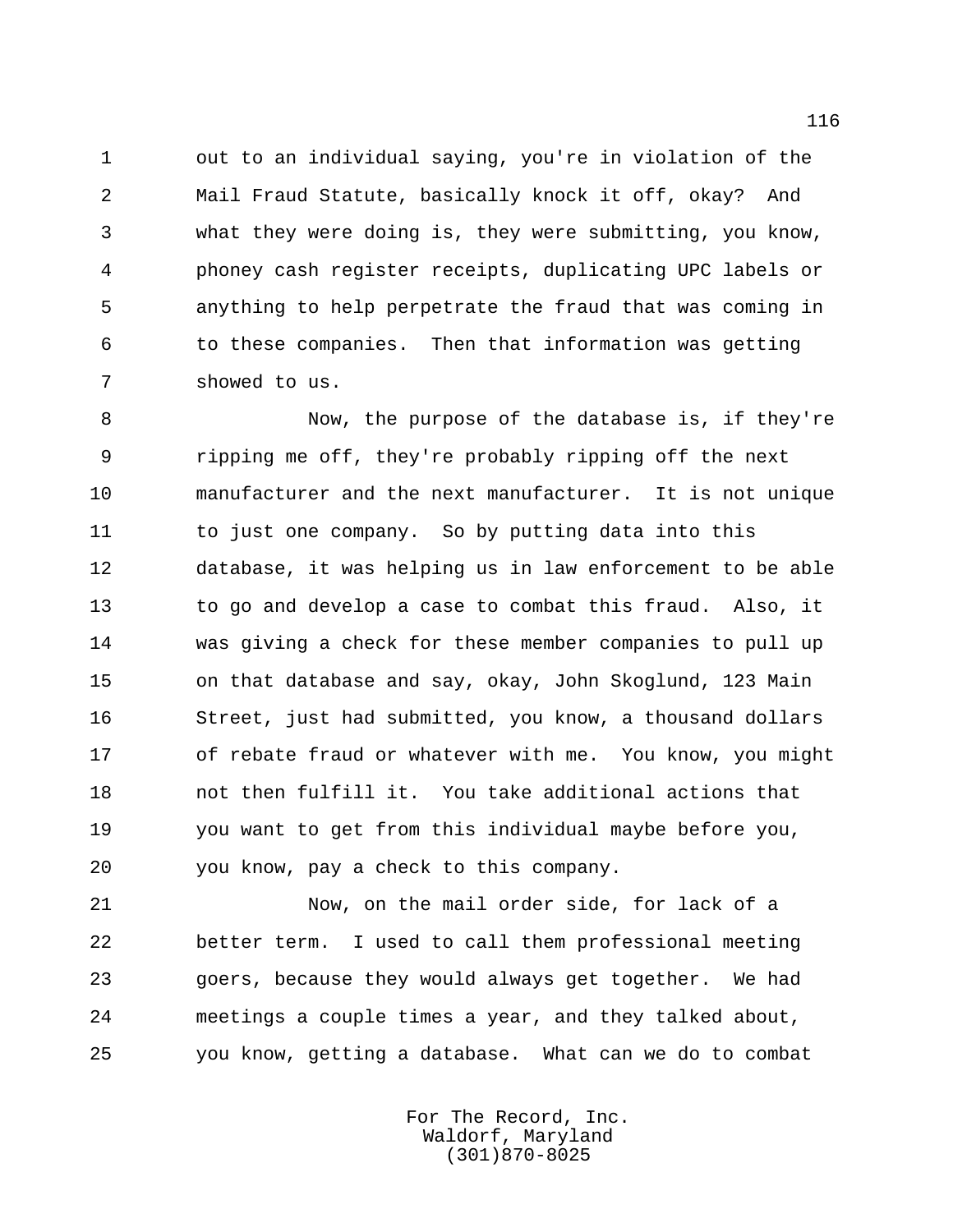out to an individual saying, you're in violation of the Mail Fraud Statute, basically knock it off, okay? And what they were doing is, they were submitting, you know, phoney cash register receipts, duplicating UPC labels or anything to help perpetrate the fraud that was coming in to these companies. Then that information was getting showed to us.

Now, the purpose of the database is, if they're ripping me off, they're probably ripping off the next manufacturer and the next manufacturer. It is not unique to just one company. So by putting data into this database, it was helping us in law enforcement to be able to go and develop a case to combat this fraud. Also, it was giving a check for these member companies to pull up on that database and say, okay, John Skoglund, 123 Main Street, just had submitted, you know, a thousand dollars of rebate fraud or whatever with me. You know, you might not then fulfill it. You take additional actions that you want to get from this individual maybe before you, you know, pay a check to this company.

Now, on the mail order side, for lack of a better term. I used to call them professional meeting goers, because they would always get together. We had meetings a couple times a year, and they talked about, you know, getting a database. What can we do to combat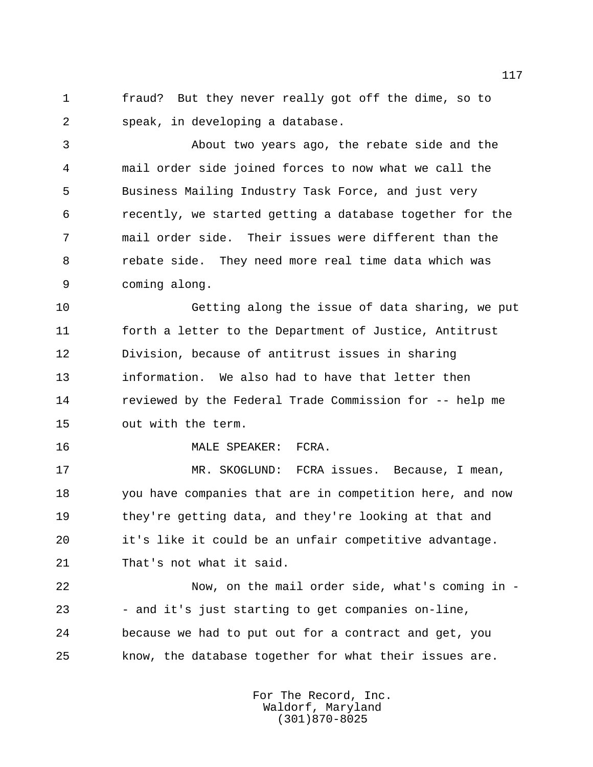fraud? But they never really got off the dime, so to speak, in developing a database.

About two years ago, the rebate side and the mail order side joined forces to now what we call the Business Mailing Industry Task Force, and just very recently, we started getting a database together for the mail order side. Their issues were different than the rebate side. They need more real time data which was coming along.

Getting along the issue of data sharing, we put forth a letter to the Department of Justice, Antitrust Division, because of antitrust issues in sharing information. We also had to have that letter then reviewed by the Federal Trade Commission for -- help me out with the term.

MALE SPEAKER: FCRA.

MR. SKOGLUND: FCRA issues. Because, I mean, you have companies that are in competition here, and now they're getting data, and they're looking at that and it's like it could be an unfair competitive advantage. That's not what it said.

Now, on the mail order side, what's coming in -- and it's just starting to get companies on-line, because we had to put out for a contract and get, you know, the database together for what their issues are.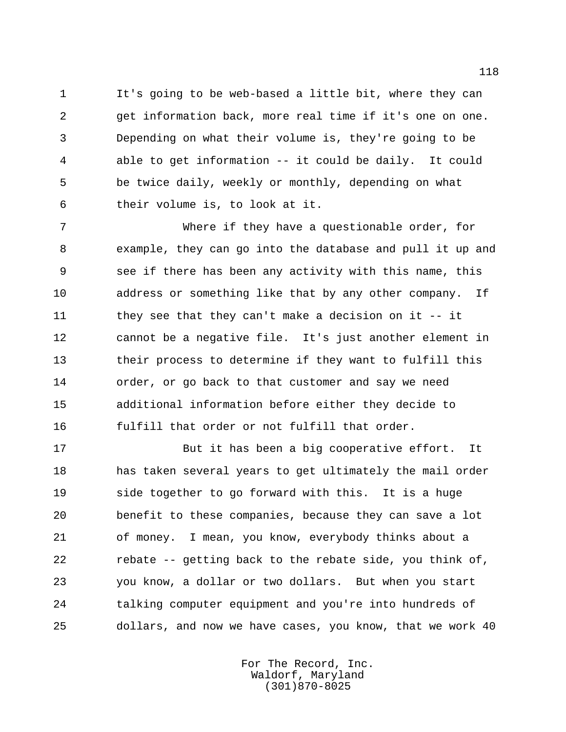It's going to be web-based a little bit, where they can get information back, more real time if it's one on one. Depending on what their volume is, they're going to be able to get information -- it could be daily. It could be twice daily, weekly or monthly, depending on what their volume is, to look at it.

Where if they have a questionable order, for example, they can go into the database and pull it up and see if there has been any activity with this name, this address or something like that by any other company. If they see that they can't make a decision on it -- it cannot be a negative file. It's just another element in their process to determine if they want to fulfill this order, or go back to that customer and say we need additional information before either they decide to fulfill that order or not fulfill that order.

But it has been a big cooperative effort. It has taken several years to get ultimately the mail order side together to go forward with this. It is a huge benefit to these companies, because they can save a lot of money. I mean, you know, everybody thinks about a rebate -- getting back to the rebate side, you think of, you know, a dollar or two dollars. But when you start talking computer equipment and you're into hundreds of dollars, and now we have cases, you know, that we work 40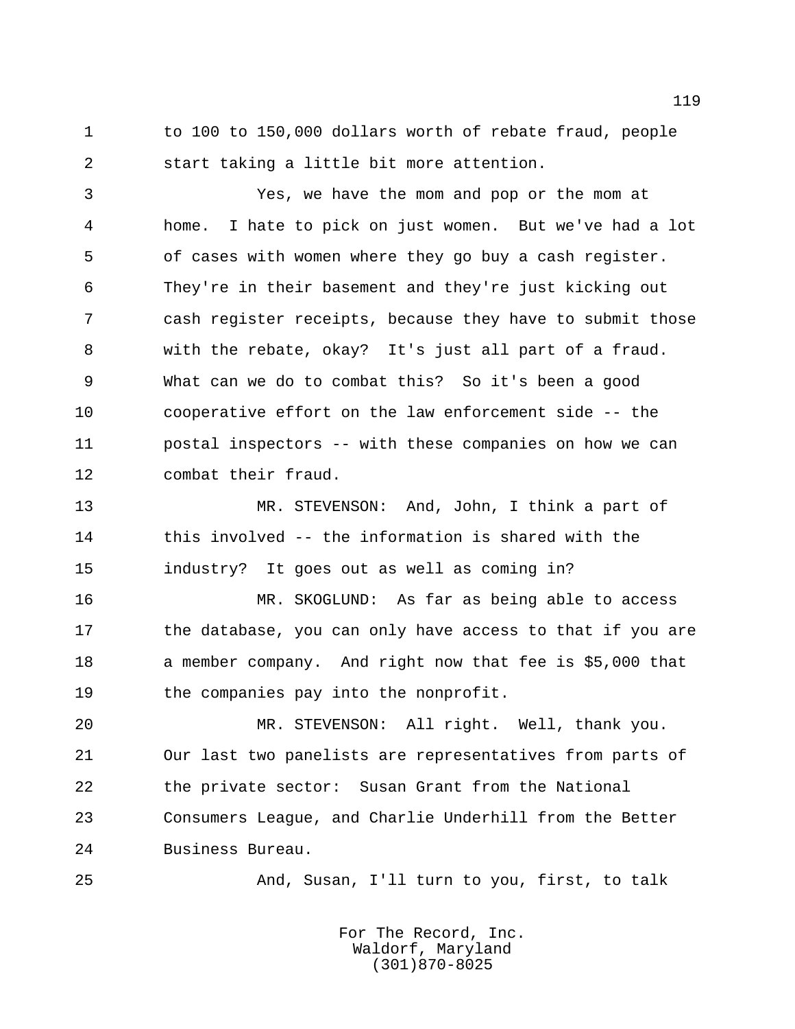to 100 to 150,000 dollars worth of rebate fraud, people start taking a little bit more attention.

Yes, we have the mom and pop or the mom at home. I hate to pick on just women. But we've had a lot of cases with women where they go buy a cash register. They're in their basement and they're just kicking out cash register receipts, because they have to submit those with the rebate, okay? It's just all part of a fraud. What can we do to combat this? So it's been a good cooperative effort on the law enforcement side -- the postal inspectors -- with these companies on how we can combat their fraud.

MR. STEVENSON: And, John, I think a part of this involved -- the information is shared with the industry? It goes out as well as coming in?

MR. SKOGLUND: As far as being able to access the database, you can only have access to that if you are a member company. And right now that fee is $5,000 that the companies pay into the nonprofit.

MR. STEVENSON: All right. Well, thank you. Our last two panelists are representatives from parts of the private sector: Susan Grant from the National Consumers League, and Charlie Underhill from the Better Business Bureau.

And, Susan, I'll turn to you, first, to talk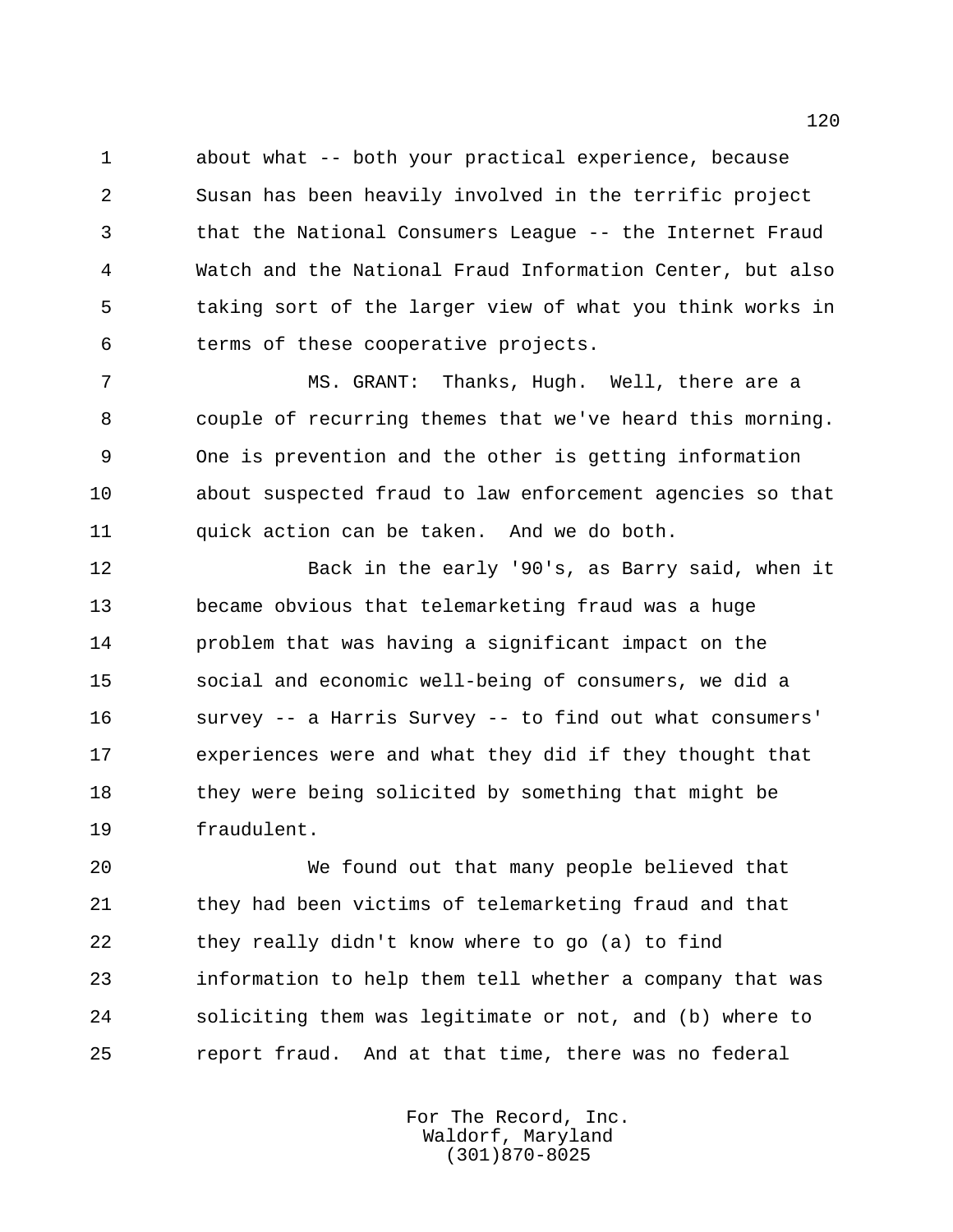about what -- both your practical experience, because Susan has been heavily involved in the terrific project that the National Consumers League -- the Internet Fraud Watch and the National Fraud Information Center, but also taking sort of the larger view of what you think works in terms of these cooperative projects.

MS. GRANT: Thanks, Hugh. Well, there are a couple of recurring themes that we've heard this morning. One is prevention and the other is getting information about suspected fraud to law enforcement agencies so that quick action can be taken. And we do both.

Back in the early '90's, as Barry said, when it became obvious that telemarketing fraud was a huge problem that was having a significant impact on the social and economic well-being of consumers, we did a survey -- a Harris Survey -- to find out what consumers' experiences were and what they did if they thought that they were being solicited by something that might be fraudulent.

We found out that many people believed that they had been victims of telemarketing fraud and that they really didn't know where to go (a) to find information to help them tell whether a company that was soliciting them was legitimate or not, and (b) where to report fraud. And at that time, there was no federal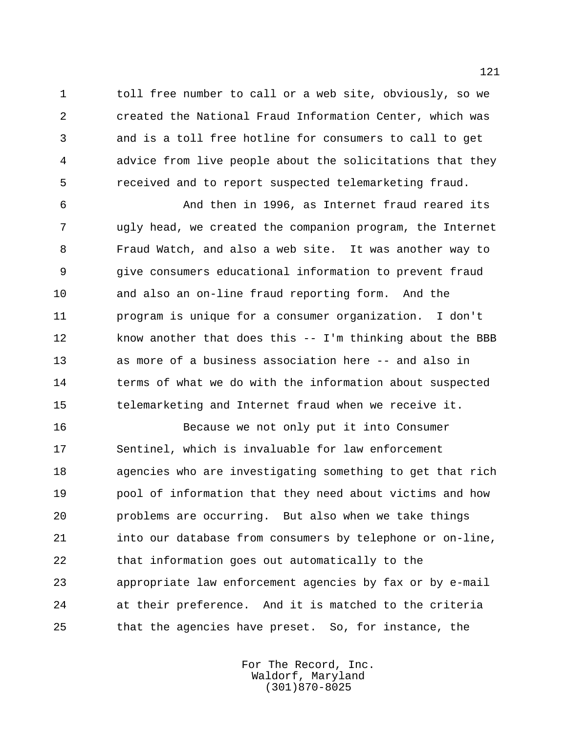toll free number to call or a web site, obviously, so we created the National Fraud Information Center, which was and is a toll free hotline for consumers to call to get advice from live people about the solicitations that they received and to report suspected telemarketing fraud.

And then in 1996, as Internet fraud reared its ugly head, we created the companion program, the Internet Fraud Watch, and also a web site. It was another way to give consumers educational information to prevent fraud and also an on-line fraud reporting form. And the program is unique for a consumer organization. I don't know another that does this -- I'm thinking about the BBB as more of a business association here -- and also in terms of what we do with the information about suspected telemarketing and Internet fraud when we receive it.

Because we not only put it into Consumer Sentinel, which is invaluable for law enforcement agencies who are investigating something to get that rich pool of information that they need about victims and how problems are occurring. But also when we take things into our database from consumers by telephone or on-line, that information goes out automatically to the appropriate law enforcement agencies by fax or by e-mail at their preference. And it is matched to the criteria that the agencies have preset. So, for instance, the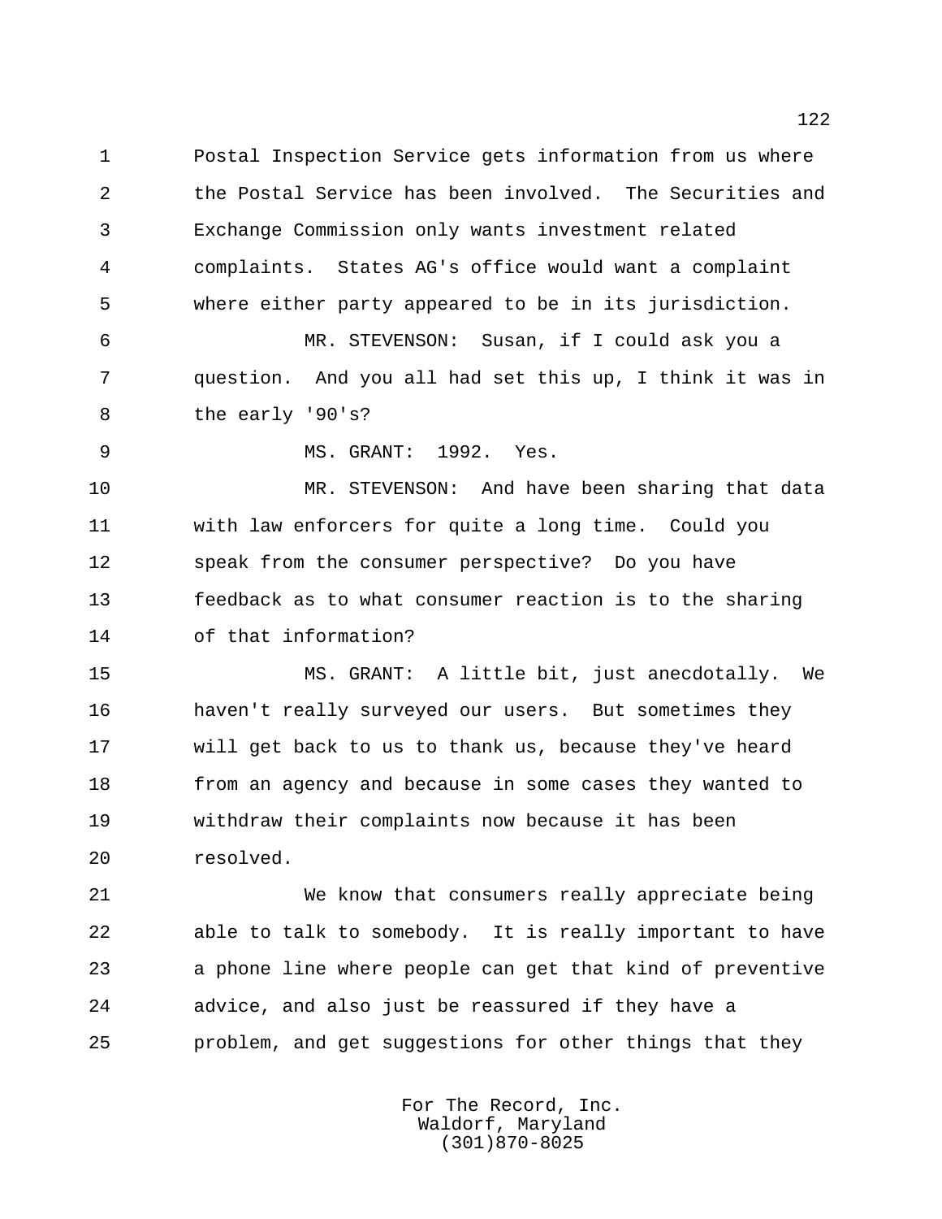Postal Inspection Service gets information from us where the Postal Service has been involved. The Securities and Exchange Commission only wants investment related complaints. States AG's office would want a complaint where either party appeared to be in its jurisdiction.

MR. STEVENSON: Susan, if I could ask you a question. And you all had set this up, I think it was in the early '90's?

MS. GRANT: 1992. Yes.

MR. STEVENSON: And have been sharing that data with law enforcers for quite a long time. Could you speak from the consumer perspective? Do you have feedback as to what consumer reaction is to the sharing of that information?

MS. GRANT: A little bit, just anecdotally. We haven't really surveyed our users. But sometimes they will get back to us to thank us, because they've heard from an agency and because in some cases they wanted to withdraw their complaints now because it has been resolved.

We know that consumers really appreciate being able to talk to somebody. It is really important to have a phone line where people can get that kind of preventive advice, and also just be reassured if they have a problem, and get suggestions for other things that they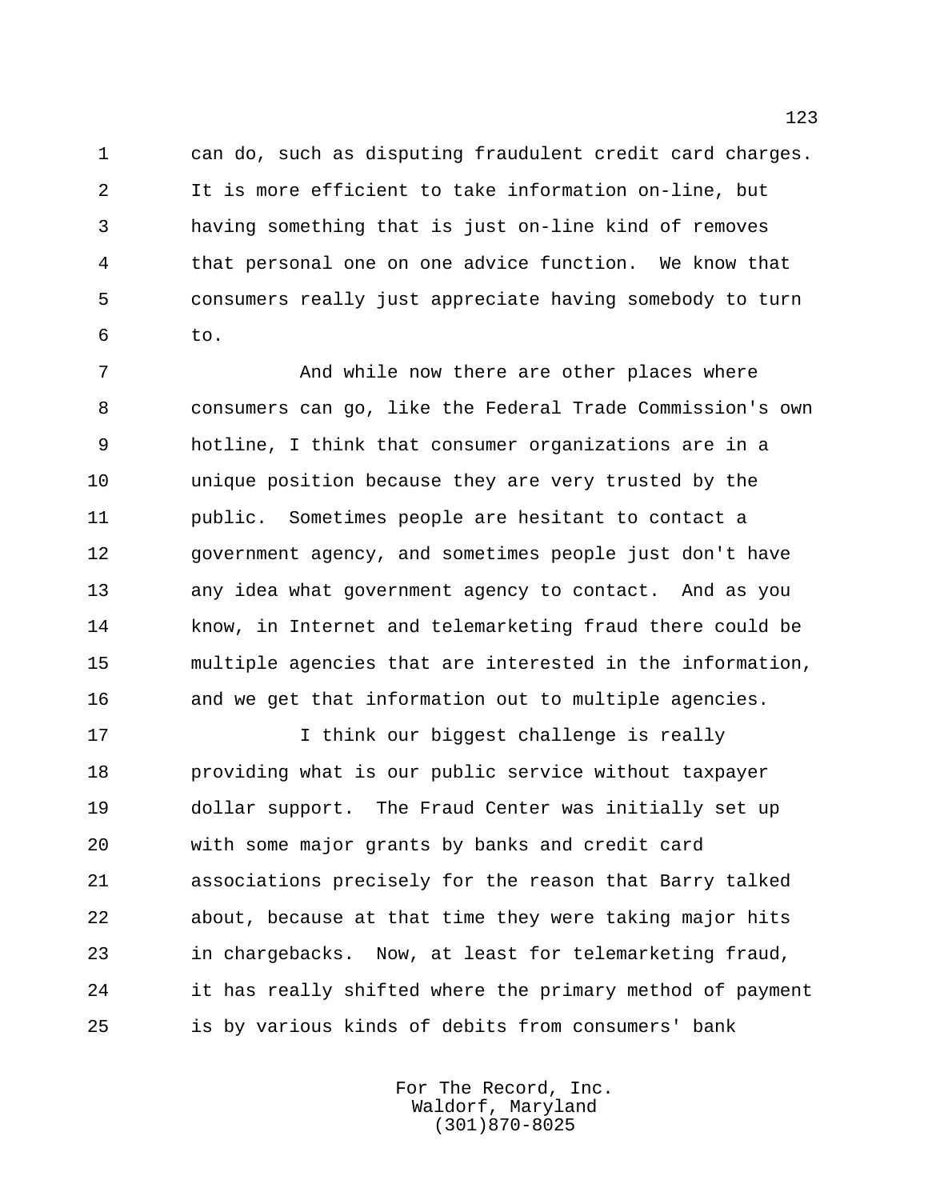can do, such as disputing fraudulent credit card charges. It is more efficient to take information on-line, but having something that is just on-line kind of removes that personal one on one advice function. We know that consumers really just appreciate having somebody to turn to.

And while now there are other places where consumers can go, like the Federal Trade Commission's own hotline, I think that consumer organizations are in a unique position because they are very trusted by the public. Sometimes people are hesitant to contact a government agency, and sometimes people just don't have any idea what government agency to contact. And as you know, in Internet and telemarketing fraud there could be multiple agencies that are interested in the information, and we get that information out to multiple agencies.

I think our biggest challenge is really providing what is our public service without taxpayer dollar support. The Fraud Center was initially set up with some major grants by banks and credit card associations precisely for the reason that Barry talked about, because at that time they were taking major hits in chargebacks. Now, at least for telemarketing fraud, it has really shifted where the primary method of payment is by various kinds of debits from consumers' bank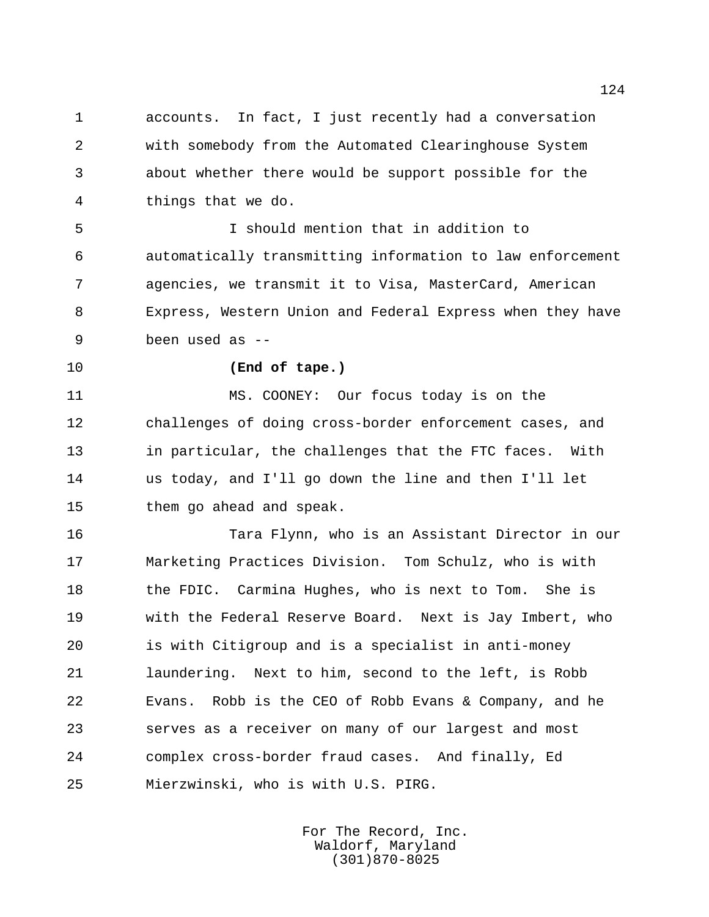accounts. In fact, I just recently had a conversation with somebody from the Automated Clearinghouse System about whether there would be support possible for the things that we do.

I should mention that in addition to automatically transmitting information to law enforcement agencies, we transmit it to Visa, MasterCard, American Express, Western Union and Federal Express when they have been used as --

**(End of tape.)**

MS. COONEY: Our focus today is on the challenges of doing cross-border enforcement cases, and in particular, the challenges that the FTC faces. With us today, and I'll go down the line and then I'll let them go ahead and speak.

Tara Flynn, who is an Assistant Director in our Marketing Practices Division. Tom Schulz, who is with the FDIC. Carmina Hughes, who is next to Tom. She is with the Federal Reserve Board. Next is Jay Imbert, who is with Citigroup and is a specialist in anti-money laundering. Next to him, second to the left, is Robb Evans. Robb is the CEO of Robb Evans & Company, and he serves as a receiver on many of our largest and most complex cross-border fraud cases. And finally, Ed Mierzwinski, who is with U.S. PIRG.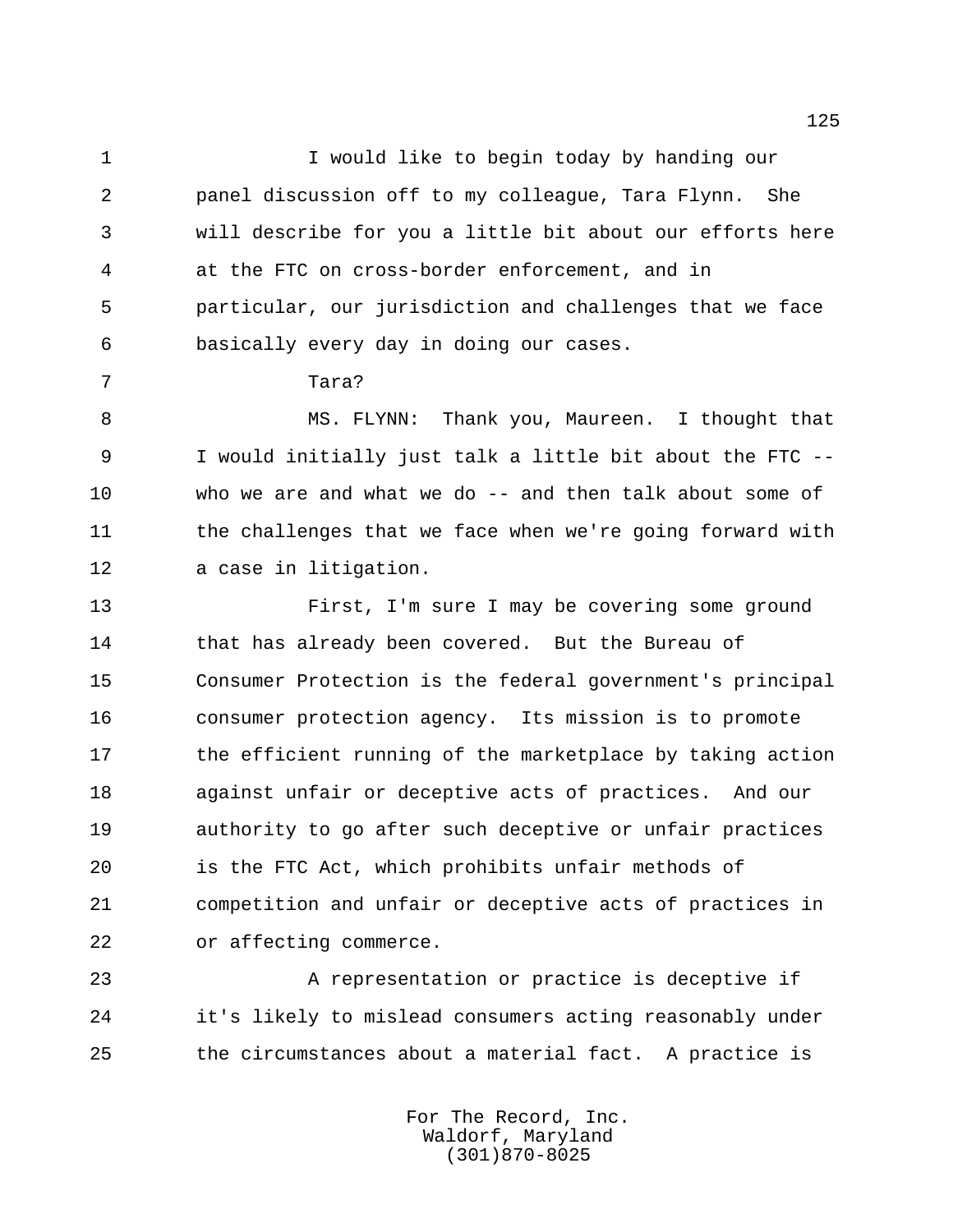I would like to begin today by handing our panel discussion off to my colleague, Tara Flynn. She will describe for you a little bit about our efforts here at the FTC on cross-border enforcement, and in particular, our jurisdiction and challenges that we face basically every day in doing our cases.

Tara?

MS. FLYNN: Thank you, Maureen. I thought that I would initially just talk a little bit about the FTC -- who we are and what we do -- and then talk about some of the challenges that we face when we're going forward with a case in litigation.

First, I'm sure I may be covering some ground that has already been covered. But the Bureau of Consumer Protection is the federal government's principal consumer protection agency. Its mission is to promote the efficient running of the marketplace by taking action against unfair or deceptive acts of practices. And our authority to go after such deceptive or unfair practices is the FTC Act, which prohibits unfair methods of competition and unfair or deceptive acts of practices in or affecting commerce.

A representation or practice is deceptive if it's likely to mislead consumers acting reasonably under the circumstances about a material fact. A practice is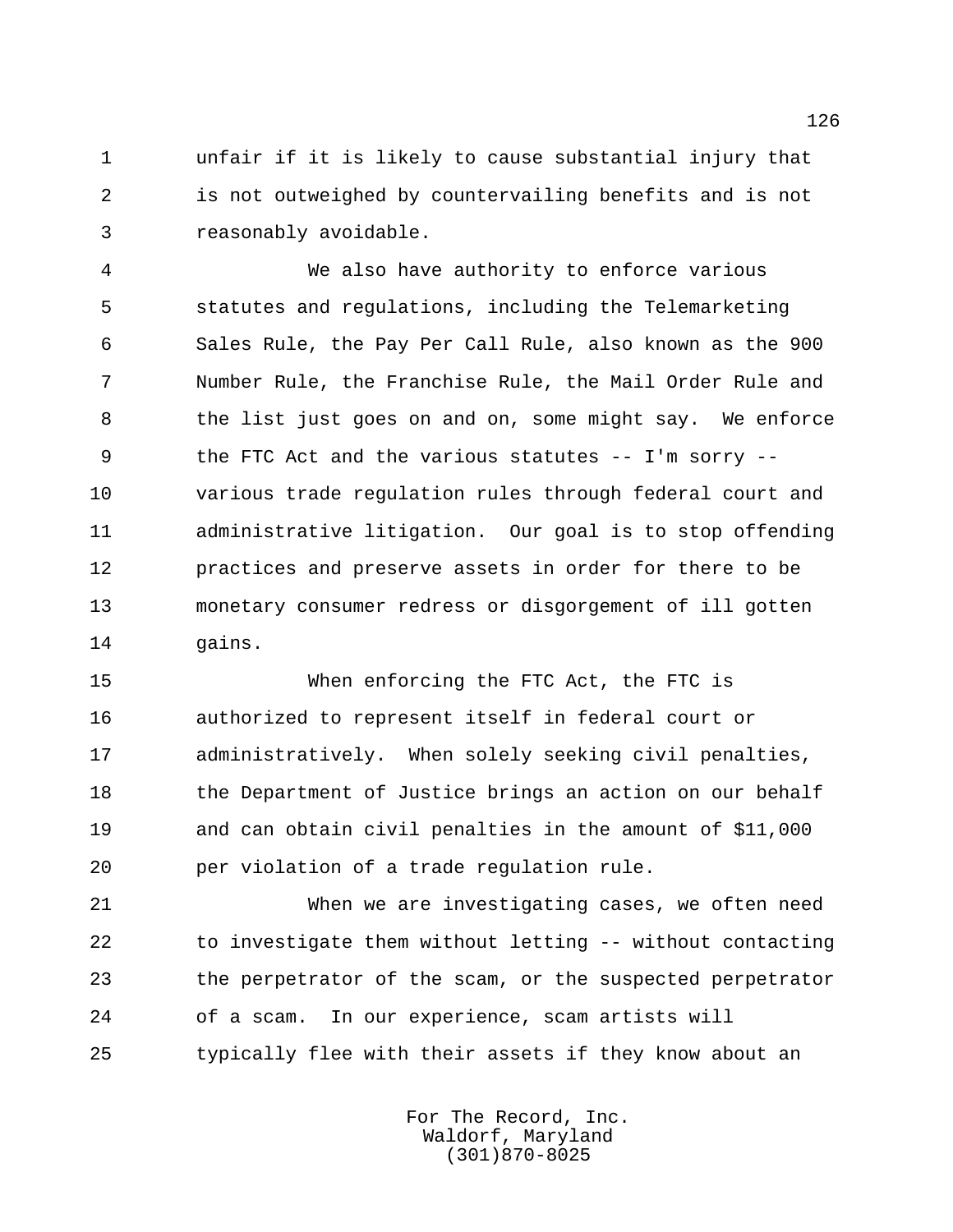unfair if it is likely to cause substantial injury that is not outweighed by countervailing benefits and is not reasonably avoidable.

We also have authority to enforce various statutes and regulations, including the Telemarketing Sales Rule, the Pay Per Call Rule, also known as the 900 Number Rule, the Franchise Rule, the Mail Order Rule and the list just goes on and on, some might say. We enforce the FTC Act and the various statutes -- I'm sorry -- various trade regulation rules through federal court and administrative litigation. Our goal is to stop offending practices and preserve assets in order for there to be monetary consumer redress or disgorgement of ill gotten gains.

When enforcing the FTC Act, the FTC is authorized to represent itself in federal court or administratively. When solely seeking civil penalties, the Department of Justice brings an action on our behalf and can obtain civil penalties in the amount of $11,000 per violation of a trade regulation rule.

When we are investigating cases, we often need to investigate them without letting -- without contacting the perpetrator of the scam, or the suspected perpetrator of a scam. In our experience, scam artists will typically flee with their assets if they know about an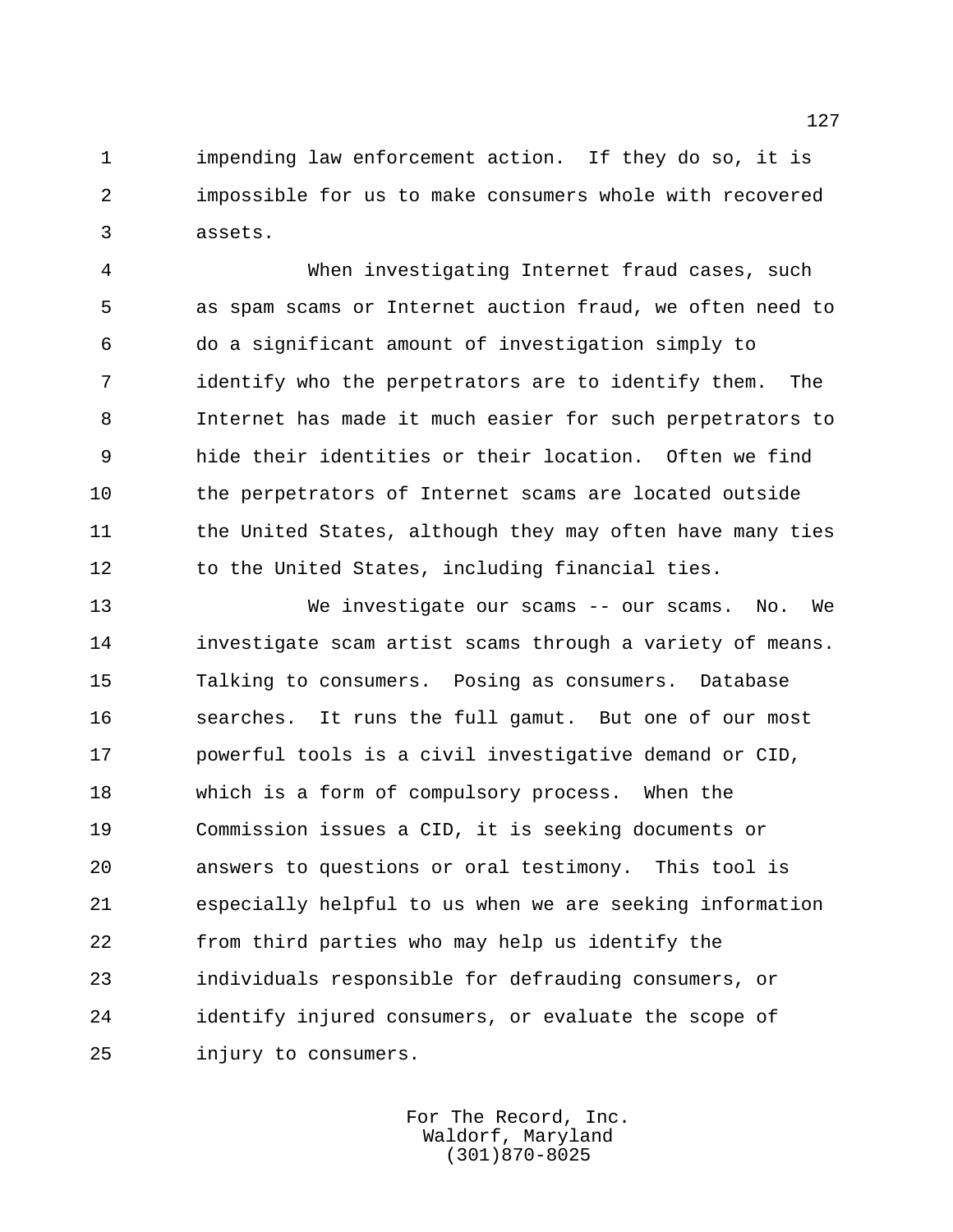impending law enforcement action. If they do so, it is impossible for us to make consumers whole with recovered assets.

When investigating Internet fraud cases, such as spam scams or Internet auction fraud, we often need to do a significant amount of investigation simply to identify who the perpetrators are to identify them. The Internet has made it much easier for such perpetrators to hide their identities or their location. Often we find the perpetrators of Internet scams are located outside the United States, although they may often have many ties to the United States, including financial ties.

We investigate our scams -- our scams. No. We investigate scam artist scams through a variety of means. Talking to consumers. Posing as consumers. Database searches. It runs the full gamut. But one of our most powerful tools is a civil investigative demand or CID, which is a form of compulsory process. When the Commission issues a CID, it is seeking documents or answers to questions or oral testimony. This tool is especially helpful to us when we are seeking information from third parties who may help us identify the individuals responsible for defrauding consumers, or identify injured consumers, or evaluate the scope of injury to consumers.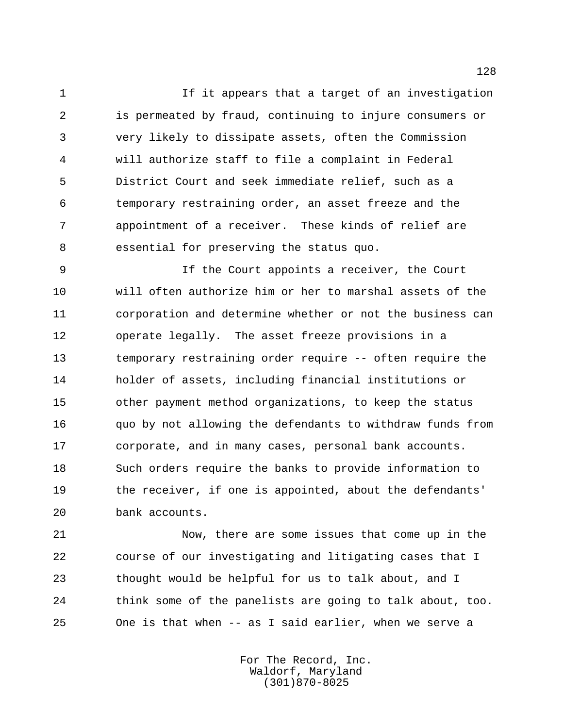If it appears that a target of an investigation is permeated by fraud, continuing to injure consumers or very likely to dissipate assets, often the Commission will authorize staff to file a complaint in Federal District Court and seek immediate relief, such as a temporary restraining order, an asset freeze and the appointment of a receiver. These kinds of relief are essential for preserving the status quo.

If the Court appoints a receiver, the Court will often authorize him or her to marshal assets of the corporation and determine whether or not the business can operate legally. The asset freeze provisions in a temporary restraining order require -- often require the holder of assets, including financial institutions or other payment method organizations, to keep the status quo by not allowing the defendants to withdraw funds from corporate, and in many cases, personal bank accounts. Such orders require the banks to provide information to the receiver, if one is appointed, about the defendants' bank accounts.

Now, there are some issues that come up in the course of our investigating and litigating cases that I thought would be helpful for us to talk about, and I think some of the panelists are going to talk about, too. One is that when -- as I said earlier, when we serve a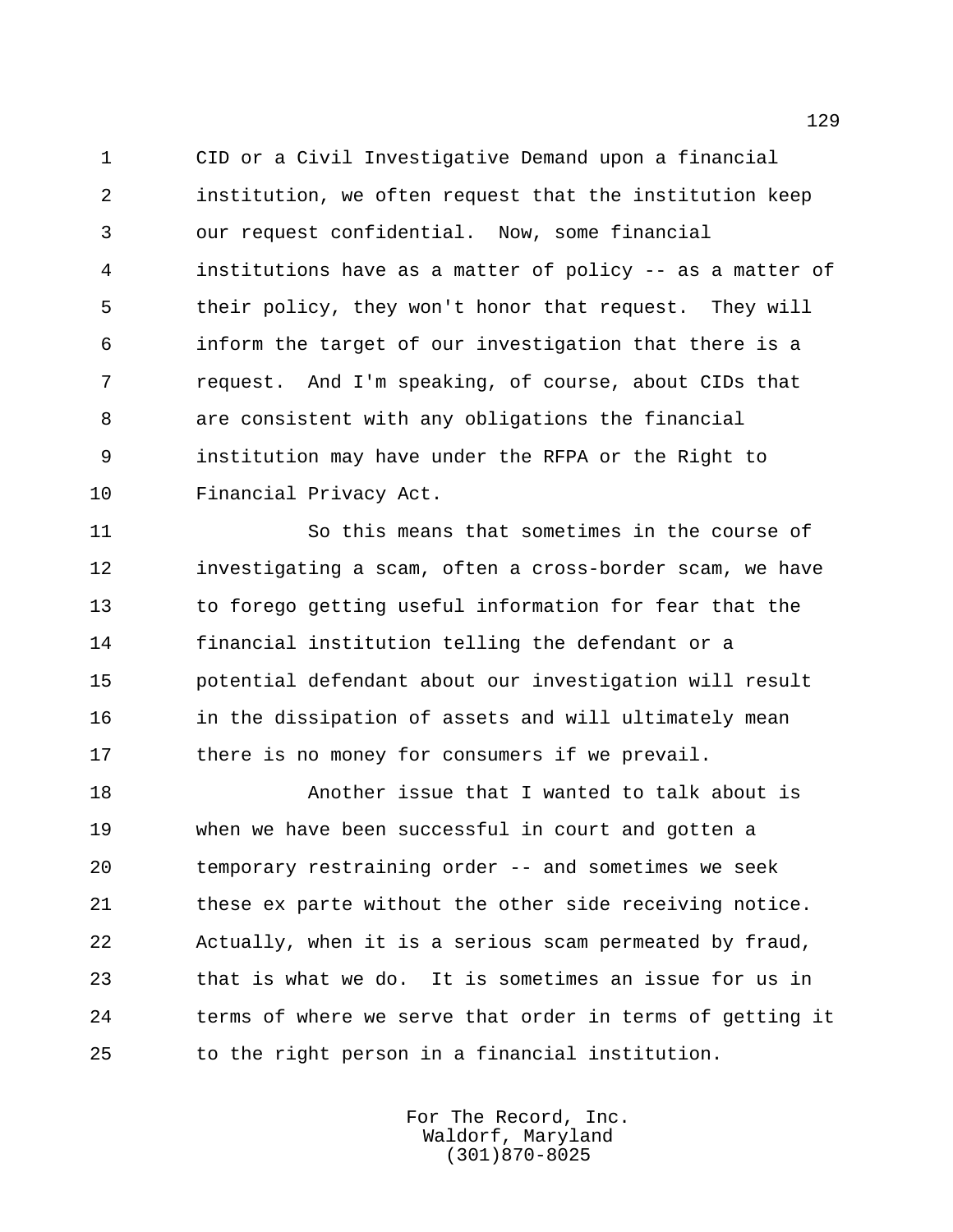CID or a Civil Investigative Demand upon a financial institution, we often request that the institution keep our request confidential. Now, some financial institutions have as a matter of policy -- as a matter of their policy, they won't honor that request. They will inform the target of our investigation that there is a request. And I'm speaking, of course, about CIDs that are consistent with any obligations the financial institution may have under the RFPA or the Right to Financial Privacy Act.

So this means that sometimes in the course of investigating a scam, often a cross-border scam, we have to forego getting useful information for fear that the financial institution telling the defendant or a potential defendant about our investigation will result in the dissipation of assets and will ultimately mean there is no money for consumers if we prevail.

Another issue that I wanted to talk about is when we have been successful in court and gotten a temporary restraining order -- and sometimes we seek these ex parte without the other side receiving notice. Actually, when it is a serious scam permeated by fraud, that is what we do. It is sometimes an issue for us in terms of where we serve that order in terms of getting it to the right person in a financial institution.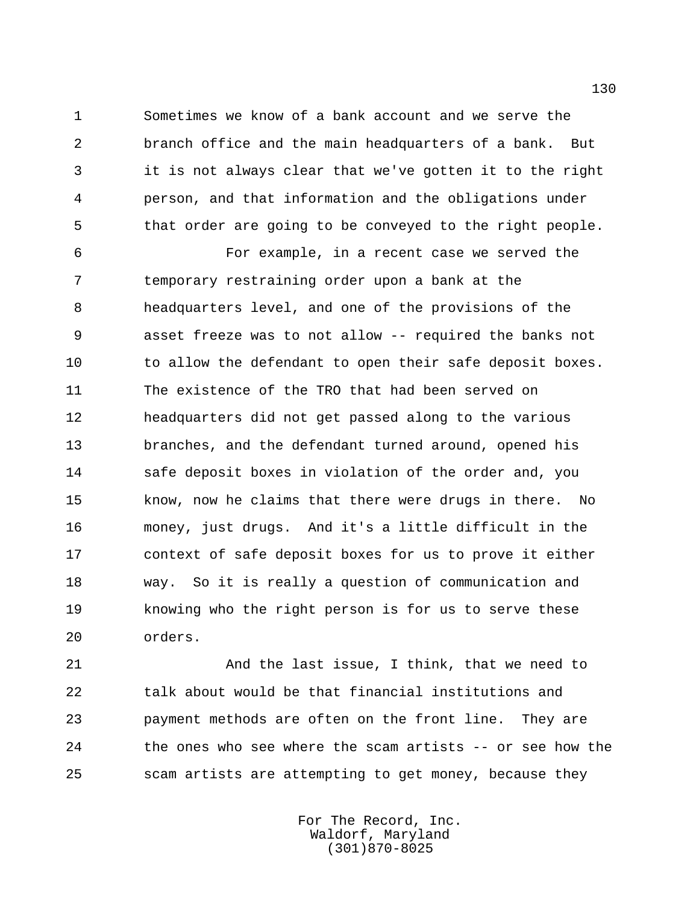Sometimes we know of a bank account and we serve the branch office and the main headquarters of a bank. But it is not always clear that we've gotten it to the right person, and that information and the obligations under that order are going to be conveyed to the right people.

For example, in a recent case we served the temporary restraining order upon a bank at the headquarters level, and one of the provisions of the asset freeze was to not allow -- required the banks not to allow the defendant to open their safe deposit boxes. The existence of the TRO that had been served on headquarters did not get passed along to the various branches, and the defendant turned around, opened his safe deposit boxes in violation of the order and, you know, now he claims that there were drugs in there. No money, just drugs. And it's a little difficult in the context of safe deposit boxes for us to prove it either way. So it is really a question of communication and knowing who the right person is for us to serve these orders.

And the last issue, I think, that we need to talk about would be that financial institutions and payment methods are often on the front line. They are the ones who see where the scam artists -- or see how the scam artists are attempting to get money, because they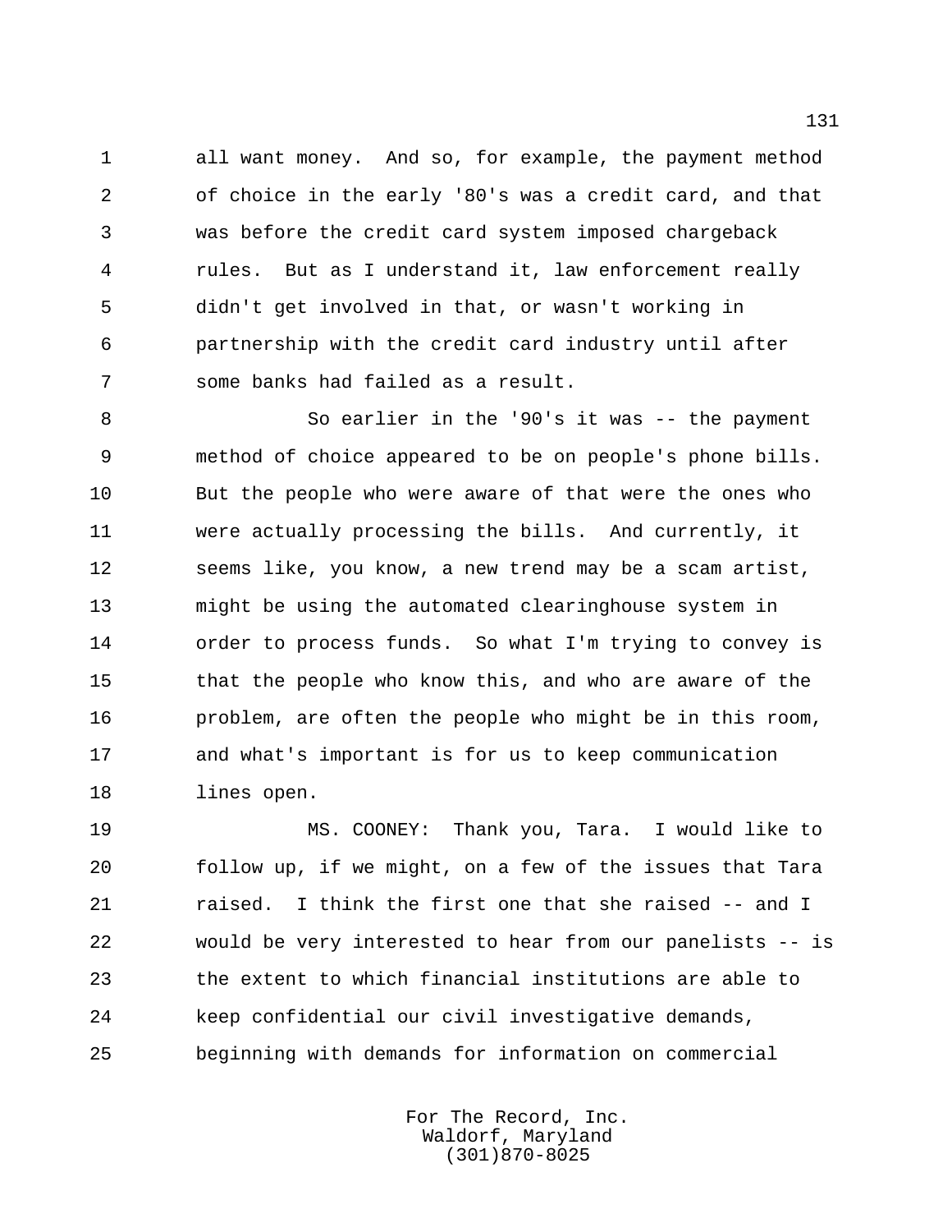all want money. And so, for example, the payment method of choice in the early '80's was a credit card, and that was before the credit card system imposed chargeback rules. But as I understand it, law enforcement really didn't get involved in that, or wasn't working in partnership with the credit card industry until after some banks had failed as a result.

So earlier in the '90's it was -- the payment method of choice appeared to be on people's phone bills. But the people who were aware of that were the ones who were actually processing the bills. And currently, it seems like, you know, a new trend may be a scam artist, might be using the automated clearinghouse system in order to process funds. So what I'm trying to convey is that the people who know this, and who are aware of the problem, are often the people who might be in this room, and what's important is for us to keep communication lines open.

MS. COONEY: Thank you, Tara. I would like to follow up, if we might, on a few of the issues that Tara raised. I think the first one that she raised -- and I would be very interested to hear from our panelists -- is the extent to which financial institutions are able to keep confidential our civil investigative demands, beginning with demands for information on commercial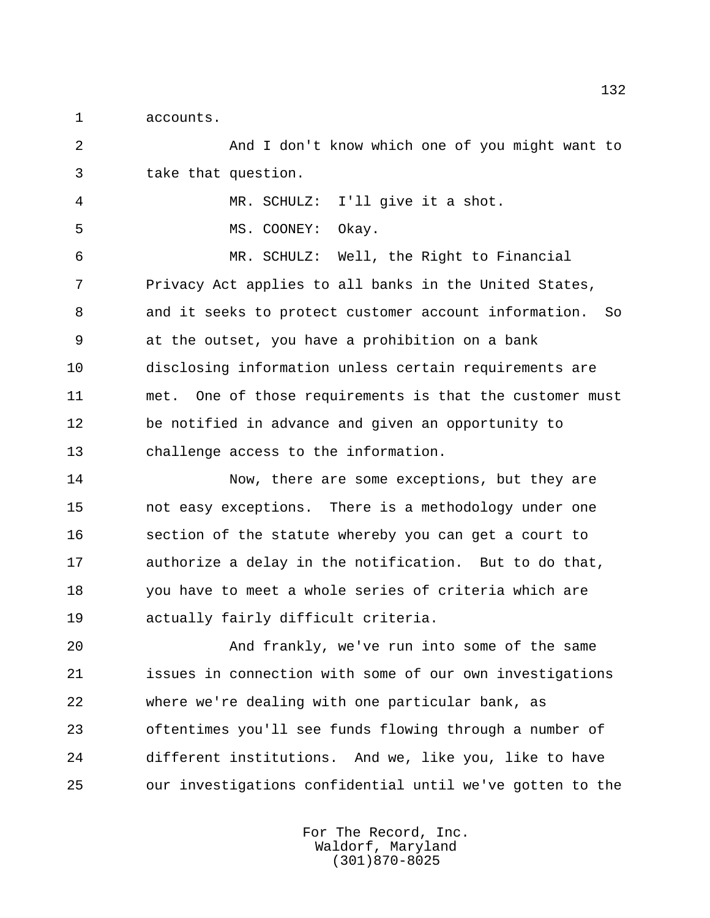accounts.

And I don't know which one of you might want to take that question.

MR. SCHULZ: I'll give it a shot.

MS. COONEY: Okay.

MR. SCHULZ: Well, the Right to Financial Privacy Act applies to all banks in the United States, and it seeks to protect customer account information. So at the outset, you have a prohibition on a bank disclosing information unless certain requirements are met. One of those requirements is that the customer must be notified in advance and given an opportunity to challenge access to the information.

Now, there are some exceptions, but they are not easy exceptions. There is a methodology under one section of the statute whereby you can get a court to authorize a delay in the notification. But to do that, you have to meet a whole series of criteria which are actually fairly difficult criteria.

And frankly, we've run into some of the same issues in connection with some of our own investigations where we're dealing with one particular bank, as oftentimes you'll see funds flowing through a number of different institutions. And we, like you, like to have our investigations confidential until we've gotten to the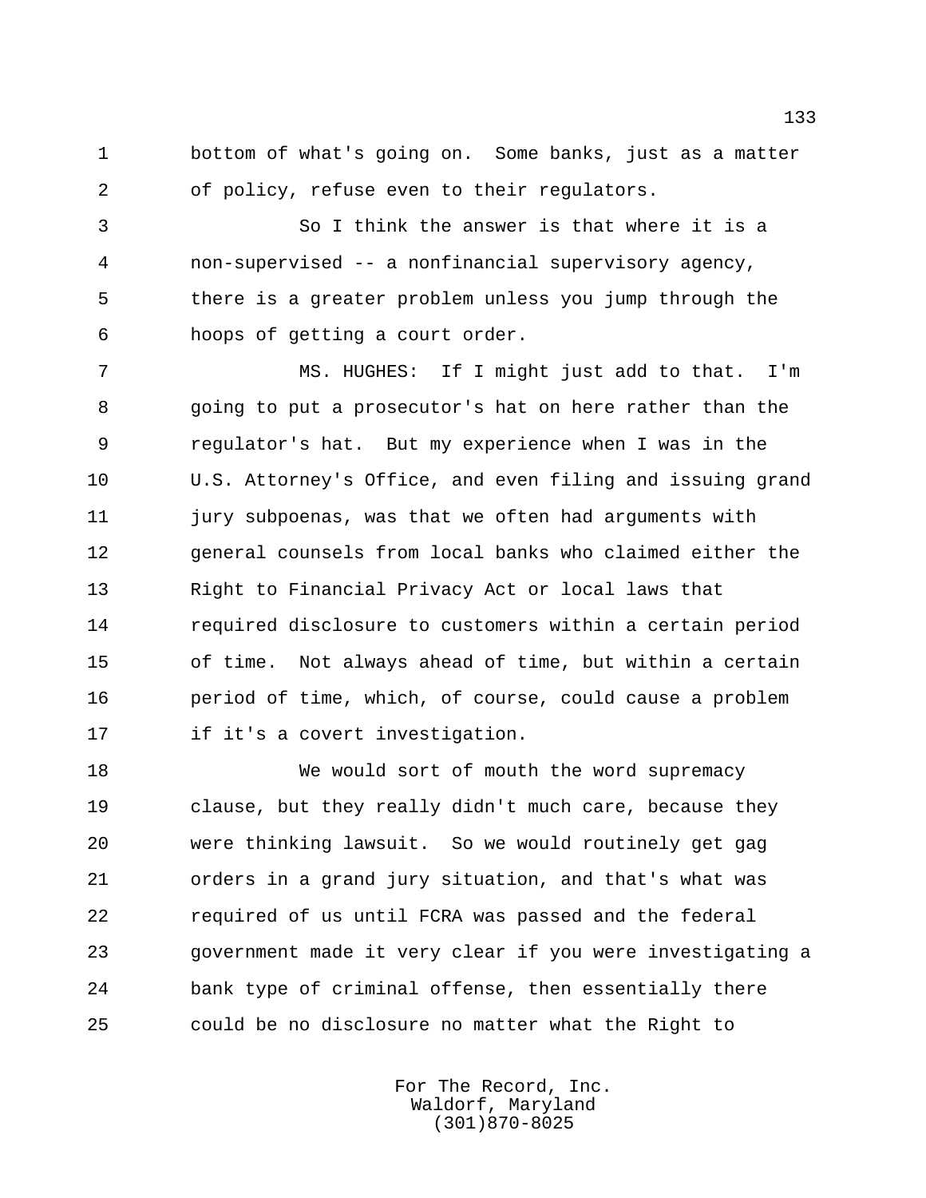bottom of what's going on. Some banks, just as a matter of policy, refuse even to their regulators.

So I think the answer is that where it is a non-supervised -- a nonfinancial supervisory agency, there is a greater problem unless you jump through the hoops of getting a court order.

MS. HUGHES: If I might just add to that. I'm going to put a prosecutor's hat on here rather than the regulator's hat. But my experience when I was in the U.S. Attorney's Office, and even filing and issuing grand jury subpoenas, was that we often had arguments with general counsels from local banks who claimed either the Right to Financial Privacy Act or local laws that required disclosure to customers within a certain period of time. Not always ahead of time, but within a certain period of time, which, of course, could cause a problem if it's a covert investigation.

We would sort of mouth the word supremacy clause, but they really didn't much care, because they were thinking lawsuit. So we would routinely get gag orders in a grand jury situation, and that's what was required of us until FCRA was passed and the federal government made it very clear if you were investigating a bank type of criminal offense, then essentially there could be no disclosure no matter what the Right to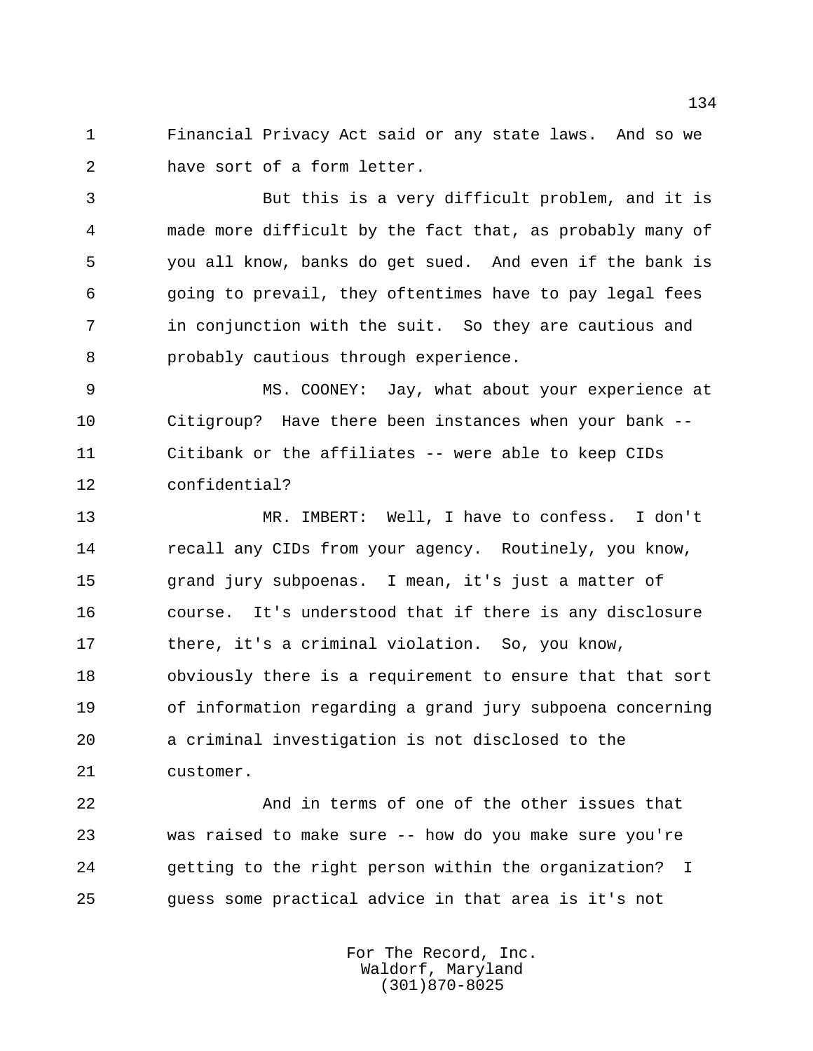Financial Privacy Act said or any state laws. And so we have sort of a form letter.

But this is a very difficult problem, and it is made more difficult by the fact that, as probably many of you all know, banks do get sued. And even if the bank is going to prevail, they oftentimes have to pay legal fees in conjunction with the suit. So they are cautious and probably cautious through experience.

MS. COONEY: Jay, what about your experience at Citigroup? Have there been instances when your bank -- Citibank or the affiliates -- were able to keep CIDs confidential?

MR. IMBERT: Well, I have to confess. I don't recall any CIDs from your agency. Routinely, you know, grand jury subpoenas. I mean, it's just a matter of course. It's understood that if there is any disclosure there, it's a criminal violation. So, you know, obviously there is a requirement to ensure that that sort of information regarding a grand jury subpoena concerning a criminal investigation is not disclosed to the customer.

And in terms of one of the other issues that was raised to make sure -- how do you make sure you're getting to the right person within the organization? I guess some practical advice in that area is it's not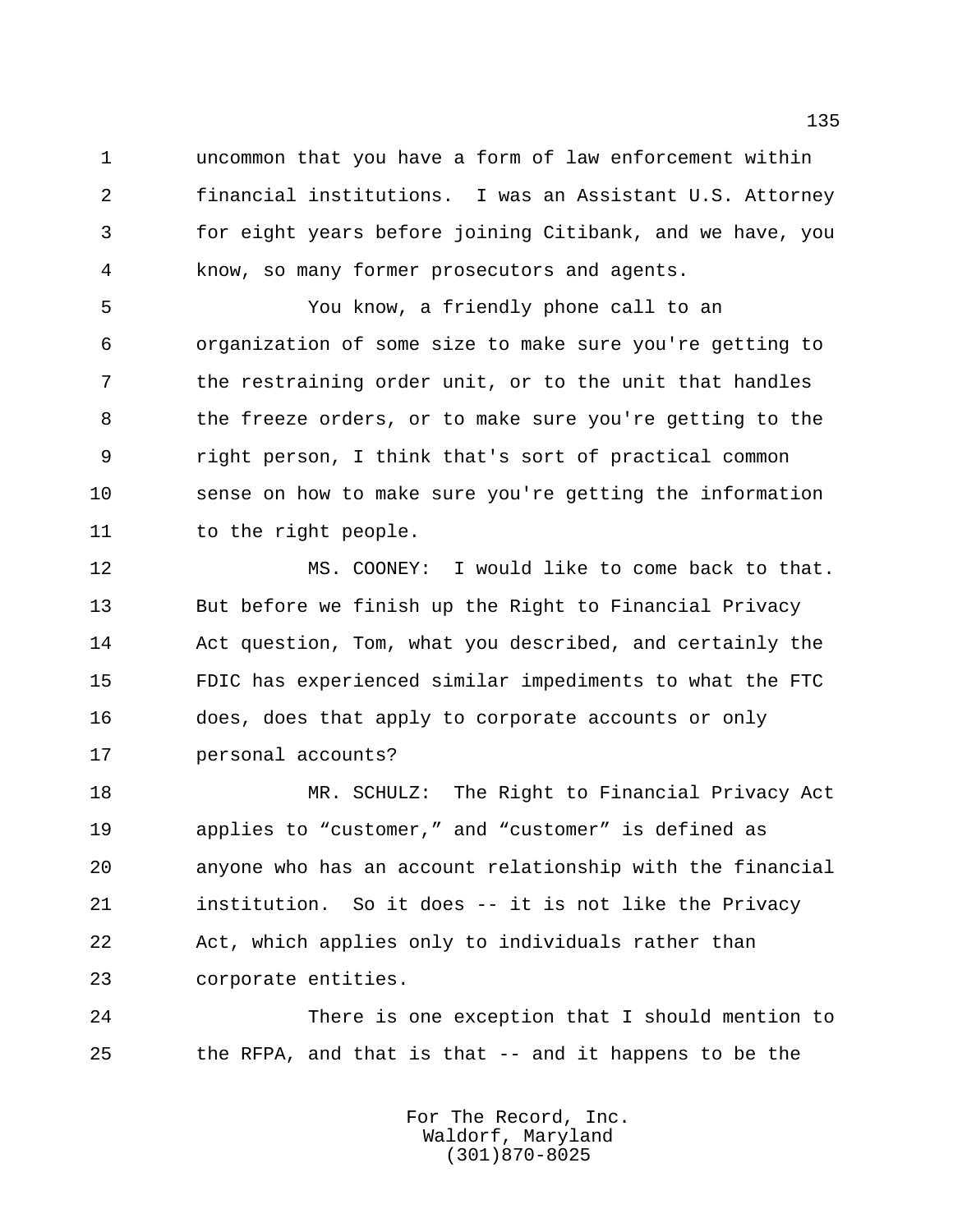uncommon that you have a form of law enforcement within financial institutions. I was an Assistant U.S. Attorney for eight years before joining Citibank, and we have, you know, so many former prosecutors and agents.

You know, a friendly phone call to an organization of some size to make sure you're getting to the restraining order unit, or to the unit that handles the freeze orders, or to make sure you're getting to the right person, I think that's sort of practical common sense on how to make sure you're getting the information to the right people.

MS. COONEY: I would like to come back to that. But before we finish up the Right to Financial Privacy Act question, Tom, what you described, and certainly the FDIC has experienced similar impediments to what the FTC does, does that apply to corporate accounts or only personal accounts?

MR. SCHULZ: The Right to Financial Privacy Act applies to “customer,” and “customer” is defined as anyone who has an account relationship with the financial institution. So it does -- it is not like the Privacy Act, which applies only to individuals rather than corporate entities.

There is one exception that I should mention to the RFPA, and that is that -- and it happens to be the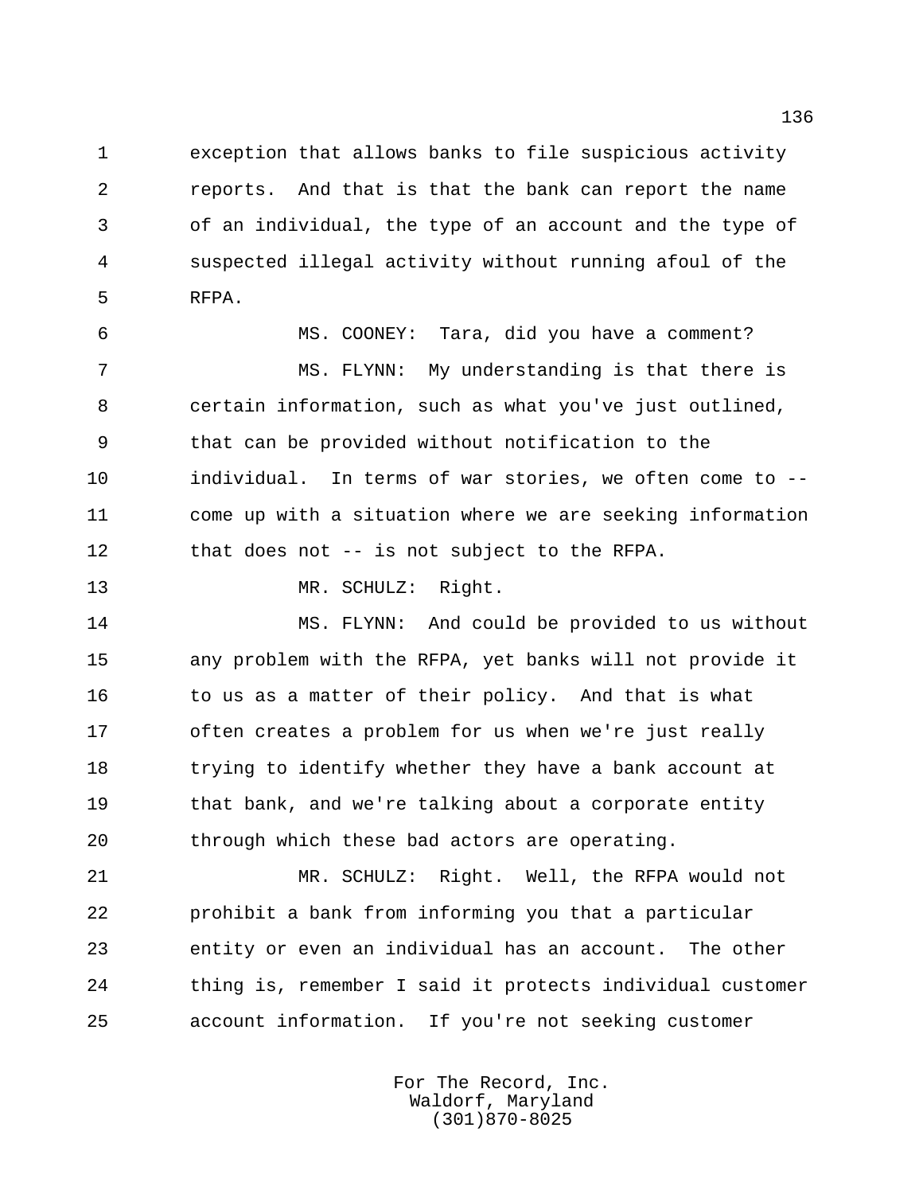exception that allows banks to file suspicious activity reports. And that is that the bank can report the name of an individual, the type of an account and the type of suspected illegal activity without running afoul of the RFPA.

MS. COONEY: Tara, did you have a comment?

MS. FLYNN: My understanding is that there is certain information, such as what you've just outlined, that can be provided without notification to the individual. In terms of war stories, we often come to -- come up with a situation where we are seeking information that does not -- is not subject to the RFPA.

MR. SCHULZ: Right.

MS. FLYNN: And could be provided to us without any problem with the RFPA, yet banks will not provide it to us as a matter of their policy. And that is what often creates a problem for us when we're just really trying to identify whether they have a bank account at that bank, and we're talking about a corporate entity through which these bad actors are operating.

MR. SCHULZ: Right. Well, the RFPA would not prohibit a bank from informing you that a particular entity or even an individual has an account. The other thing is, remember I said it protects individual customer account information. If you're not seeking customer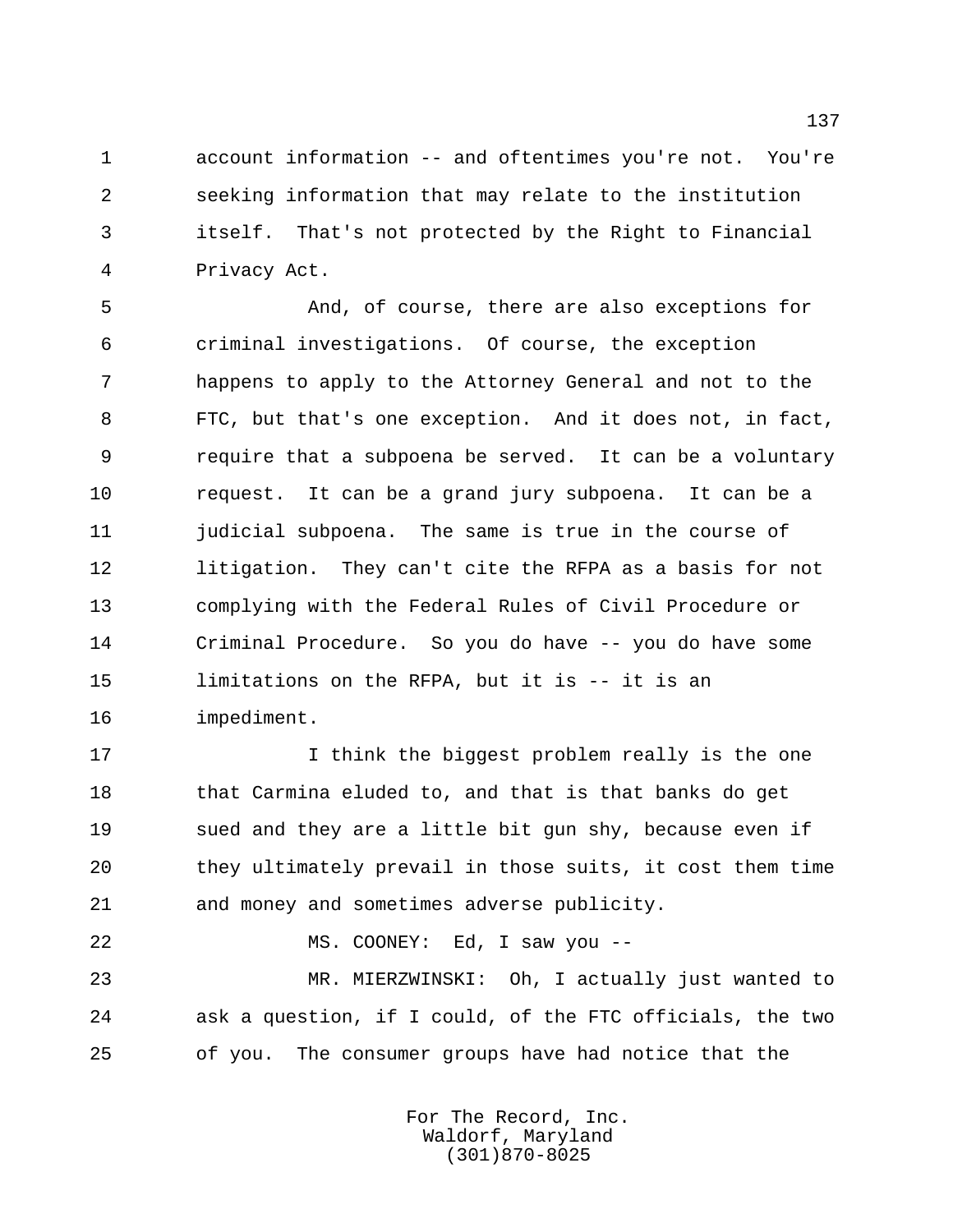account information -- and oftentimes you're not. You're seeking information that may relate to the institution itself. That's not protected by the Right to Financial Privacy Act.

And, of course, there are also exceptions for criminal investigations. Of course, the exception happens to apply to the Attorney General and not to the FTC, but that's one exception. And it does not, in fact, require that a subpoena be served. It can be a voluntary request. It can be a grand jury subpoena. It can be a judicial subpoena. The same is true in the course of litigation. They can't cite the RFPA as a basis for not complying with the Federal Rules of Civil Procedure or Criminal Procedure. So you do have -- you do have some limitations on the RFPA, but it is -- it is an impediment.

I think the biggest problem really is the one that Carmina eluded to, and that is that banks do get sued and they are a little bit gun shy, because even if they ultimately prevail in those suits, it cost them time and money and sometimes adverse publicity.

MS. COONEY: Ed, I saw you --

MR. MIERZWINSKI: Oh, I actually just wanted to ask a question, if I could, of the FTC officials, the two of you. The consumer groups have had notice that the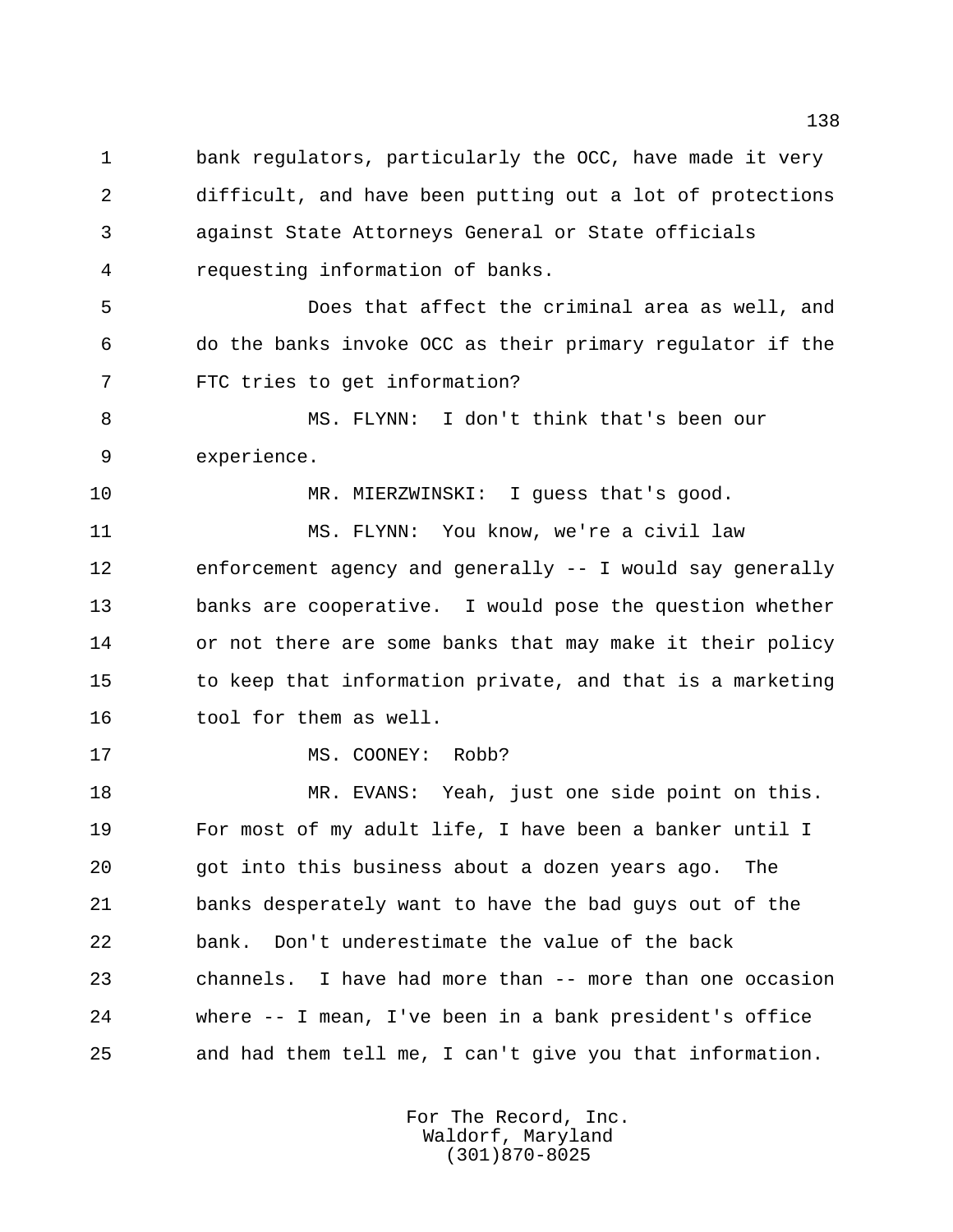bank regulators, particularly the OCC, have made it very difficult, and have been putting out a lot of protections against State Attorneys General or State officials requesting information of banks.

Does that affect the criminal area as well, and do the banks invoke OCC as their primary regulator if the FTC tries to get information?

MS. FLYNN: I don't think that's been our experience.

MR. MIERZWINSKI: I guess that's good.

MS. FLYNN: You know, we're a civil law enforcement agency and generally -- I would say generally banks are cooperative. I would pose the question whether or not there are some banks that may make it their policy to keep that information private, and that is a marketing tool for them as well.

MS. COONEY: Robb?

MR. EVANS: Yeah, just one side point on this. For most of my adult life, I have been a banker until I got into this business about a dozen years ago. The banks desperately want to have the bad guys out of the bank. Don't underestimate the value of the back channels. I have had more than -- more than one occasion where -- I mean, I've been in a bank president's office and had them tell me, I can't give you that information.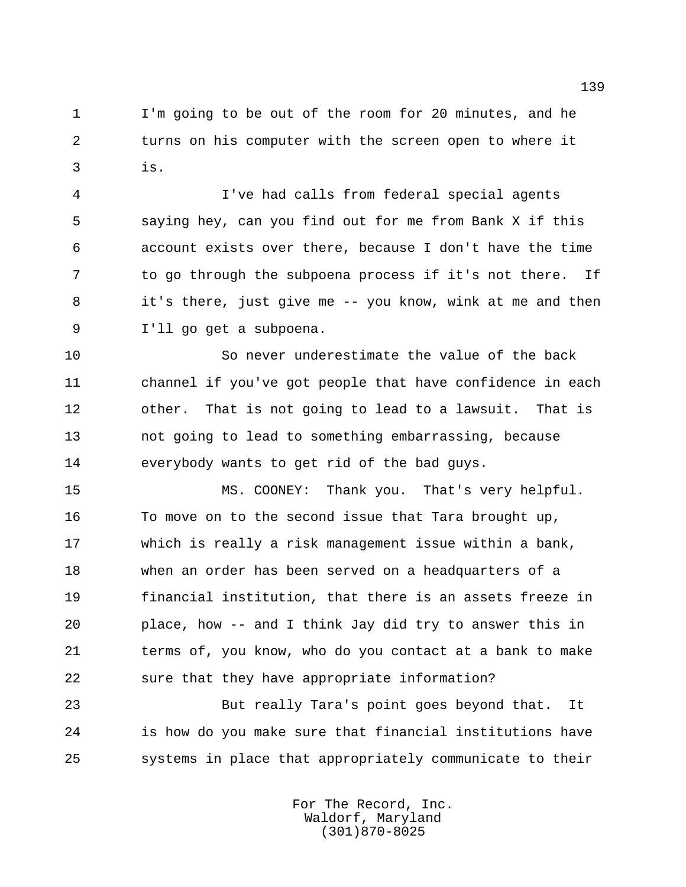I'm going to be out of the room for 20 minutes, and he turns on his computer with the screen open to where it is.

I've had calls from federal special agents saying hey, can you find out for me from Bank X if this account exists over there, because I don't have the time to go through the subpoena process if it's not there. If it's there, just give me -- you know, wink at me and then I'll go get a subpoena.

So never underestimate the value of the back channel if you've got people that have confidence in each other. That is not going to lead to a lawsuit. That is not going to lead to something embarrassing, because everybody wants to get rid of the bad guys.

MS. COONEY: Thank you. That's very helpful. To move on to the second issue that Tara brought up, which is really a risk management issue within a bank, when an order has been served on a headquarters of a financial institution, that there is an assets freeze in place, how -- and I think Jay did try to answer this in terms of, you know, who do you contact at a bank to make sure that they have appropriate information?

But really Tara's point goes beyond that. It is how do you make sure that financial institutions have systems in place that appropriately communicate to their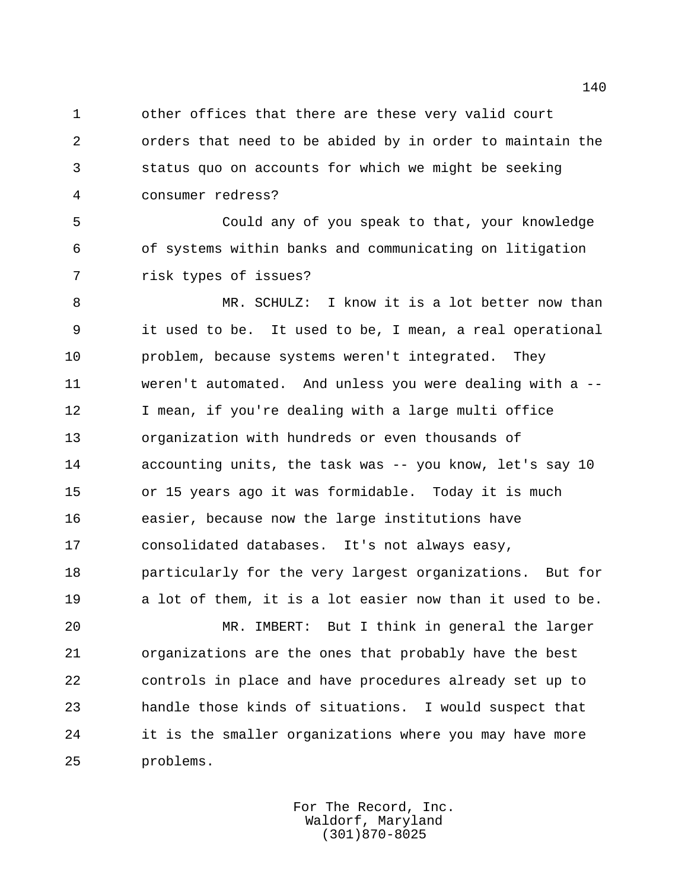other offices that there are these very valid court orders that need to be abided by in order to maintain the status quo on accounts for which we might be seeking consumer redress?

Could any of you speak to that, your knowledge of systems within banks and communicating on litigation risk types of issues?

MR. SCHULZ: I know it is a lot better now than it used to be. It used to be, I mean, a real operational problem, because systems weren't integrated. They weren't automated. And unless you were dealing with a -- I mean, if you're dealing with a large multi office organization with hundreds or even thousands of accounting units, the task was -- you know, let's say 10 or 15 years ago it was formidable. Today it is much easier, because now the large institutions have consolidated databases. It's not always easy, particularly for the very largest organizations. But for a lot of them, it is a lot easier now than it used to be.

MR. IMBERT: But I think in general the larger organizations are the ones that probably have the best controls in place and have procedures already set up to handle those kinds of situations. I would suspect that it is the smaller organizations where you may have more problems.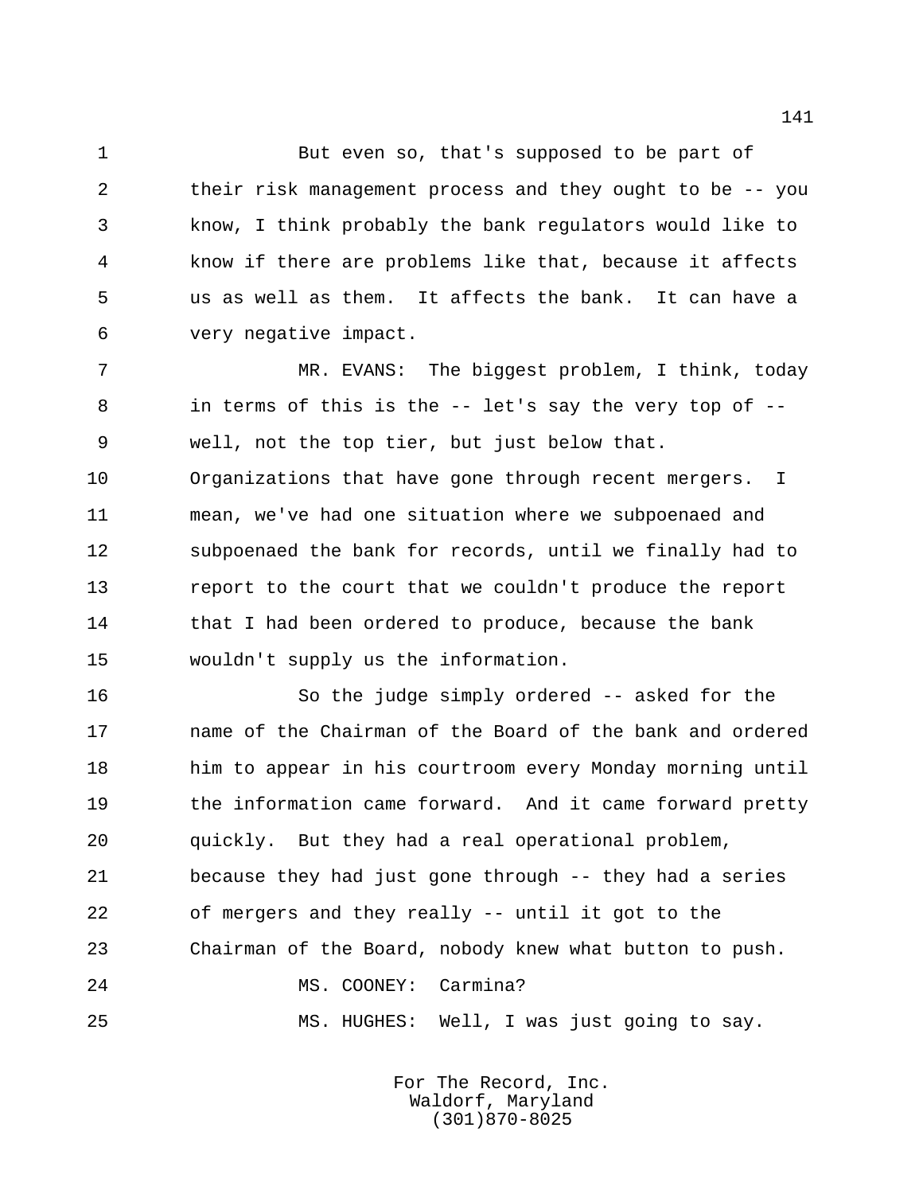But even so, that's supposed to be part of their risk management process and they ought to be -- you know, I think probably the bank regulators would like to know if there are problems like that, because it affects us as well as them. It affects the bank. It can have a very negative impact.

MR. EVANS: The biggest problem, I think, today in terms of this is the -- let's say the very top of -- well, not the top tier, but just below that. Organizations that have gone through recent mergers. I mean, we've had one situation where we subpoenaed and subpoenaed the bank for records, until we finally had to report to the court that we couldn't produce the report that I had been ordered to produce, because the bank wouldn't supply us the information.

So the judge simply ordered -- asked for the name of the Chairman of the Board of the bank and ordered him to appear in his courtroom every Monday morning until the information came forward. And it came forward pretty quickly. But they had a real operational problem, because they had just gone through -- they had a series of mergers and they really -- until it got to the Chairman of the Board, nobody knew what button to push.

MS. COONEY: Carmina?

MS. HUGHES: Well, I was just going to say.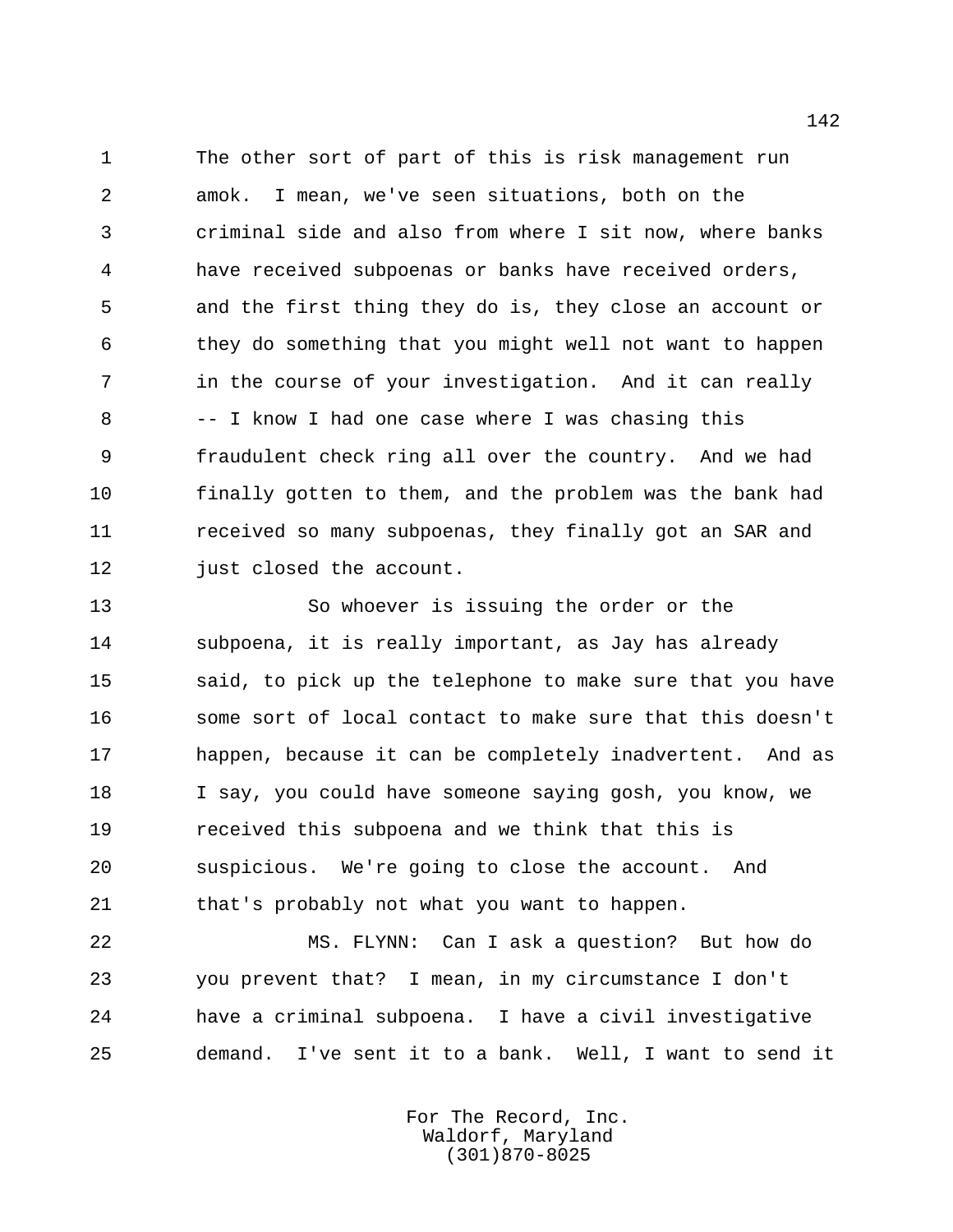The other sort of part of this is risk management run amok. I mean, we've seen situations, both on the criminal side and also from where I sit now, where banks have received subpoenas or banks have received orders, and the first thing they do is, they close an account or they do something that you might well not want to happen in the course of your investigation. And it can really -- I know I had one case where I was chasing this fraudulent check ring all over the country. And we had finally gotten to them, and the problem was the bank had received so many subpoenas, they finally got an SAR and just closed the account.

So whoever is issuing the order or the subpoena, it is really important, as Jay has already said, to pick up the telephone to make sure that you have some sort of local contact to make sure that this doesn't happen, because it can be completely inadvertent. And as I say, you could have someone saying gosh, you know, we received this subpoena and we think that this is suspicious. We're going to close the account. And that's probably not what you want to happen.

MS. FLYNN: Can I ask a question? But how do you prevent that? I mean, in my circumstance I don't have a criminal subpoena. I have a civil investigative demand. I've sent it to a bank. Well, I want to send it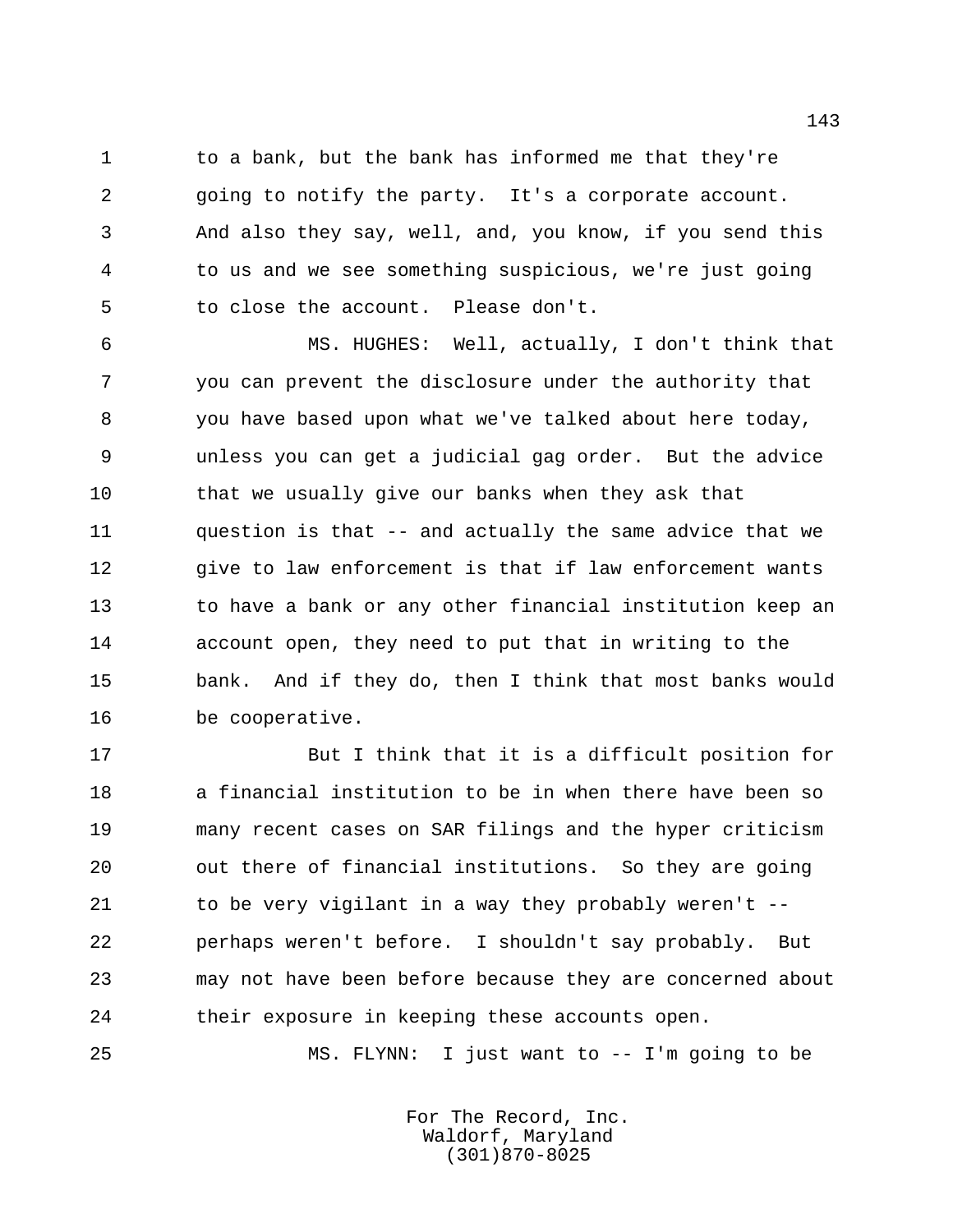to a bank, but the bank has informed me that they're going to notify the party. It's a corporate account. And also they say, well, and, you know, if you send this to us and we see something suspicious, we're just going to close the account. Please don't.

MS. HUGHES: Well, actually, I don't think that you can prevent the disclosure under the authority that you have based upon what we've talked about here today, unless you can get a judicial gag order. But the advice that we usually give our banks when they ask that question is that -- and actually the same advice that we give to law enforcement is that if law enforcement wants to have a bank or any other financial institution keep an account open, they need to put that in writing to the bank. And if they do, then I think that most banks would be cooperative.

But I think that it is a difficult position for a financial institution to be in when there have been so many recent cases on SAR filings and the hyper criticism out there of financial institutions. So they are going to be very vigilant in a way they probably weren't -- perhaps weren't before. I shouldn't say probably. But may not have been before because they are concerned about their exposure in keeping these accounts open.

MS. FLYNN: I just want to -- I'm going to be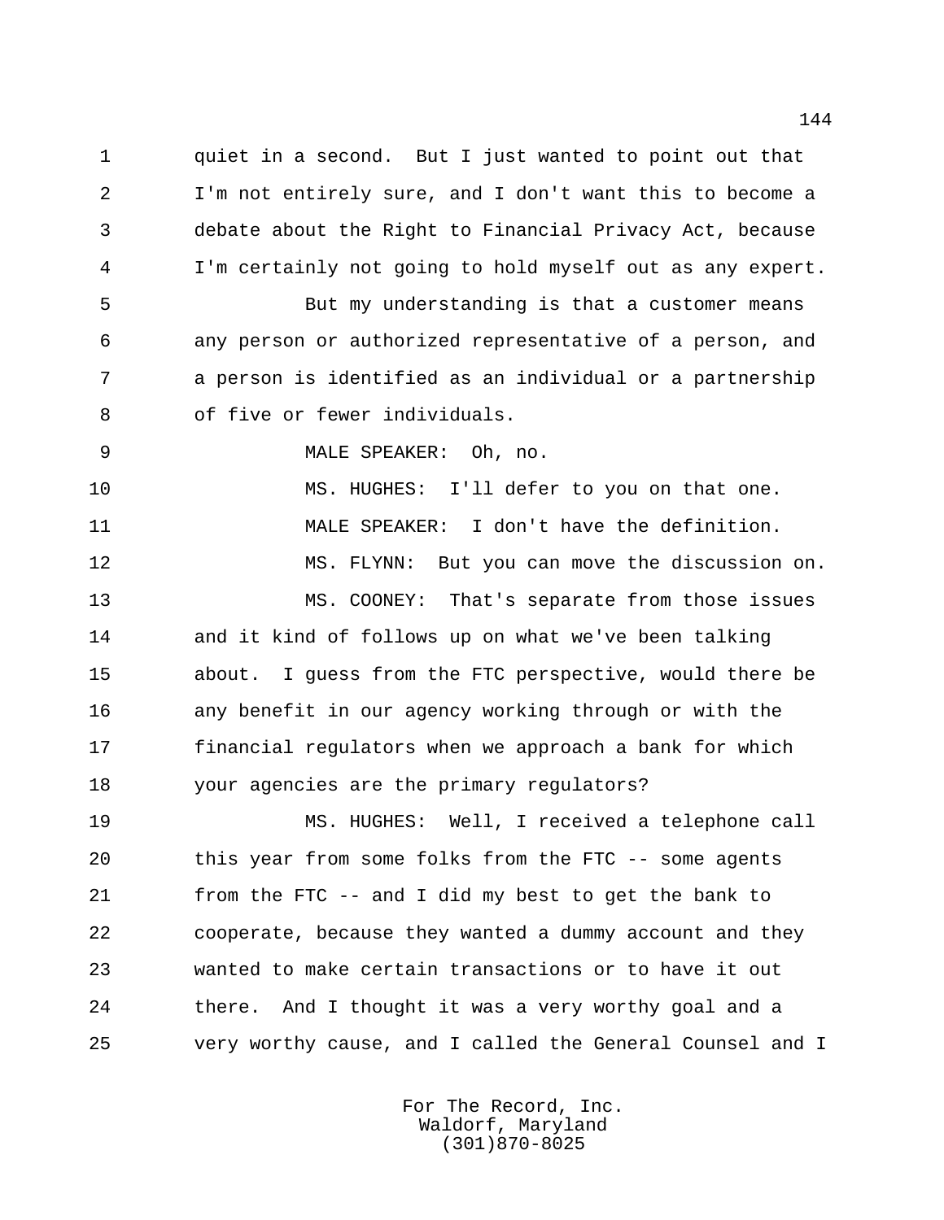quiet in a second. But I just wanted to point out that I'm not entirely sure, and I don't want this to become a debate about the Right to Financial Privacy Act, because I'm certainly not going to hold myself out as any expert.

But my understanding is that a customer means any person or authorized representative of a person, and a person is identified as an individual or a partnership of five or fewer individuals.

MALE SPEAKER: Oh, no.

MS. HUGHES: I'll defer to you on that one.

MALE SPEAKER: I don't have the definition.

MS. FLYNN: But you can move the discussion on.

MS. COONEY: That's separate from those issues and it kind of follows up on what we've been talking about. I guess from the FTC perspective, would there be any benefit in our agency working through or with the financial regulators when we approach a bank for which your agencies are the primary regulators?

MS. HUGHES: Well, I received a telephone call this year from some folks from the FTC -- some agents from the FTC -- and I did my best to get the bank to cooperate, because they wanted a dummy account and they wanted to make certain transactions or to have it out there. And I thought it was a very worthy goal and a very worthy cause, and I called the General Counsel and I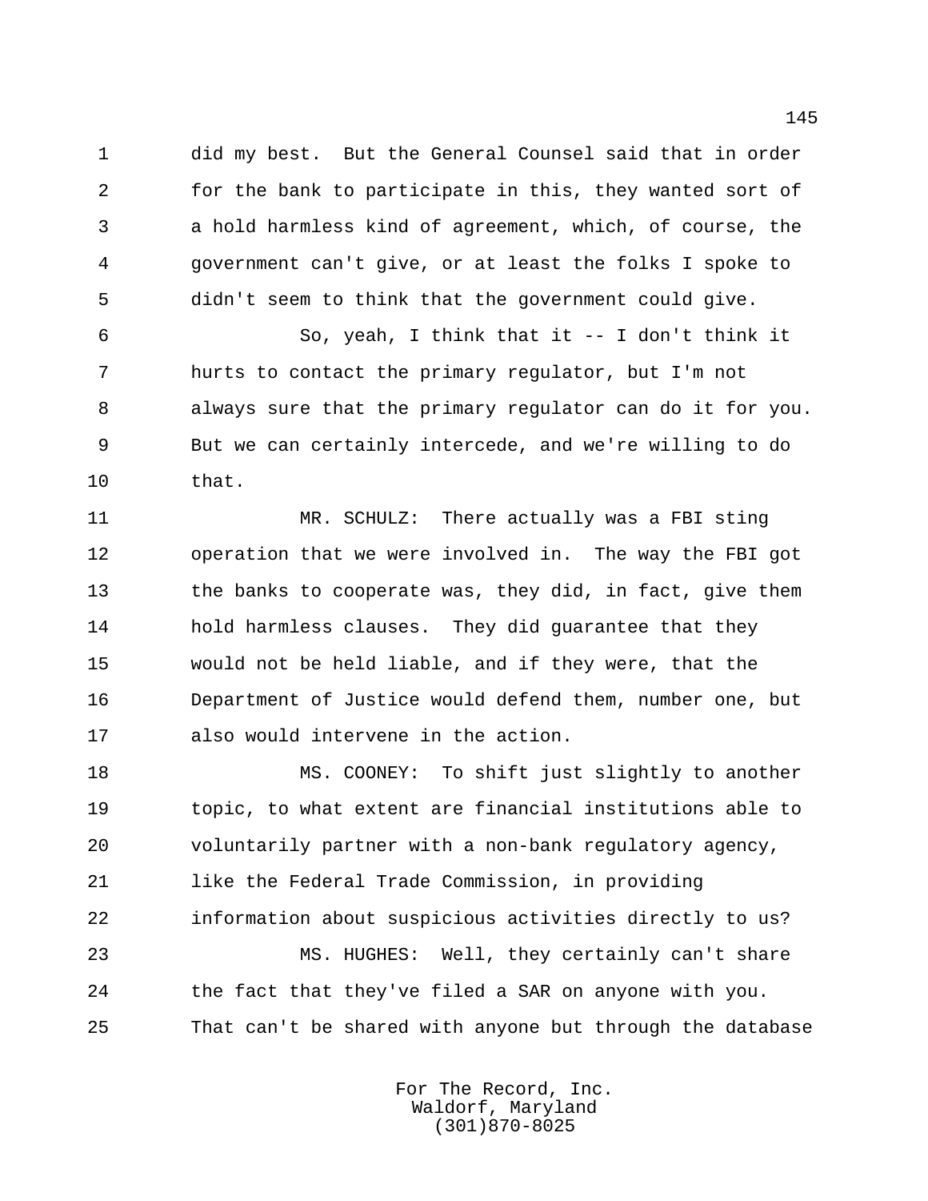did my best. But the General Counsel said that in order for the bank to participate in this, they wanted sort of a hold harmless kind of agreement, which, of course, the government can't give, or at least the folks I spoke to didn't seem to think that the government could give.

So, yeah, I think that it -- I don't think it hurts to contact the primary regulator, but I'm not always sure that the primary regulator can do it for you. But we can certainly intercede, and we're willing to do that.

MR. SCHULZ: There actually was a FBI sting operation that we were involved in. The way the FBI got the banks to cooperate was, they did, in fact, give them hold harmless clauses. They did guarantee that they would not be held liable, and if they were, that the Department of Justice would defend them, number one, but also would intervene in the action.

MS. COONEY: To shift just slightly to another topic, to what extent are financial institutions able to voluntarily partner with a non-bank regulatory agency, like the Federal Trade Commission, in providing information about suspicious activities directly to us?

MS. HUGHES: Well, they certainly can't share the fact that they've filed a SAR on anyone with you. That can't be shared with anyone but through the database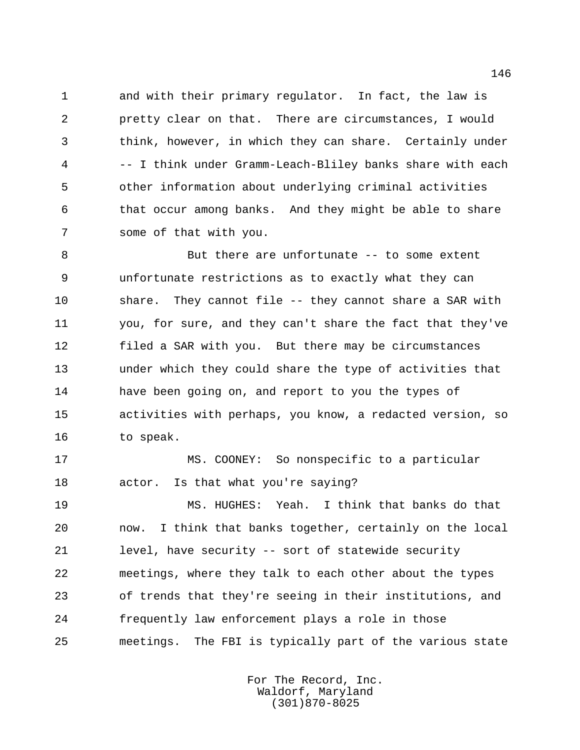and with their primary regulator. In fact, the law is pretty clear on that. There are circumstances, I would think, however, in which they can share. Certainly under -- I think under Gramm-Leach-Bliley banks share with each other information about underlying criminal activities that occur among banks. And they might be able to share some of that with you.

But there are unfortunate -- to some extent unfortunate restrictions as to exactly what they can share. They cannot file -- they cannot share a SAR with you, for sure, and they can't share the fact that they've filed a SAR with you. But there may be circumstances under which they could share the type of activities that have been going on, and report to you the types of activities with perhaps, you know, a redacted version, so to speak.

MS. COONEY: So nonspecific to a particular actor. Is that what you're saying?

MS. HUGHES: Yeah. I think that banks do that now. I think that banks together, certainly on the local level, have security -- sort of statewide security meetings, where they talk to each other about the types of trends that they're seeing in their institutions, and frequently law enforcement plays a role in those meetings. The FBI is typically part of the various state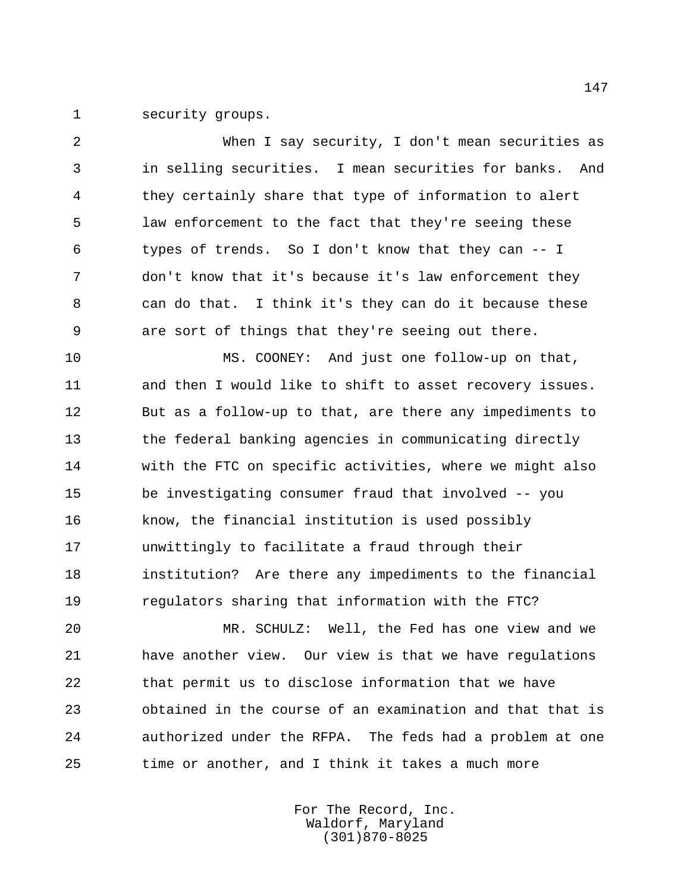security groups.

When I say security, I don't mean securities as in selling securities. I mean securities for banks. And they certainly share that type of information to alert law enforcement to the fact that they're seeing these types of trends. So I don't know that they can -- I don't know that it's because it's law enforcement they can do that. I think it's they can do it because these are sort of things that they're seeing out there.

MS. COONEY: And just one follow-up on that, and then I would like to shift to asset recovery issues. But as a follow-up to that, are there any impediments to the federal banking agencies in communicating directly with the FTC on specific activities, where we might also be investigating consumer fraud that involved -- you know, the financial institution is used possibly unwittingly to facilitate a fraud through their institution? Are there any impediments to the financial regulators sharing that information with the FTC?

MR. SCHULZ: Well, the Fed has one view and we have another view. Our view is that we have regulations that permit us to disclose information that we have obtained in the course of an examination and that that is authorized under the RFPA. The feds had a problem at one time or another, and I think it takes a much more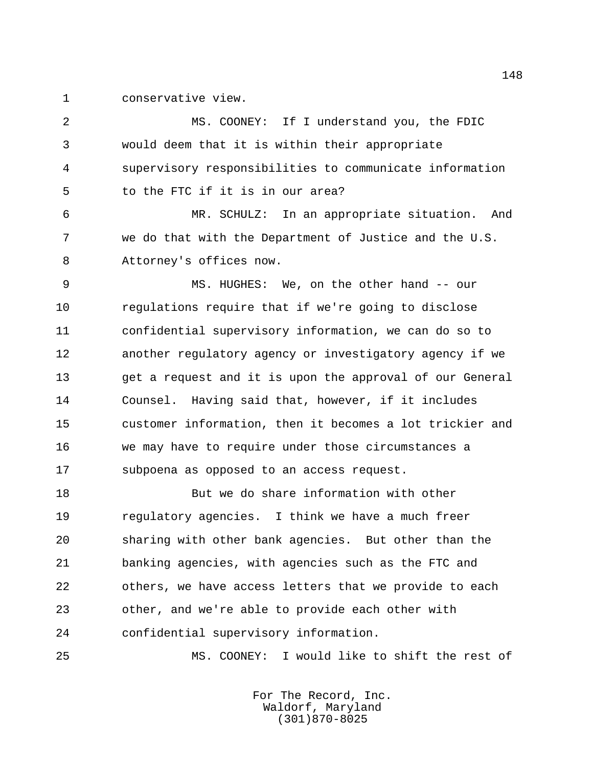conservative view.

MS. COONEY: If I understand you, the FDIC would deem that it is within their appropriate supervisory responsibilities to communicate information to the FTC if it is in our area?

MR. SCHULZ: In an appropriate situation. And we do that with the Department of Justice and the U.S. Attorney's offices now.

MS. HUGHES: We, on the other hand -- our regulations require that if we're going to disclose confidential supervisory information, we can do so to another regulatory agency or investigatory agency if we get a request and it is upon the approval of our General Counsel. Having said that, however, if it includes customer information, then it becomes a lot trickier and we may have to require under those circumstances a subpoena as opposed to an access request.

But we do share information with other regulatory agencies. I think we have a much freer sharing with other bank agencies. But other than the banking agencies, with agencies such as the FTC and others, we have access letters that we provide to each other, and we're able to provide each other with confidential supervisory information.

MS. COONEY: I would like to shift the rest of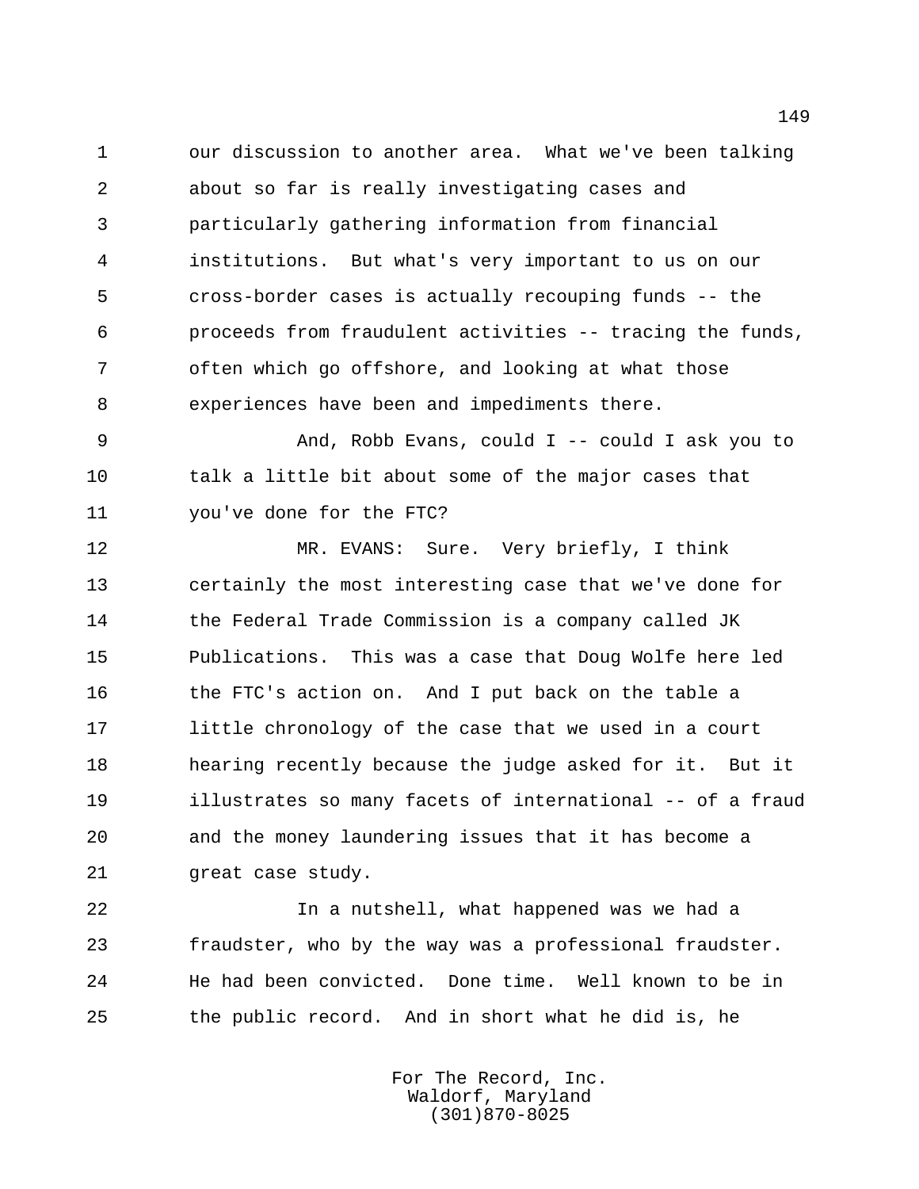our discussion to another area. What we've been talking about so far is really investigating cases and particularly gathering information from financial institutions. But what's very important to us on our cross-border cases is actually recouping funds -- the proceeds from fraudulent activities -- tracing the funds, often which go offshore, and looking at what those experiences have been and impediments there.

And, Robb Evans, could I -- could I ask you to talk a little bit about some of the major cases that you've done for the FTC?

MR. EVANS: Sure. Very briefly, I think certainly the most interesting case that we've done for the Federal Trade Commission is a company called JK Publications. This was a case that Doug Wolfe here led the FTC's action on. And I put back on the table a little chronology of the case that we used in a court hearing recently because the judge asked for it. But it illustrates so many facets of international -- of a fraud and the money laundering issues that it has become a great case study.

In a nutshell, what happened was we had a fraudster, who by the way was a professional fraudster. He had been convicted. Done time. Well known to be in the public record. And in short what he did is, he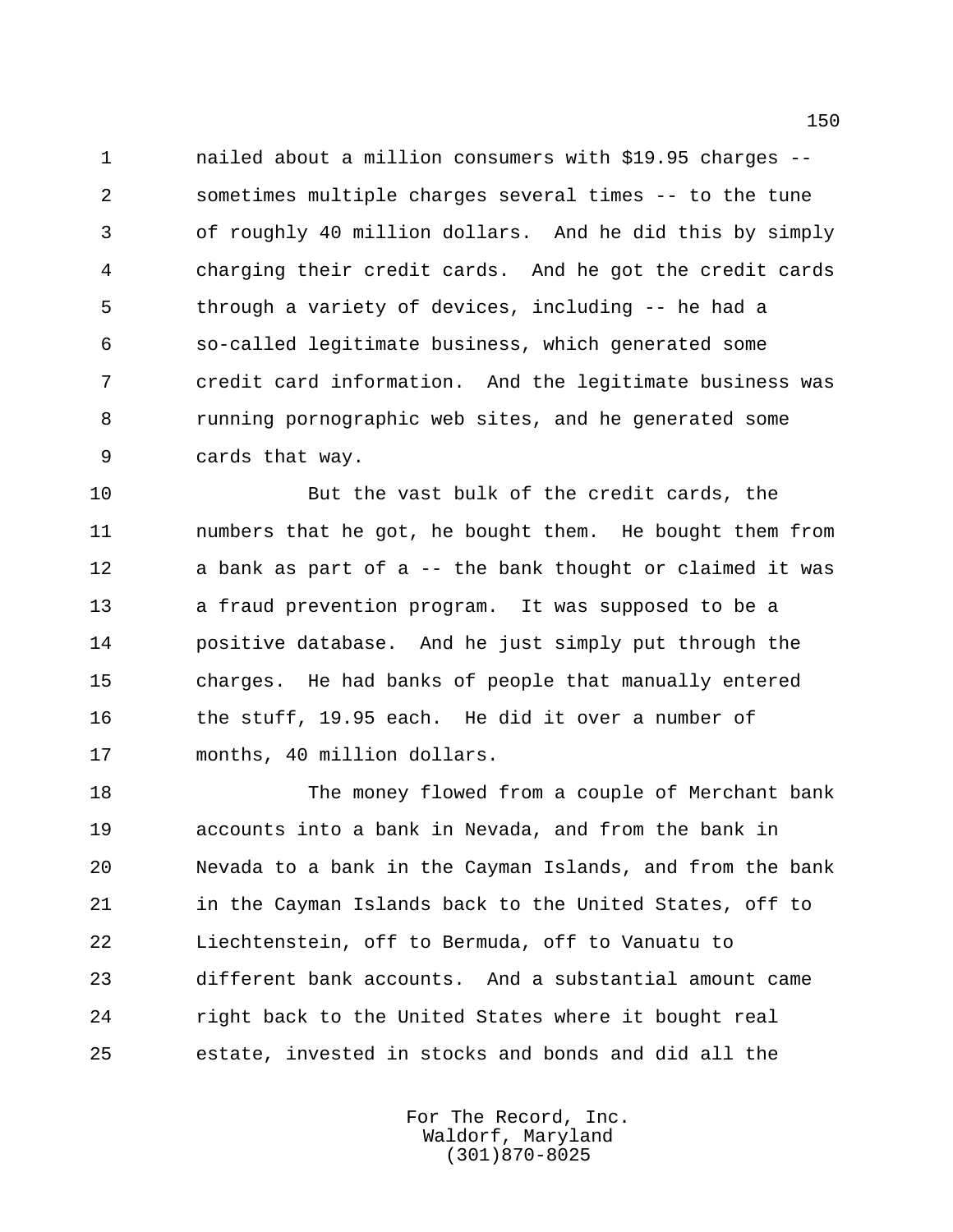nailed about a million consumers with $19.95 charges -- sometimes multiple charges several times -- to the tune of roughly 40 million dollars. And he did this by simply charging their credit cards. And he got the credit cards through a variety of devices, including -- he had a so-called legitimate business, which generated some credit card information. And the legitimate business was running pornographic web sites, and he generated some cards that way.

But the vast bulk of the credit cards, the numbers that he got, he bought them. He bought them from a bank as part of a -- the bank thought or claimed it was a fraud prevention program. It was supposed to be a positive database. And he just simply put through the charges. He had banks of people that manually entered the stuff, 19.95 each. He did it over a number of months, 40 million dollars.

The money flowed from a couple of Merchant bank accounts into a bank in Nevada, and from the bank in Nevada to a bank in the Cayman Islands, and from the bank in the Cayman Islands back to the United States, off to Liechtenstein, off to Bermuda, off to Vanuatu to different bank accounts. And a substantial amount came right back to the United States where it bought real estate, invested in stocks and bonds and did all the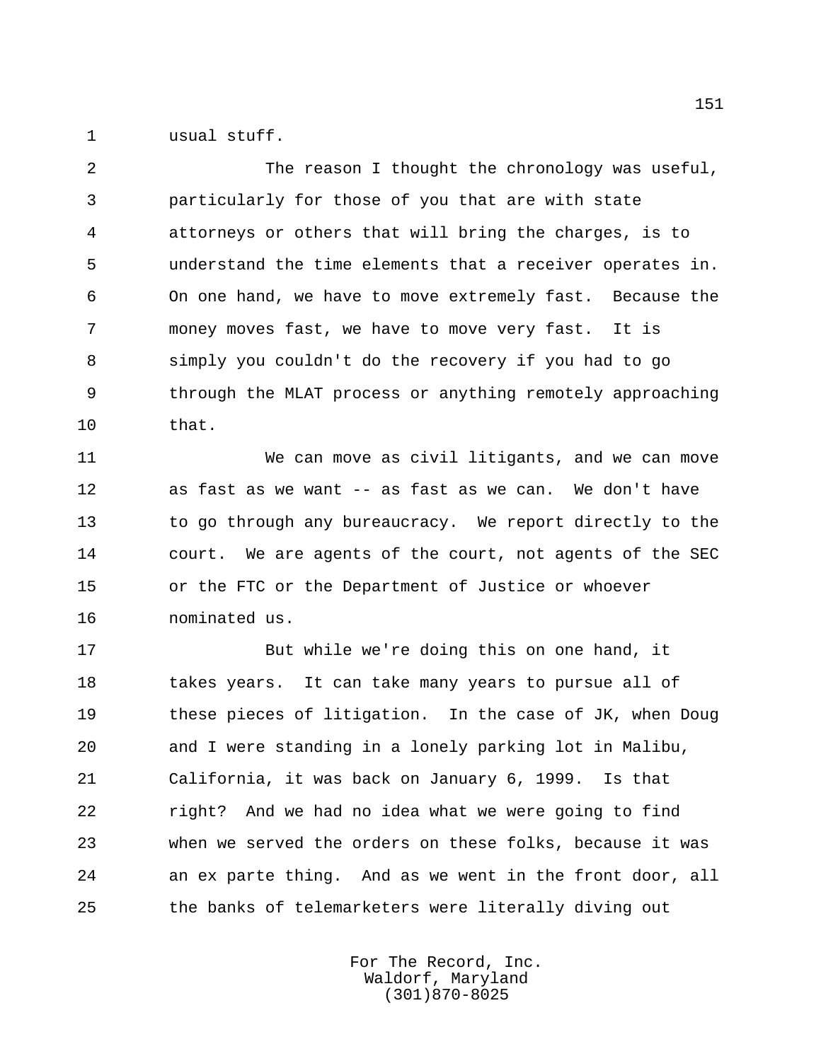usual stuff.

The reason I thought the chronology was useful, particularly for those of you that are with state attorneys or others that will bring the charges, is to understand the time elements that a receiver operates in. On one hand, we have to move extremely fast. Because the money moves fast, we have to move very fast. It is simply you couldn't do the recovery if you had to go through the MLAT process or anything remotely approaching that.

We can move as civil litigants, and we can move as fast as we want -- as fast as we can. We don't have to go through any bureaucracy. We report directly to the court. We are agents of the court, not agents of the SEC or the FTC or the Department of Justice or whoever nominated us.

But while we're doing this on one hand, it takes years. It can take many years to pursue all of these pieces of litigation. In the case of JK, when Doug and I were standing in a lonely parking lot in Malibu, California, it was back on January 6, 1999. Is that right? And we had no idea what we were going to find when we served the orders on these folks, because it was an ex parte thing. And as we went in the front door, all the banks of telemarketers were literally diving out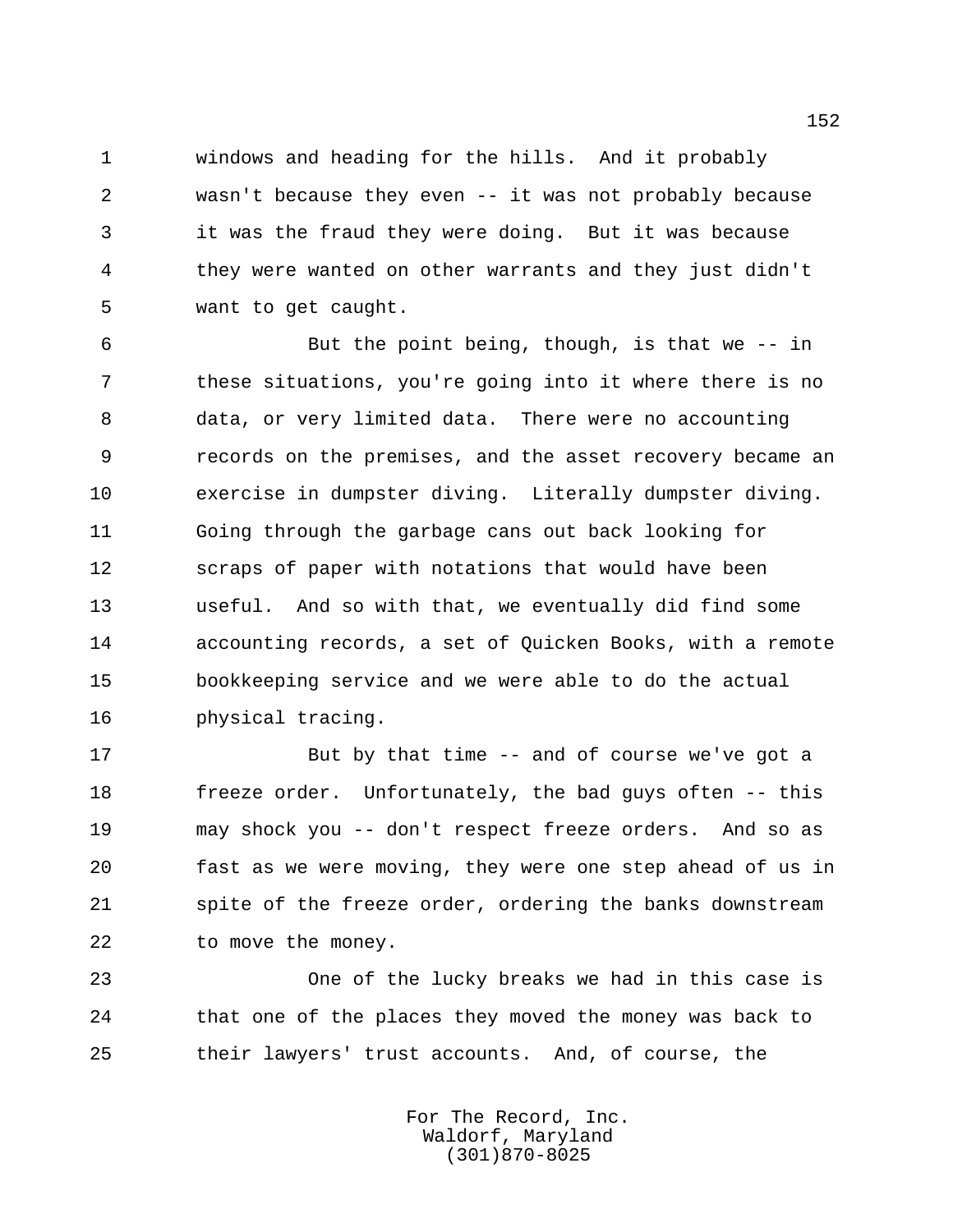windows and heading for the hills. And it probably wasn't because they even -- it was not probably because it was the fraud they were doing. But it was because they were wanted on other warrants and they just didn't want to get caught.

But the point being, though, is that we -- in these situations, you're going into it where there is no data, or very limited data. There were no accounting records on the premises, and the asset recovery became an exercise in dumpster diving. Literally dumpster diving. Going through the garbage cans out back looking for scraps of paper with notations that would have been useful. And so with that, we eventually did find some accounting records, a set of Quicken Books, with a remote bookkeeping service and we were able to do the actual physical tracing.

But by that time -- and of course we've got a freeze order. Unfortunately, the bad guys often -- this may shock you -- don't respect freeze orders. And so as fast as we were moving, they were one step ahead of us in spite of the freeze order, ordering the banks downstream to move the money.

One of the lucky breaks we had in this case is that one of the places they moved the money was back to their lawyers' trust accounts. And, of course, the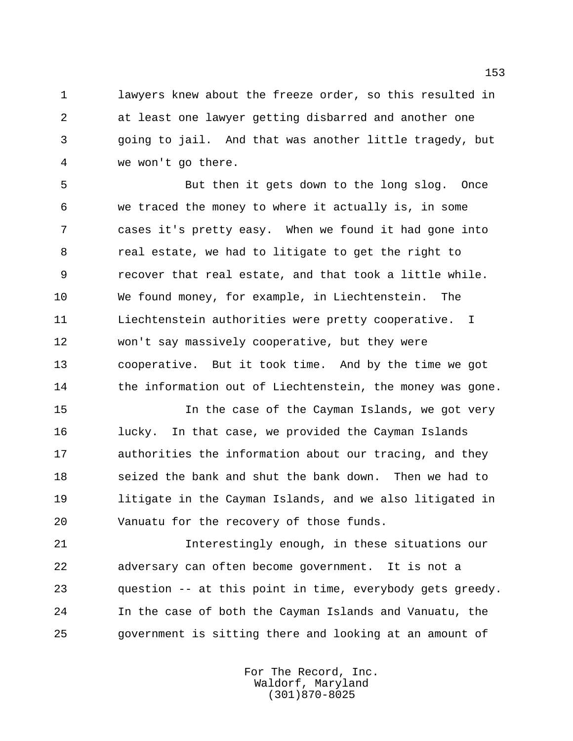lawyers knew about the freeze order, so this resulted in at least one lawyer getting disbarred and another one going to jail. And that was another little tragedy, but we won't go there.

But then it gets down to the long slog. Once we traced the money to where it actually is, in some cases it's pretty easy. When we found it had gone into real estate, we had to litigate to get the right to recover that real estate, and that took a little while. We found money, for example, in Liechtenstein. The Liechtenstein authorities were pretty cooperative. I won't say massively cooperative, but they were cooperative. But it took time. And by the time we got the information out of Liechtenstein, the money was gone.

In the case of the Cayman Islands, we got very lucky. In that case, we provided the Cayman Islands authorities the information about our tracing, and they seized the bank and shut the bank down. Then we had to litigate in the Cayman Islands, and we also litigated in Vanuatu for the recovery of those funds.

Interestingly enough, in these situations our adversary can often become government. It is not a question -- at this point in time, everybody gets greedy. In the case of both the Cayman Islands and Vanuatu, the government is sitting there and looking at an amount of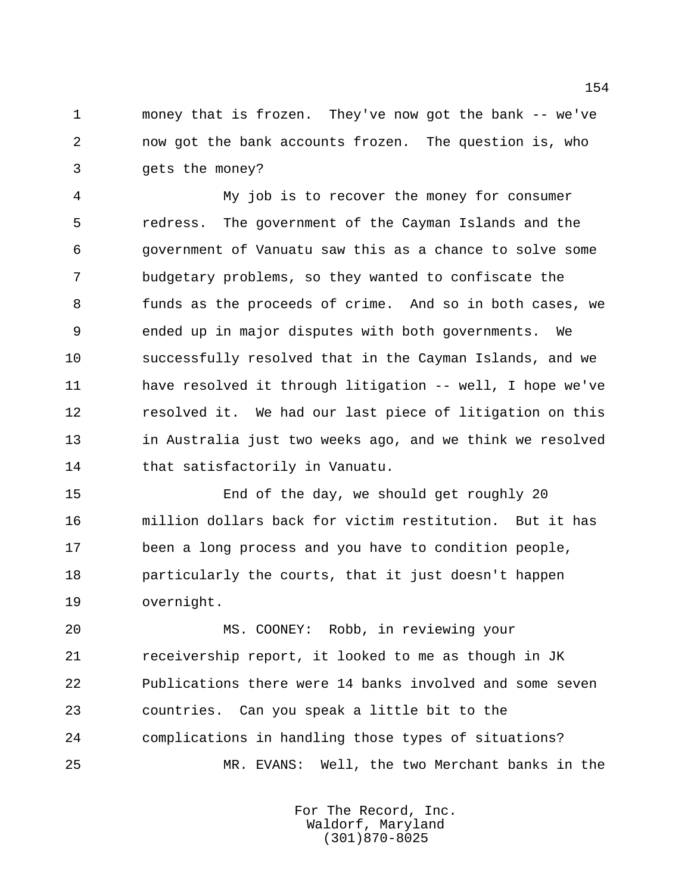money that is frozen. They've now got the bank -- we've now got the bank accounts frozen. The question is, who gets the money?

My job is to recover the money for consumer redress. The government of the Cayman Islands and the government of Vanuatu saw this as a chance to solve some budgetary problems, so they wanted to confiscate the funds as the proceeds of crime. And so in both cases, we ended up in major disputes with both governments. We successfully resolved that in the Cayman Islands, and we have resolved it through litigation -- well, I hope we've resolved it. We had our last piece of litigation on this in Australia just two weeks ago, and we think we resolved that satisfactorily in Vanuatu.

End of the day, we should get roughly 20 million dollars back for victim restitution. But it has been a long process and you have to condition people, particularly the courts, that it just doesn't happen overnight.

MS. COONEY: Robb, in reviewing your receivership report, it looked to me as though in JK Publications there were 14 banks involved and some seven countries. Can you speak a little bit to the complications in handling those types of situations?

MR. EVANS: Well, the two Merchant banks in the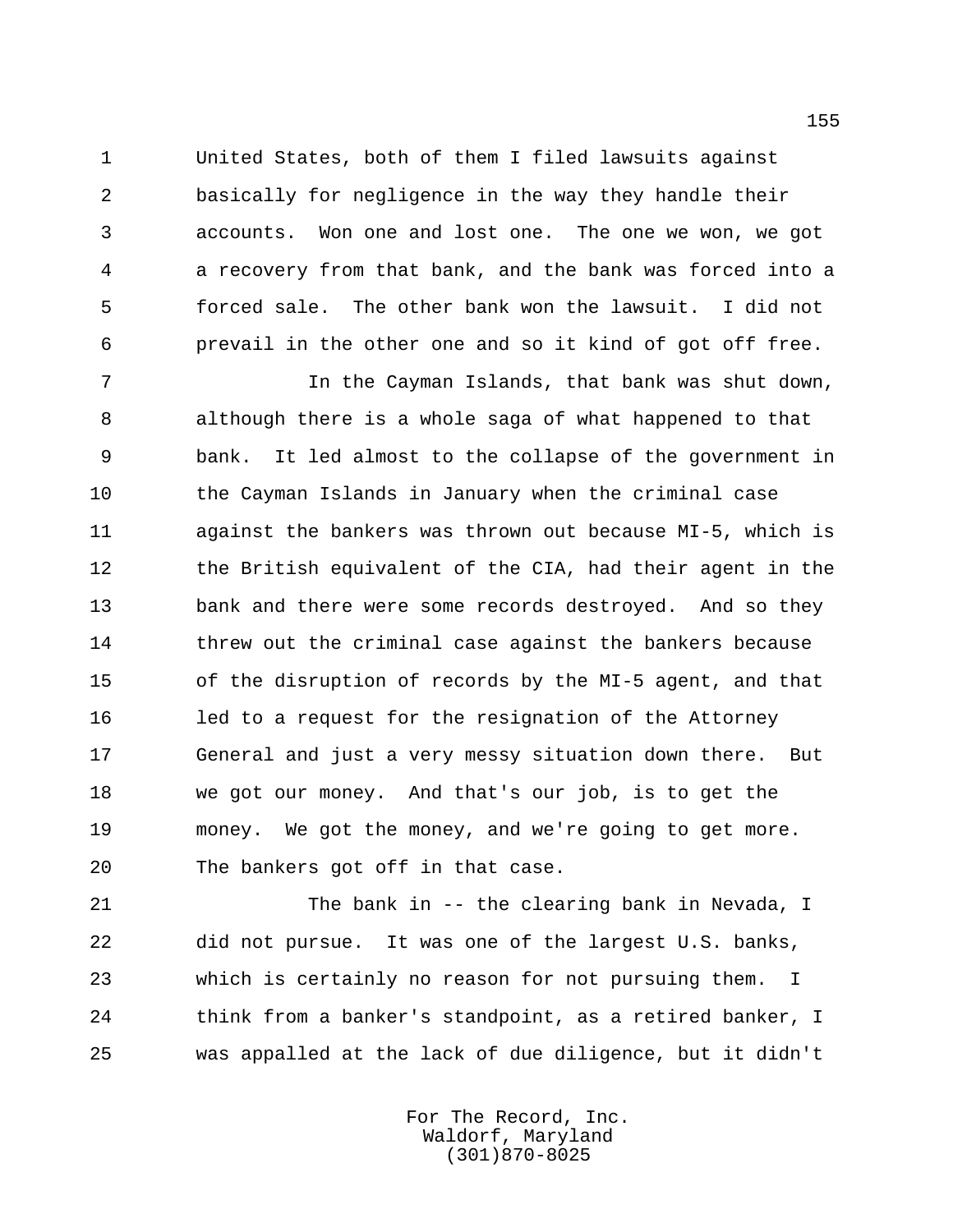United States, both of them I filed lawsuits against basically for negligence in the way they handle their accounts. Won one and lost one. The one we won, we got a recovery from that bank, and the bank was forced into a forced sale. The other bank won the lawsuit. I did not prevail in the other one and so it kind of got off free.

In the Cayman Islands, that bank was shut down, although there is a whole saga of what happened to that bank. It led almost to the collapse of the government in the Cayman Islands in January when the criminal case against the bankers was thrown out because MI-5, which is the British equivalent of the CIA, had their agent in the bank and there were some records destroyed. And so they threw out the criminal case against the bankers because of the disruption of records by the MI-5 agent, and that led to a request for the resignation of the Attorney General and just a very messy situation down there. But we got our money. And that's our job, is to get the money. We got the money, and we're going to get more. The bankers got off in that case.

The bank in -- the clearing bank in Nevada, I did not pursue. It was one of the largest U.S. banks, which is certainly no reason for not pursuing them. I think from a banker's standpoint, as a retired banker, I was appalled at the lack of due diligence, but it didn't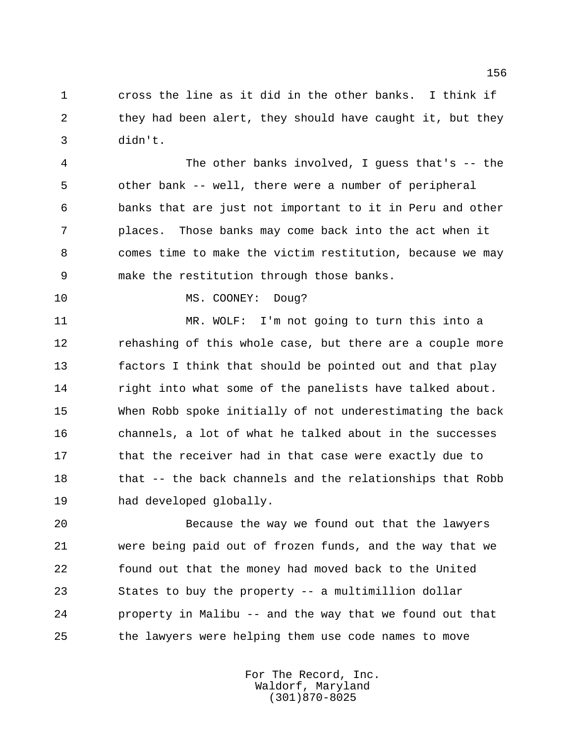cross the line as it did in the other banks. I think if they had been alert, they should have caught it, but they didn't.

The other banks involved, I guess that's -- the other bank -- well, there were a number of peripheral banks that are just not important to it in Peru and other places. Those banks may come back into the act when it comes time to make the victim restitution, because we may make the restitution through those banks.

MS. COONEY: Doug?

MR. WOLF: I'm not going to turn this into a rehashing of this whole case, but there are a couple more factors I think that should be pointed out and that play right into what some of the panelists have talked about. When Robb spoke initially of not underestimating the back channels, a lot of what he talked about in the successes that the receiver had in that case were exactly due to that -- the back channels and the relationships that Robb had developed globally.

Because the way we found out that the lawyers were being paid out of frozen funds, and the way that we found out that the money had moved back to the United States to buy the property -- a multimillion dollar property in Malibu -- and the way that we found out that the lawyers were helping them use code names to move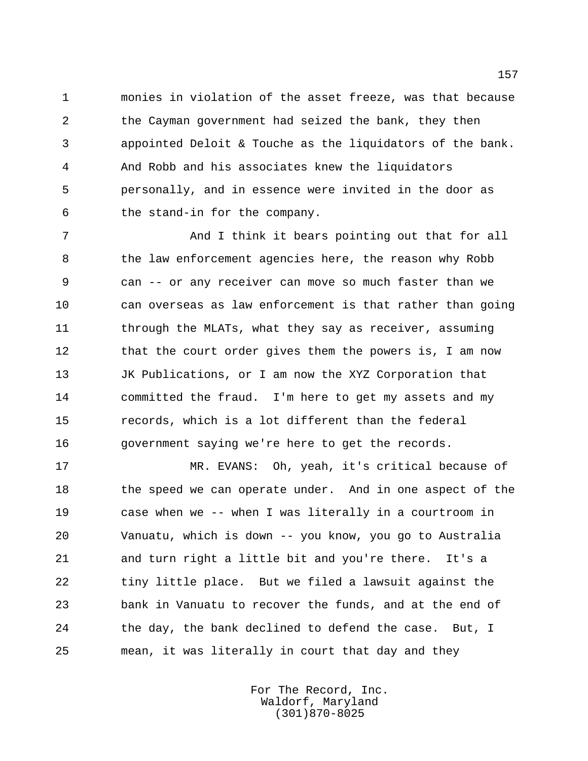monies in violation of the asset freeze, was that because the Cayman government had seized the bank, they then appointed Deloit & Touche as the liquidators of the bank. And Robb and his associates knew the liquidators personally, and in essence were invited in the door as the stand-in for the company.

And I think it bears pointing out that for all the law enforcement agencies here, the reason why Robb can -- or any receiver can move so much faster than we can overseas as law enforcement is that rather than going through the MLATs, what they say as receiver, assuming that the court order gives them the powers is, I am now JK Publications, or I am now the XYZ Corporation that committed the fraud. I'm here to get my assets and my records, which is a lot different than the federal government saying we're here to get the records.

MR. EVANS: Oh, yeah, it's critical because of the speed we can operate under. And in one aspect of the case when we -- when I was literally in a courtroom in Vanuatu, which is down -- you know, you go to Australia and turn right a little bit and you're there. It's a tiny little place. But we filed a lawsuit against the bank in Vanuatu to recover the funds, and at the end of the day, the bank declined to defend the case. But, I mean, it was literally in court that day and they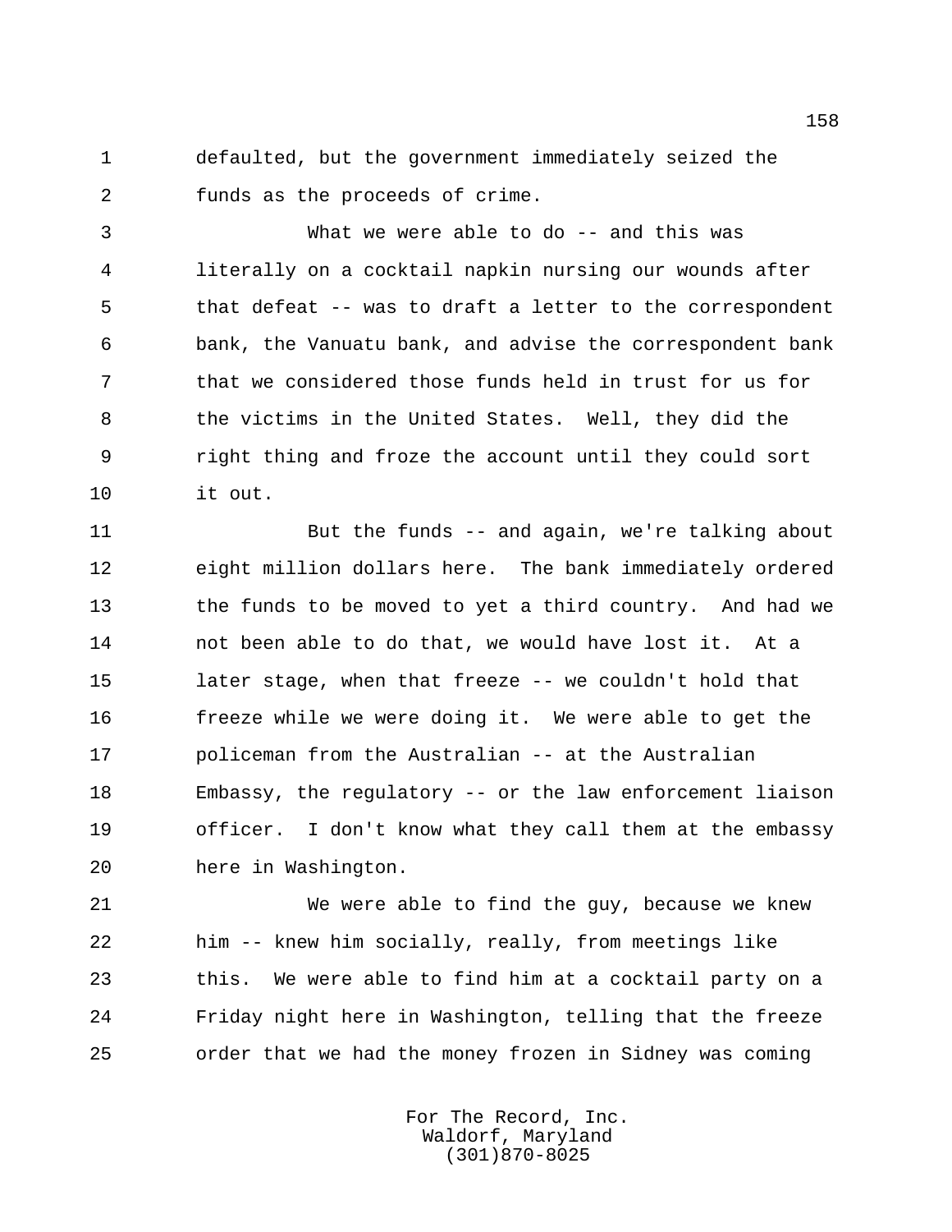defaulted, but the government immediately seized the funds as the proceeds of crime.

What we were able to do -- and this was literally on a cocktail napkin nursing our wounds after that defeat -- was to draft a letter to the correspondent bank, the Vanuatu bank, and advise the correspondent bank that we considered those funds held in trust for us for the victims in the United States. Well, they did the right thing and froze the account until they could sort it out.

But the funds -- and again, we're talking about eight million dollars here. The bank immediately ordered the funds to be moved to yet a third country. And had we not been able to do that, we would have lost it. At a later stage, when that freeze -- we couldn't hold that freeze while we were doing it. We were able to get the policeman from the Australian -- at the Australian Embassy, the regulatory -- or the law enforcement liaison officer. I don't know what they call them at the embassy here in Washington.

We were able to find the guy, because we knew him -- knew him socially, really, from meetings like this. We were able to find him at a cocktail party on a Friday night here in Washington, telling that the freeze order that we had the money frozen in Sidney was coming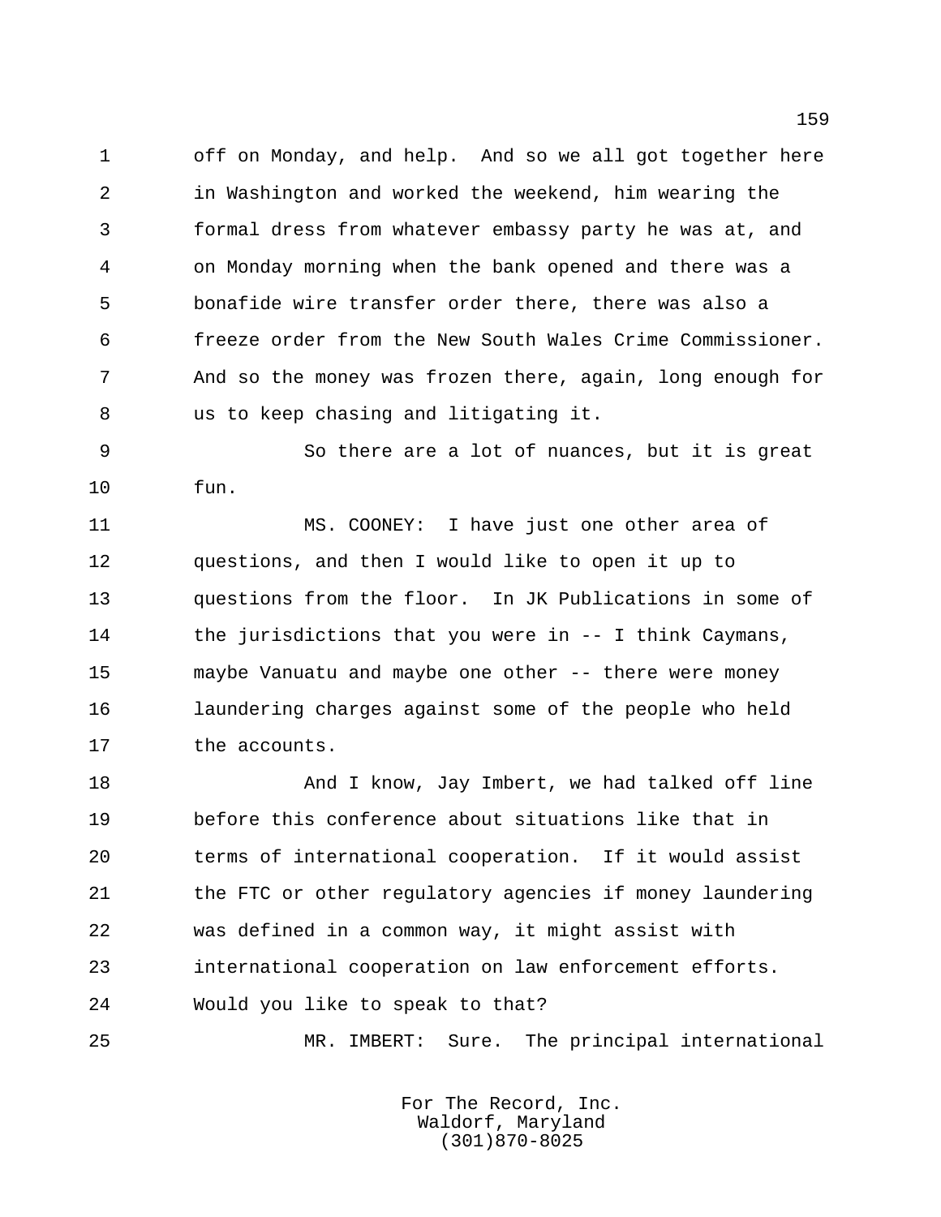off on Monday, and help. And so we all got together here in Washington and worked the weekend, him wearing the formal dress from whatever embassy party he was at, and on Monday morning when the bank opened and there was a bonafide wire transfer order there, there was also a freeze order from the New South Wales Crime Commissioner. And so the money was frozen there, again, long enough for us to keep chasing and litigating it.

So there are a lot of nuances, but it is great fun.

MS. COONEY: I have just one other area of questions, and then I would like to open it up to questions from the floor. In JK Publications in some of the jurisdictions that you were in -- I think Caymans, maybe Vanuatu and maybe one other -- there were money laundering charges against some of the people who held the accounts.

And I know, Jay Imbert, we had talked off line before this conference about situations like that in terms of international cooperation. If it would assist the FTC or other regulatory agencies if money laundering was defined in a common way, it might assist with international cooperation on law enforcement efforts. Would you like to speak to that?

MR. IMBERT: Sure. The principal international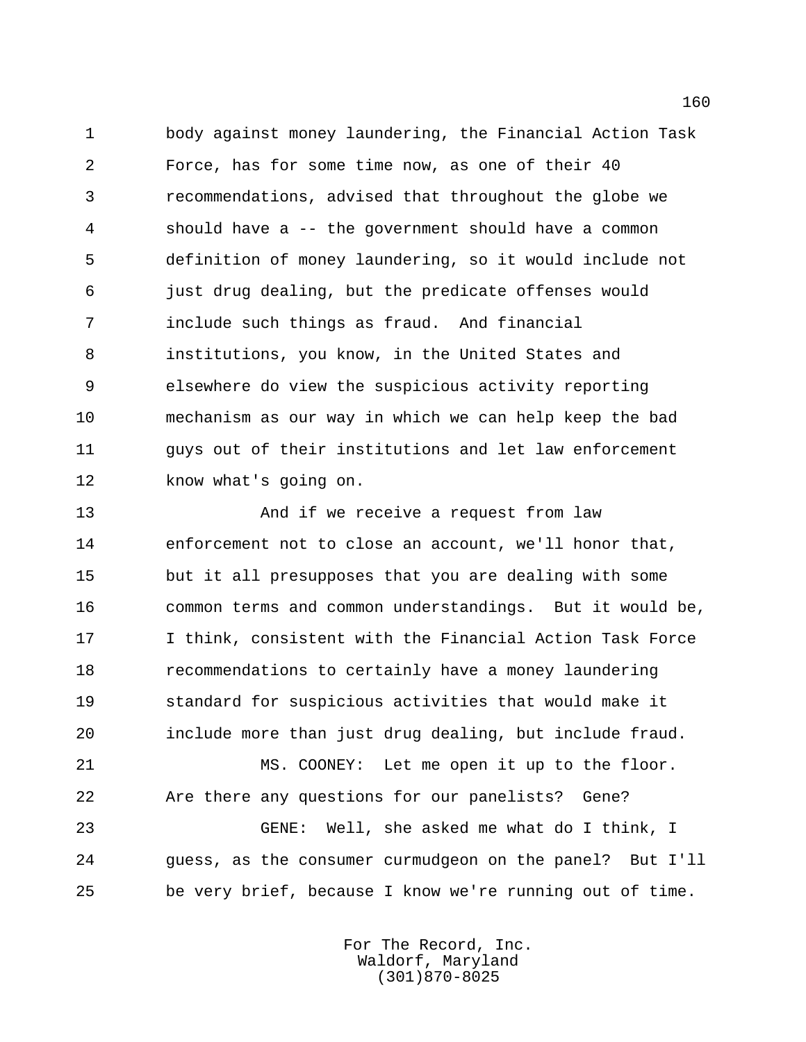body against money laundering, the Financial Action Task Force, has for some time now, as one of their 40 recommendations, advised that throughout the globe we should have a -- the government should have a common definition of money laundering, so it would include not just drug dealing, but the predicate offenses would include such things as fraud. And financial institutions, you know, in the United States and elsewhere do view the suspicious activity reporting mechanism as our way in which we can help keep the bad guys out of their institutions and let law enforcement know what's going on.

And if we receive a request from law enforcement not to close an account, we'll honor that, but it all presupposes that you are dealing with some common terms and common understandings. But it would be, I think, consistent with the Financial Action Task Force recommendations to certainly have a money laundering standard for suspicious activities that would make it include more than just drug dealing, but include fraud.

MS. COONEY: Let me open it up to the floor. Are there any questions for our panelists? Gene?

GENE: Well, she asked me what do I think, I guess, as the consumer curmudgeon on the panel? But I'll be very brief, because I know we're running out of time.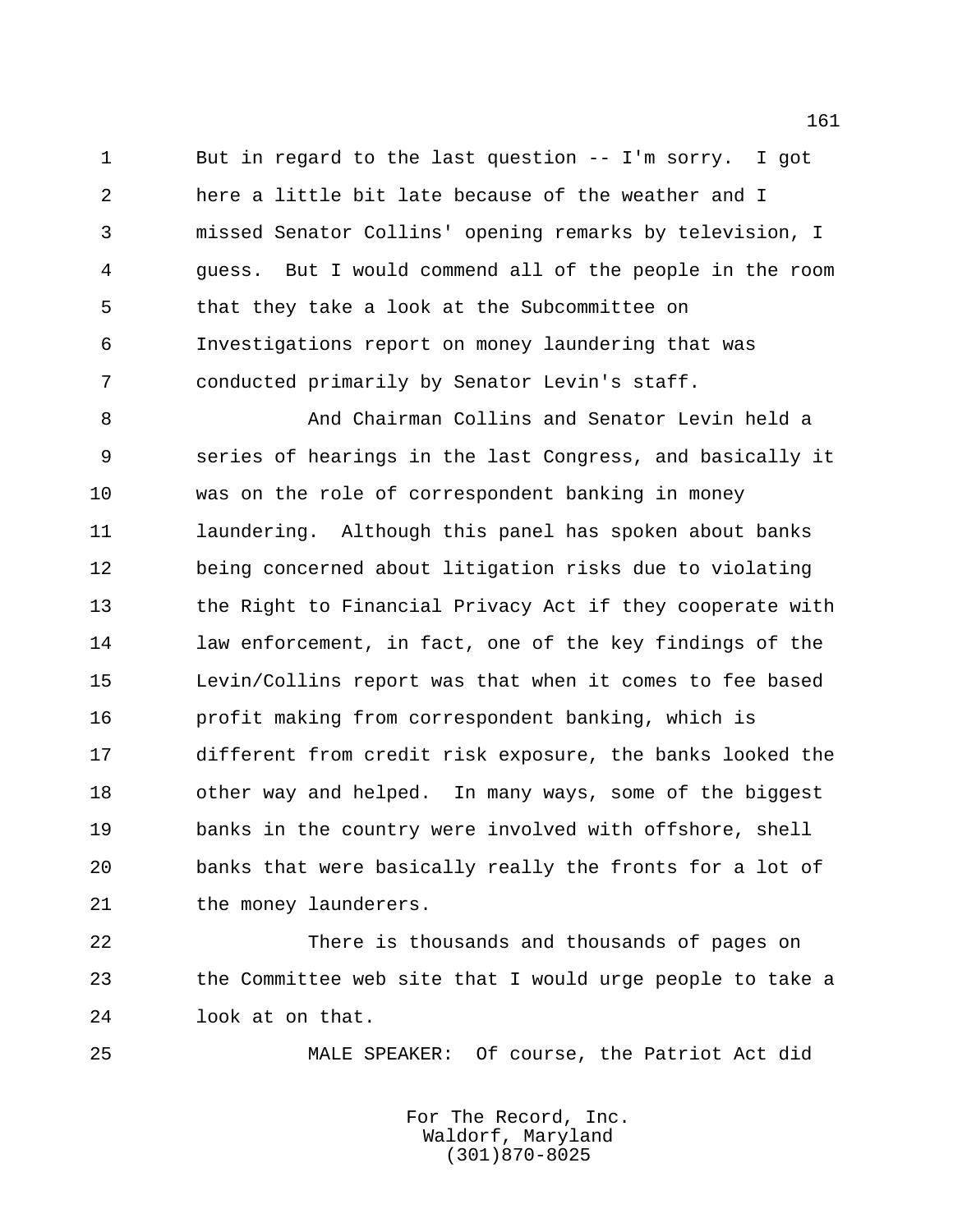But in regard to the last question -- I'm sorry. I got here a little bit late because of the weather and I missed Senator Collins' opening remarks by television, I guess. But I would commend all of the people in the room that they take a look at the Subcommittee on Investigations report on money laundering that was conducted primarily by Senator Levin's staff.

And Chairman Collins and Senator Levin held a series of hearings in the last Congress, and basically it was on the role of correspondent banking in money laundering. Although this panel has spoken about banks being concerned about litigation risks due to violating the Right to Financial Privacy Act if they cooperate with law enforcement, in fact, one of the key findings of the Levin/Collins report was that when it comes to fee based profit making from correspondent banking, which is different from credit risk exposure, the banks looked the other way and helped. In many ways, some of the biggest banks in the country were involved with offshore, shell banks that were basically really the fronts for a lot of the money launderers.

There is thousands and thousands of pages on the Committee web site that I would urge people to take a look at on that.

MALE SPEAKER: Of course, the Patriot Act did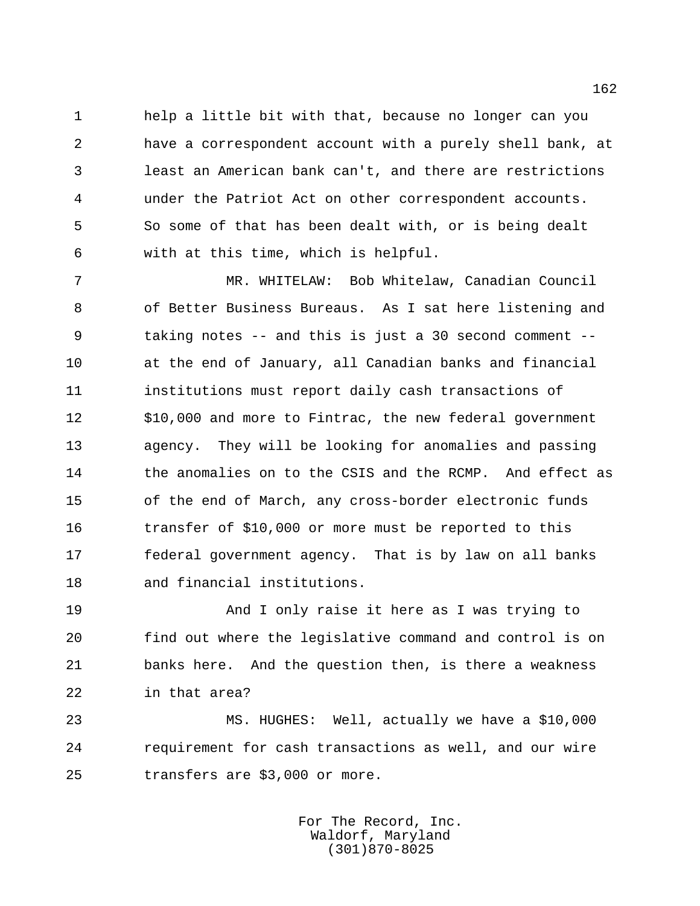help a little bit with that, because no longer can you have a correspondent account with a purely shell bank, at least an American bank can't, and there are restrictions under the Patriot Act on other correspondent accounts. So some of that has been dealt with, or is being dealt with at this time, which is helpful.

MR. WHITELAW: Bob Whitelaw, Canadian Council of Better Business Bureaus. As I sat here listening and taking notes -- and this is just a 30 second comment -- at the end of January, all Canadian banks and financial institutions must report daily cash transactions of $10,000 and more to Fintrac, the new federal government agency. They will be looking for anomalies and passing the anomalies on to the CSIS and the RCMP. And effect as of the end of March, any cross-border electronic funds transfer of $10,000 or more must be reported to this federal government agency. That is by law on all banks and financial institutions.

And I only raise it here as I was trying to find out where the legislative command and control is on banks here. And the question then, is there a weakness in that area?

MS. HUGHES: Well, actually we have a $10,000 requirement for cash transactions as well, and our wire transfers are $3,000 or more.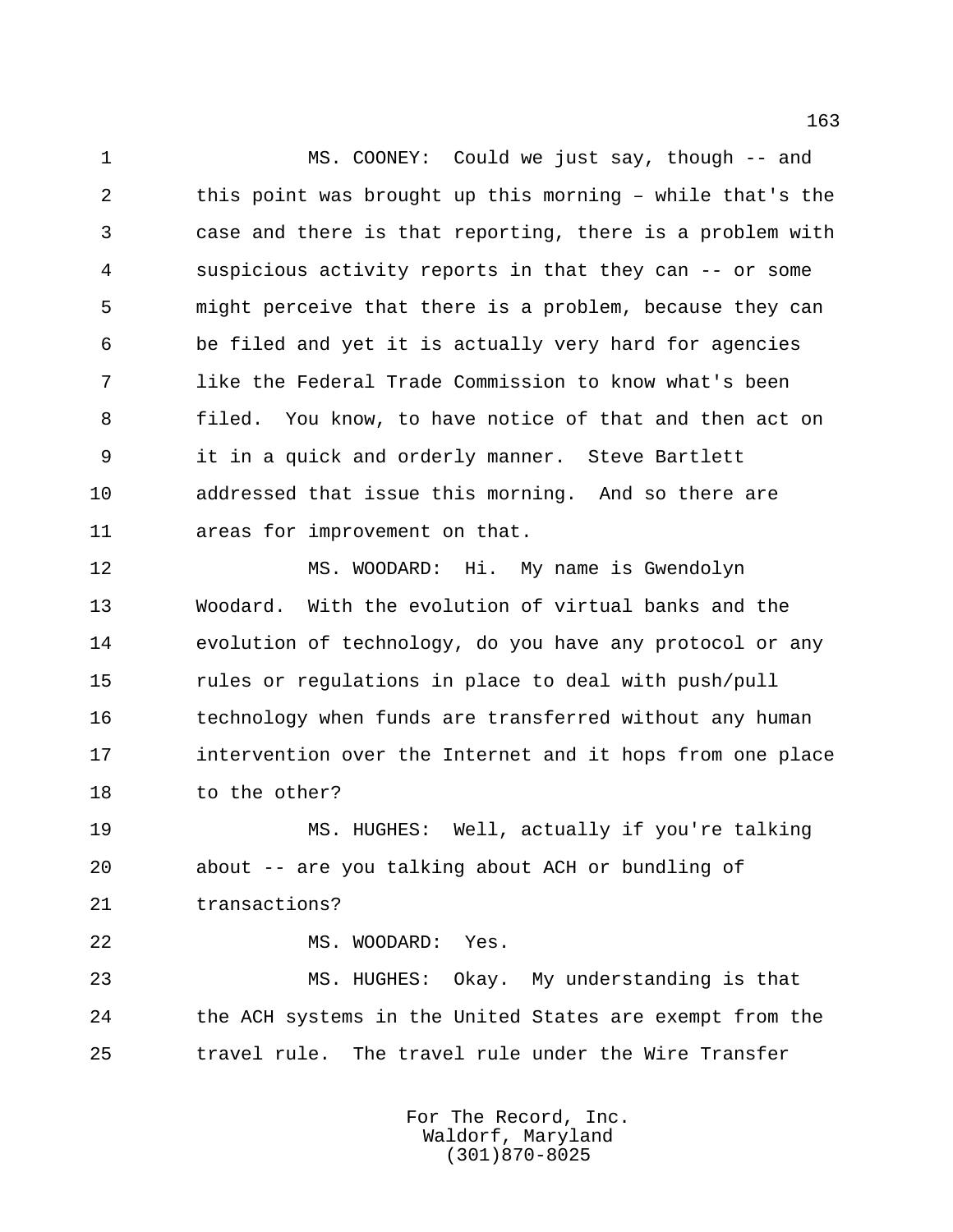MS. COONEY: Could we just say, though -- and this point was brought up this morning – while that's the case and there is that reporting, there is a problem with suspicious activity reports in that they can -- or some might perceive that there is a problem, because they can be filed and yet it is actually very hard for agencies like the Federal Trade Commission to know what's been filed. You know, to have notice of that and then act on it in a quick and orderly manner. Steve Bartlett addressed that issue this morning. And so there are areas for improvement on that.

MS. WOODARD: Hi. My name is Gwendolyn Woodard. With the evolution of virtual banks and the evolution of technology, do you have any protocol or any rules or regulations in place to deal with push/pull technology when funds are transferred without any human intervention over the Internet and it hops from one place to the other?

MS. HUGHES: Well, actually if you're talking about -- are you talking about ACH or bundling of transactions?

MS. WOODARD: Yes.

MS. HUGHES: Okay. My understanding is that the ACH systems in the United States are exempt from the travel rule. The travel rule under the Wire Transfer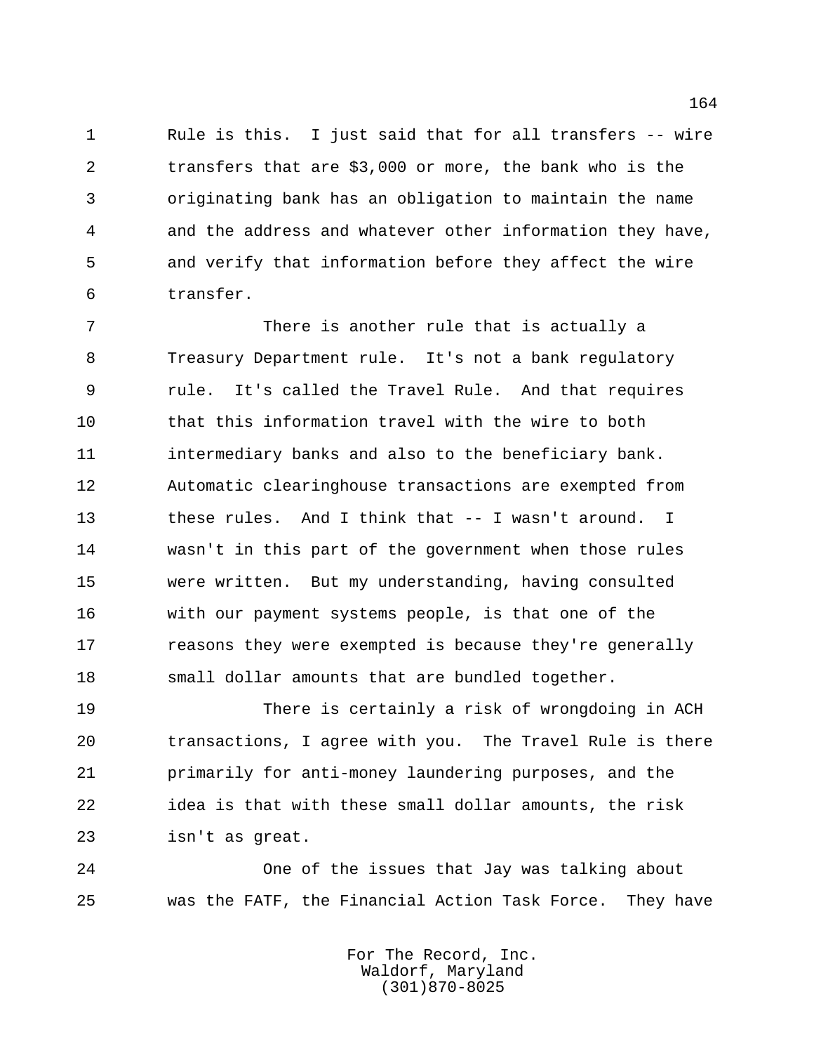Rule is this. I just said that for all transfers -- wire transfers that are $3,000 or more, the bank who is the originating bank has an obligation to maintain the name and the address and whatever other information they have, and verify that information before they affect the wire transfer.

There is another rule that is actually a Treasury Department rule. It's not a bank regulatory rule. It's called the Travel Rule. And that requires that this information travel with the wire to both intermediary banks and also to the beneficiary bank. Automatic clearinghouse transactions are exempted from these rules. And I think that -- I wasn't around. I wasn't in this part of the government when those rules were written. But my understanding, having consulted with our payment systems people, is that one of the reasons they were exempted is because they're generally small dollar amounts that are bundled together.

There is certainly a risk of wrongdoing in ACH transactions, I agree with you. The Travel Rule is there primarily for anti-money laundering purposes, and the idea is that with these small dollar amounts, the risk isn't as great.

One of the issues that Jay was talking about was the FATF, the Financial Action Task Force. They have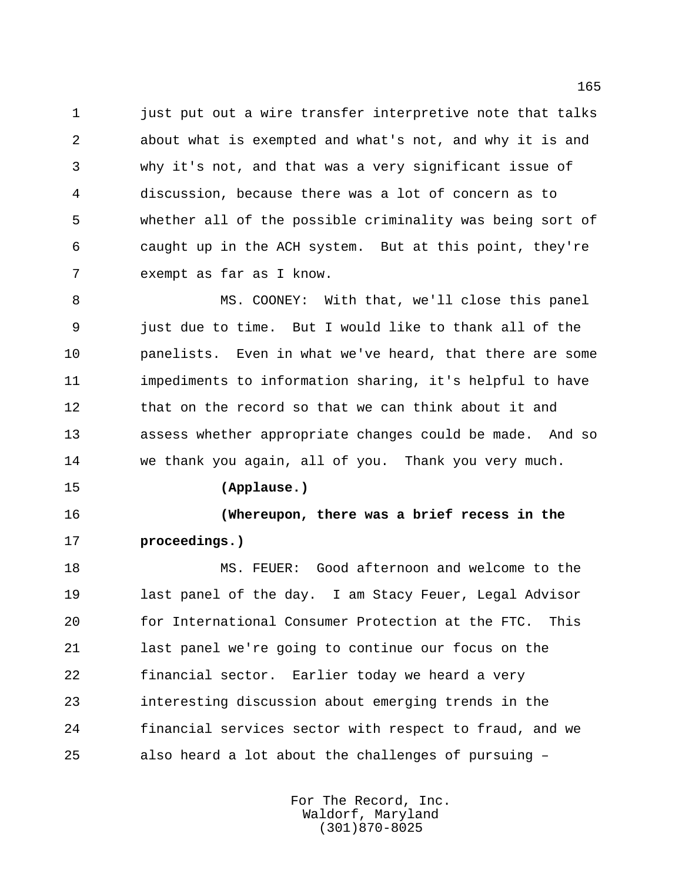just put out a wire transfer interpretive note that talks about what is exempted and what's not, and why it is and why it's not, and that was a very significant issue of discussion, because there was a lot of concern as to whether all of the possible criminality was being sort of caught up in the ACH system. But at this point, they're exempt as far as I know.

MS. COONEY: With that, we'll close this panel just due to time. But I would like to thank all of the panelists. Even in what we've heard, that there are some impediments to information sharing, it's helpful to have that on the record so that we can think about it and assess whether appropriate changes could be made. And so we thank you again, all of you. Thank you very much.

**(Applause.)**

**(Whereupon, there was a brief recess in the proceedings.)**

MS. FEUER: Good afternoon and welcome to the last panel of the day. I am Stacy Feuer, Legal Advisor for International Consumer Protection at the FTC. This last panel we're going to continue our focus on the financial sector. Earlier today we heard a very interesting discussion about emerging trends in the financial services sector with respect to fraud, and we also heard a lot about the challenges of pursuing –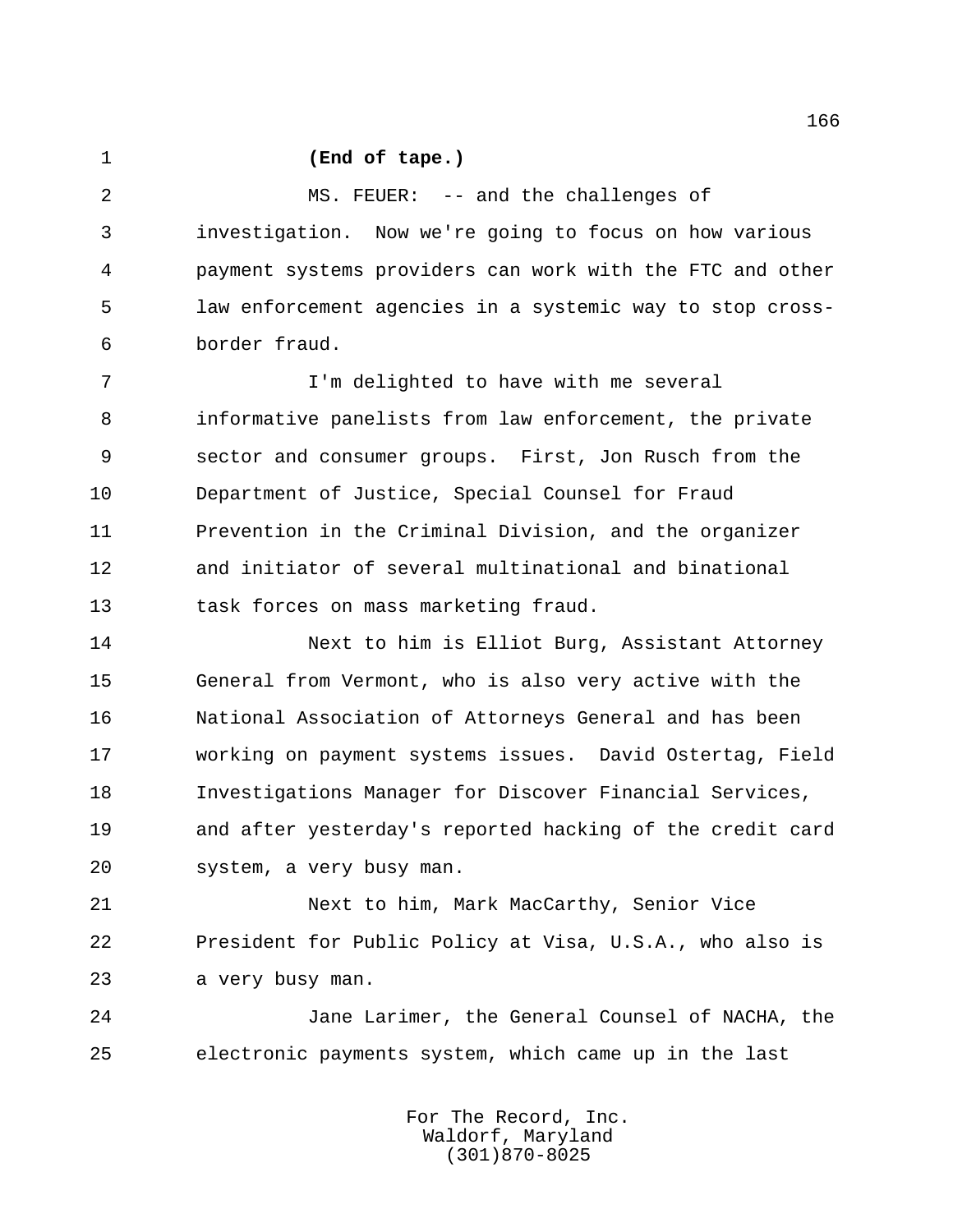**(End of tape.)**

MS. FEUER: -- and the challenges of investigation. Now we're going to focus on how various payment systems providers can work with the FTC and other law enforcement agencies in a systemic way to stop cross-border fraud.

I'm delighted to have with me several informative panelists from law enforcement, the private sector and consumer groups. First, Jon Rusch from the Department of Justice, Special Counsel for Fraud Prevention in the Criminal Division, and the organizer and initiator of several multinational and binational task forces on mass marketing fraud.

Next to him is Elliot Burg, Assistant Attorney General from Vermont, who is also very active with the National Association of Attorneys General and has been working on payment systems issues. David Ostertag, Field Investigations Manager for Discover Financial Services, and after yesterday's reported hacking of the credit card system, a very busy man.

Next to him, Mark MacCarthy, Senior Vice President for Public Policy at Visa, U.S.A., who also is a very busy man.

Jane Larimer, the General Counsel of NACHA, the electronic payments system, which came up in the last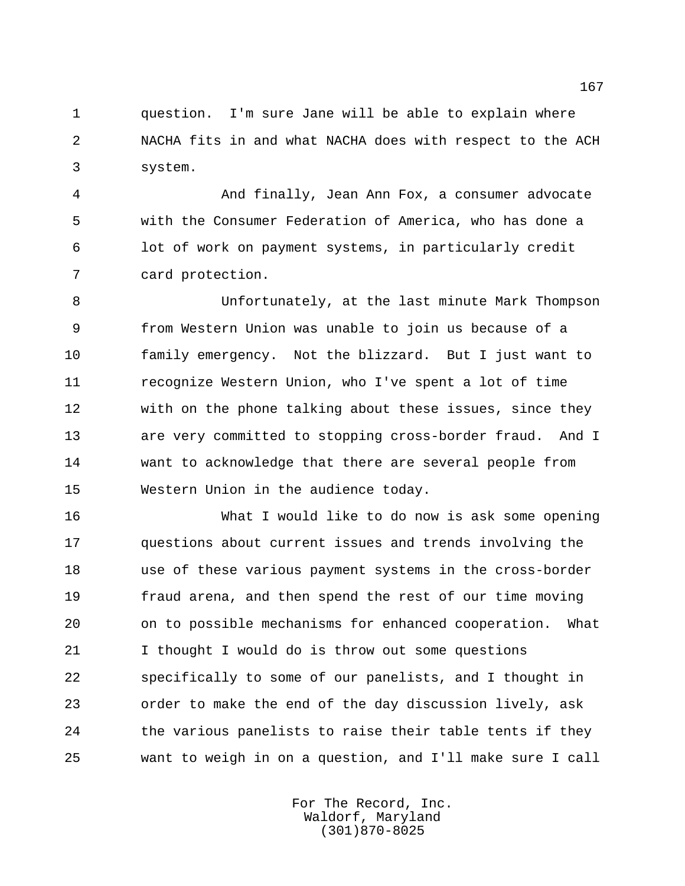question. I'm sure Jane will be able to explain where NACHA fits in and what NACHA does with respect to the ACH system.

And finally, Jean Ann Fox, a consumer advocate with the Consumer Federation of America, who has done a lot of work on payment systems, in particularly credit card protection.

Unfortunately, at the last minute Mark Thompson from Western Union was unable to join us because of a family emergency. Not the blizzard. But I just want to recognize Western Union, who I've spent a lot of time with on the phone talking about these issues, since they are very committed to stopping cross-border fraud. And I want to acknowledge that there are several people from Western Union in the audience today.

What I would like to do now is ask some opening questions about current issues and trends involving the use of these various payment systems in the cross-border fraud arena, and then spend the rest of our time moving on to possible mechanisms for enhanced cooperation. What I thought I would do is throw out some questions specifically to some of our panelists, and I thought in order to make the end of the day discussion lively, ask the various panelists to raise their table tents if they want to weigh in on a question, and I'll make sure I call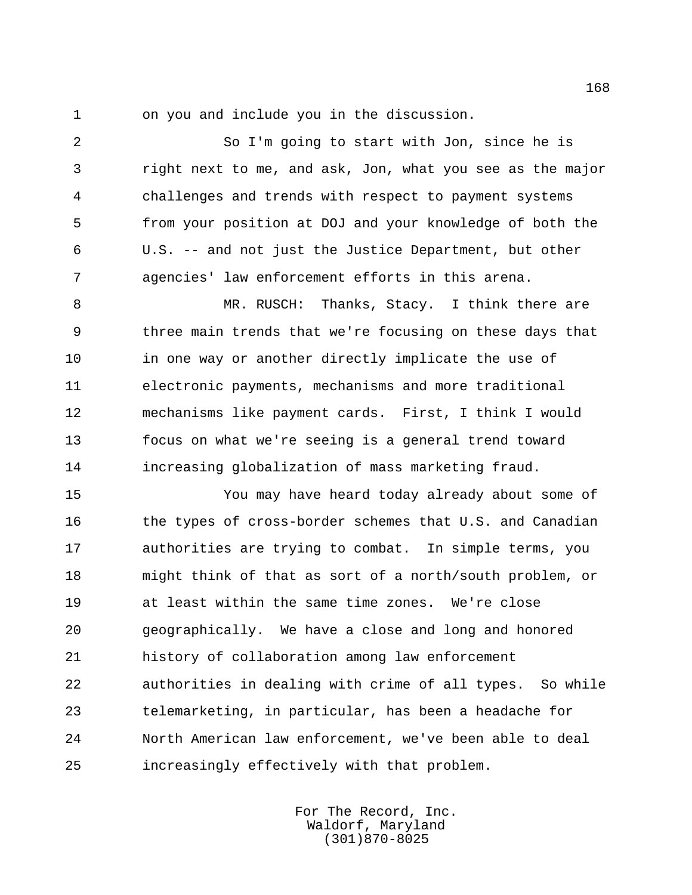on you and include you in the discussion.

So I'm going to start with Jon, since he is right next to me, and ask, Jon, what you see as the major challenges and trends with respect to payment systems from your position at DOJ and your knowledge of both the U.S. -- and not just the Justice Department, but other agencies' law enforcement efforts in this arena.

MR. RUSCH: Thanks, Stacy. I think there are three main trends that we're focusing on these days that in one way or another directly implicate the use of electronic payments, mechanisms and more traditional mechanisms like payment cards. First, I think I would focus on what we're seeing is a general trend toward increasing globalization of mass marketing fraud.

You may have heard today already about some of the types of cross-border schemes that U.S. and Canadian authorities are trying to combat. In simple terms, you might think of that as sort of a north/south problem, or at least within the same time zones. We're close geographically. We have a close and long and honored history of collaboration among law enforcement authorities in dealing with crime of all types. So while telemarketing, in particular, has been a headache for North American law enforcement, we've been able to deal increasingly effectively with that problem.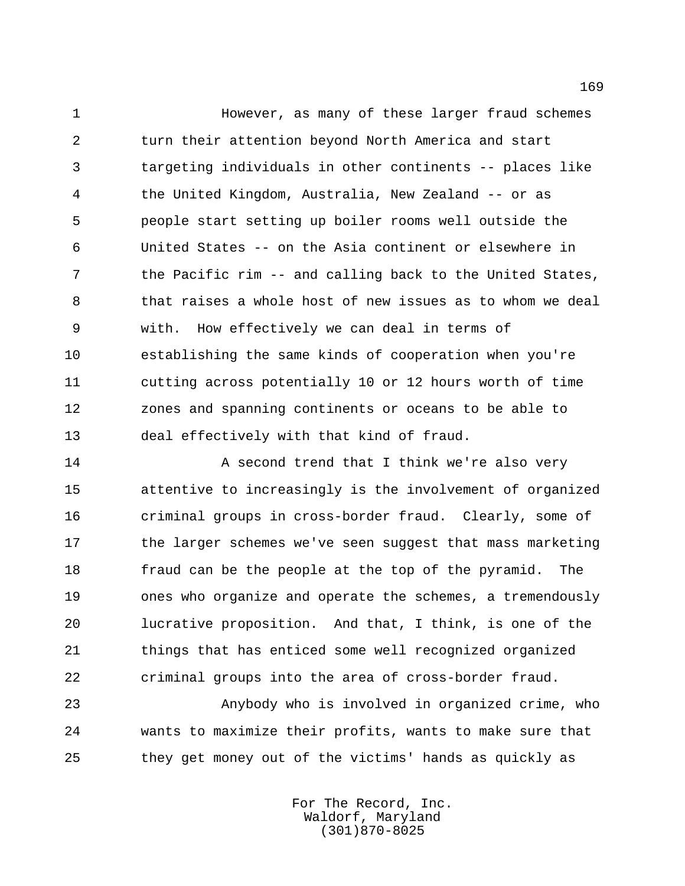However, as many of these larger fraud schemes turn their attention beyond North America and start targeting individuals in other continents -- places like the United Kingdom, Australia, New Zealand -- or as people start setting up boiler rooms well outside the United States -- on the Asia continent or elsewhere in the Pacific rim -- and calling back to the United States, that raises a whole host of new issues as to whom we deal with. How effectively we can deal in terms of establishing the same kinds of cooperation when you're cutting across potentially 10 or 12 hours worth of time zones and spanning continents or oceans to be able to deal effectively with that kind of fraud.

A second trend that I think we're also very attentive to increasingly is the involvement of organized criminal groups in cross-border fraud. Clearly, some of the larger schemes we've seen suggest that mass marketing fraud can be the people at the top of the pyramid. The ones who organize and operate the schemes, a tremendously lucrative proposition. And that, I think, is one of the things that has enticed some well recognized organized criminal groups into the area of cross-border fraud.

Anybody who is involved in organized crime, who wants to maximize their profits, wants to make sure that they get money out of the victims' hands as quickly as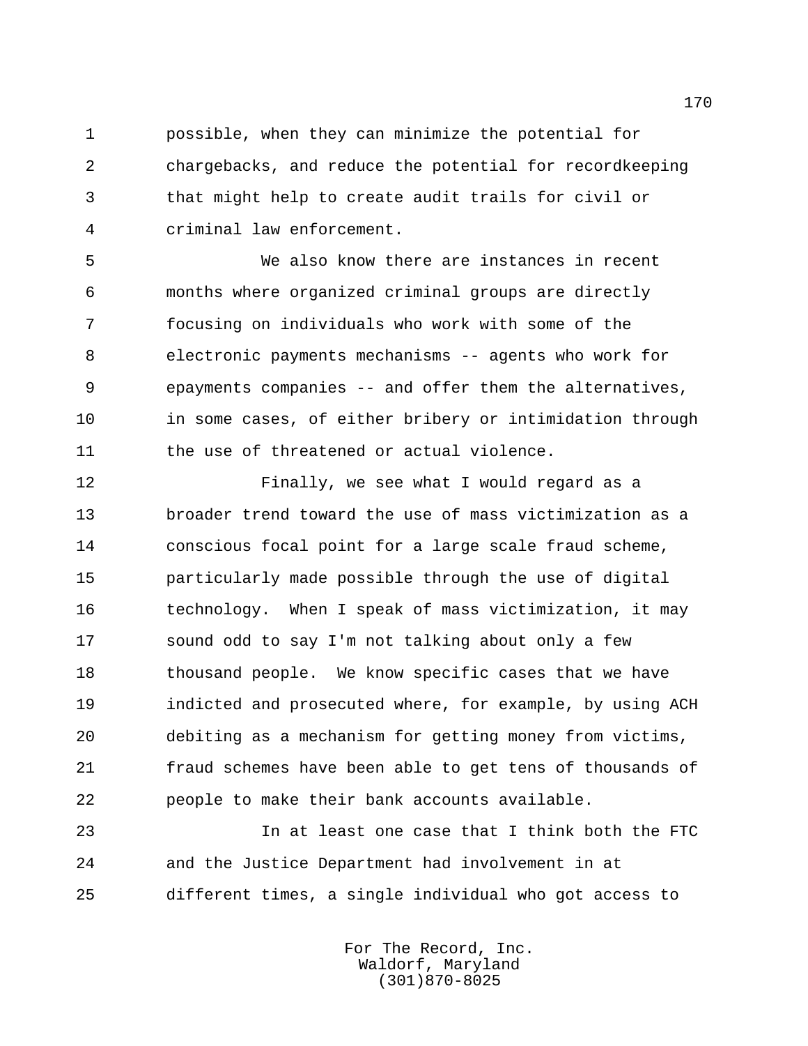possible, when they can minimize the potential for chargebacks, and reduce the potential for recordkeeping that might help to create audit trails for civil or criminal law enforcement.

We also know there are instances in recent months where organized criminal groups are directly focusing on individuals who work with some of the electronic payments mechanisms -- agents who work for epayments companies -- and offer them the alternatives, in some cases, of either bribery or intimidation through the use of threatened or actual violence.

Finally, we see what I would regard as a broader trend toward the use of mass victimization as a conscious focal point for a large scale fraud scheme, particularly made possible through the use of digital technology. When I speak of mass victimization, it may sound odd to say I'm not talking about only a few thousand people. We know specific cases that we have indicted and prosecuted where, for example, by using ACH debiting as a mechanism for getting money from victims, fraud schemes have been able to get tens of thousands of people to make their bank accounts available.

In at least one case that I think both the FTC and the Justice Department had involvement in at different times, a single individual who got access to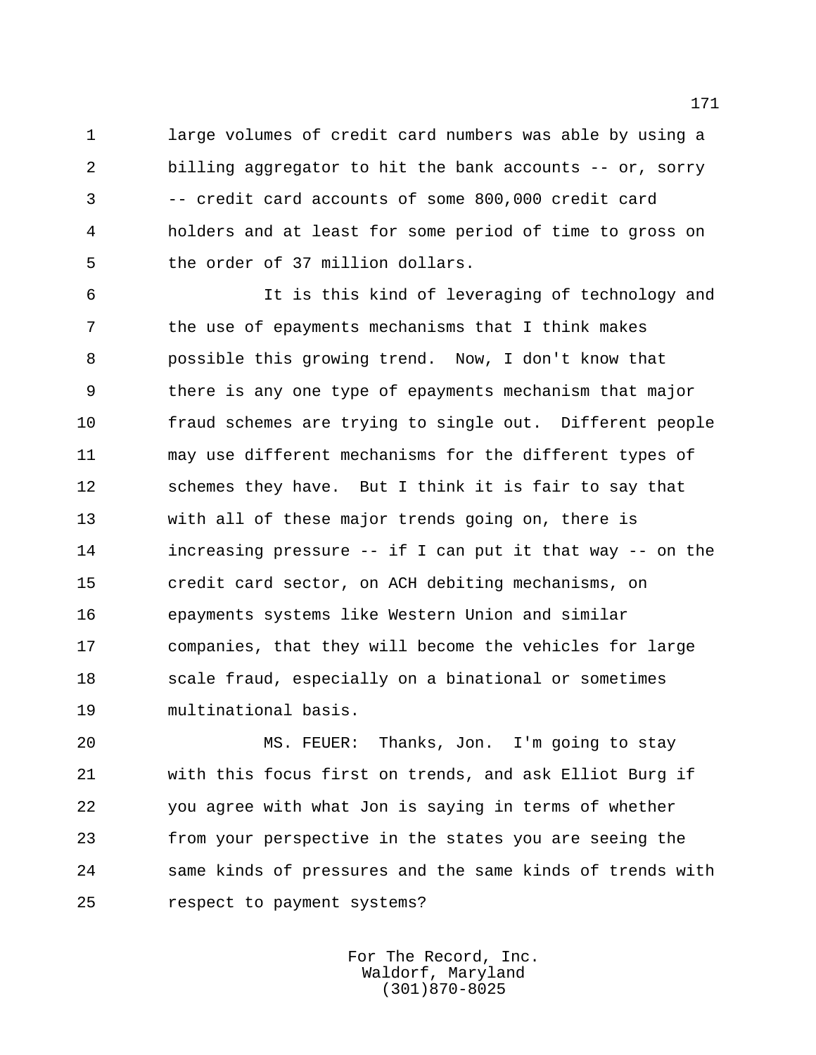large volumes of credit card numbers was able by using a billing aggregator to hit the bank accounts -- or, sorry -- credit card accounts of some 800,000 credit card holders and at least for some period of time to gross on the order of 37 million dollars.

It is this kind of leveraging of technology and the use of epayments mechanisms that I think makes possible this growing trend. Now, I don't know that there is any one type of epayments mechanism that major fraud schemes are trying to single out. Different people may use different mechanisms for the different types of schemes they have. But I think it is fair to say that with all of these major trends going on, there is increasing pressure -- if I can put it that way -- on the credit card sector, on ACH debiting mechanisms, on epayments systems like Western Union and similar companies, that they will become the vehicles for large scale fraud, especially on a binational or sometimes multinational basis.

MS. FEUER: Thanks, Jon. I'm going to stay with this focus first on trends, and ask Elliot Burg if you agree with what Jon is saying in terms of whether from your perspective in the states you are seeing the same kinds of pressures and the same kinds of trends with respect to payment systems?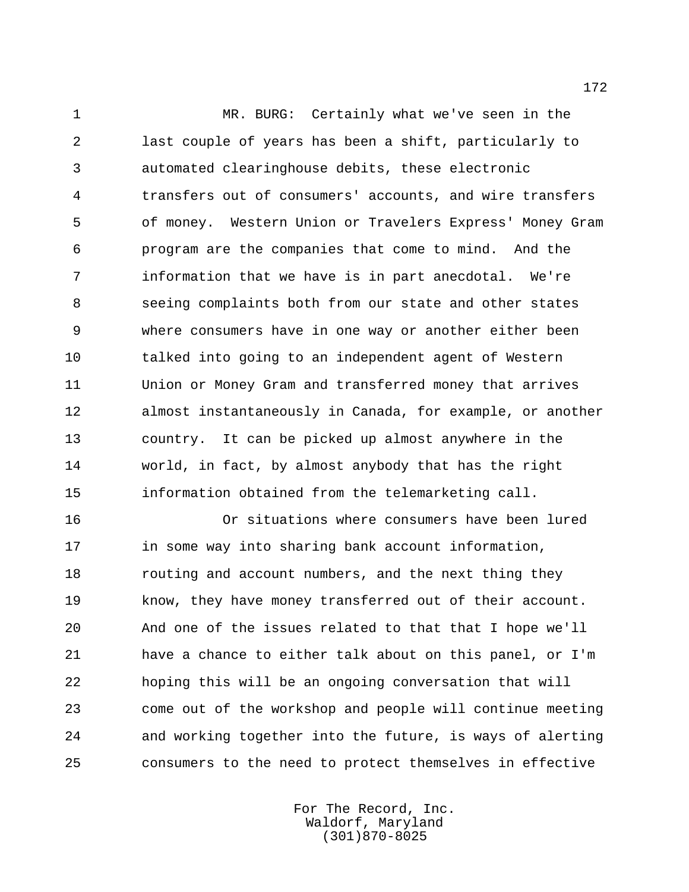MR. BURG: Certainly what we've seen in the last couple of years has been a shift, particularly to automated clearinghouse debits, these electronic transfers out of consumers' accounts, and wire transfers of money. Western Union or Travelers Express' Money Gram program are the companies that come to mind. And the information that we have is in part anecdotal. We're seeing complaints both from our state and other states where consumers have in one way or another either been talked into going to an independent agent of Western Union or Money Gram and transferred money that arrives almost instantaneously in Canada, for example, or another country. It can be picked up almost anywhere in the world, in fact, by almost anybody that has the right information obtained from the telemarketing call.

Or situations where consumers have been lured in some way into sharing bank account information, routing and account numbers, and the next thing they know, they have money transferred out of their account. And one of the issues related to that that I hope we'll have a chance to either talk about on this panel, or I'm hoping this will be an ongoing conversation that will come out of the workshop and people will continue meeting and working together into the future, is ways of alerting consumers to the need to protect themselves in effective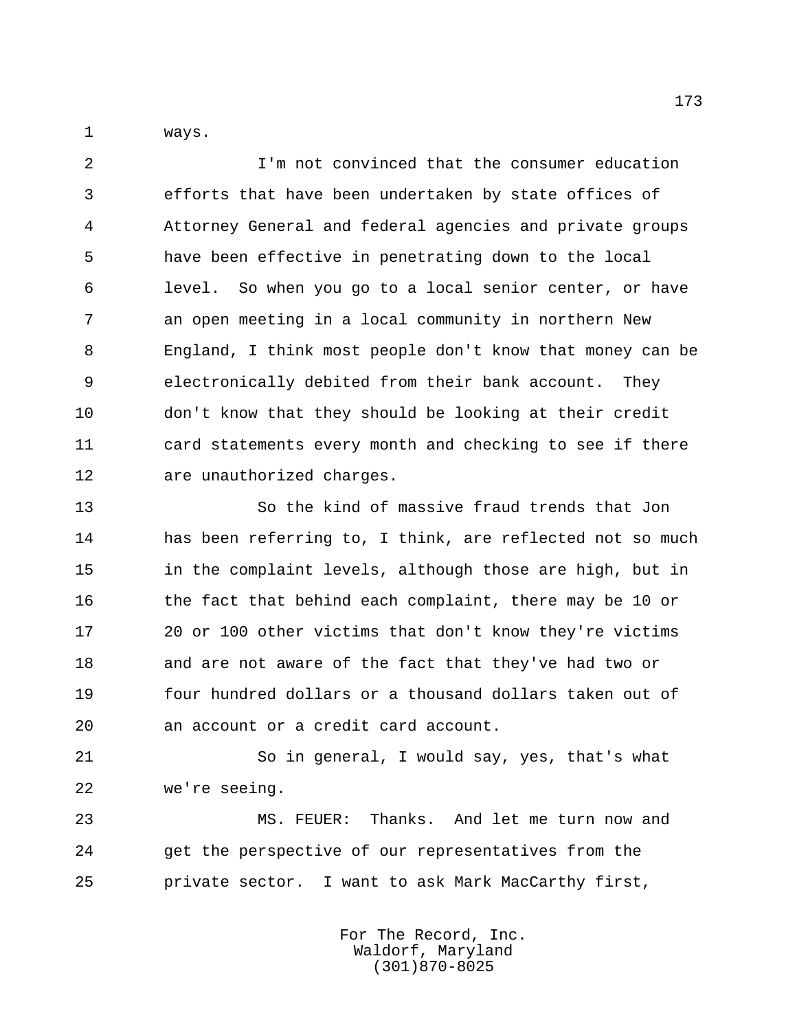ways.

I'm not convinced that the consumer education efforts that have been undertaken by state offices of Attorney General and federal agencies and private groups have been effective in penetrating down to the local level. So when you go to a local senior center, or have an open meeting in a local community in northern New England, I think most people don't know that money can be electronically debited from their bank account. They don't know that they should be looking at their credit card statements every month and checking to see if there are unauthorized charges.

So the kind of massive fraud trends that Jon has been referring to, I think, are reflected not so much in the complaint levels, although those are high, but in the fact that behind each complaint, there may be 10 or 20 or 100 other victims that don't know they're victims and are not aware of the fact that they've had two or four hundred dollars or a thousand dollars taken out of an account or a credit card account.

So in general, I would say, yes, that's what we're seeing.

MS. FEUER: Thanks. And let me turn now and get the perspective of our representatives from the private sector. I want to ask Mark MacCarthy first,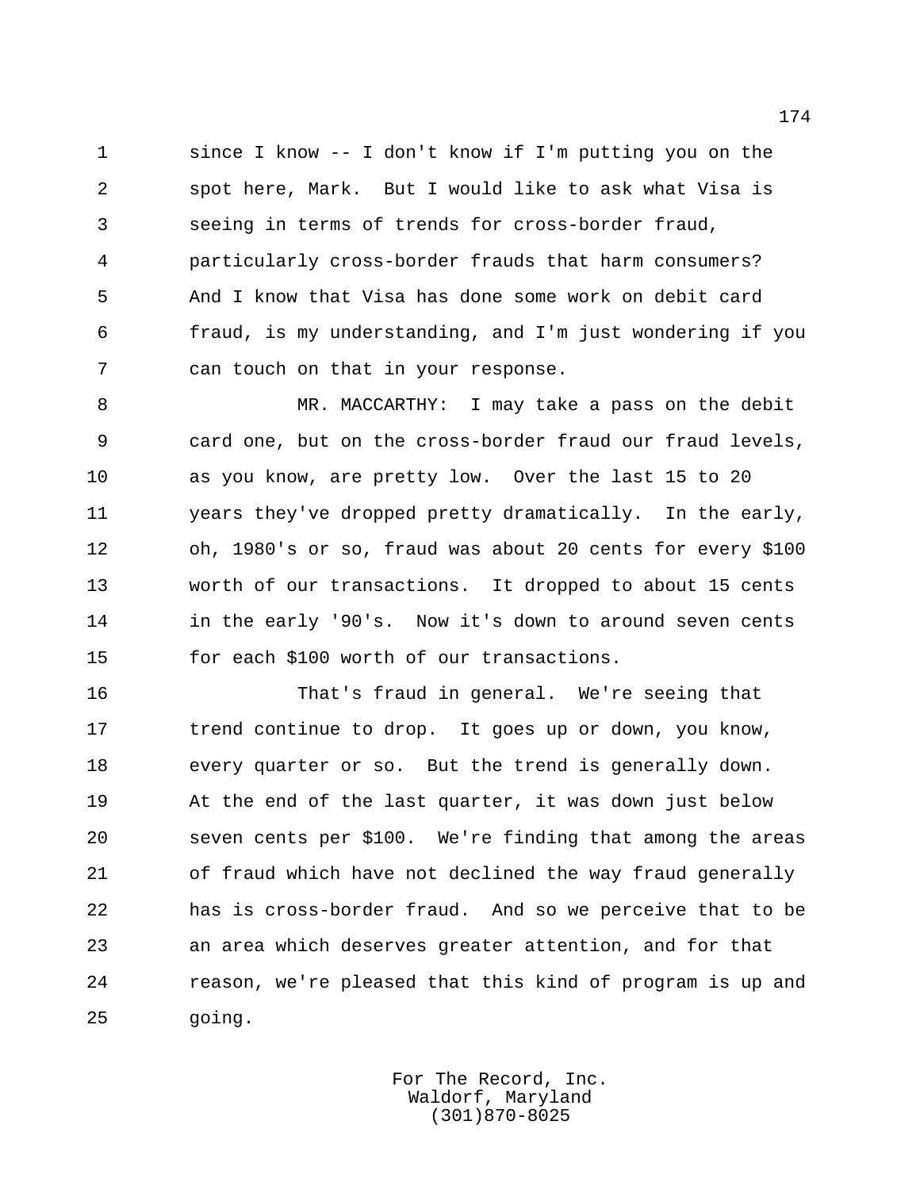since I know -- I don't know if I'm putting you on the spot here, Mark. But I would like to ask what Visa is seeing in terms of trends for cross-border fraud, particularly cross-border frauds that harm consumers? And I know that Visa has done some work on debit card fraud, is my understanding, and I'm just wondering if you can touch on that in your response.

MR. MACCARTHY: I may take a pass on the debit card one, but on the cross-border fraud our fraud levels, as you know, are pretty low. Over the last 15 to 20 years they've dropped pretty dramatically. In the early, oh, 1980's or so, fraud was about 20 cents for every $100 worth of our transactions. It dropped to about 15 cents in the early '90's. Now it's down to around seven cents for each $100 worth of our transactions.

That's fraud in general. We're seeing that trend continue to drop. It goes up or down, you know, every quarter or so. But the trend is generally down. At the end of the last quarter, it was down just below seven cents per $100. We're finding that among the areas of fraud which have not declined the way fraud generally has is cross-border fraud. And so we perceive that to be an area which deserves greater attention, and for that reason, we're pleased that this kind of program is up and going.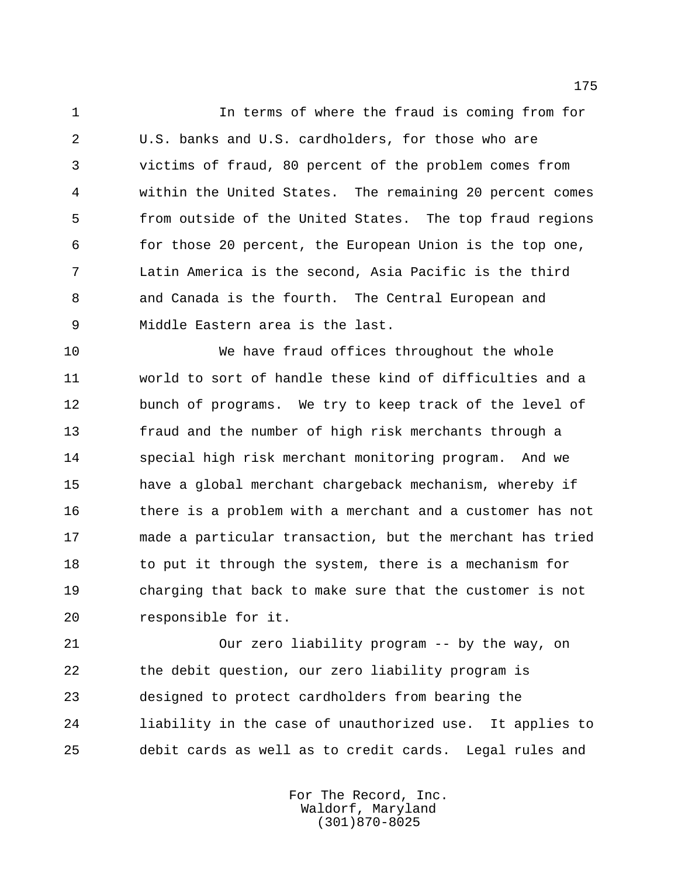In terms of where the fraud is coming from for U.S. banks and U.S. cardholders, for those who are victims of fraud, 80 percent of the problem comes from within the United States. The remaining 20 percent comes from outside of the United States. The top fraud regions for those 20 percent, the European Union is the top one, Latin America is the second, Asia Pacific is the third and Canada is the fourth. The Central European and Middle Eastern area is the last.

We have fraud offices throughout the whole world to sort of handle these kind of difficulties and a bunch of programs. We try to keep track of the level of fraud and the number of high risk merchants through a special high risk merchant monitoring program. And we have a global merchant chargeback mechanism, whereby if there is a problem with a merchant and a customer has not made a particular transaction, but the merchant has tried to put it through the system, there is a mechanism for charging that back to make sure that the customer is not responsible for it.

Our zero liability program -- by the way, on the debit question, our zero liability program is designed to protect cardholders from bearing the liability in the case of unauthorized use. It applies to debit cards as well as to credit cards. Legal rules and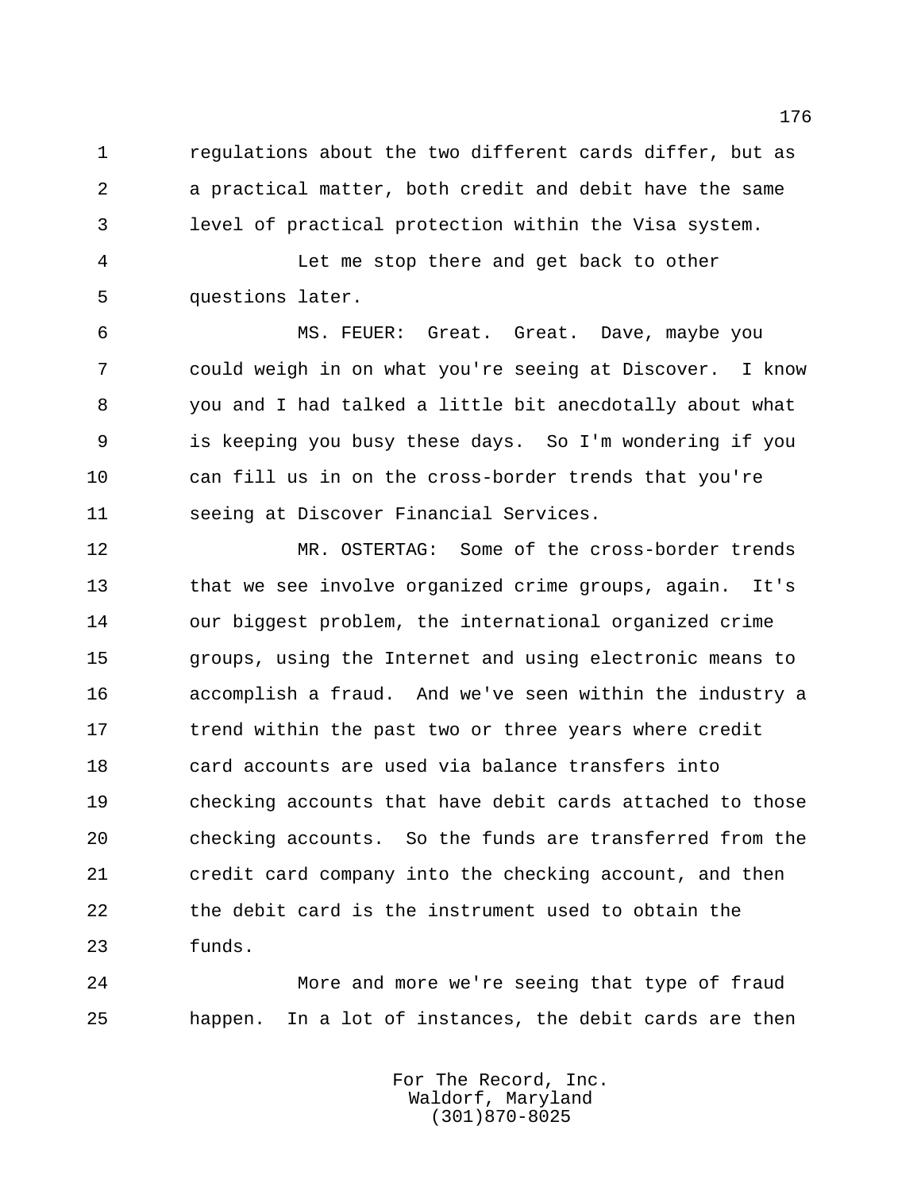regulations about the two different cards differ, but as a practical matter, both credit and debit have the same level of practical protection within the Visa system.

Let me stop there and get back to other questions later.

MS. FEUER: Great. Great. Dave, maybe you could weigh in on what you're seeing at Discover. I know you and I had talked a little bit anecdotally about what is keeping you busy these days. So I'm wondering if you can fill us in on the cross-border trends that you're seeing at Discover Financial Services.

MR. OSTERTAG: Some of the cross-border trends that we see involve organized crime groups, again. It's our biggest problem, the international organized crime groups, using the Internet and using electronic means to accomplish a fraud. And we've seen within the industry a trend within the past two or three years where credit card accounts are used via balance transfers into checking accounts that have debit cards attached to those checking accounts. So the funds are transferred from the credit card company into the checking account, and then the debit card is the instrument used to obtain the funds.

More and more we're seeing that type of fraud happen. In a lot of instances, the debit cards are then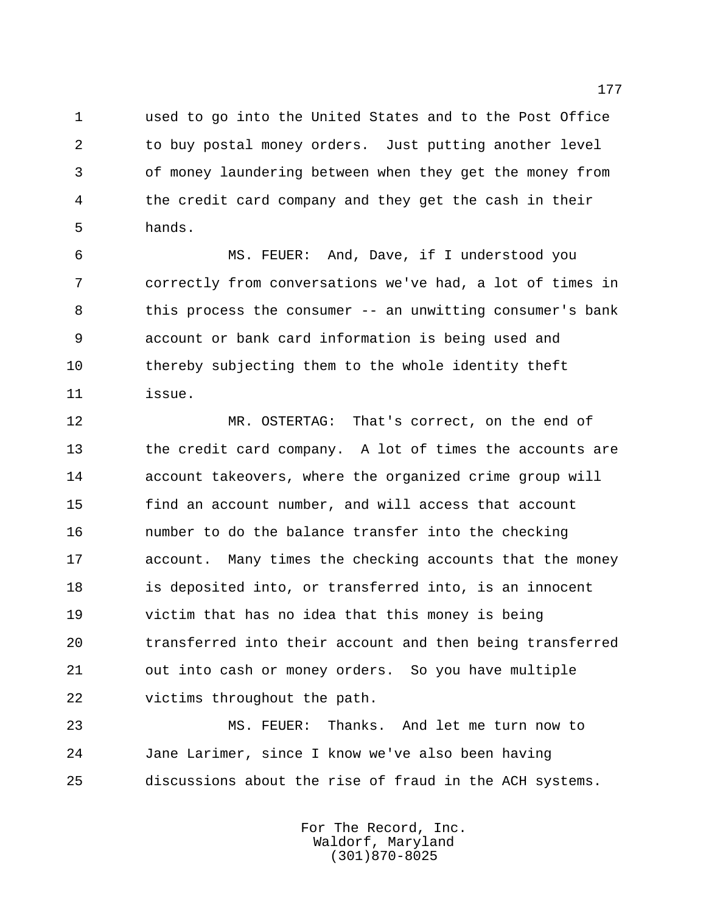used to go into the United States and to the Post Office to buy postal money orders. Just putting another level of money laundering between when they get the money from the credit card company and they get the cash in their hands.

MS. FEUER: And, Dave, if I understood you correctly from conversations we've had, a lot of times in this process the consumer -- an unwitting consumer's bank account or bank card information is being used and thereby subjecting them to the whole identity theft issue.

MR. OSTERTAG: That's correct, on the end of the credit card company. A lot of times the accounts are account takeovers, where the organized crime group will find an account number, and will access that account number to do the balance transfer into the checking account. Many times the checking accounts that the money is deposited into, or transferred into, is an innocent victim that has no idea that this money is being transferred into their account and then being transferred out into cash or money orders. So you have multiple victims throughout the path.

MS. FEUER: Thanks. And let me turn now to Jane Larimer, since I know we've also been having discussions about the rise of fraud in the ACH systems.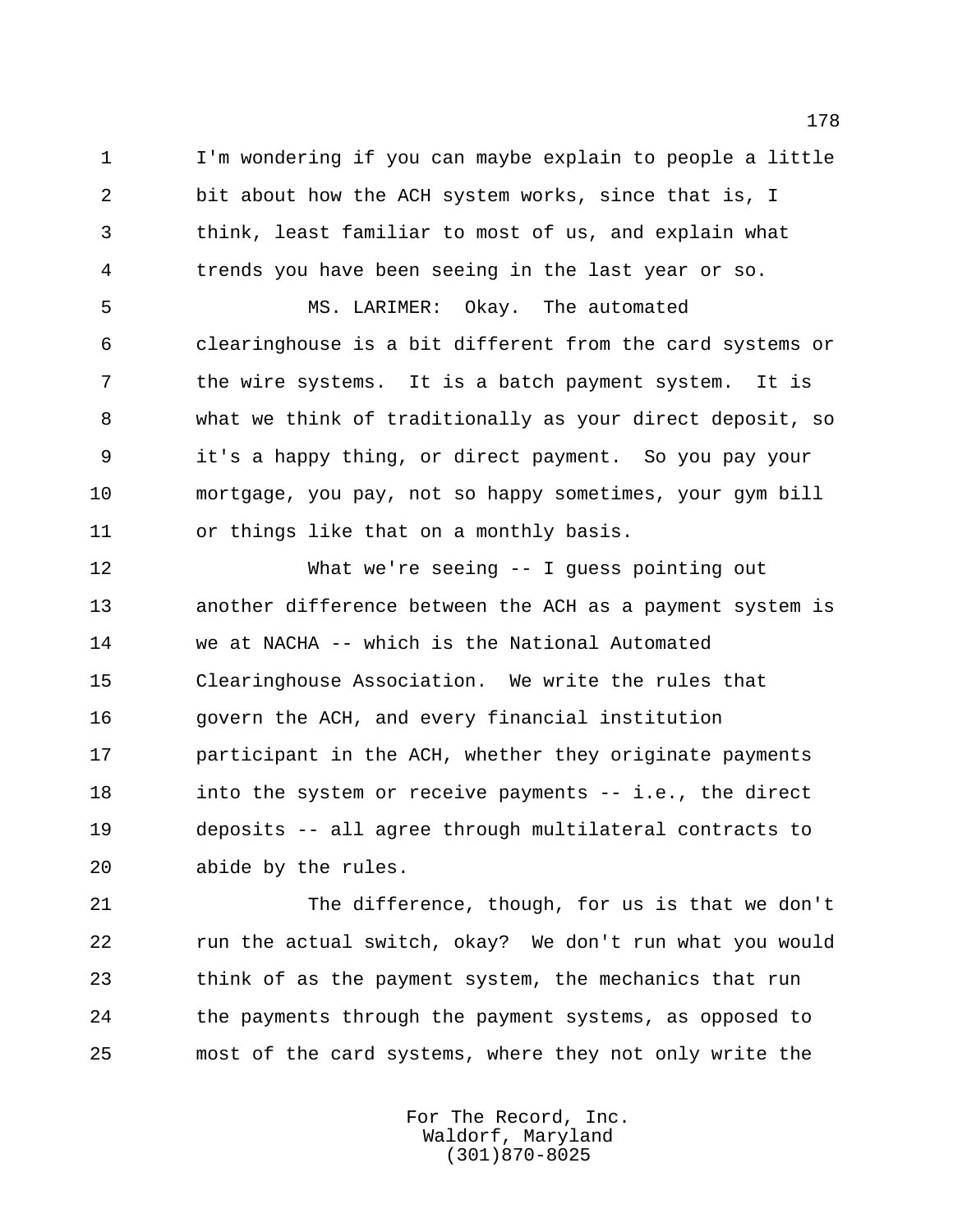I'm wondering if you can maybe explain to people a little bit about how the ACH system works, since that is, I think, least familiar to most of us, and explain what trends you have been seeing in the last year or so.

MS. LARIMER: Okay. The automated clearinghouse is a bit different from the card systems or the wire systems. It is a batch payment system. It is what we think of traditionally as your direct deposit, so it's a happy thing, or direct payment. So you pay your mortgage, you pay, not so happy sometimes, your gym bill or things like that on a monthly basis.

What we're seeing -- I guess pointing out another difference between the ACH as a payment system is we at NACHA -- which is the National Automated Clearinghouse Association. We write the rules that govern the ACH, and every financial institution participant in the ACH, whether they originate payments into the system or receive payments -- i.e., the direct deposits -- all agree through multilateral contracts to abide by the rules.

The difference, though, for us is that we don't run the actual switch, okay? We don't run what you would think of as the payment system, the mechanics that run the payments through the payment systems, as opposed to most of the card systems, where they not only write the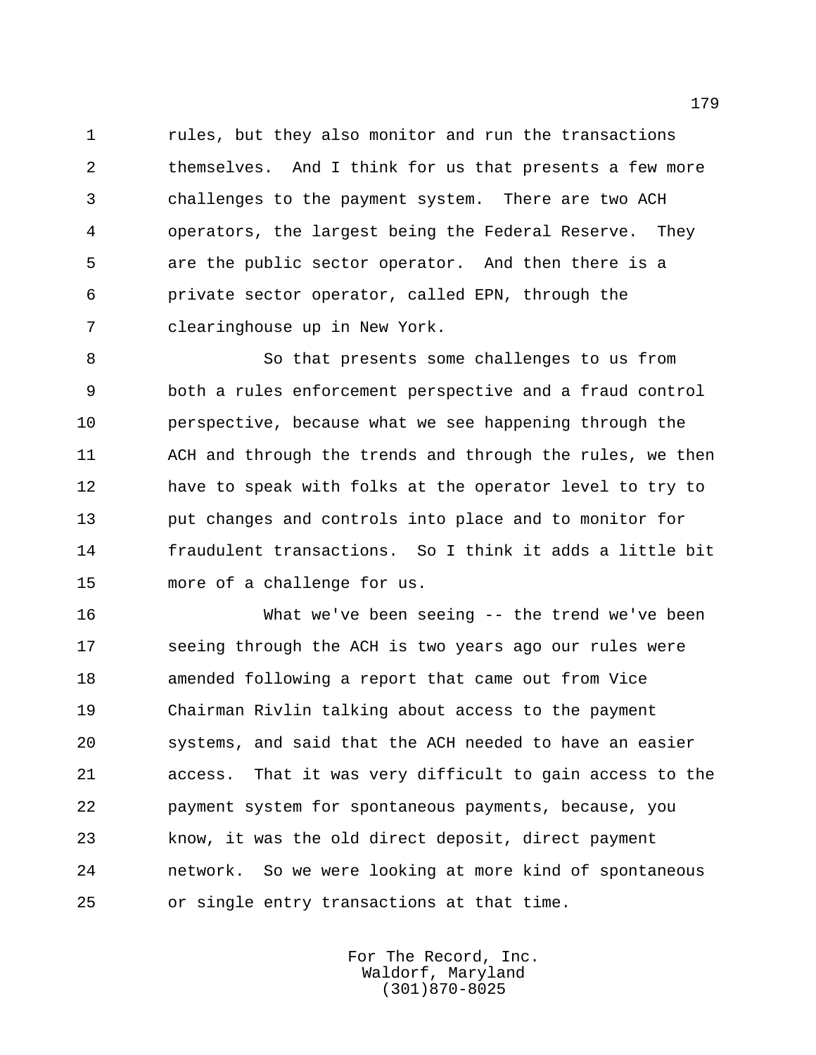rules, but they also monitor and run the transactions themselves. And I think for us that presents a few more challenges to the payment system. There are two ACH operators, the largest being the Federal Reserve. They are the public sector operator. And then there is a private sector operator, called EPN, through the clearinghouse up in New York.

So that presents some challenges to us from both a rules enforcement perspective and a fraud control perspective, because what we see happening through the ACH and through the trends and through the rules, we then have to speak with folks at the operator level to try to put changes and controls into place and to monitor for fraudulent transactions. So I think it adds a little bit more of a challenge for us.

What we've been seeing -- the trend we've been seeing through the ACH is two years ago our rules were amended following a report that came out from Vice Chairman Rivlin talking about access to the payment systems, and said that the ACH needed to have an easier access. That it was very difficult to gain access to the payment system for spontaneous payments, because, you know, it was the old direct deposit, direct payment network. So we were looking at more kind of spontaneous or single entry transactions at that time.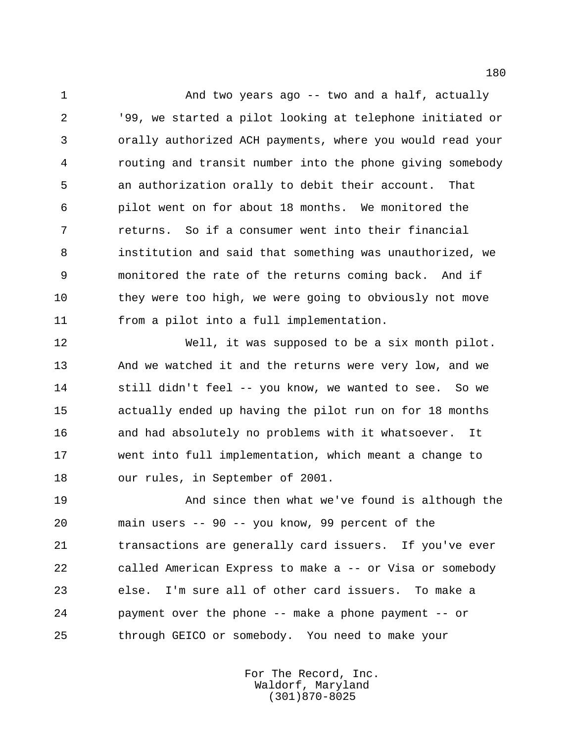And two years ago -- two and a half, actually '99, we started a pilot looking at telephone initiated or orally authorized ACH payments, where you would read your routing and transit number into the phone giving somebody an authorization orally to debit their account. That pilot went on for about 18 months. We monitored the returns. So if a consumer went into their financial institution and said that something was unauthorized, we monitored the rate of the returns coming back. And if they were too high, we were going to obviously not move from a pilot into a full implementation.

Well, it was supposed to be a six month pilot. And we watched it and the returns were very low, and we still didn't feel -- you know, we wanted to see. So we actually ended up having the pilot run on for 18 months and had absolutely no problems with it whatsoever. It went into full implementation, which meant a change to our rules, in September of 2001.

And since then what we've found is although the main users -- 90 -- you know, 99 percent of the transactions are generally card issuers. If you've ever called American Express to make a -- or Visa or somebody else. I'm sure all of other card issuers. To make a payment over the phone -- make a phone payment -- or through GEICO or somebody. You need to make your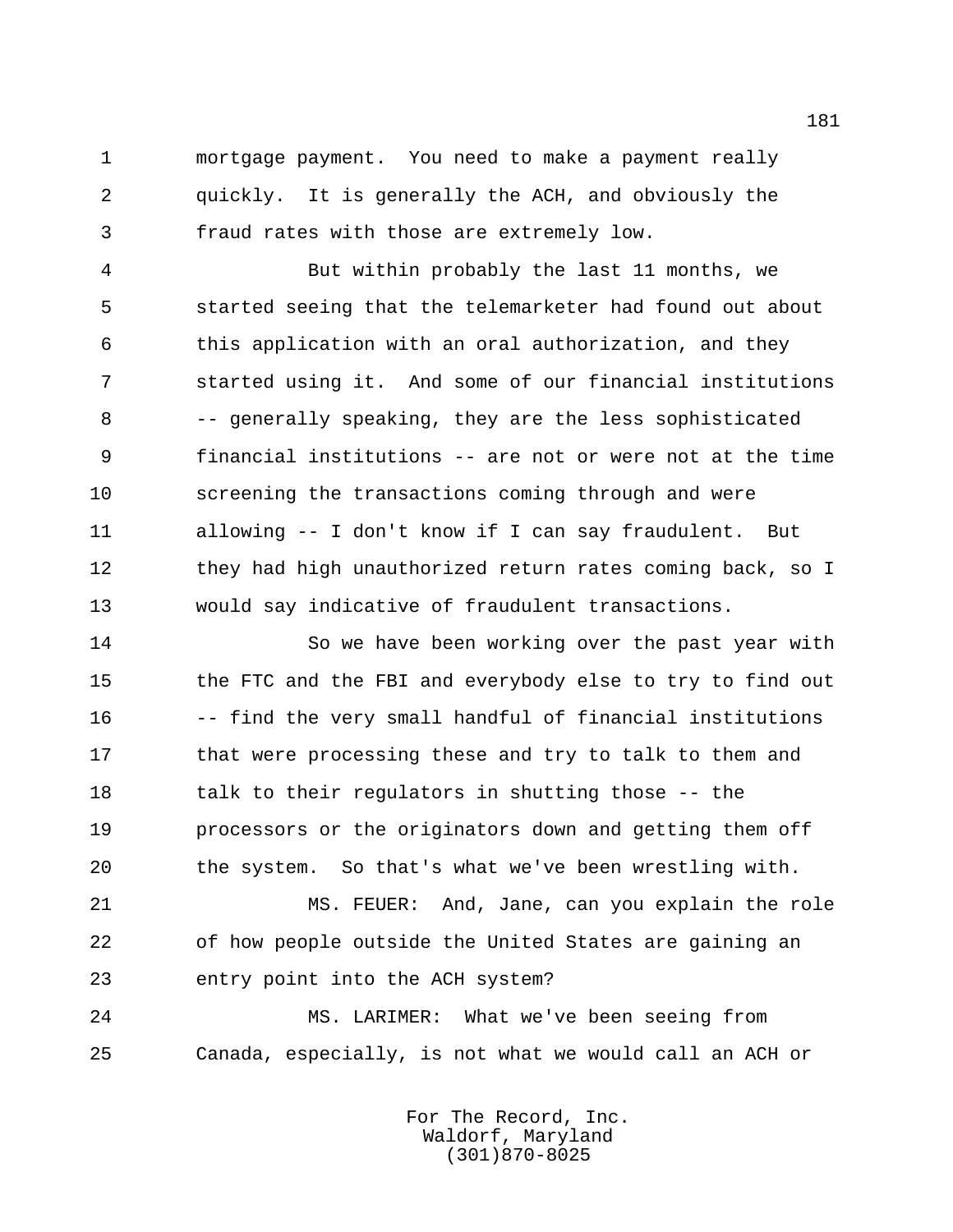mortgage payment. You need to make a payment really quickly. It is generally the ACH, and obviously the fraud rates with those are extremely low.

But within probably the last 11 months, we started seeing that the telemarketer had found out about this application with an oral authorization, and they started using it. And some of our financial institutions -- generally speaking, they are the less sophisticated financial institutions -- are not or were not at the time screening the transactions coming through and were allowing -- I don't know if I can say fraudulent. But they had high unauthorized return rates coming back, so I would say indicative of fraudulent transactions.

So we have been working over the past year with the FTC and the FBI and everybody else to try to find out -- find the very small handful of financial institutions that were processing these and try to talk to them and talk to their regulators in shutting those -- the processors or the originators down and getting them off the system. So that's what we've been wrestling with.

MS. FEUER: And, Jane, can you explain the role of how people outside the United States are gaining an entry point into the ACH system?

MS. LARIMER: What we've been seeing from Canada, especially, is not what we would call an ACH or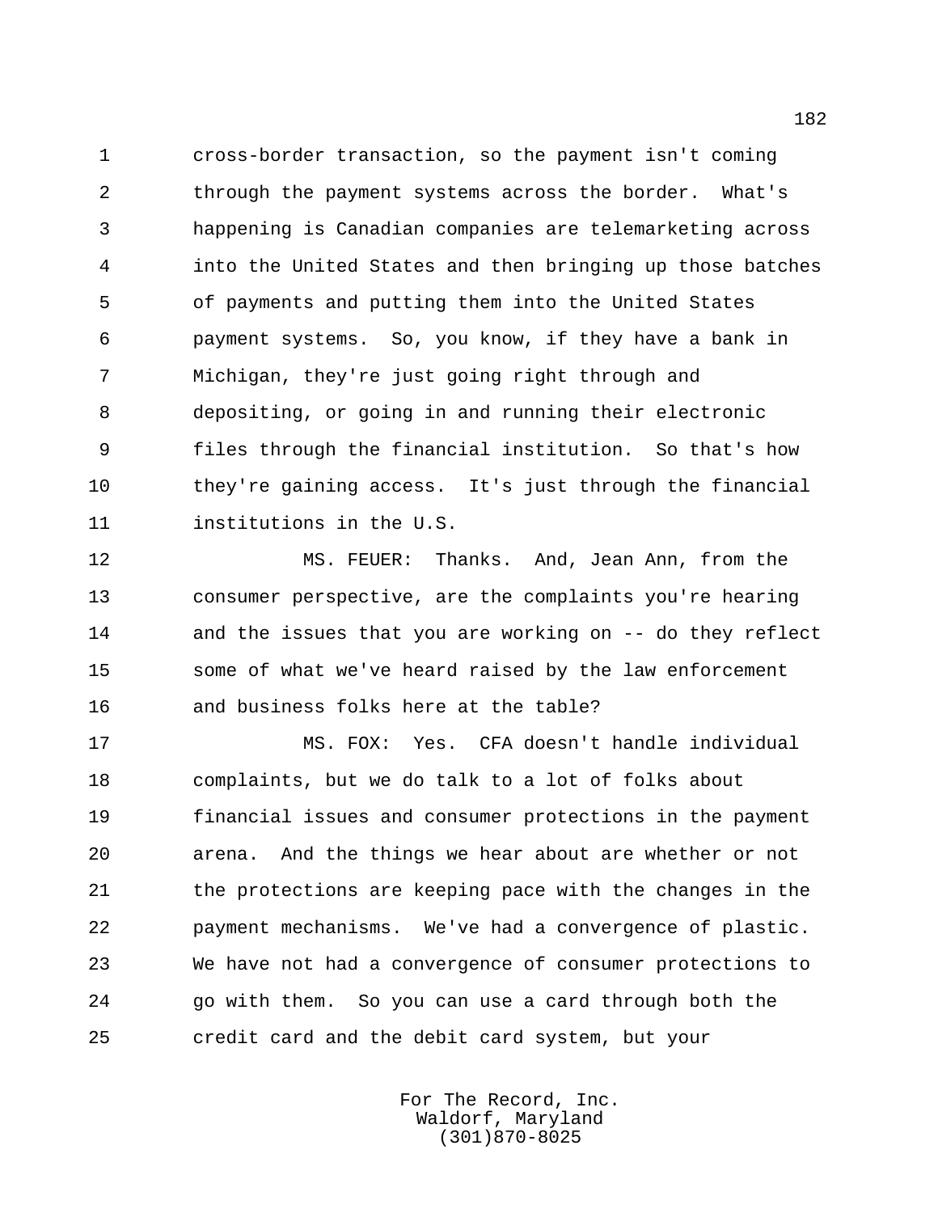cross-border transaction, so the payment isn't coming through the payment systems across the border. What's happening is Canadian companies are telemarketing across into the United States and then bringing up those batches of payments and putting them into the United States payment systems. So, you know, if they have a bank in Michigan, they're just going right through and depositing, or going in and running their electronic files through the financial institution. So that's how they're gaining access. It's just through the financial institutions in the U.S.

MS. FEUER: Thanks. And, Jean Ann, from the consumer perspective, are the complaints you're hearing and the issues that you are working on -- do they reflect some of what we've heard raised by the law enforcement and business folks here at the table?

MS. FOX: Yes. CFA doesn't handle individual complaints, but we do talk to a lot of folks about financial issues and consumer protections in the payment arena. And the things we hear about are whether or not the protections are keeping pace with the changes in the payment mechanisms. We've had a convergence of plastic. We have not had a convergence of consumer protections to go with them. So you can use a card through both the credit card and the debit card system, but your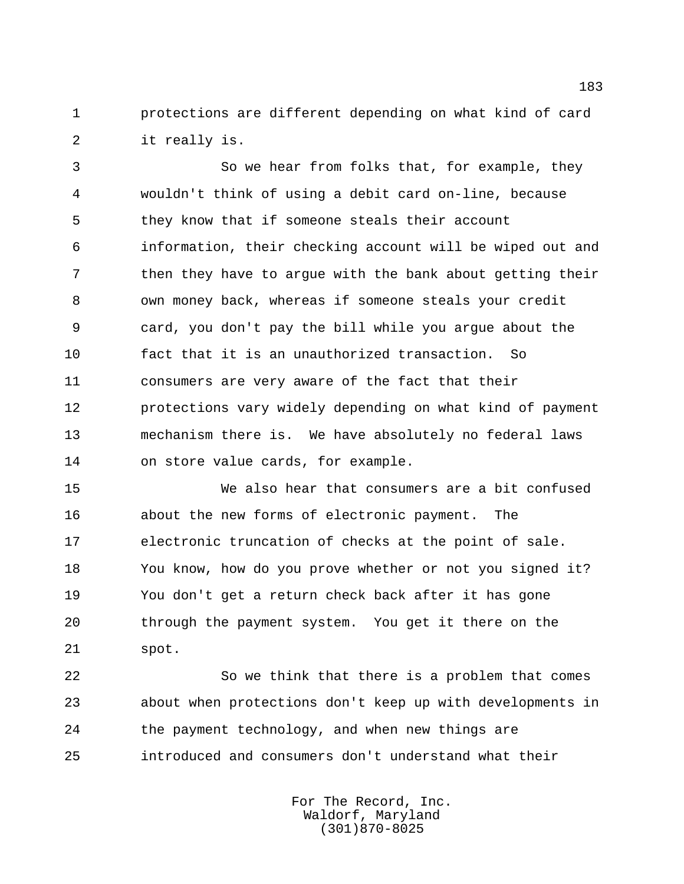protections are different depending on what kind of card it really is.

So we hear from folks that, for example, they wouldn't think of using a debit card on-line, because they know that if someone steals their account information, their checking account will be wiped out and then they have to argue with the bank about getting their own money back, whereas if someone steals your credit card, you don't pay the bill while you argue about the fact that it is an unauthorized transaction. So consumers are very aware of the fact that their protections vary widely depending on what kind of payment mechanism there is. We have absolutely no federal laws on store value cards, for example.

We also hear that consumers are a bit confused about the new forms of electronic payment. The electronic truncation of checks at the point of sale. You know, how do you prove whether or not you signed it? You don't get a return check back after it has gone through the payment system. You get it there on the spot.

So we think that there is a problem that comes about when protections don't keep up with developments in the payment technology, and when new things are introduced and consumers don't understand what their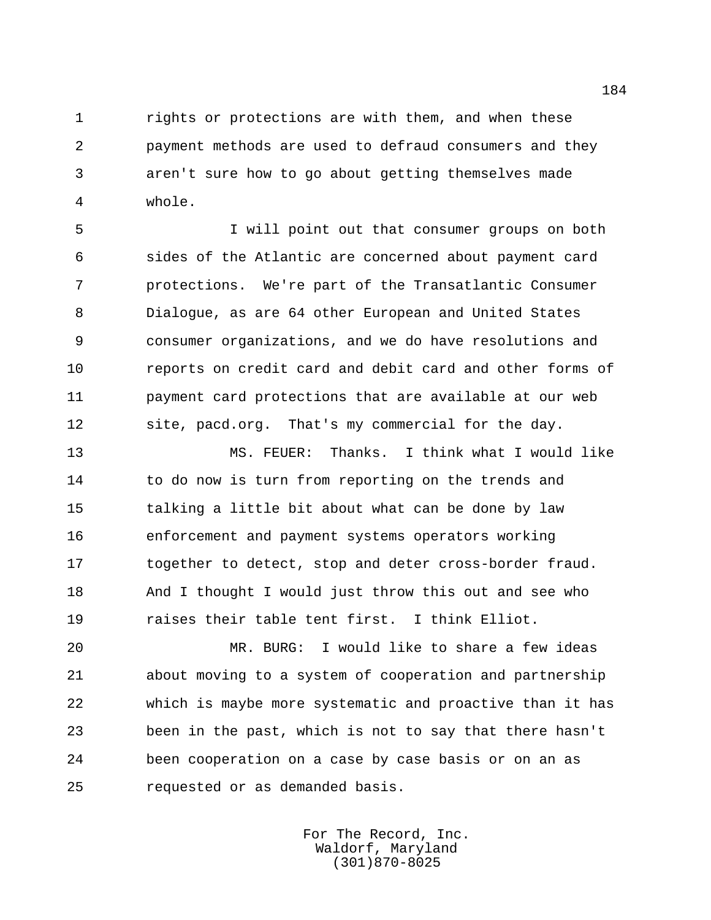rights or protections are with them, and when these payment methods are used to defraud consumers and they aren't sure how to go about getting themselves made whole.

I will point out that consumer groups on both sides of the Atlantic are concerned about payment card protections. We're part of the Transatlantic Consumer Dialogue, as are 64 other European and United States consumer organizations, and we do have resolutions and reports on credit card and debit card and other forms of payment card protections that are available at our web site, pacd.org. That's my commercial for the day.

MS. FEUER: Thanks. I think what I would like to do now is turn from reporting on the trends and talking a little bit about what can be done by law enforcement and payment systems operators working together to detect, stop and deter cross-border fraud. And I thought I would just throw this out and see who raises their table tent first. I think Elliot.

MR. BURG: I would like to share a few ideas about moving to a system of cooperation and partnership which is maybe more systematic and proactive than it has been in the past, which is not to say that there hasn't been cooperation on a case by case basis or on an as requested or as demanded basis.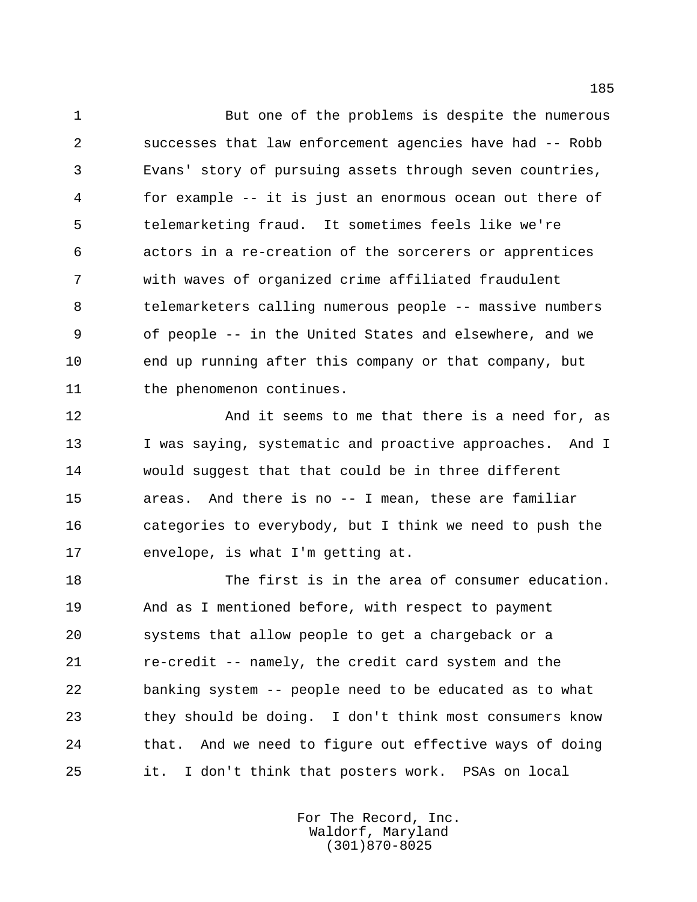But one of the problems is despite the numerous successes that law enforcement agencies have had -- Robb Evans' story of pursuing assets through seven countries, for example -- it is just an enormous ocean out there of telemarketing fraud. It sometimes feels like we're actors in a re-creation of the sorcerers or apprentices with waves of organized crime affiliated fraudulent telemarketers calling numerous people -- massive numbers of people -- in the United States and elsewhere, and we end up running after this company or that company, but the phenomenon continues.

And it seems to me that there is a need for, as I was saying, systematic and proactive approaches. And I would suggest that that could be in three different areas. And there is no -- I mean, these are familiar categories to everybody, but I think we need to push the envelope, is what I'm getting at.

The first is in the area of consumer education. And as I mentioned before, with respect to payment systems that allow people to get a chargeback or a re-credit -- namely, the credit card system and the banking system -- people need to be educated as to what they should be doing. I don't think most consumers know that. And we need to figure out effective ways of doing it. I don't think that posters work. PSAs on local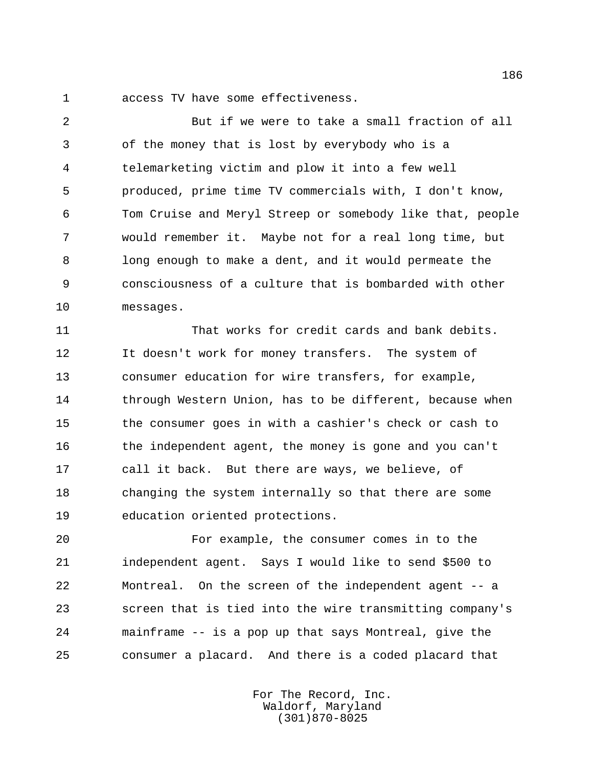access TV have some effectiveness.

But if we were to take a small fraction of all of the money that is lost by everybody who is a telemarketing victim and plow it into a few well produced, prime time TV commercials with, I don't know, Tom Cruise and Meryl Streep or somebody like that, people would remember it. Maybe not for a real long time, but long enough to make a dent, and it would permeate the consciousness of a culture that is bombarded with other messages.

That works for credit cards and bank debits. It doesn't work for money transfers. The system of consumer education for wire transfers, for example, through Western Union, has to be different, because when the consumer goes in with a cashier's check or cash to the independent agent, the money is gone and you can't call it back. But there are ways, we believe, of changing the system internally so that there are some education oriented protections.

For example, the consumer comes in to the independent agent. Says I would like to send $500 to Montreal. On the screen of the independent agent -- a screen that is tied into the wire transmitting company's mainframe -- is a pop up that says Montreal, give the consumer a placard. And there is a coded placard that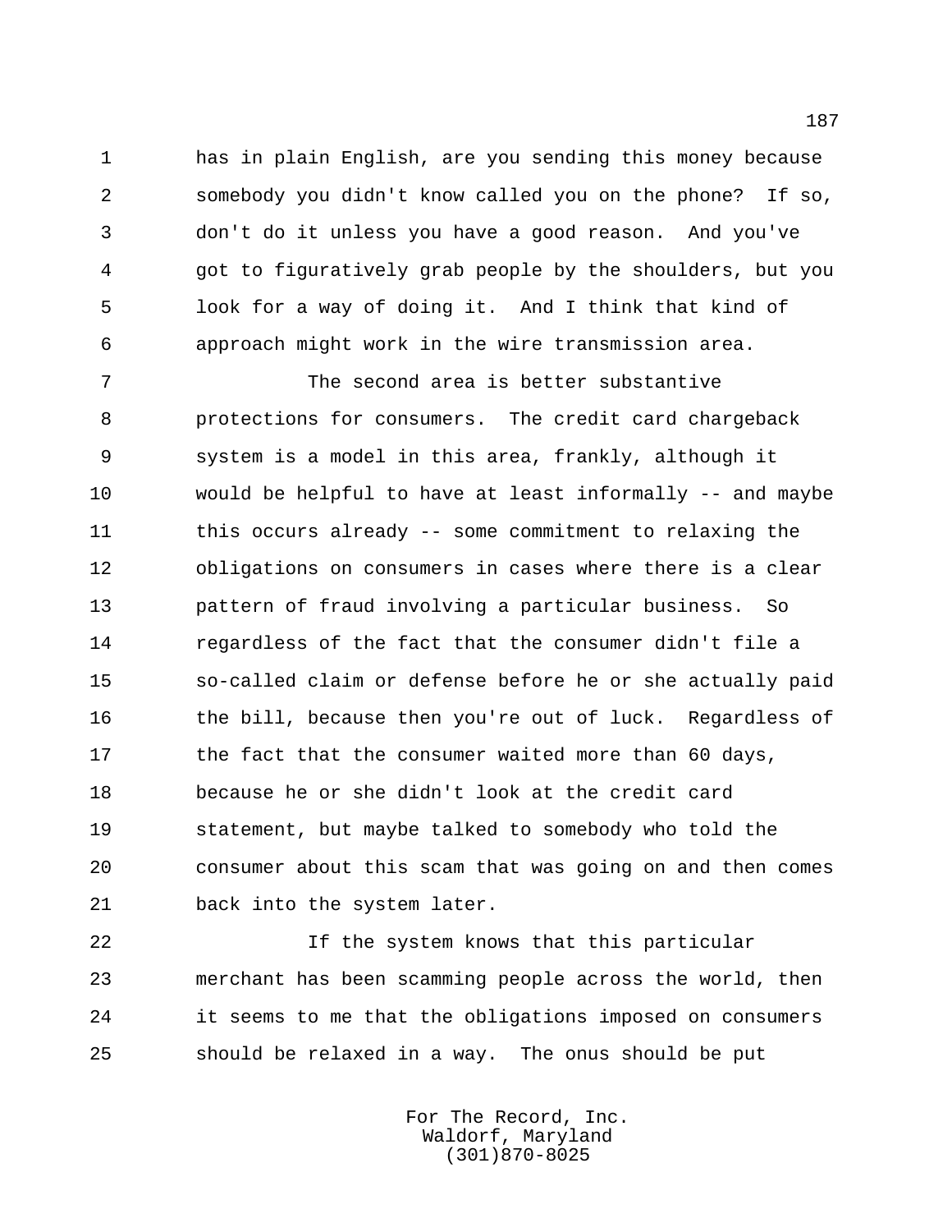has in plain English, are you sending this money because somebody you didn't know called you on the phone? If so, don't do it unless you have a good reason. And you've got to figuratively grab people by the shoulders, but you look for a way of doing it. And I think that kind of approach might work in the wire transmission area.

The second area is better substantive protections for consumers. The credit card chargeback system is a model in this area, frankly, although it would be helpful to have at least informally -- and maybe this occurs already -- some commitment to relaxing the obligations on consumers in cases where there is a clear pattern of fraud involving a particular business. So regardless of the fact that the consumer didn't file a so-called claim or defense before he or she actually paid the bill, because then you're out of luck. Regardless of the fact that the consumer waited more than 60 days, because he or she didn't look at the credit card statement, but maybe talked to somebody who told the consumer about this scam that was going on and then comes back into the system later.

If the system knows that this particular merchant has been scamming people across the world, then it seems to me that the obligations imposed on consumers should be relaxed in a way. The onus should be put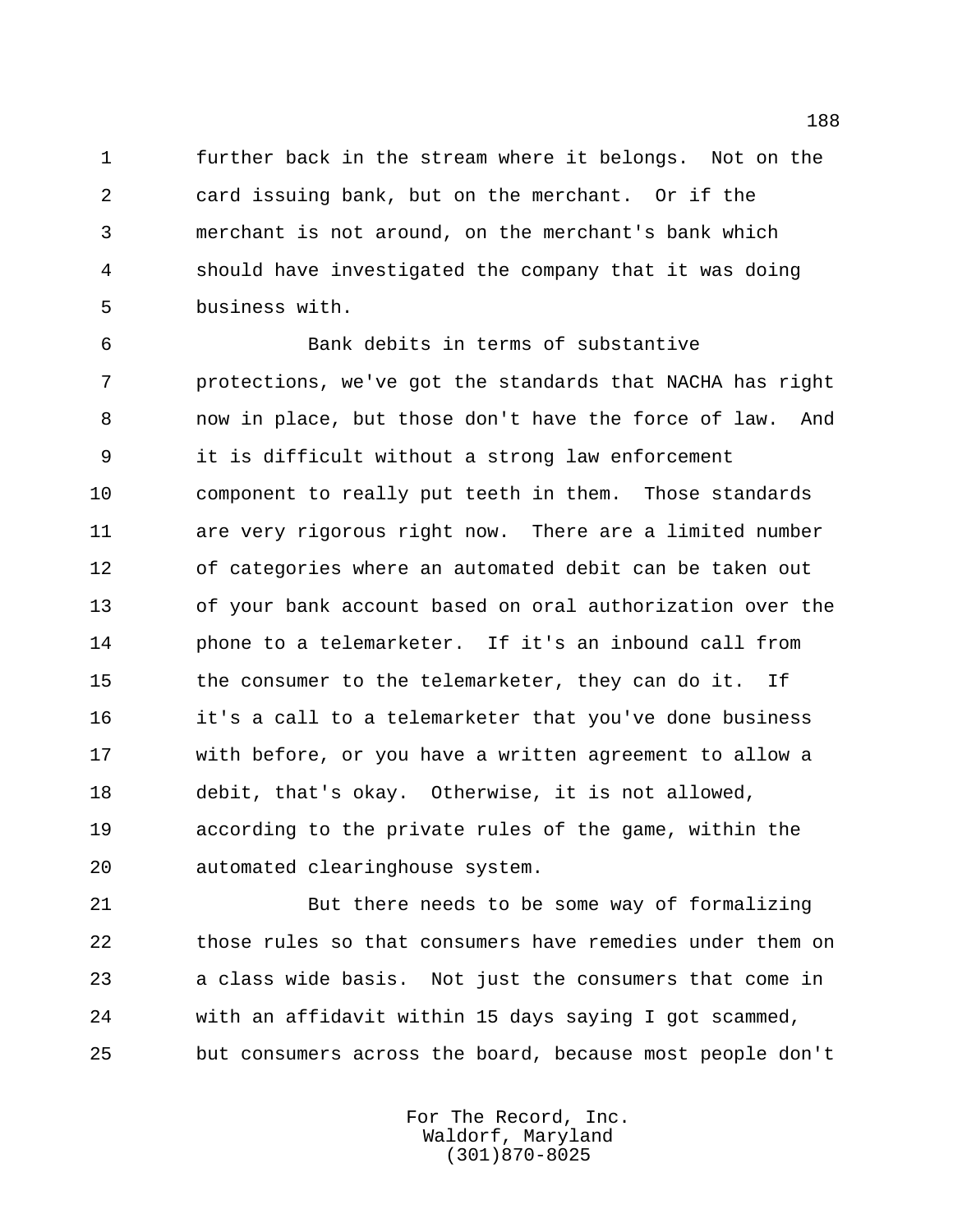further back in the stream where it belongs. Not on the card issuing bank, but on the merchant. Or if the merchant is not around, on the merchant's bank which should have investigated the company that it was doing business with.

Bank debits in terms of substantive protections, we've got the standards that NACHA has right now in place, but those don't have the force of law. And it is difficult without a strong law enforcement component to really put teeth in them. Those standards are very rigorous right now. There are a limited number of categories where an automated debit can be taken out of your bank account based on oral authorization over the phone to a telemarketer. If it's an inbound call from the consumer to the telemarketer, they can do it. If it's a call to a telemarketer that you've done business with before, or you have a written agreement to allow a debit, that's okay. Otherwise, it is not allowed, according to the private rules of the game, within the automated clearinghouse system.

But there needs to be some way of formalizing those rules so that consumers have remedies under them on a class wide basis. Not just the consumers that come in with an affidavit within 15 days saying I got scammed, but consumers across the board, because most people don't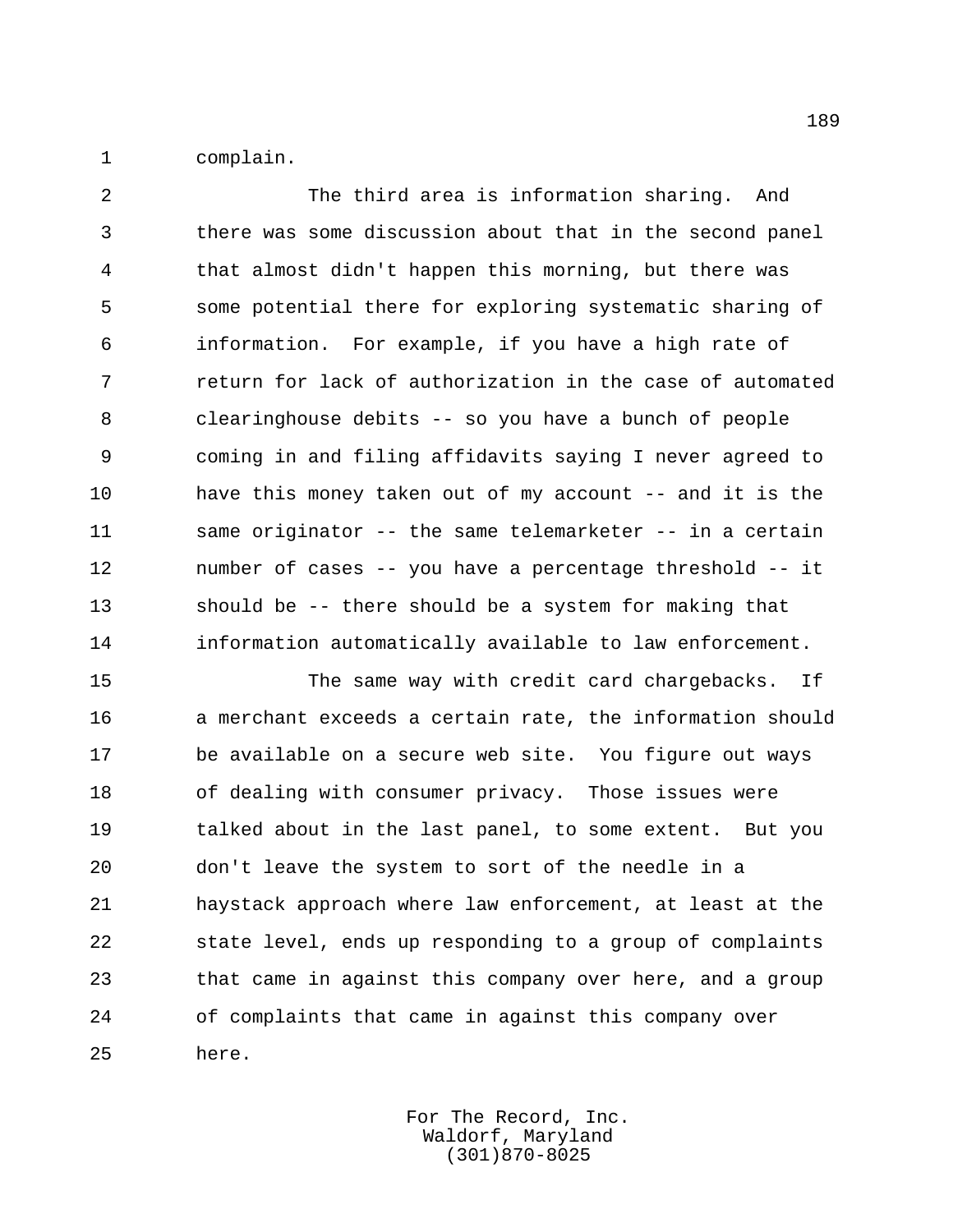complain.

The third area is information sharing. And there was some discussion about that in the second panel that almost didn't happen this morning, but there was some potential there for exploring systematic sharing of information. For example, if you have a high rate of return for lack of authorization in the case of automated clearinghouse debits -- so you have a bunch of people coming in and filing affidavits saying I never agreed to have this money taken out of my account -- and it is the same originator -- the same telemarketer -- in a certain number of cases -- you have a percentage threshold -- it should be -- there should be a system for making that information automatically available to law enforcement.

The same way with credit card chargebacks. If a merchant exceeds a certain rate, the information should be available on a secure web site. You figure out ways of dealing with consumer privacy. Those issues were talked about in the last panel, to some extent. But you don't leave the system to sort of the needle in a haystack approach where law enforcement, at least at the state level, ends up responding to a group of complaints that came in against this company over here, and a group of complaints that came in against this company over here.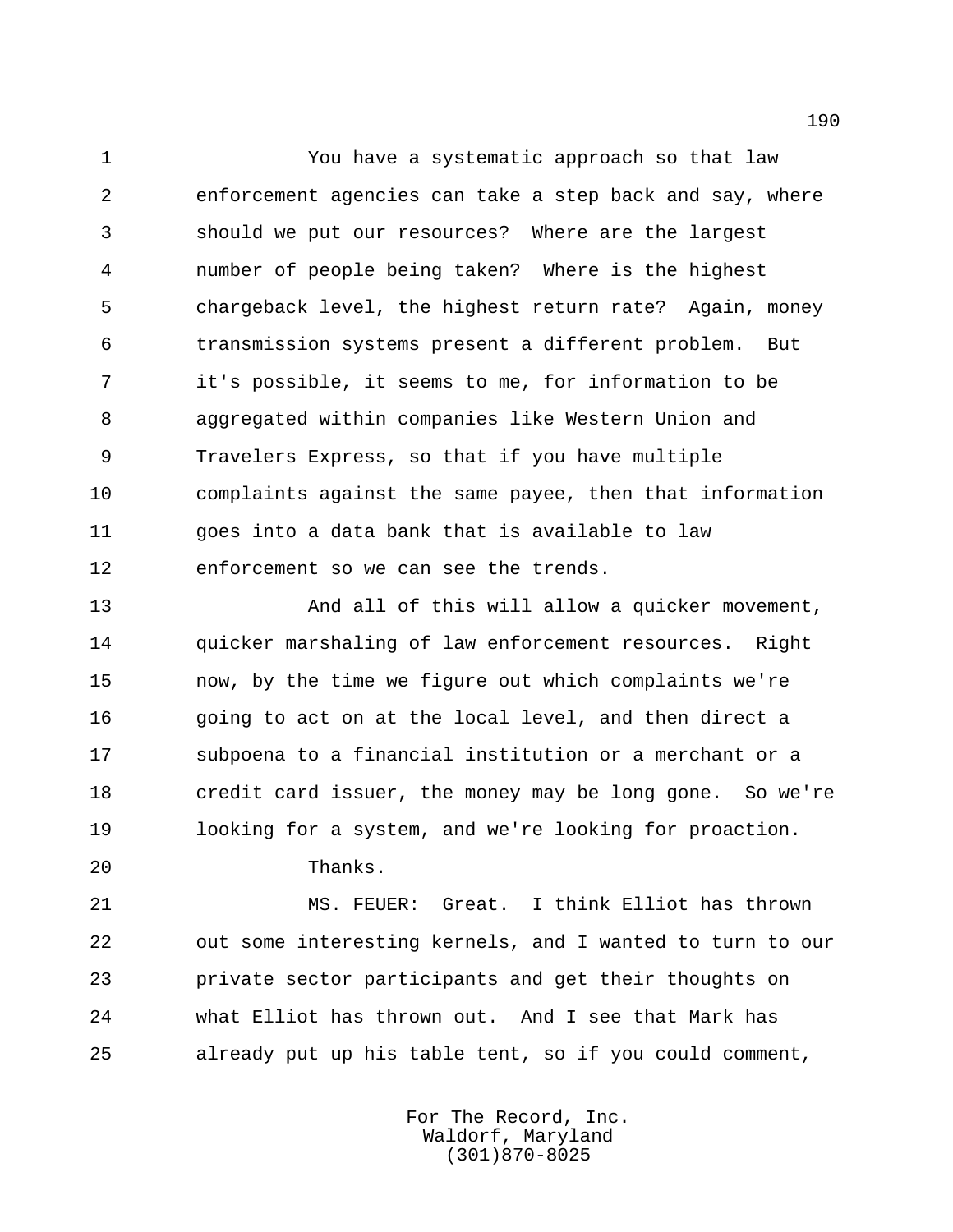You have a systematic approach so that law enforcement agencies can take a step back and say, where should we put our resources? Where are the largest number of people being taken? Where is the highest chargeback level, the highest return rate? Again, money transmission systems present a different problem. But it's possible, it seems to me, for information to be aggregated within companies like Western Union and Travelers Express, so that if you have multiple complaints against the same payee, then that information goes into a data bank that is available to law enforcement so we can see the trends.

And all of this will allow a quicker movement, quicker marshaling of law enforcement resources. Right now, by the time we figure out which complaints we're going to act on at the local level, and then direct a subpoena to a financial institution or a merchant or a credit card issuer, the money may be long gone. So we're looking for a system, and we're looking for proaction.

Thanks.

MS. FEUER: Great. I think Elliot has thrown out some interesting kernels, and I wanted to turn to our private sector participants and get their thoughts on what Elliot has thrown out. And I see that Mark has already put up his table tent, so if you could comment,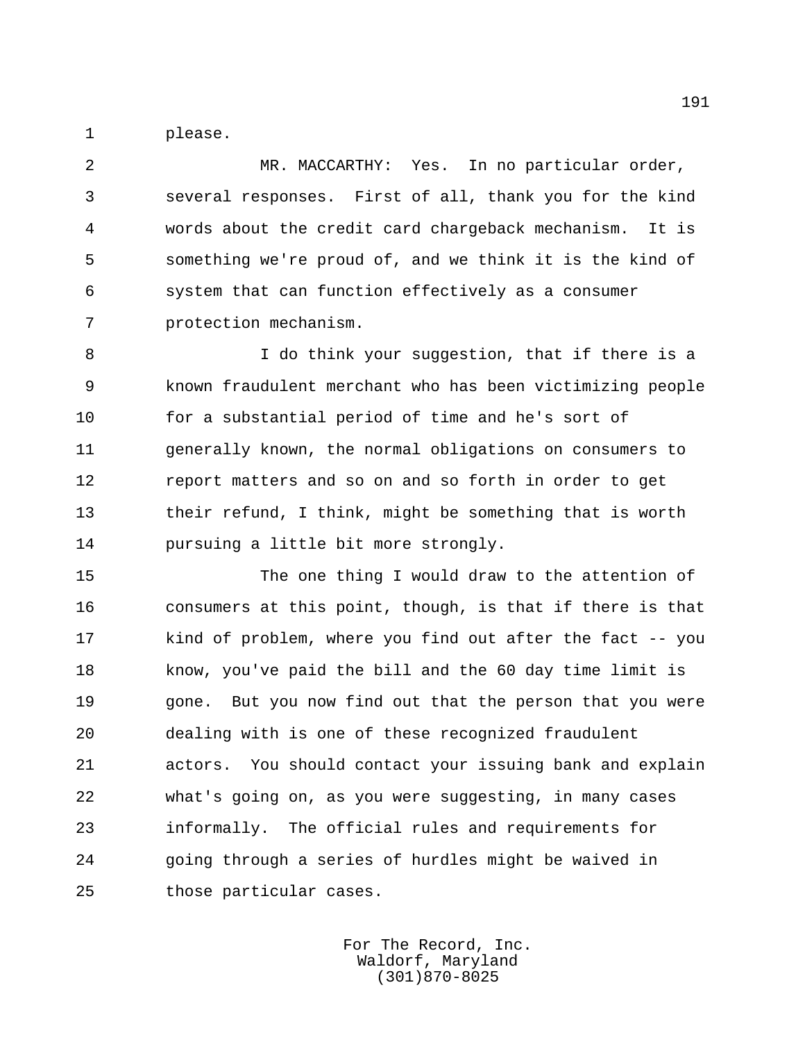please.

MR. MACCARTHY: Yes. In no particular order, several responses. First of all, thank you for the kind words about the credit card chargeback mechanism. It is something we're proud of, and we think it is the kind of system that can function effectively as a consumer protection mechanism.

I do think your suggestion, that if there is a known fraudulent merchant who has been victimizing people for a substantial period of time and he's sort of generally known, the normal obligations on consumers to report matters and so on and so forth in order to get their refund, I think, might be something that is worth pursuing a little bit more strongly.

The one thing I would draw to the attention of consumers at this point, though, is that if there is that kind of problem, where you find out after the fact -- you know, you've paid the bill and the 60 day time limit is gone. But you now find out that the person that you were dealing with is one of these recognized fraudulent actors. You should contact your issuing bank and explain what's going on, as you were suggesting, in many cases informally. The official rules and requirements for going through a series of hurdles might be waived in those particular cases.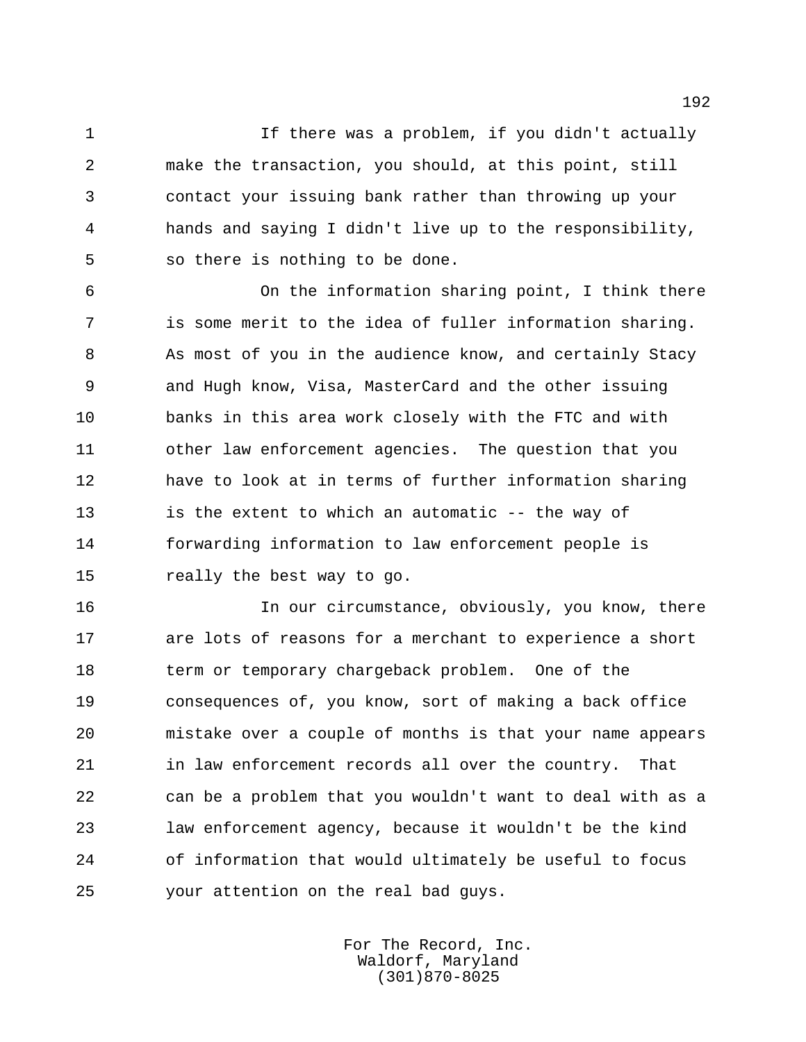If there was a problem, if you didn't actually make the transaction, you should, at this point, still contact your issuing bank rather than throwing up your hands and saying I didn't live up to the responsibility, so there is nothing to be done.

On the information sharing point, I think there is some merit to the idea of fuller information sharing. As most of you in the audience know, and certainly Stacy and Hugh know, Visa, MasterCard and the other issuing banks in this area work closely with the FTC and with other law enforcement agencies. The question that you have to look at in terms of further information sharing is the extent to which an automatic -- the way of forwarding information to law enforcement people is really the best way to go.

In our circumstance, obviously, you know, there are lots of reasons for a merchant to experience a short term or temporary chargeback problem. One of the consequences of, you know, sort of making a back office mistake over a couple of months is that your name appears in law enforcement records all over the country. That can be a problem that you wouldn't want to deal with as a law enforcement agency, because it wouldn't be the kind of information that would ultimately be useful to focus your attention on the real bad guys.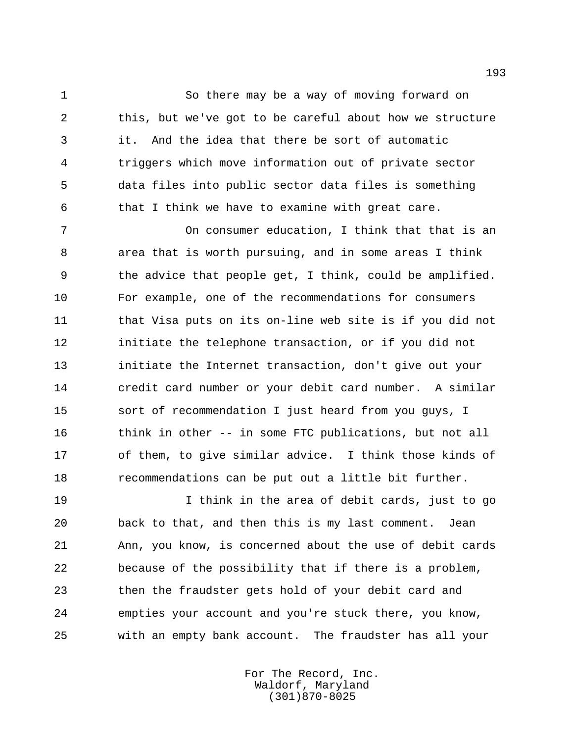So there may be a way of moving forward on this, but we've got to be careful about how we structure it. And the idea that there be sort of automatic triggers which move information out of private sector data files into public sector data files is something that I think we have to examine with great care.

On consumer education, I think that that is an area that is worth pursuing, and in some areas I think the advice that people get, I think, could be amplified. For example, one of the recommendations for consumers that Visa puts on its on-line web site is if you did not initiate the telephone transaction, or if you did not initiate the Internet transaction, don't give out your credit card number or your debit card number. A similar sort of recommendation I just heard from you guys, I think in other -- in some FTC publications, but not all of them, to give similar advice. I think those kinds of recommendations can be put out a little bit further.

I think in the area of debit cards, just to go back to that, and then this is my last comment. Jean Ann, you know, is concerned about the use of debit cards because of the possibility that if there is a problem, then the fraudster gets hold of your debit card and empties your account and you're stuck there, you know, with an empty bank account. The fraudster has all your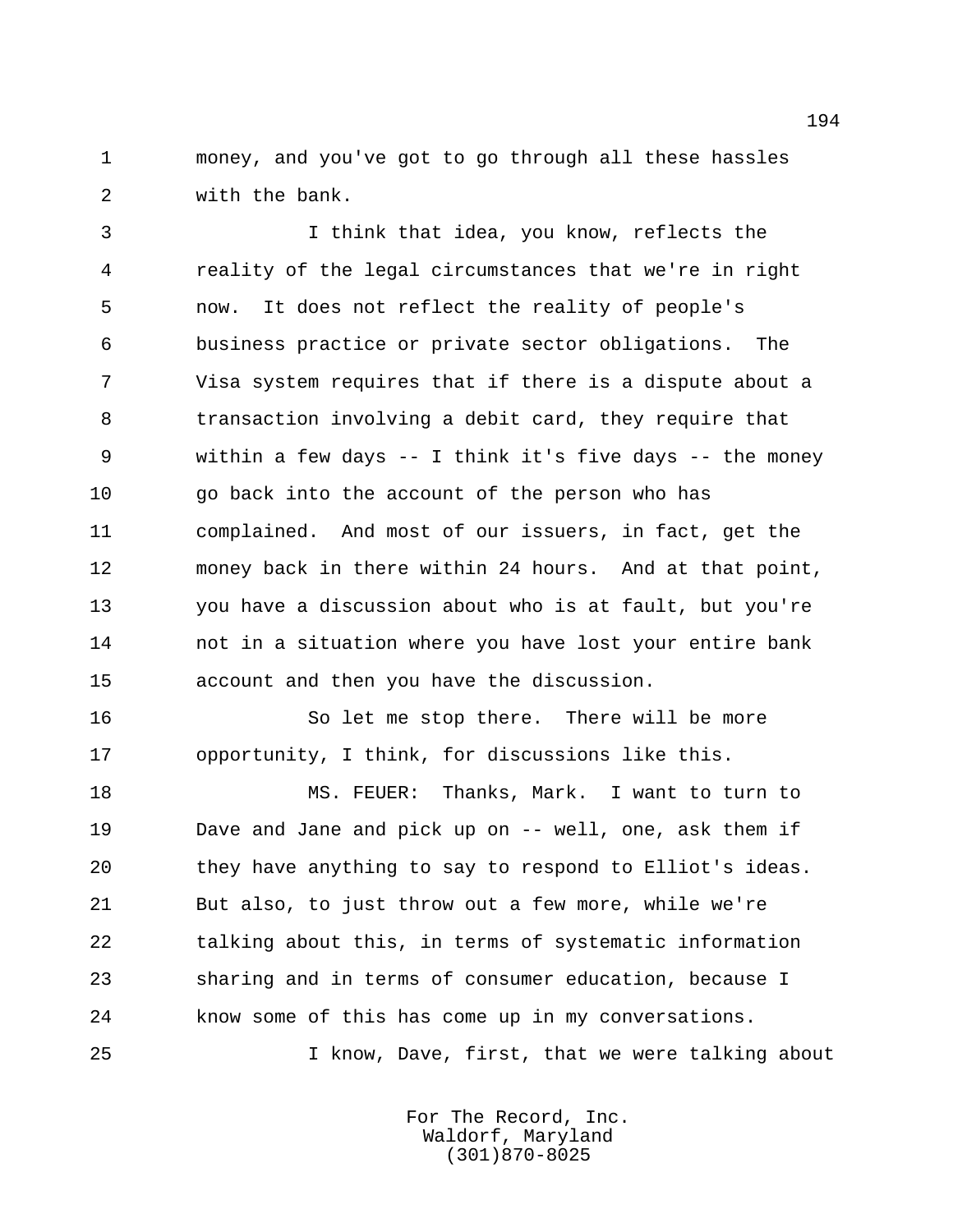money, and you've got to go through all these hassles with the bank.

I think that idea, you know, reflects the reality of the legal circumstances that we're in right now. It does not reflect the reality of people's business practice or private sector obligations. The Visa system requires that if there is a dispute about a transaction involving a debit card, they require that within a few days -- I think it's five days -- the money go back into the account of the person who has complained. And most of our issuers, in fact, get the money back in there within 24 hours. And at that point, you have a discussion about who is at fault, but you're not in a situation where you have lost your entire bank account and then you have the discussion.

So let me stop there. There will be more opportunity, I think, for discussions like this.

MS. FEUER: Thanks, Mark. I want to turn to Dave and Jane and pick up on -- well, one, ask them if they have anything to say to respond to Elliot's ideas. But also, to just throw out a few more, while we're talking about this, in terms of systematic information sharing and in terms of consumer education, because I know some of this has come up in my conversations.

I know, Dave, first, that we were talking about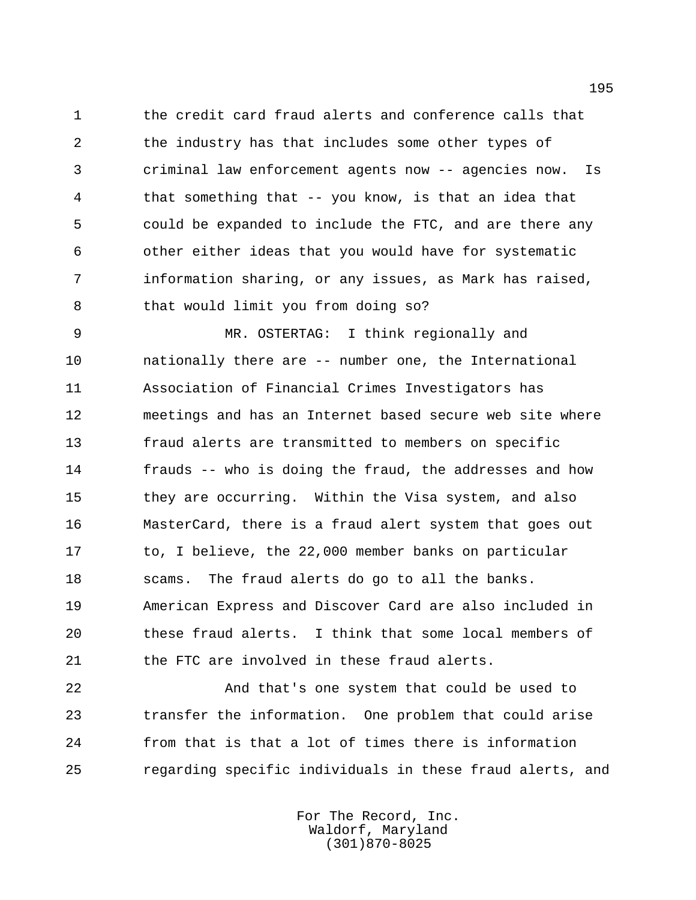the credit card fraud alerts and conference calls that the industry has that includes some other types of criminal law enforcement agents now -- agencies now. Is that something that -- you know, is that an idea that could be expanded to include the FTC, and are there any other either ideas that you would have for systematic information sharing, or any issues, as Mark has raised, that would limit you from doing so?

MR. OSTERTAG: I think regionally and nationally there are -- number one, the International Association of Financial Crimes Investigators has meetings and has an Internet based secure web site where fraud alerts are transmitted to members on specific frauds -- who is doing the fraud, the addresses and how they are occurring. Within the Visa system, and also MasterCard, there is a fraud alert system that goes out to, I believe, the 22,000 member banks on particular scams. The fraud alerts do go to all the banks. American Express and Discover Card are also included in these fraud alerts. I think that some local members of the FTC are involved in these fraud alerts.

And that's one system that could be used to transfer the information. One problem that could arise from that is that a lot of times there is information regarding specific individuals in these fraud alerts, and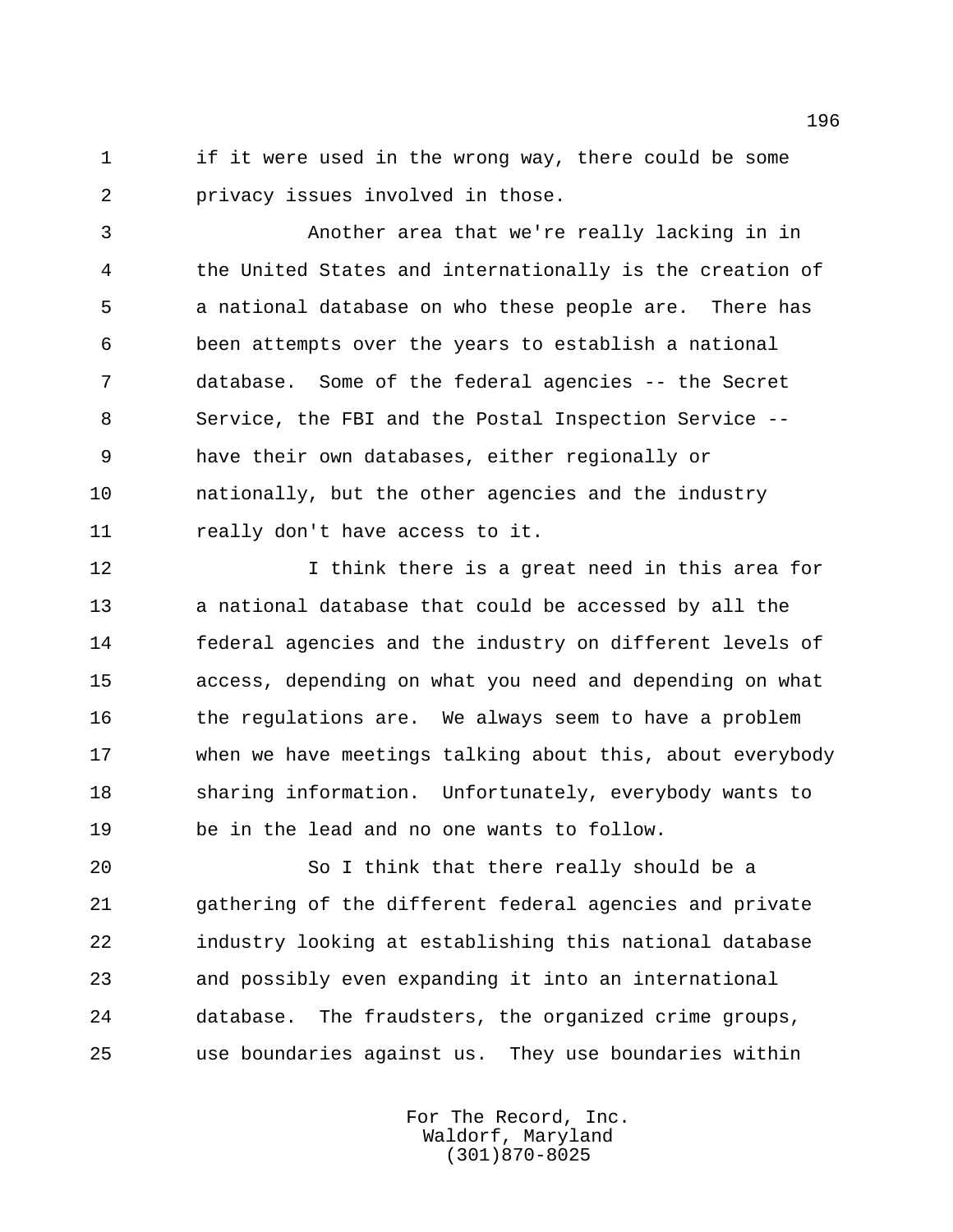if it were used in the wrong way, there could be some privacy issues involved in those.

Another area that we're really lacking in in the United States and internationally is the creation of a national database on who these people are. There has been attempts over the years to establish a national database. Some of the federal agencies -- the Secret Service, the FBI and the Postal Inspection Service -- have their own databases, either regionally or nationally, but the other agencies and the industry really don't have access to it.

I think there is a great need in this area for a national database that could be accessed by all the federal agencies and the industry on different levels of access, depending on what you need and depending on what the regulations are. We always seem to have a problem when we have meetings talking about this, about everybody sharing information. Unfortunately, everybody wants to be in the lead and no one wants to follow.

So I think that there really should be a gathering of the different federal agencies and private industry looking at establishing this national database and possibly even expanding it into an international database. The fraudsters, the organized crime groups, use boundaries against us. They use boundaries within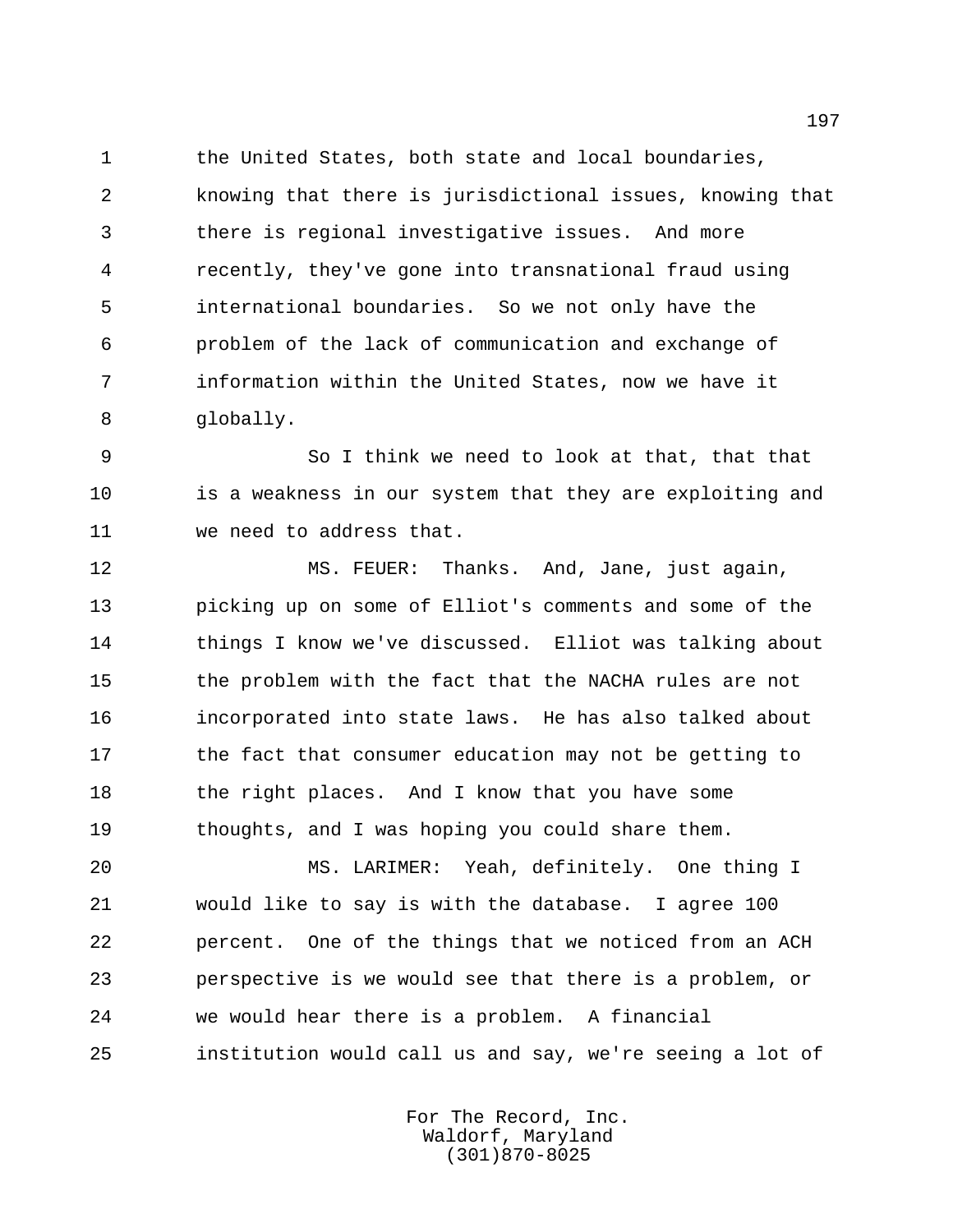the United States, both state and local boundaries, knowing that there is jurisdictional issues, knowing that there is regional investigative issues. And more recently, they've gone into transnational fraud using international boundaries. So we not only have the problem of the lack of communication and exchange of information within the United States, now we have it globally.

So I think we need to look at that, that that is a weakness in our system that they are exploiting and we need to address that.

MS. FEUER: Thanks. And, Jane, just again, picking up on some of Elliot's comments and some of the things I know we've discussed. Elliot was talking about the problem with the fact that the NACHA rules are not incorporated into state laws. He has also talked about the fact that consumer education may not be getting to the right places. And I know that you have some thoughts, and I was hoping you could share them.

MS. LARIMER: Yeah, definitely. One thing I would like to say is with the database. I agree 100 percent. One of the things that we noticed from an ACH perspective is we would see that there is a problem, or we would hear there is a problem. A financial institution would call us and say, we're seeing a lot of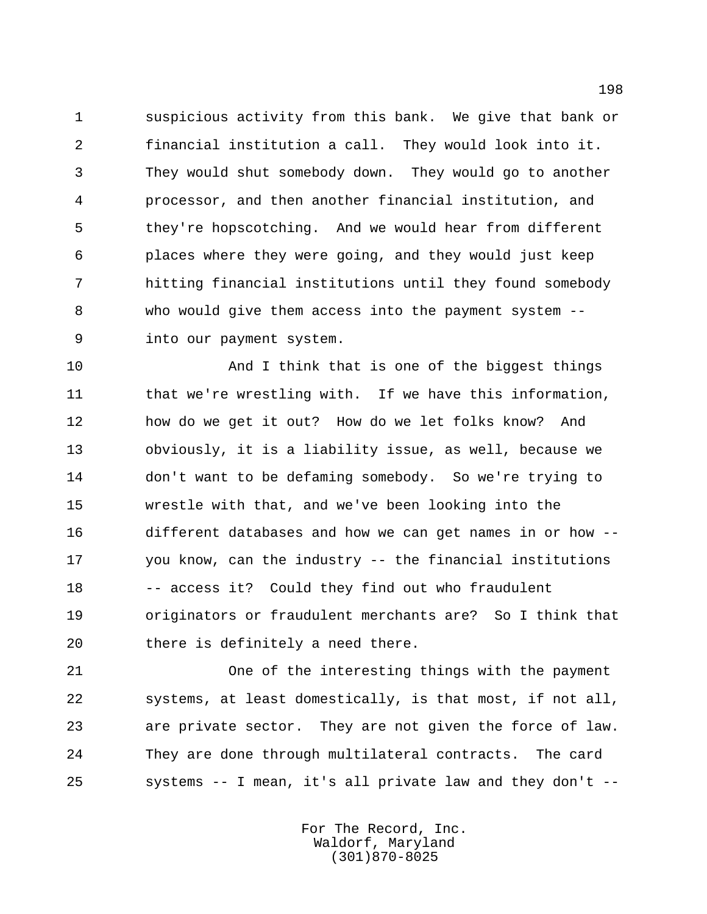suspicious activity from this bank. We give that bank or financial institution a call. They would look into it. They would shut somebody down. They would go to another processor, and then another financial institution, and they're hopscotching. And we would hear from different places where they were going, and they would just keep hitting financial institutions until they found somebody who would give them access into the payment system -- into our payment system.

And I think that is one of the biggest things that we're wrestling with. If we have this information, how do we get it out? How do we let folks know? And obviously, it is a liability issue, as well, because we don't want to be defaming somebody. So we're trying to wrestle with that, and we've been looking into the different databases and how we can get names in or how -- you know, can the industry -- the financial institutions -- access it? Could they find out who fraudulent originators or fraudulent merchants are? So I think that there is definitely a need there.

One of the interesting things with the payment systems, at least domestically, is that most, if not all, are private sector. They are not given the force of law. They are done through multilateral contracts. The card systems -- I mean, it's all private law and they don't --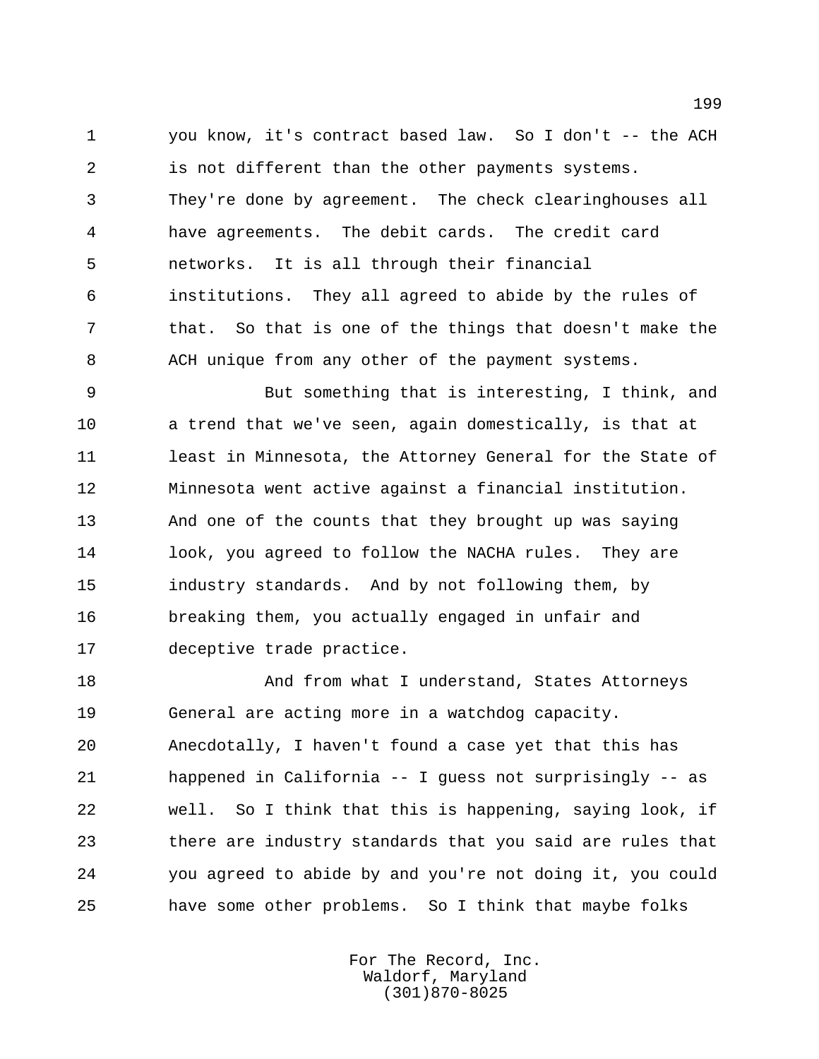you know, it's contract based law. So I don't -- the ACH is not different than the other payments systems. They're done by agreement. The check clearinghouses all have agreements. The debit cards. The credit card networks. It is all through their financial institutions. They all agreed to abide by the rules of that. So that is one of the things that doesn't make the ACH unique from any other of the payment systems.

But something that is interesting, I think, and a trend that we've seen, again domestically, is that at least in Minnesota, the Attorney General for the State of Minnesota went active against a financial institution. And one of the counts that they brought up was saying look, you agreed to follow the NACHA rules. They are industry standards. And by not following them, by breaking them, you actually engaged in unfair and deceptive trade practice.

And from what I understand, States Attorneys General are acting more in a watchdog capacity. Anecdotally, I haven't found a case yet that this has happened in California -- I guess not surprisingly -- as well. So I think that this is happening, saying look, if there are industry standards that you said are rules that you agreed to abide by and you're not doing it, you could have some other problems. So I think that maybe folks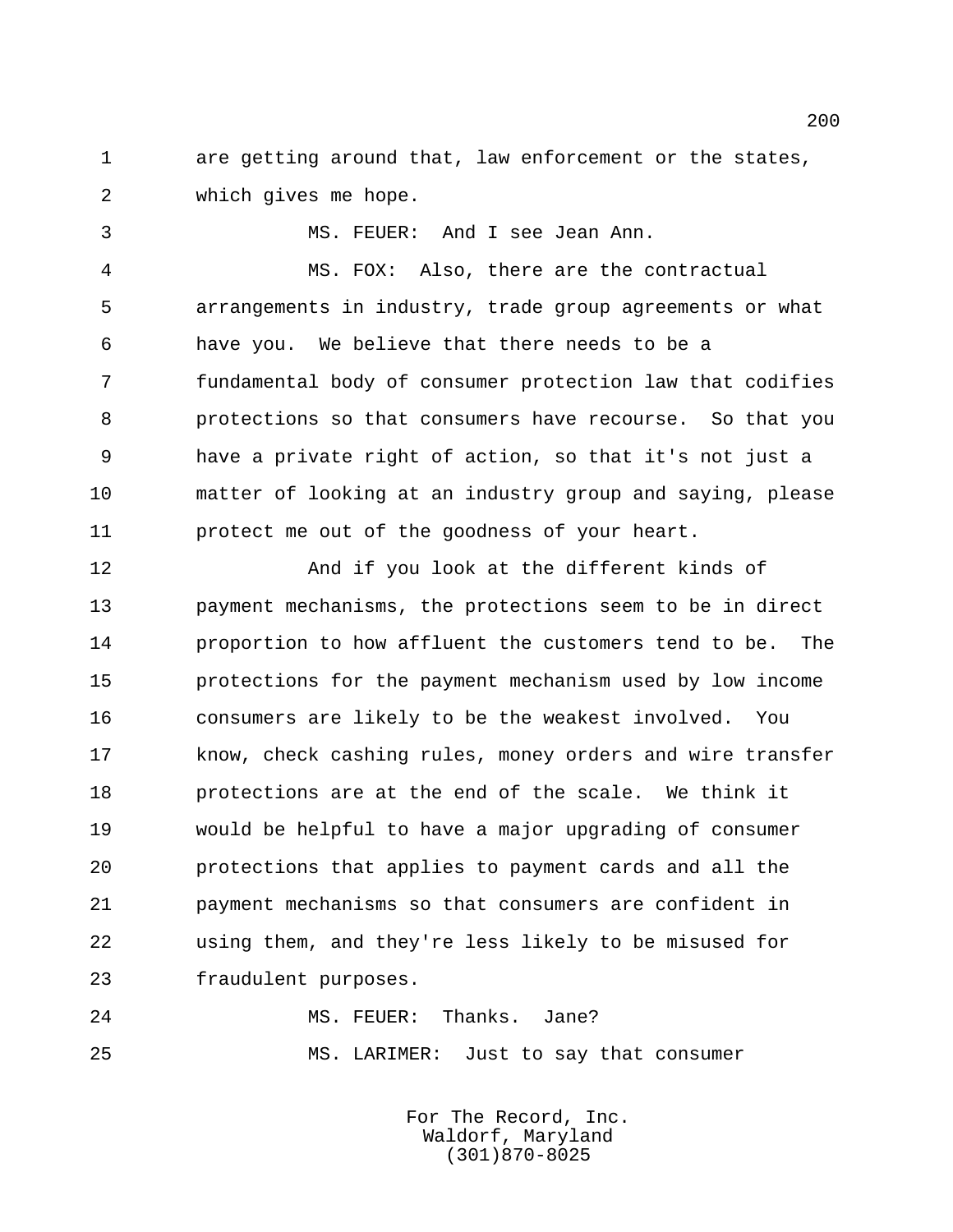are getting around that, law enforcement or the states, which gives me hope.

MS. FEUER: And I see Jean Ann.

MS. FOX: Also, there are the contractual arrangements in industry, trade group agreements or what have you. We believe that there needs to be a fundamental body of consumer protection law that codifies protections so that consumers have recourse. So that you have a private right of action, so that it's not just a matter of looking at an industry group and saying, please protect me out of the goodness of your heart.

And if you look at the different kinds of payment mechanisms, the protections seem to be in direct proportion to how affluent the customers tend to be. The protections for the payment mechanism used by low income consumers are likely to be the weakest involved. You know, check cashing rules, money orders and wire transfer protections are at the end of the scale. We think it would be helpful to have a major upgrading of consumer protections that applies to payment cards and all the payment mechanisms so that consumers are confident in using them, and they're less likely to be misused for fraudulent purposes.

MS. FEUER: Thanks. Jane?

MS. LARIMER: Just to say that consumer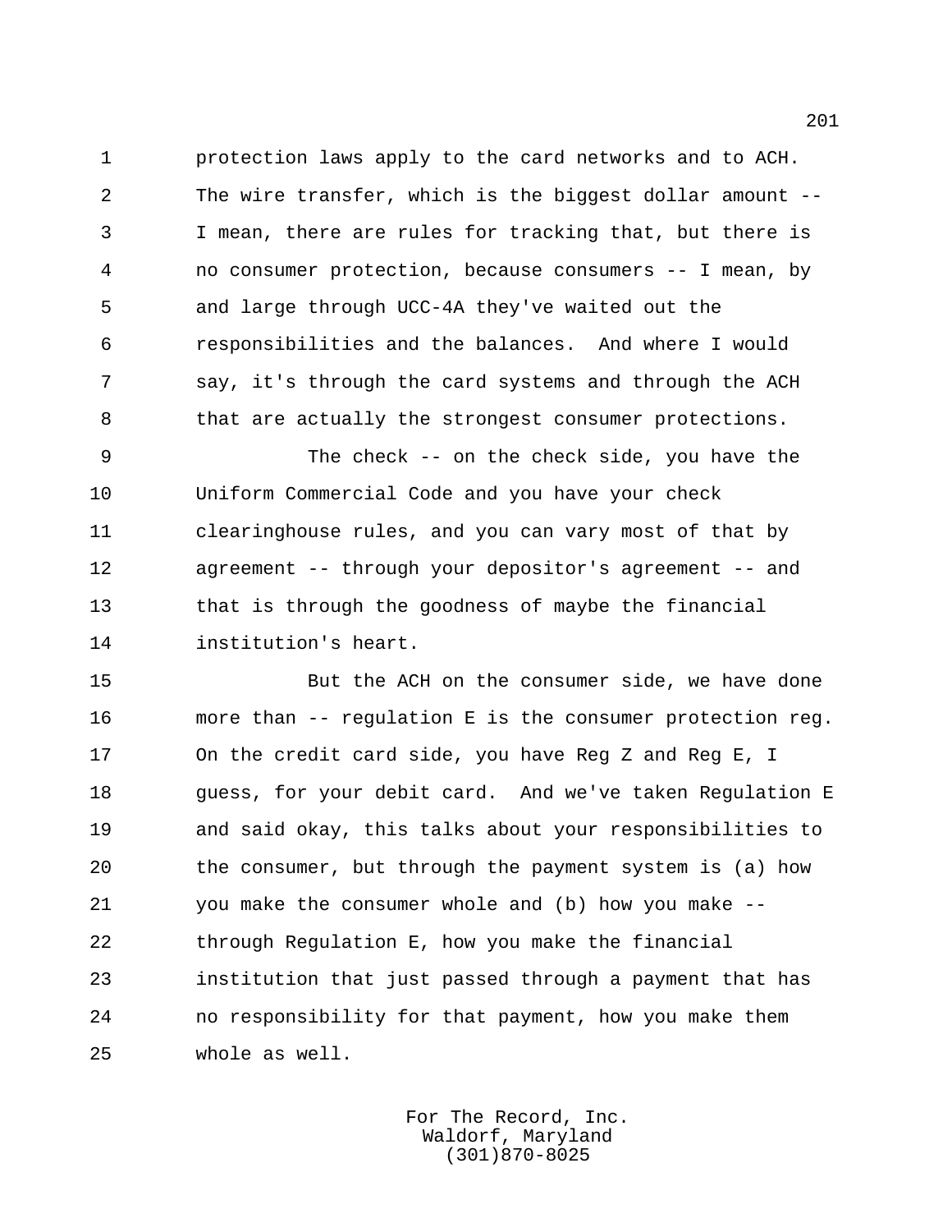protection laws apply to the card networks and to ACH. The wire transfer, which is the biggest dollar amount -- I mean, there are rules for tracking that, but there is no consumer protection, because consumers -- I mean, by and large through UCC-4A they've waited out the responsibilities and the balances. And where I would say, it's through the card systems and through the ACH that are actually the strongest consumer protections.

The check -- on the check side, you have the Uniform Commercial Code and you have your check clearinghouse rules, and you can vary most of that by agreement -- through your depositor's agreement -- and that is through the goodness of maybe the financial institution's heart.

But the ACH on the consumer side, we have done more than -- regulation E is the consumer protection reg. On the credit card side, you have Reg Z and Reg E, I guess, for your debit card. And we've taken Regulation E and said okay, this talks about your responsibilities to the consumer, but through the payment system is (a) how you make the consumer whole and (b) how you make -- through Regulation E, how you make the financial institution that just passed through a payment that has no responsibility for that payment, how you make them whole as well.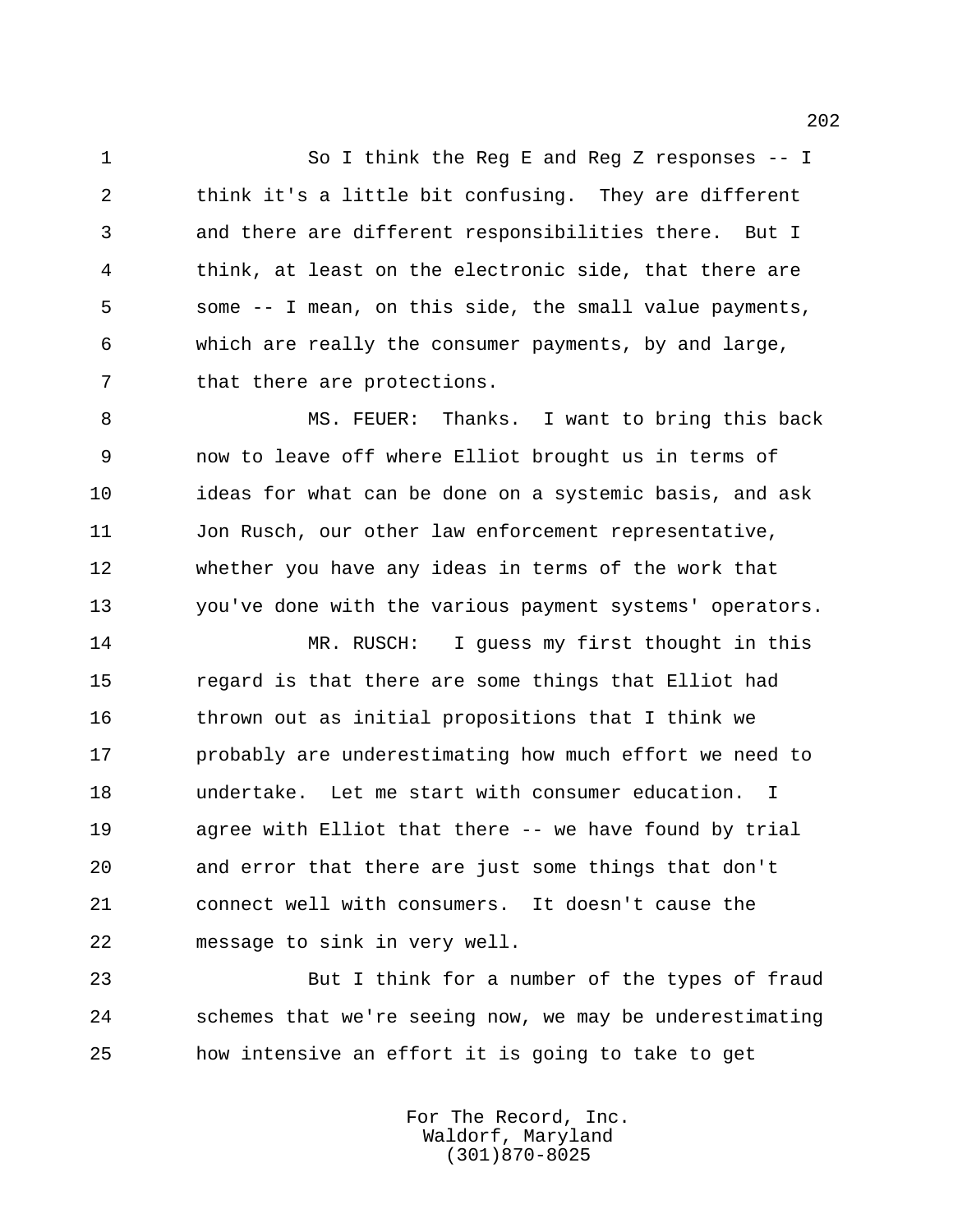So I think the Reg E and Reg Z responses -- I think it's a little bit confusing. They are different and there are different responsibilities there. But I think, at least on the electronic side, that there are some -- I mean, on this side, the small value payments, which are really the consumer payments, by and large, that there are protections.

MS. FEUER: Thanks. I want to bring this back now to leave off where Elliot brought us in terms of ideas for what can be done on a systemic basis, and ask Jon Rusch, our other law enforcement representative, whether you have any ideas in terms of the work that you've done with the various payment systems' operators.

MR. RUSCH: I guess my first thought in this regard is that there are some things that Elliot had thrown out as initial propositions that I think we probably are underestimating how much effort we need to undertake. Let me start with consumer education. I agree with Elliot that there -- we have found by trial and error that there are just some things that don't connect well with consumers. It doesn't cause the message to sink in very well.

But I think for a number of the types of fraud schemes that we're seeing now, we may be underestimating how intensive an effort it is going to take to get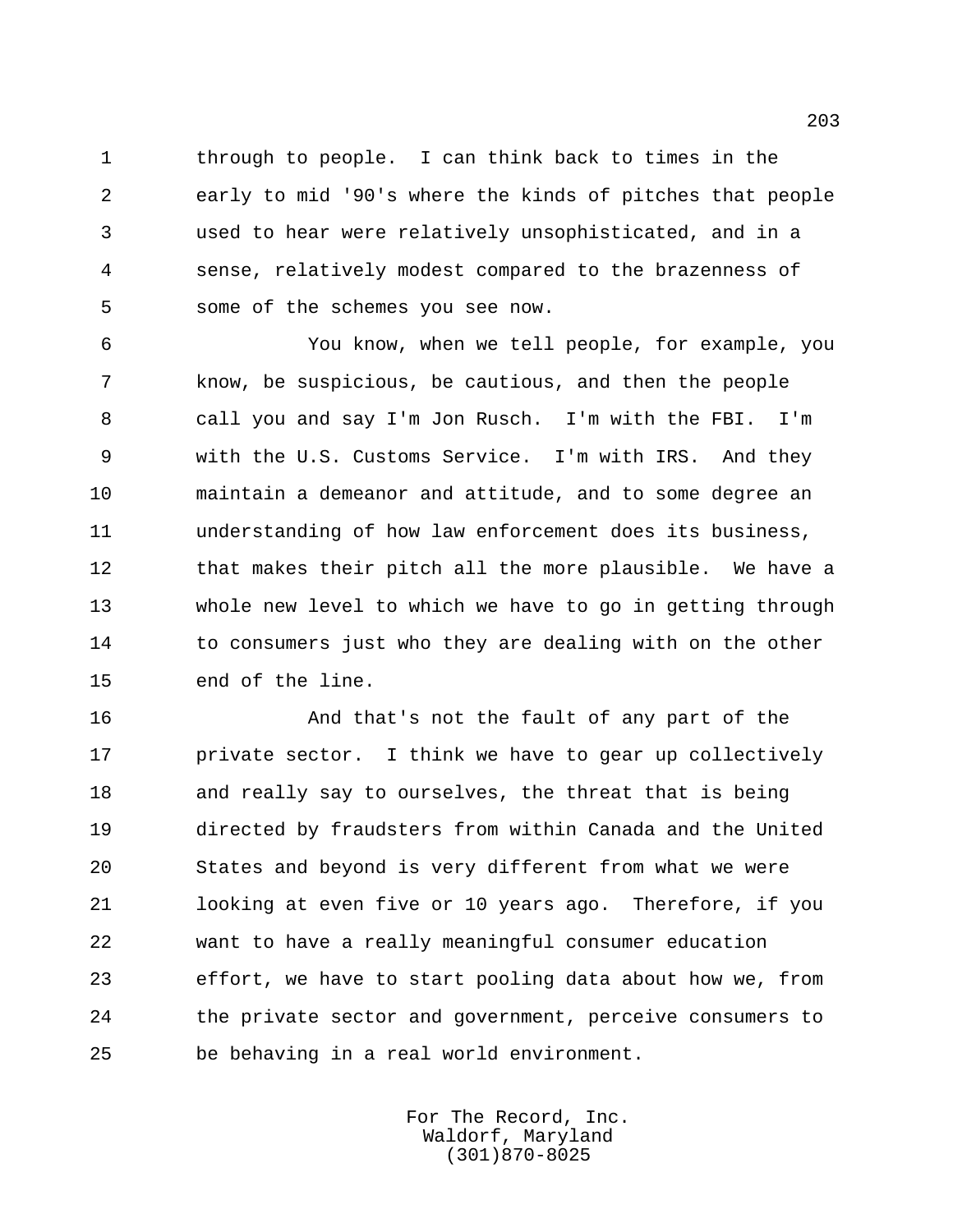through to people. I can think back to times in the early to mid '90's where the kinds of pitches that people used to hear were relatively unsophisticated, and in a sense, relatively modest compared to the brazenness of some of the schemes you see now.

You know, when we tell people, for example, you know, be suspicious, be cautious, and then the people call you and say I'm Jon Rusch. I'm with the FBI. I'm with the U.S. Customs Service. I'm with IRS. And they maintain a demeanor and attitude, and to some degree an understanding of how law enforcement does its business, that makes their pitch all the more plausible. We have a whole new level to which we have to go in getting through to consumers just who they are dealing with on the other end of the line.

And that's not the fault of any part of the private sector. I think we have to gear up collectively and really say to ourselves, the threat that is being directed by fraudsters from within Canada and the United States and beyond is very different from what we were looking at even five or 10 years ago. Therefore, if you want to have a really meaningful consumer education effort, we have to start pooling data about how we, from the private sector and government, perceive consumers to be behaving in a real world environment.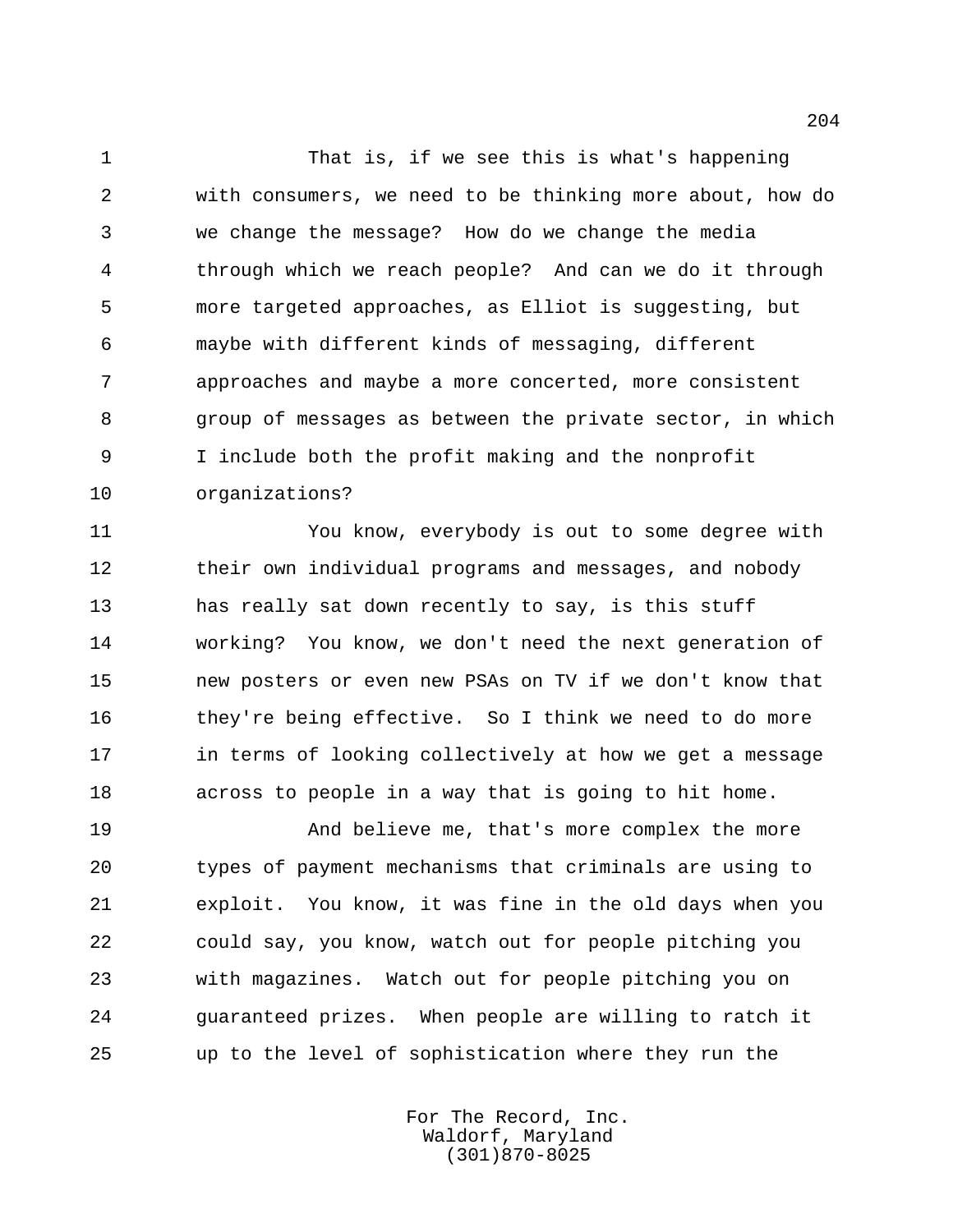That is, if we see this is what's happening with consumers, we need to be thinking more about, how do we change the message? How do we change the media through which we reach people? And can we do it through more targeted approaches, as Elliot is suggesting, but maybe with different kinds of messaging, different approaches and maybe a more concerted, more consistent group of messages as between the private sector, in which I include both the profit making and the nonprofit organizations?

You know, everybody is out to some degree with their own individual programs and messages, and nobody has really sat down recently to say, is this stuff working? You know, we don't need the next generation of new posters or even new PSAs on TV if we don't know that they're being effective. So I think we need to do more in terms of looking collectively at how we get a message across to people in a way that is going to hit home.

And believe me, that's more complex the more types of payment mechanisms that criminals are using to exploit. You know, it was fine in the old days when you could say, you know, watch out for people pitching you with magazines. Watch out for people pitching you on guaranteed prizes. When people are willing to ratch it up to the level of sophistication where they run the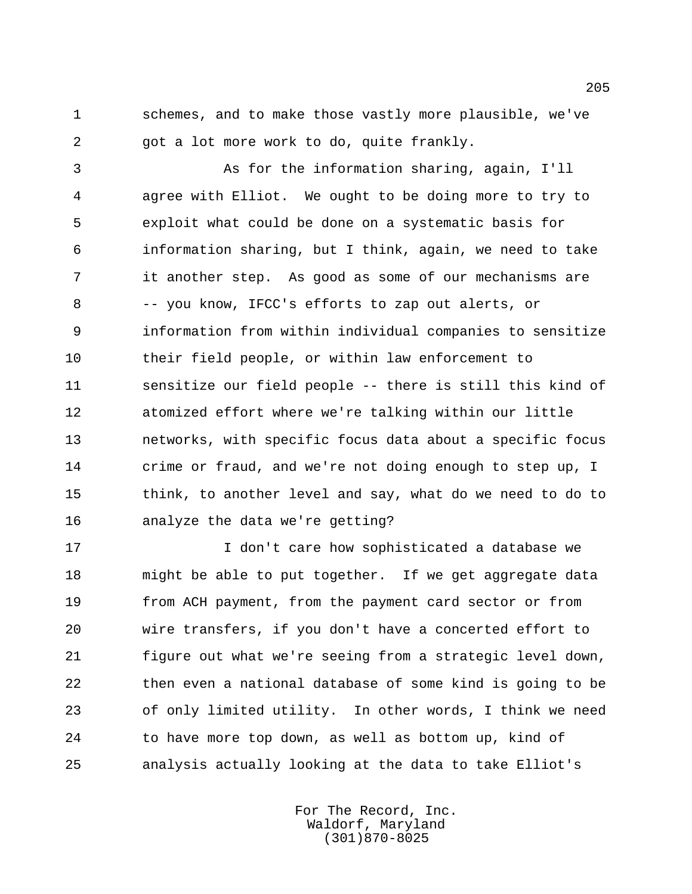schemes, and to make those vastly more plausible, we've got a lot more work to do, quite frankly.

As for the information sharing, again, I'll agree with Elliot. We ought to be doing more to try to exploit what could be done on a systematic basis for information sharing, but I think, again, we need to take it another step. As good as some of our mechanisms are -- you know, IFCC's efforts to zap out alerts, or information from within individual companies to sensitize their field people, or within law enforcement to sensitize our field people -- there is still this kind of atomized effort where we're talking within our little networks, with specific focus data about a specific focus crime or fraud, and we're not doing enough to step up, I think, to another level and say, what do we need to do to analyze the data we're getting?

I don't care how sophisticated a database we might be able to put together. If we get aggregate data from ACH payment, from the payment card sector or from wire transfers, if you don't have a concerted effort to figure out what we're seeing from a strategic level down, then even a national database of some kind is going to be of only limited utility. In other words, I think we need to have more top down, as well as bottom up, kind of analysis actually looking at the data to take Elliot's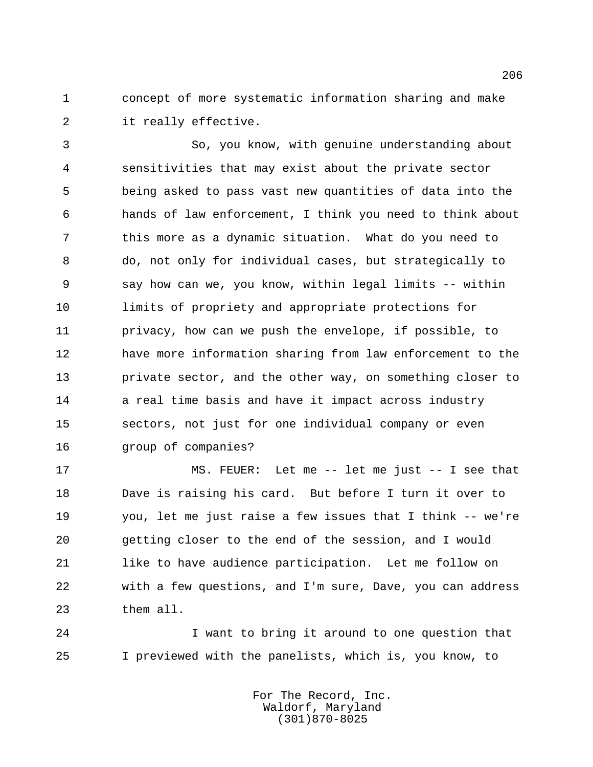concept of more systematic information sharing and make it really effective.

So, you know, with genuine understanding about sensitivities that may exist about the private sector being asked to pass vast new quantities of data into the hands of law enforcement, I think you need to think about this more as a dynamic situation. What do you need to do, not only for individual cases, but strategically to say how can we, you know, within legal limits -- within limits of propriety and appropriate protections for privacy, how can we push the envelope, if possible, to have more information sharing from law enforcement to the private sector, and the other way, on something closer to a real time basis and have it impact across industry sectors, not just for one individual company or even group of companies?

MS. FEUER: Let me -- let me just -- I see that Dave is raising his card. But before I turn it over to you, let me just raise a few issues that I think -- we're getting closer to the end of the session, and I would like to have audience participation. Let me follow on with a few questions, and I'm sure, Dave, you can address them all.

I want to bring it around to one question that I previewed with the panelists, which is, you know, to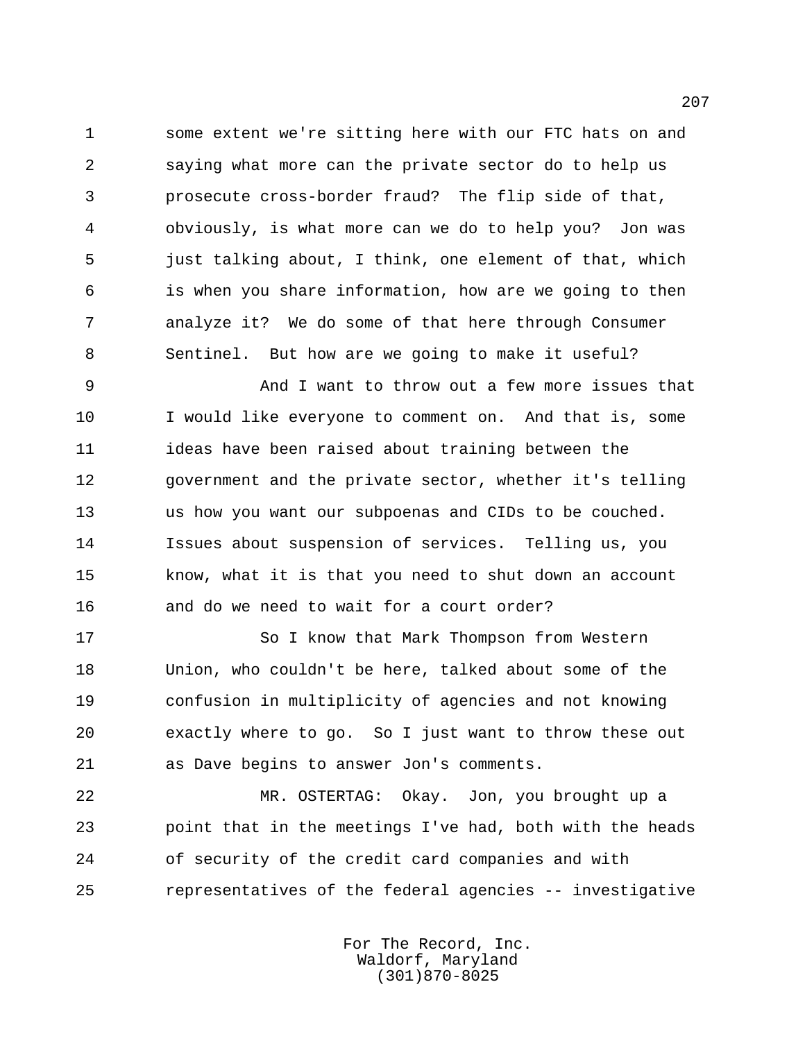some extent we're sitting here with our FTC hats on and saying what more can the private sector do to help us prosecute cross-border fraud? The flip side of that, obviously, is what more can we do to help you? Jon was just talking about, I think, one element of that, which is when you share information, how are we going to then analyze it? We do some of that here through Consumer Sentinel. But how are we going to make it useful?

And I want to throw out a few more issues that I would like everyone to comment on. And that is, some ideas have been raised about training between the government and the private sector, whether it's telling us how you want our subpoenas and CIDs to be couched. Issues about suspension of services. Telling us, you know, what it is that you need to shut down an account and do we need to wait for a court order?

So I know that Mark Thompson from Western Union, who couldn't be here, talked about some of the confusion in multiplicity of agencies and not knowing exactly where to go. So I just want to throw these out as Dave begins to answer Jon's comments.

MR. OSTERTAG: Okay. Jon, you brought up a point that in the meetings I've had, both with the heads of security of the credit card companies and with representatives of the federal agencies -- investigative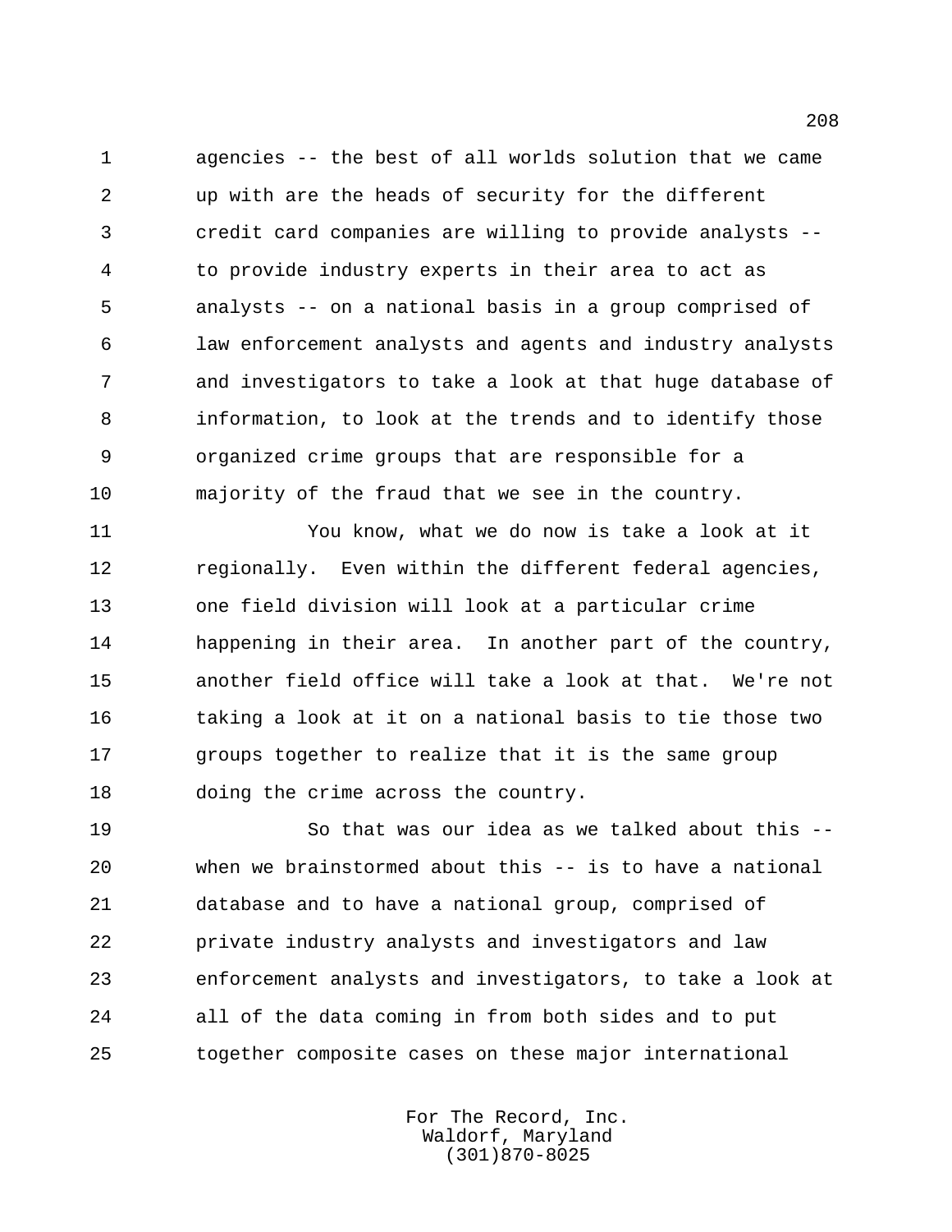agencies -- the best of all worlds solution that we came up with are the heads of security for the different credit card companies are willing to provide analysts -- to provide industry experts in their area to act as analysts -- on a national basis in a group comprised of law enforcement analysts and agents and industry analysts and investigators to take a look at that huge database of information, to look at the trends and to identify those organized crime groups that are responsible for a majority of the fraud that we see in the country.

You know, what we do now is take a look at it regionally. Even within the different federal agencies, one field division will look at a particular crime happening in their area. In another part of the country, another field office will take a look at that. We're not taking a look at it on a national basis to tie those two groups together to realize that it is the same group doing the crime across the country.

So that was our idea as we talked about this -- when we brainstormed about this -- is to have a national database and to have a national group, comprised of private industry analysts and investigators and law enforcement analysts and investigators, to take a look at all of the data coming in from both sides and to put together composite cases on these major international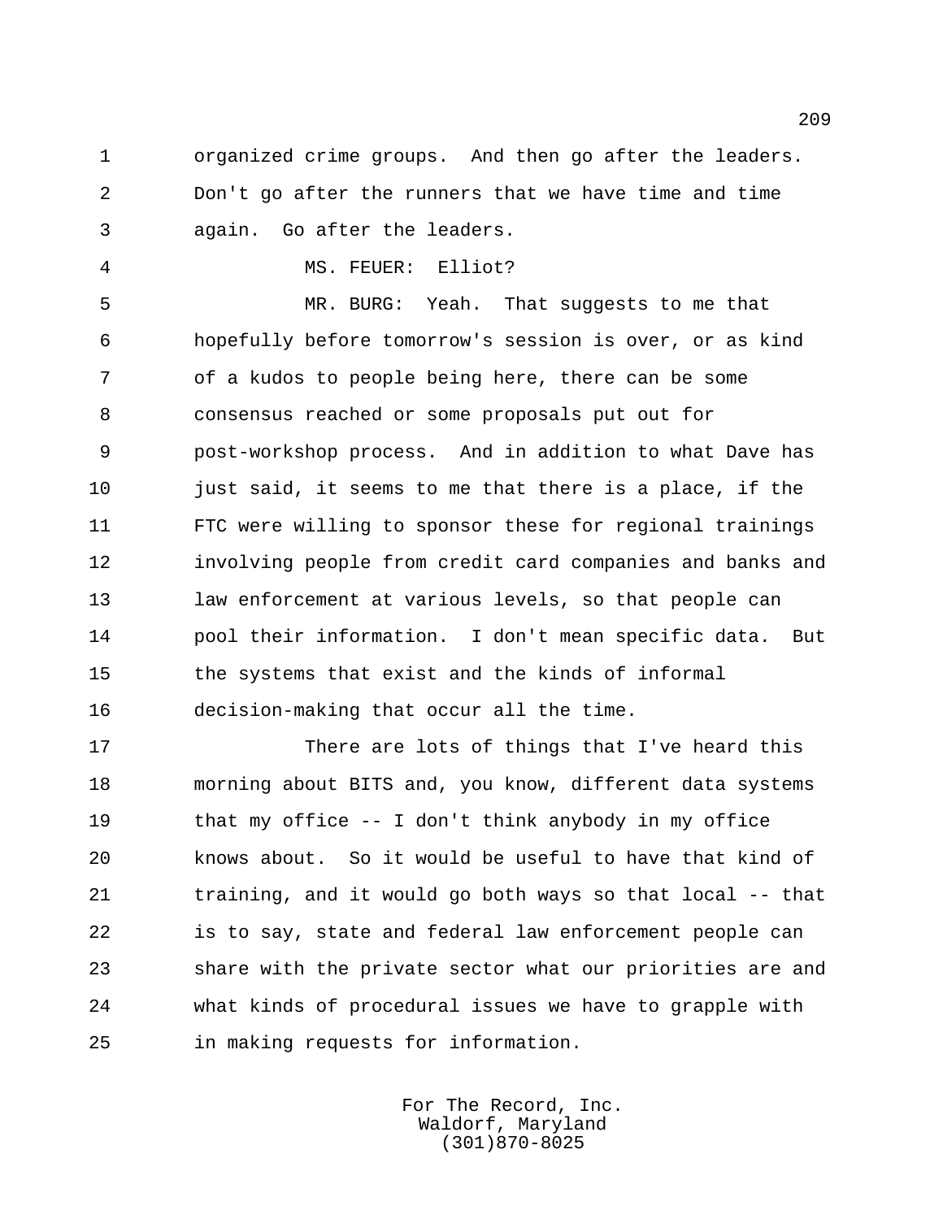organized crime groups. And then go after the leaders. Don't go after the runners that we have time and time again. Go after the leaders.

MS. FEUER: Elliot?

MR. BURG: Yeah. That suggests to me that hopefully before tomorrow's session is over, or as kind of a kudos to people being here, there can be some consensus reached or some proposals put out for post-workshop process. And in addition to what Dave has just said, it seems to me that there is a place, if the FTC were willing to sponsor these for regional trainings involving people from credit card companies and banks and law enforcement at various levels, so that people can pool their information. I don't mean specific data. But the systems that exist and the kinds of informal decision-making that occur all the time.

There are lots of things that I've heard this morning about BITS and, you know, different data systems that my office -- I don't think anybody in my office knows about. So it would be useful to have that kind of training, and it would go both ways so that local -- that is to say, state and federal law enforcement people can share with the private sector what our priorities are and what kinds of procedural issues we have to grapple with in making requests for information.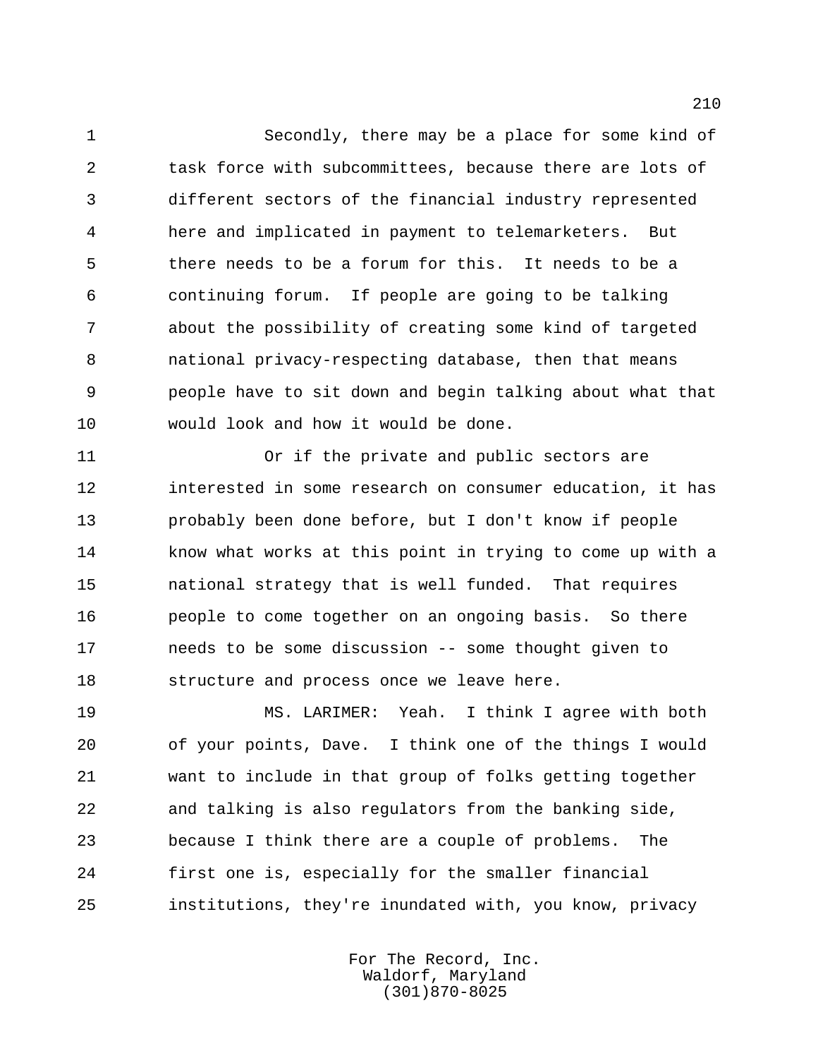Secondly, there may be a place for some kind of task force with subcommittees, because there are lots of different sectors of the financial industry represented here and implicated in payment to telemarketers. But there needs to be a forum for this. It needs to be a continuing forum. If people are going to be talking about the possibility of creating some kind of targeted national privacy-respecting database, then that means people have to sit down and begin talking about what that would look and how it would be done.

Or if the private and public sectors are interested in some research on consumer education, it has probably been done before, but I don't know if people know what works at this point in trying to come up with a national strategy that is well funded. That requires people to come together on an ongoing basis. So there needs to be some discussion -- some thought given to structure and process once we leave here.

MS. LARIMER: Yeah. I think I agree with both of your points, Dave. I think one of the things I would want to include in that group of folks getting together and talking is also regulators from the banking side, because I think there are a couple of problems. The first one is, especially for the smaller financial institutions, they're inundated with, you know, privacy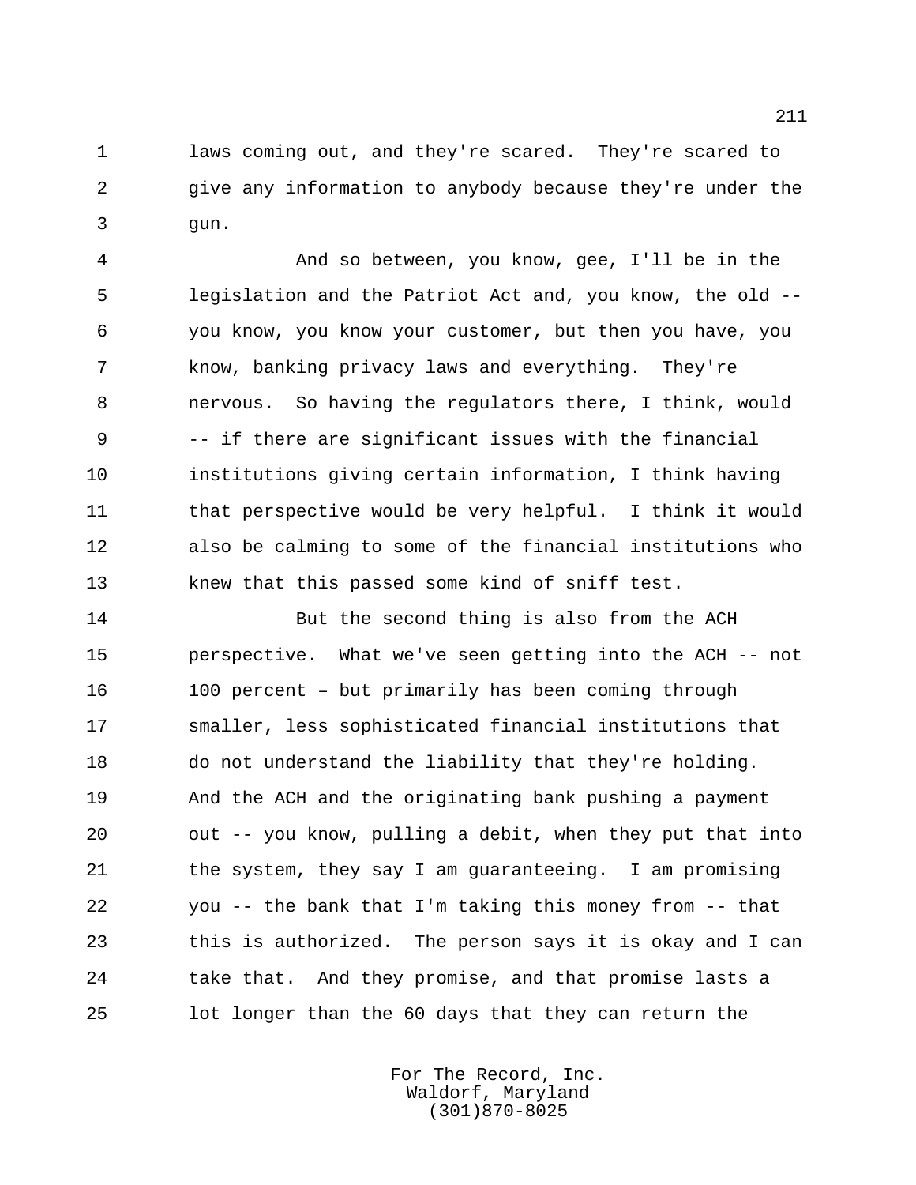laws coming out, and they're scared. They're scared to give any information to anybody because they're under the gun.

And so between, you know, gee, I'll be in the legislation and the Patriot Act and, you know, the old -- you know, you know your customer, but then you have, you know, banking privacy laws and everything. They're nervous. So having the regulators there, I think, would -- if there are significant issues with the financial institutions giving certain information, I think having that perspective would be very helpful. I think it would also be calming to some of the financial institutions who knew that this passed some kind of sniff test.

But the second thing is also from the ACH perspective. What we've seen getting into the ACH -- not 100 percent – but primarily has been coming through smaller, less sophisticated financial institutions that do not understand the liability that they're holding. And the ACH and the originating bank pushing a payment out -- you know, pulling a debit, when they put that into the system, they say I am guaranteeing. I am promising you -- the bank that I'm taking this money from -- that this is authorized. The person says it is okay and I can take that. And they promise, and that promise lasts a lot longer than the 60 days that they can return the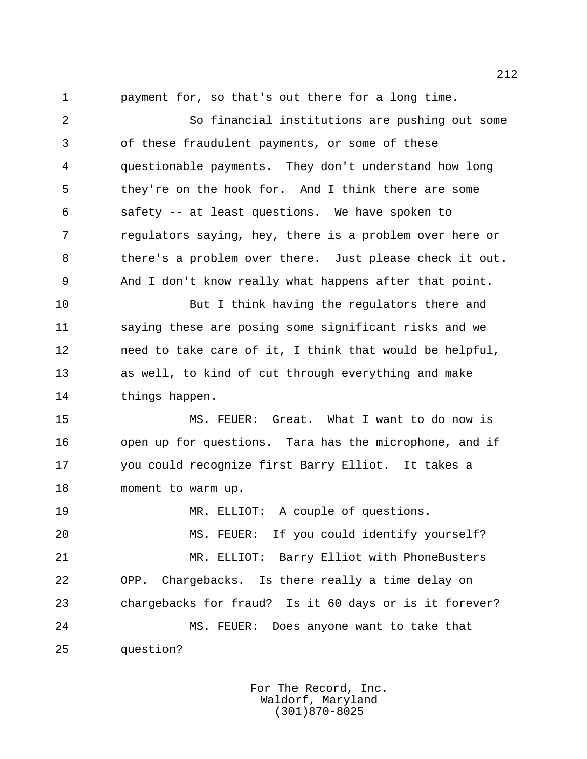payment for, so that's out there for a long time.

So financial institutions are pushing out some of these fraudulent payments, or some of these questionable payments. They don't understand how long they're on the hook for. And I think there are some safety -- at least questions. We have spoken to regulators saying, hey, there is a problem over here or there's a problem over there. Just please check it out. And I don't know really what happens after that point.

But I think having the regulators there and saying these are posing some significant risks and we need to take care of it, I think that would be helpful, as well, to kind of cut through everything and make things happen.

MS. FEUER: Great. What I want to do now is open up for questions. Tara has the microphone, and if you could recognize first Barry Elliot. It takes a moment to warm up.

MR. ELLIOT: A couple of questions.

MS. FEUER: If you could identify yourself?

MR. ELLIOT: Barry Elliot with PhoneBusters OPP. Chargebacks. Is there really a time delay on chargebacks for fraud? Is it 60 days or is it forever?

MS. FEUER: Does anyone want to take that question?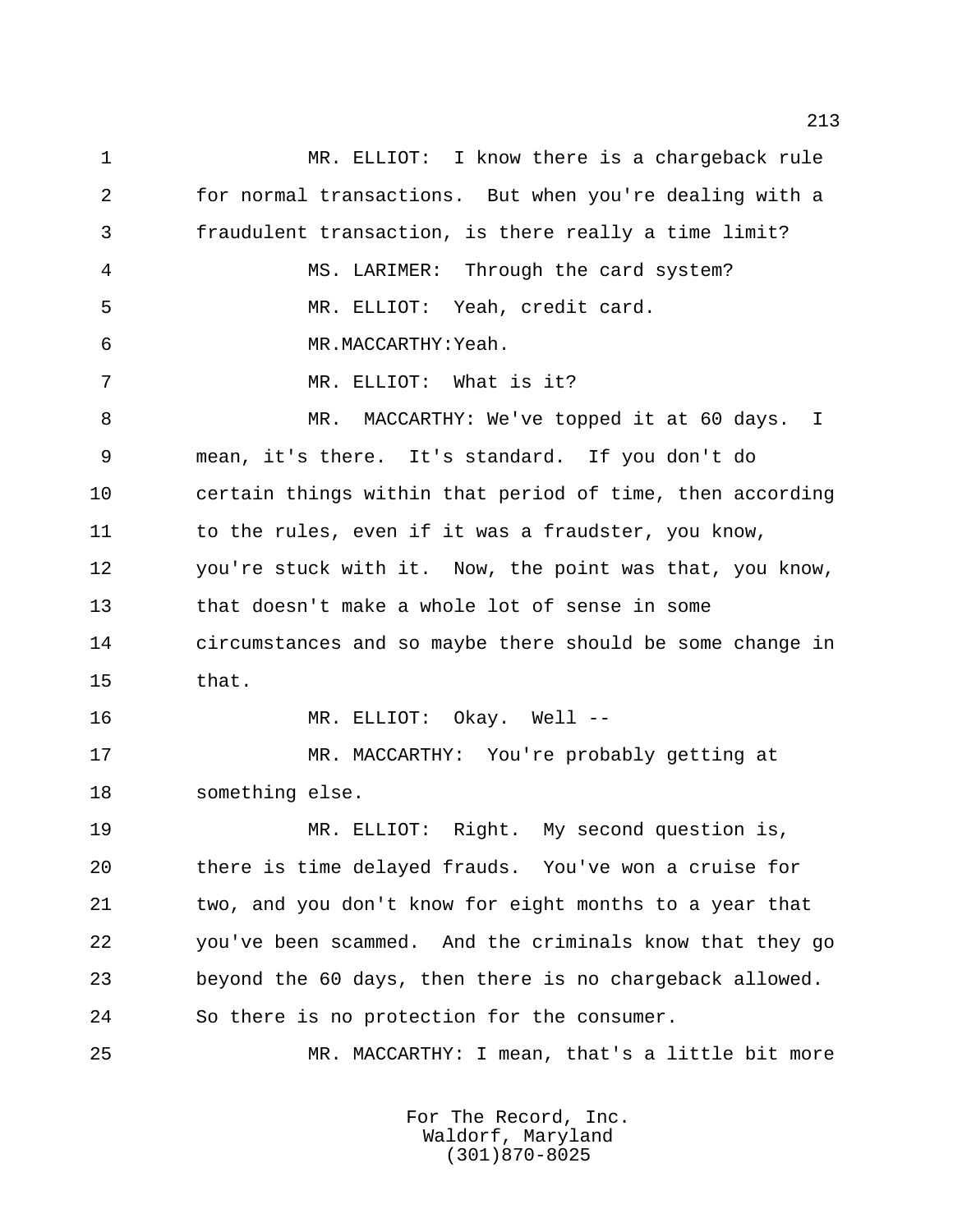MR. ELLIOT: I know there is a chargeback rule for normal transactions. But when you're dealing with a fraudulent transaction, is there really a time limit?

MS. LARIMER: Through the card system?

MR. ELLIOT: Yeah, credit card.

MR.MACCARTHY:Yeah.

MR. ELLIOT: What is it?

MR. MACCARTHY: We've topped it at 60 days. I mean, it's there. It's standard. If you don't do certain things within that period of time, then according to the rules, even if it was a fraudster, you know, you're stuck with it. Now, the point was that, you know, that doesn't make a whole lot of sense in some circumstances and so maybe there should be some change in that.

MR. ELLIOT: Okay. Well --

MR. MACCARTHY: You're probably getting at something else.

MR. ELLIOT: Right. My second question is, there is time delayed frauds. You've won a cruise for two, and you don't know for eight months to a year that you've been scammed. And the criminals know that they go beyond the 60 days, then there is no chargeback allowed. So there is no protection for the consumer.

MR. MACCARTHY: I mean, that's a little bit more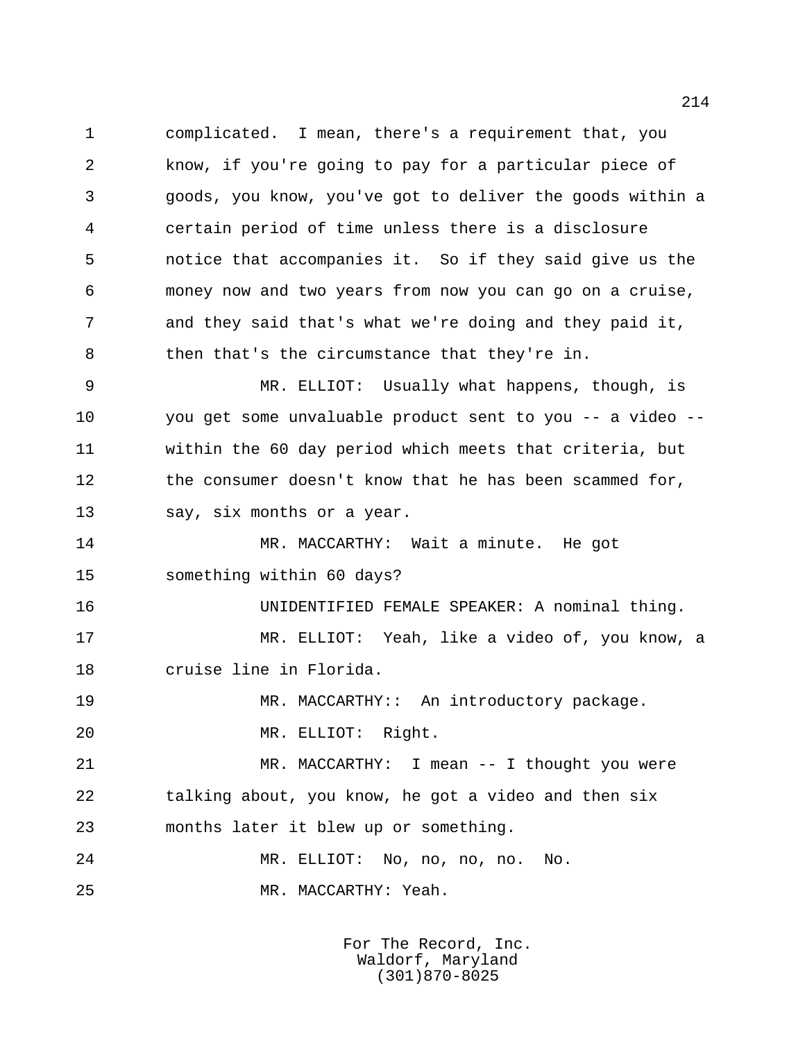complicated. I mean, there's a requirement that, you know, if you're going to pay for a particular piece of goods, you know, you've got to deliver the goods within a certain period of time unless there is a disclosure notice that accompanies it. So if they said give us the money now and two years from now you can go on a cruise, and they said that's what we're doing and they paid it, then that's the circumstance that they're in.

MR. ELLIOT: Usually what happens, though, is you get some unvaluable product sent to you -- a video -- within the 60 day period which meets that criteria, but the consumer doesn't know that he has been scammed for, say, six months or a year.

MR. MACCARTHY: Wait a minute. He got something within 60 days?

UNIDENTIFIED FEMALE SPEAKER: A nominal thing.

MR. ELLIOT: Yeah, like a video of, you know, a cruise line in Florida.

MR. MACCARTHY:: An introductory package.

MR. ELLIOT: Right.

MR. MACCARTHY: I mean -- I thought you were talking about, you know, he got a video and then six months later it blew up or something.

MR. ELLIOT: No, no, no, no. No.

MR. MACCARTHY: Yeah.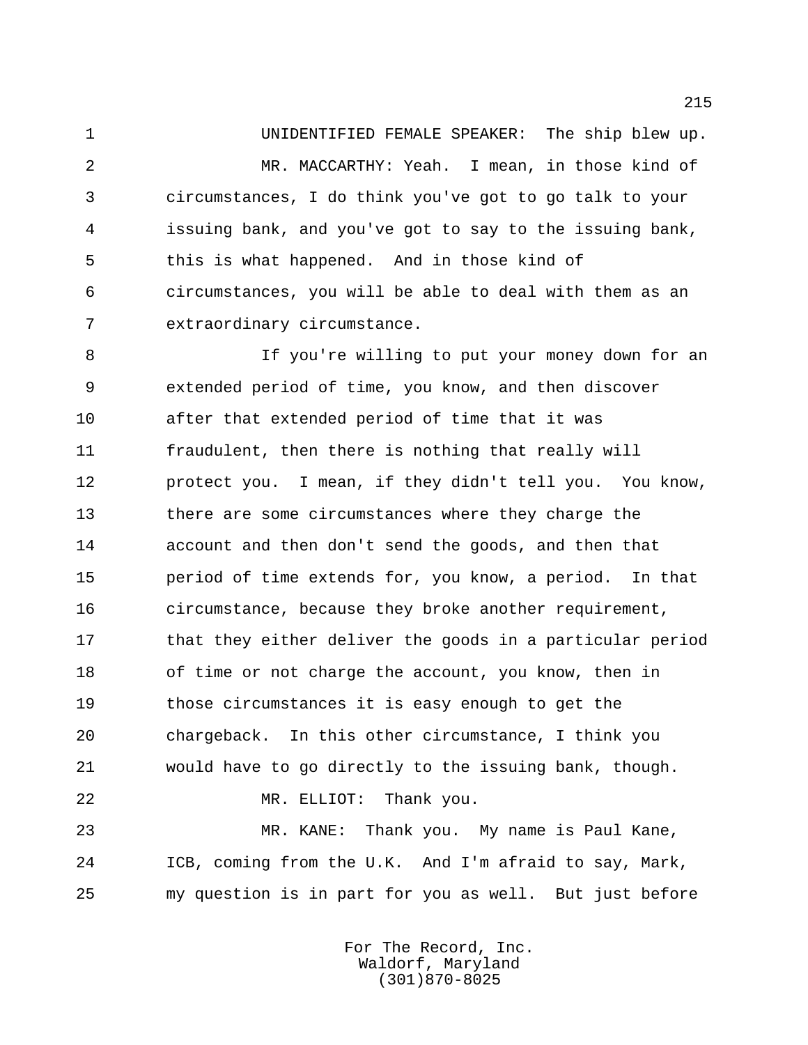UNIDENTIFIED FEMALE SPEAKER: The ship blew up.

MR. MACCARTHY: Yeah. I mean, in those kind of circumstances, I do think you've got to go talk to your issuing bank, and you've got to say to the issuing bank, this is what happened. And in those kind of circumstances, you will be able to deal with them as an extraordinary circumstance.

If you're willing to put your money down for an extended period of time, you know, and then discover after that extended period of time that it was fraudulent, then there is nothing that really will protect you. I mean, if they didn't tell you. You know, there are some circumstances where they charge the account and then don't send the goods, and then that period of time extends for, you know, a period. In that circumstance, because they broke another requirement, that they either deliver the goods in a particular period of time or not charge the account, you know, then in those circumstances it is easy enough to get the chargeback. In this other circumstance, I think you would have to go directly to the issuing bank, though.

MR. ELLIOT: Thank you.

MR. KANE: Thank you. My name is Paul Kane, ICB, coming from the U.K. And I'm afraid to say, Mark, my question is in part for you as well. But just before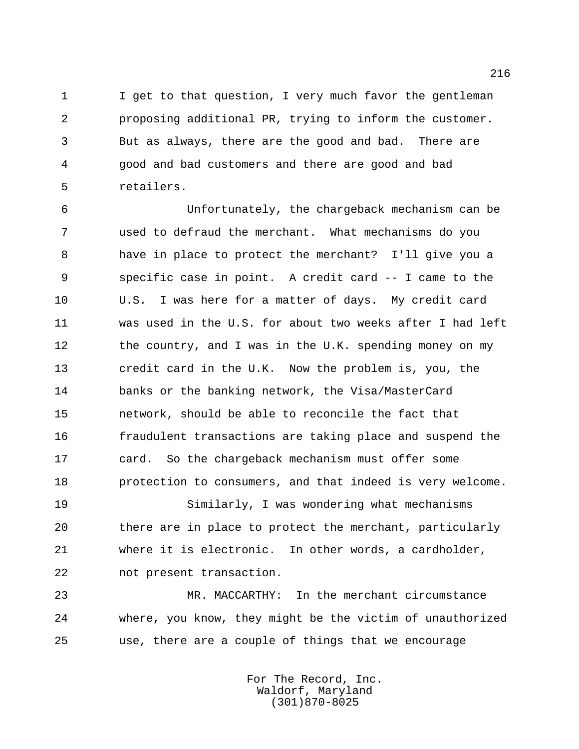I get to that question, I very much favor the gentleman proposing additional PR, trying to inform the customer. But as always, there are the good and bad. There are good and bad customers and there are good and bad retailers.

Unfortunately, the chargeback mechanism can be used to defraud the merchant. What mechanisms do you have in place to protect the merchant? I'll give you a specific case in point. A credit card -- I came to the U.S. I was here for a matter of days. My credit card was used in the U.S. for about two weeks after I had left the country, and I was in the U.K. spending money on my credit card in the U.K. Now the problem is, you, the banks or the banking network, the Visa/MasterCard network, should be able to reconcile the fact that fraudulent transactions are taking place and suspend the card. So the chargeback mechanism must offer some protection to consumers, and that indeed is very welcome.

Similarly, I was wondering what mechanisms there are in place to protect the merchant, particularly where it is electronic. In other words, a cardholder, not present transaction.

MR. MACCARTHY: In the merchant circumstance where, you know, they might be the victim of unauthorized use, there are a couple of things that we encourage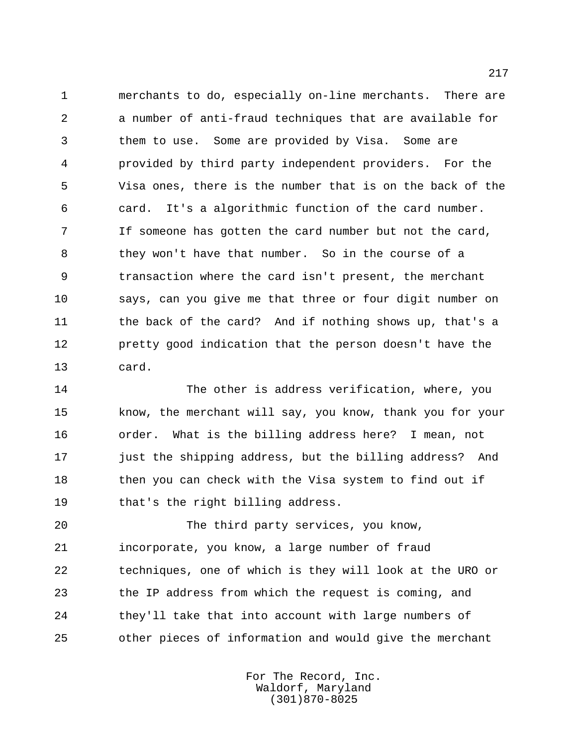merchants to do, especially on-line merchants. There are a number of anti-fraud techniques that are available for them to use. Some are provided by Visa. Some are provided by third party independent providers. For the Visa ones, there is the number that is on the back of the card. It's a algorithmic function of the card number. If someone has gotten the card number but not the card, they won't have that number. So in the course of a transaction where the card isn't present, the merchant says, can you give me that three or four digit number on the back of the card? And if nothing shows up, that's a pretty good indication that the person doesn't have the card.

The other is address verification, where, you know, the merchant will say, you know, thank you for your order. What is the billing address here? I mean, not just the shipping address, but the billing address? And then you can check with the Visa system to find out if that's the right billing address.

The third party services, you know, incorporate, you know, a large number of fraud techniques, one of which is they will look at the URO or the IP address from which the request is coming, and they'll take that into account with large numbers of other pieces of information and would give the merchant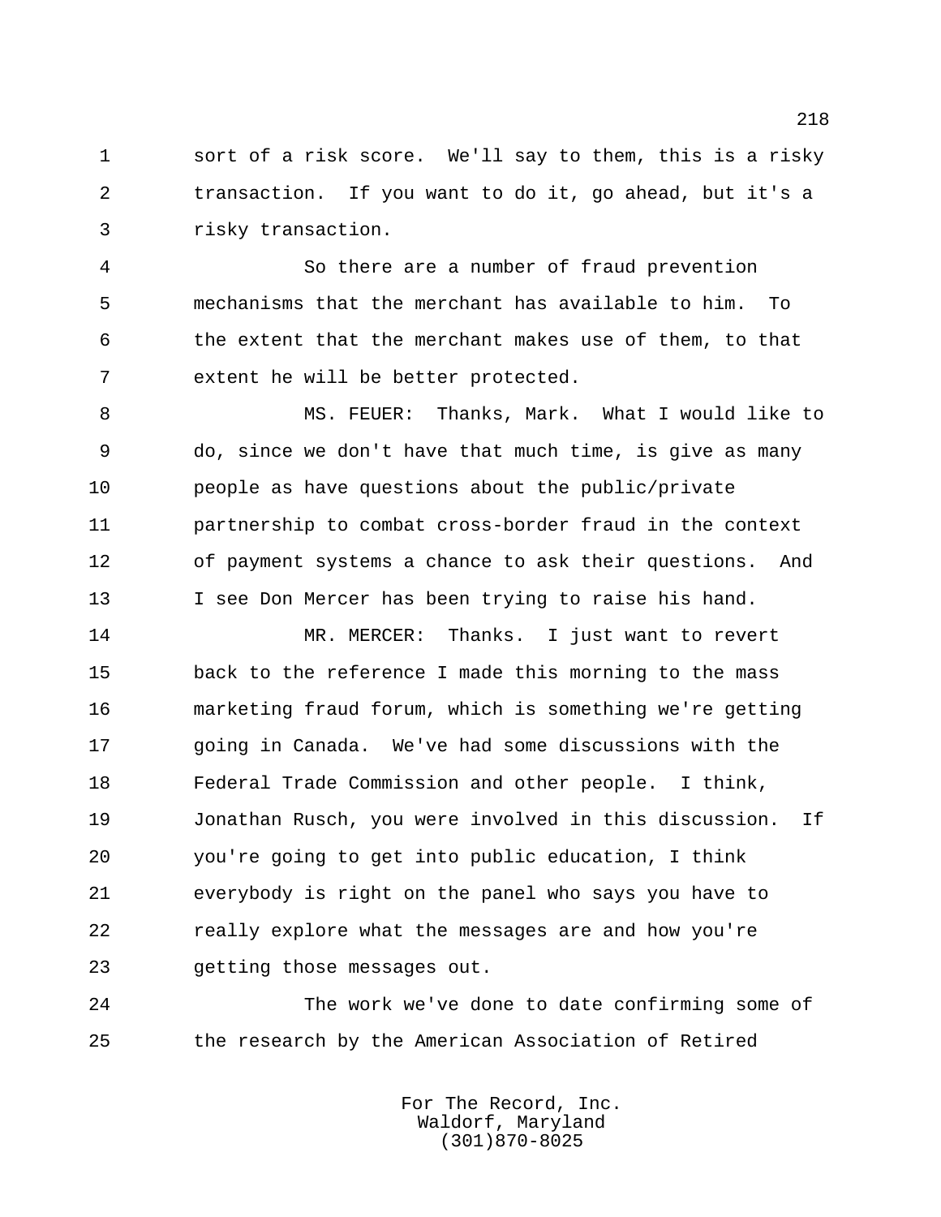sort of a risk score. We'll say to them, this is a risky transaction. If you want to do it, go ahead, but it's a risky transaction.

So there are a number of fraud prevention mechanisms that the merchant has available to him. To the extent that the merchant makes use of them, to that extent he will be better protected.

MS. FEUER: Thanks, Mark. What I would like to do, since we don't have that much time, is give as many people as have questions about the public/private partnership to combat cross-border fraud in the context of payment systems a chance to ask their questions. And I see Don Mercer has been trying to raise his hand.

MR. MERCER: Thanks. I just want to revert back to the reference I made this morning to the mass marketing fraud forum, which is something we're getting going in Canada. We've had some discussions with the Federal Trade Commission and other people. I think, Jonathan Rusch, you were involved in this discussion. If you're going to get into public education, I think everybody is right on the panel who says you have to really explore what the messages are and how you're getting those messages out.

The work we've done to date confirming some of the research by the American Association of Retired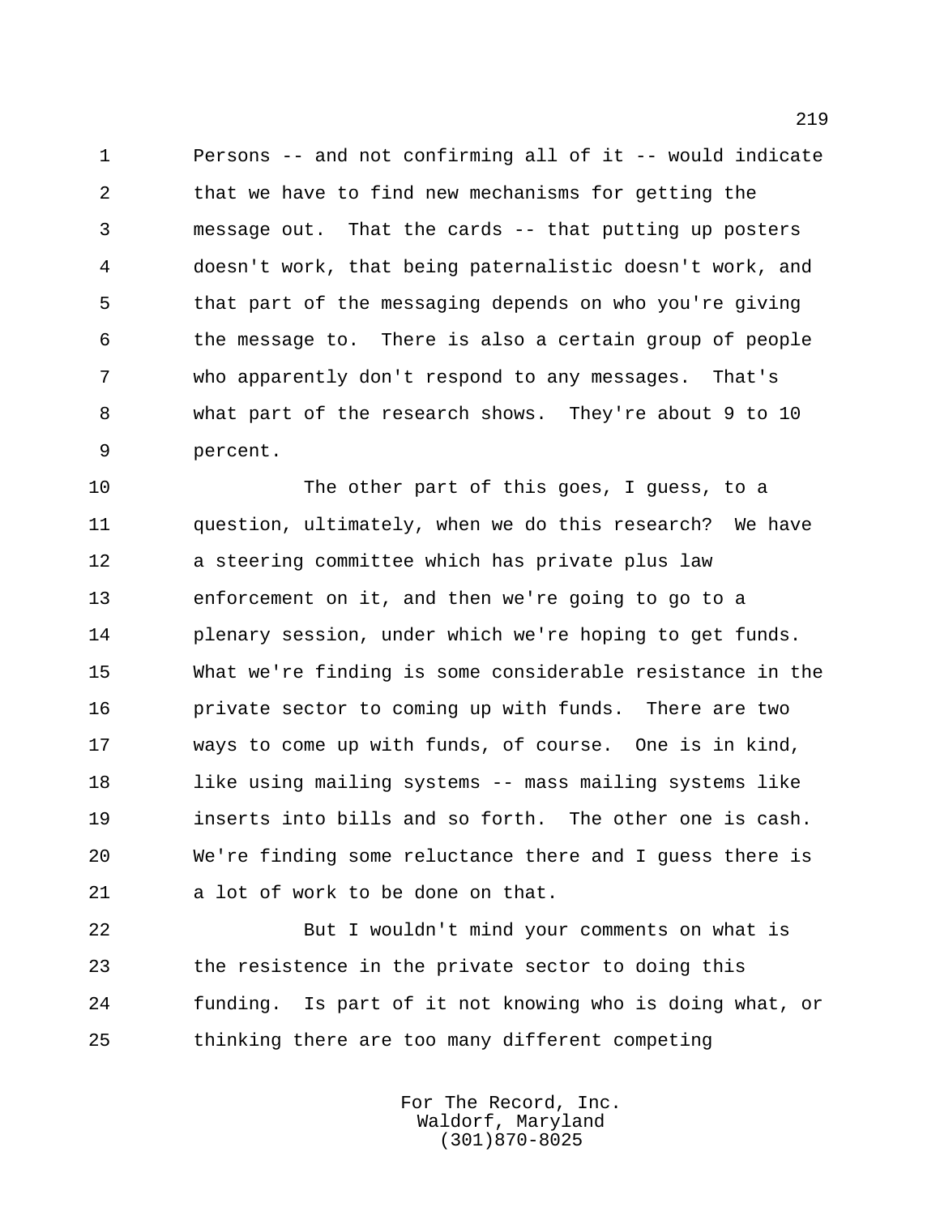Persons -- and not confirming all of it -- would indicate that we have to find new mechanisms for getting the message out. That the cards -- that putting up posters doesn't work, that being paternalistic doesn't work, and that part of the messaging depends on who you're giving the message to. There is also a certain group of people who apparently don't respond to any messages. That's what part of the research shows. They're about 9 to 10 percent.

The other part of this goes, I guess, to a question, ultimately, when we do this research? We have a steering committee which has private plus law enforcement on it, and then we're going to go to a plenary session, under which we're hoping to get funds. What we're finding is some considerable resistance in the private sector to coming up with funds. There are two ways to come up with funds, of course. One is in kind, like using mailing systems -- mass mailing systems like inserts into bills and so forth. The other one is cash. We're finding some reluctance there and I guess there is a lot of work to be done on that.

But I wouldn't mind your comments on what is the resistence in the private sector to doing this funding. Is part of it not knowing who is doing what, or thinking there are too many different competing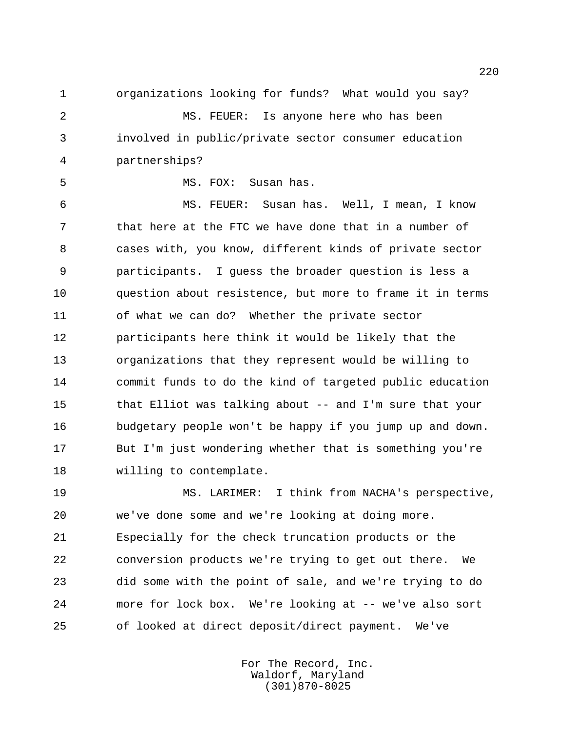organizations looking for funds? What would you say?

MS. FEUER: Is anyone here who has been involved in public/private sector consumer education partnerships?

MS. FOX: Susan has.

MS. FEUER: Susan has. Well, I mean, I know that here at the FTC we have done that in a number of cases with, you know, different kinds of private sector participants. I guess the broader question is less a question about resistence, but more to frame it in terms of what we can do? Whether the private sector participants here think it would be likely that the organizations that they represent would be willing to commit funds to do the kind of targeted public education that Elliot was talking about -- and I'm sure that your budgetary people won't be happy if you jump up and down. But I'm just wondering whether that is something you're willing to contemplate.

MS. LARIMER: I think from NACHA's perspective, we've done some and we're looking at doing more. Especially for the check truncation products or the conversion products we're trying to get out there. We did some with the point of sale, and we're trying to do more for lock box. We're looking at -- we've also sort of looked at direct deposit/direct payment. We've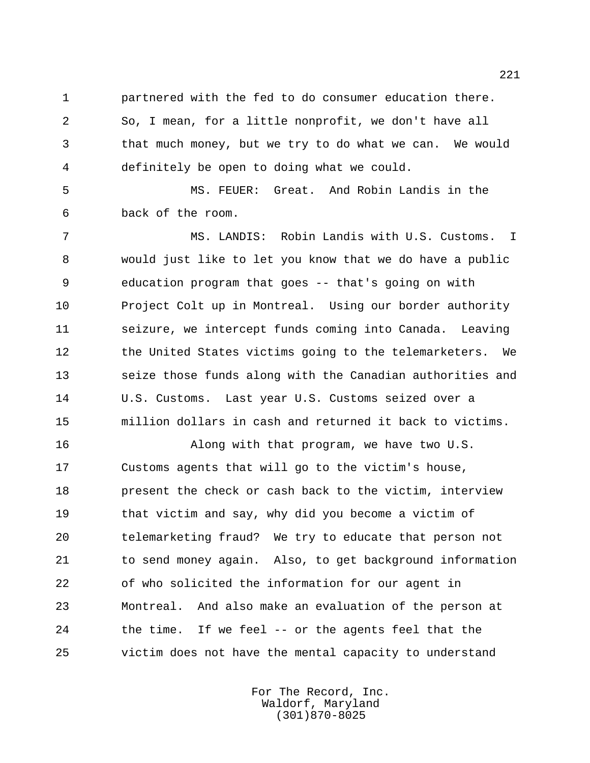partnered with the fed to do consumer education there. So, I mean, for a little nonprofit, we don't have all that much money, but we try to do what we can. We would definitely be open to doing what we could.

MS. FEUER: Great. And Robin Landis in the back of the room.

MS. LANDIS: Robin Landis with U.S. Customs. I would just like to let you know that we do have a public education program that goes -- that's going on with Project Colt up in Montreal. Using our border authority seizure, we intercept funds coming into Canada. Leaving the United States victims going to the telemarketers. We seize those funds along with the Canadian authorities and U.S. Customs. Last year U.S. Customs seized over a million dollars in cash and returned it back to victims.

Along with that program, we have two U.S. Customs agents that will go to the victim's house, present the check or cash back to the victim, interview that victim and say, why did you become a victim of telemarketing fraud? We try to educate that person not to send money again. Also, to get background information of who solicited the information for our agent in Montreal. And also make an evaluation of the person at the time. If we feel -- or the agents feel that the victim does not have the mental capacity to understand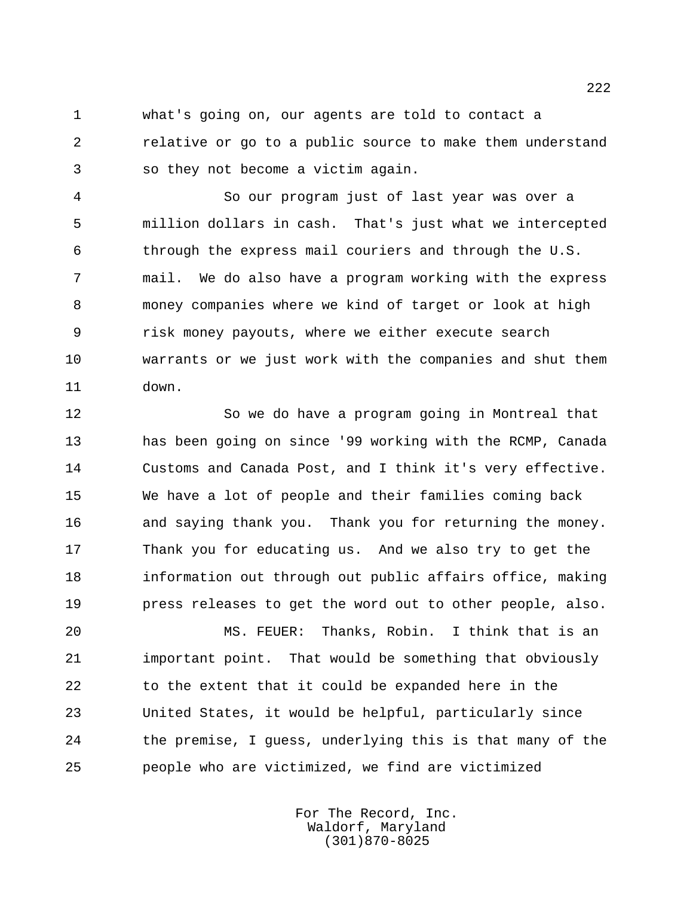what's going on, our agents are told to contact a relative or go to a public source to make them understand so they not become a victim again.

So our program just of last year was over a million dollars in cash. That's just what we intercepted through the express mail couriers and through the U.S. mail. We do also have a program working with the express money companies where we kind of target or look at high risk money payouts, where we either execute search warrants or we just work with the companies and shut them down.

So we do have a program going in Montreal that has been going on since '99 working with the RCMP, Canada Customs and Canada Post, and I think it's very effective. We have a lot of people and their families coming back and saying thank you. Thank you for returning the money. Thank you for educating us. And we also try to get the information out through out public affairs office, making press releases to get the word out to other people, also.

MS. FEUER: Thanks, Robin. I think that is an important point. That would be something that obviously to the extent that it could be expanded here in the United States, it would be helpful, particularly since the premise, I guess, underlying this is that many of the people who are victimized, we find are victimized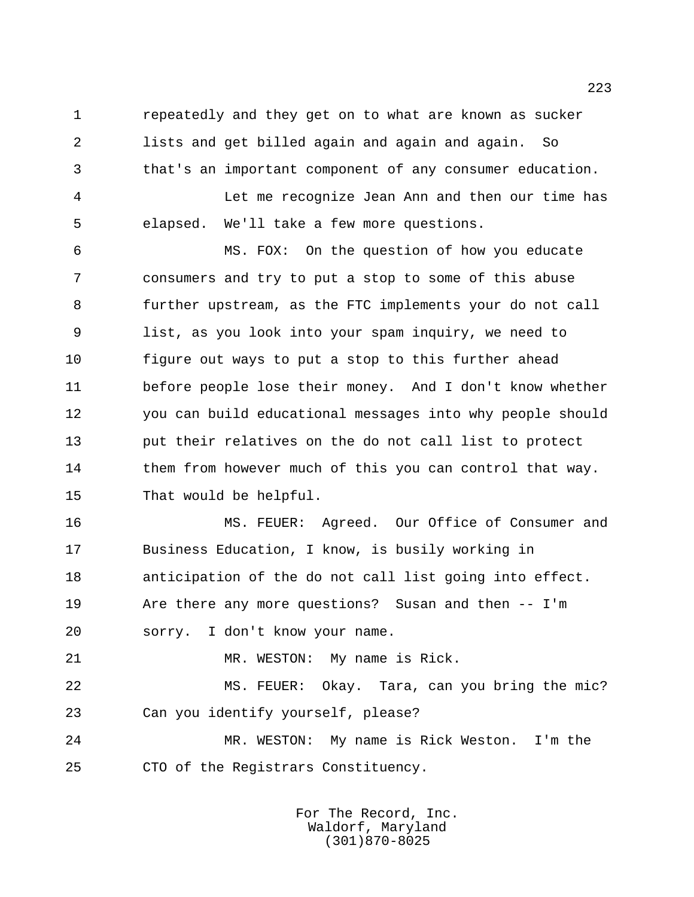repeatedly and they get on to what are known as sucker lists and get billed again and again and again. So that's an important component of any consumer education.

Let me recognize Jean Ann and then our time has elapsed. We'll take a few more questions.

MS. FOX: On the question of how you educate consumers and try to put a stop to some of this abuse further upstream, as the FTC implements your do not call list, as you look into your spam inquiry, we need to figure out ways to put a stop to this further ahead before people lose their money. And I don't know whether you can build educational messages into why people should put their relatives on the do not call list to protect them from however much of this you can control that way. That would be helpful.

MS. FEUER: Agreed. Our Office of Consumer and Business Education, I know, is busily working in anticipation of the do not call list going into effect. Are there any more questions? Susan and then -- I'm sorry. I don't know your name.

MR. WESTON: My name is Rick.

MS. FEUER: Okay. Tara, can you bring the mic? Can you identify yourself, please?

MR. WESTON: My name is Rick Weston. I'm the CTO of the Registrars Constituency.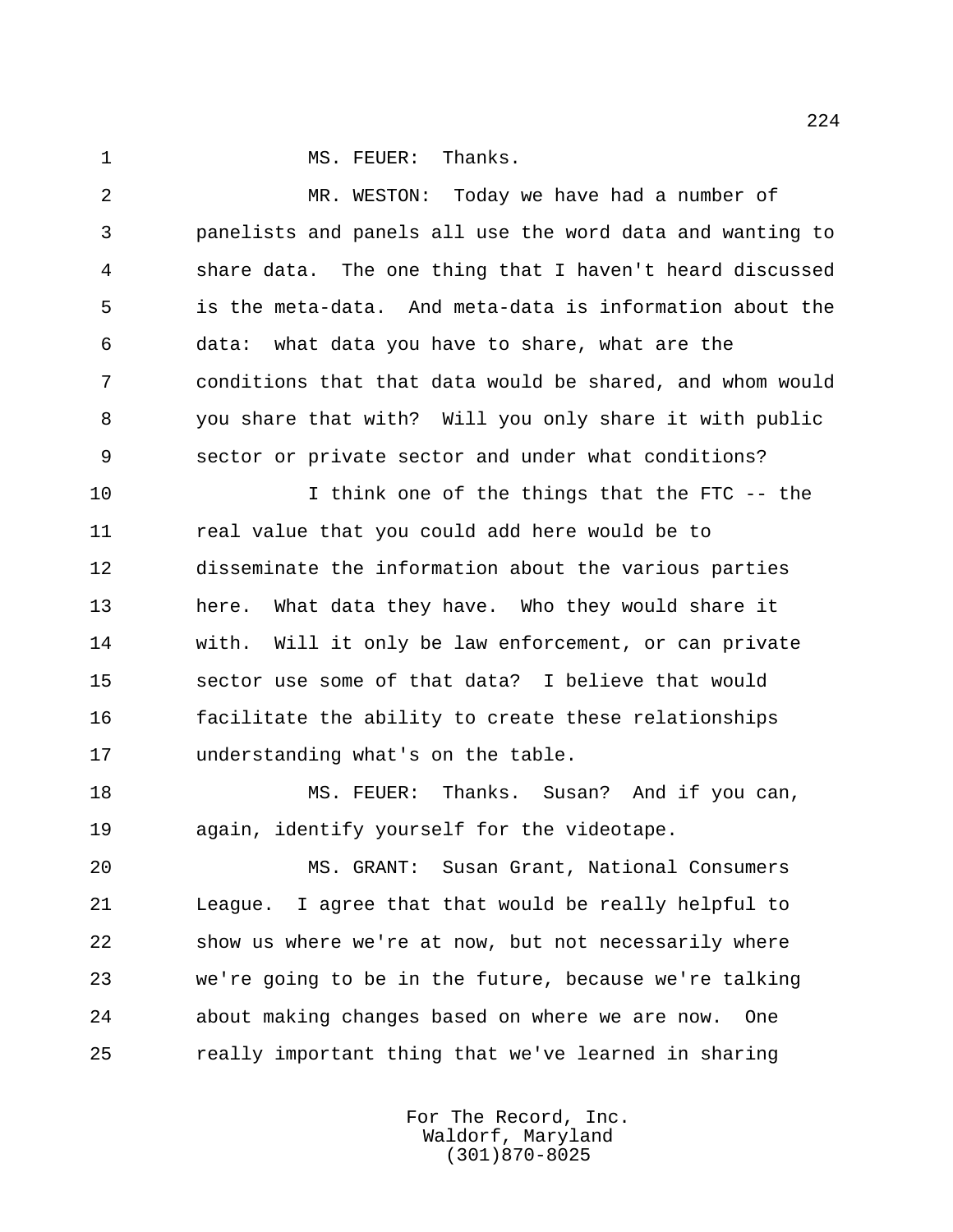MS. FEUER: Thanks.

MR. WESTON: Today we have had a number of panelists and panels all use the word data and wanting to share data. The one thing that I haven't heard discussed is the meta-data. And meta-data is information about the data: what data you have to share, what are the conditions that that data would be shared, and whom would you share that with? Will you only share it with public sector or private sector and under what conditions?

I think one of the things that the FTC -- the real value that you could add here would be to disseminate the information about the various parties here. What data they have. Who they would share it with. Will it only be law enforcement, or can private sector use some of that data? I believe that would facilitate the ability to create these relationships understanding what's on the table.

MS. FEUER: Thanks. Susan? And if you can, again, identify yourself for the videotape.

MS. GRANT: Susan Grant, National Consumers League. I agree that that would be really helpful to show us where we're at now, but not necessarily where we're going to be in the future, because we're talking about making changes based on where we are now. One really important thing that we've learned in sharing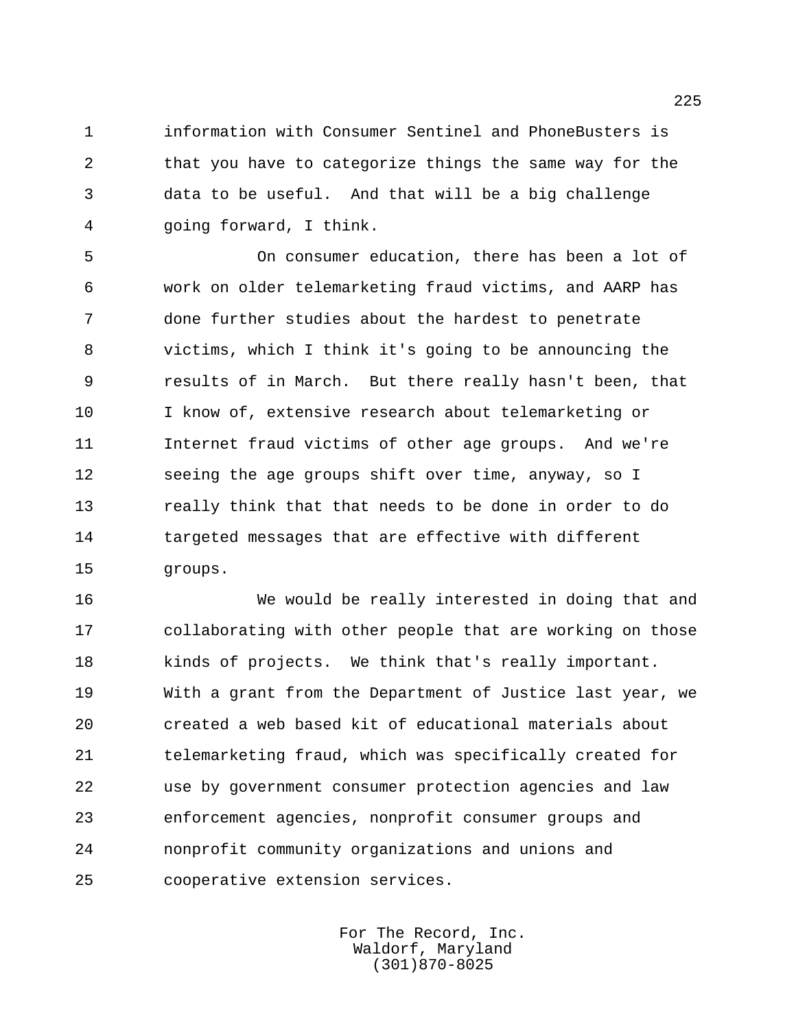information with Consumer Sentinel and PhoneBusters is that you have to categorize things the same way for the data to be useful. And that will be a big challenge going forward, I think.

On consumer education, there has been a lot of work on older telemarketing fraud victims, and AARP has done further studies about the hardest to penetrate victims, which I think it's going to be announcing the results of in March. But there really hasn't been, that I know of, extensive research about telemarketing or Internet fraud victims of other age groups. And we're seeing the age groups shift over time, anyway, so I really think that that needs to be done in order to do targeted messages that are effective with different groups.

We would be really interested in doing that and collaborating with other people that are working on those kinds of projects. We think that's really important. With a grant from the Department of Justice last year, we created a web based kit of educational materials about telemarketing fraud, which was specifically created for use by government consumer protection agencies and law enforcement agencies, nonprofit consumer groups and nonprofit community organizations and unions and cooperative extension services.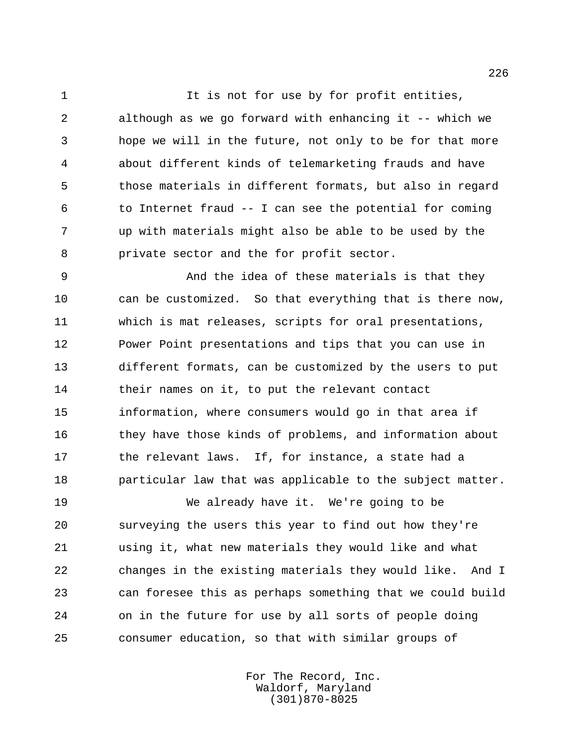It is not for use by for profit entities, although as we go forward with enhancing it -- which we hope we will in the future, not only to be for that more about different kinds of telemarketing frauds and have those materials in different formats, but also in regard to Internet fraud -- I can see the potential for coming up with materials might also be able to be used by the private sector and the for profit sector.

And the idea of these materials is that they can be customized. So that everything that is there now, which is mat releases, scripts for oral presentations, Power Point presentations and tips that you can use in different formats, can be customized by the users to put their names on it, to put the relevant contact information, where consumers would go in that area if they have those kinds of problems, and information about the relevant laws. If, for instance, a state had a particular law that was applicable to the subject matter.

We already have it. We're going to be surveying the users this year to find out how they're using it, what new materials they would like and what changes in the existing materials they would like. And I can foresee this as perhaps something that we could build on in the future for use by all sorts of people doing consumer education, so that with similar groups of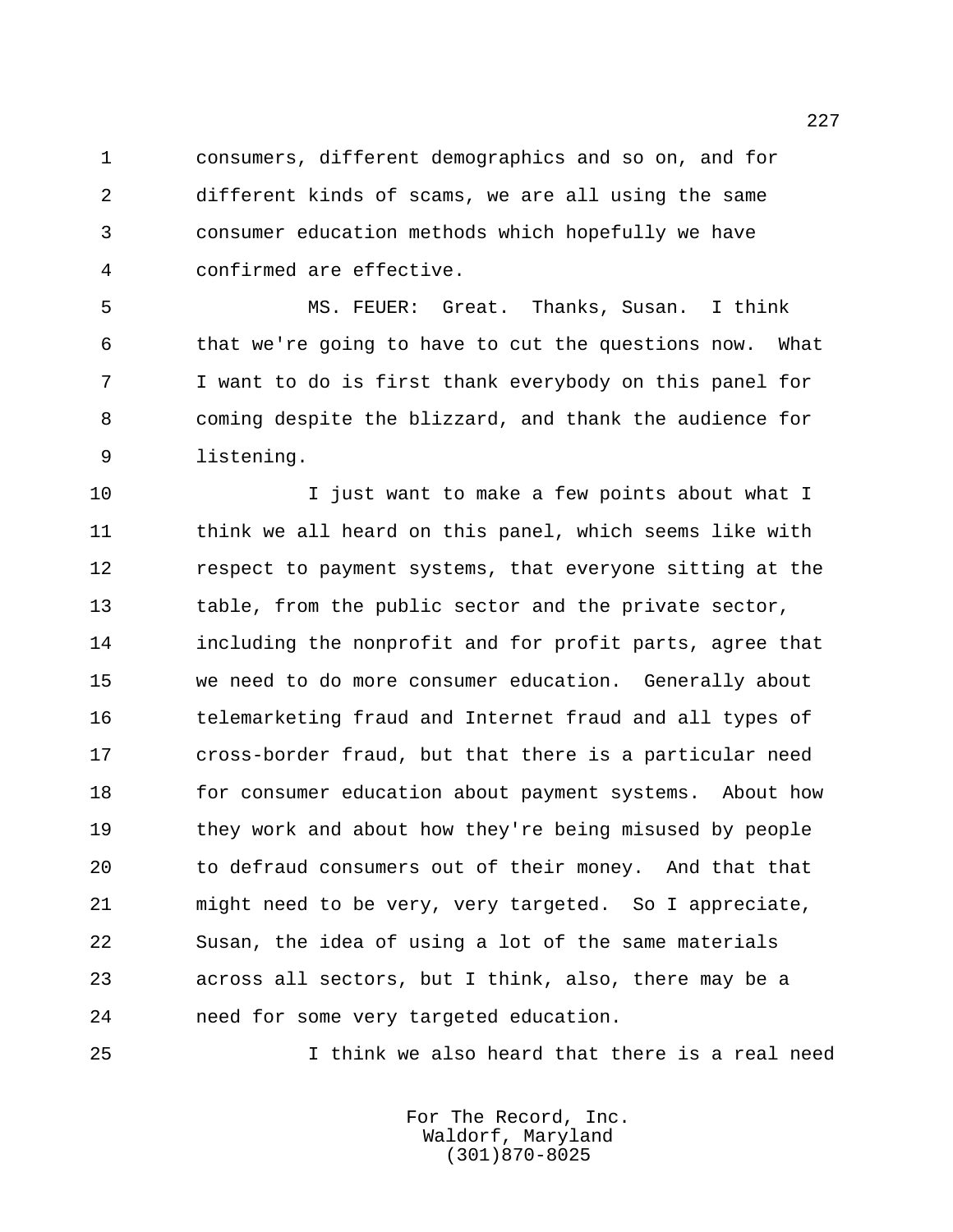consumers, different demographics and so on, and for different kinds of scams, we are all using the same consumer education methods which hopefully we have confirmed are effective.

MS. FEUER: Great. Thanks, Susan. I think that we're going to have to cut the questions now. What I want to do is first thank everybody on this panel for coming despite the blizzard, and thank the audience for listening.

I just want to make a few points about what I think we all heard on this panel, which seems like with respect to payment systems, that everyone sitting at the table, from the public sector and the private sector, including the nonprofit and for profit parts, agree that we need to do more consumer education. Generally about telemarketing fraud and Internet fraud and all types of cross-border fraud, but that there is a particular need for consumer education about payment systems. About how they work and about how they're being misused by people to defraud consumers out of their money. And that that might need to be very, very targeted. So I appreciate, Susan, the idea of using a lot of the same materials across all sectors, but I think, also, there may be a need for some very targeted education.

I think we also heard that there is a real need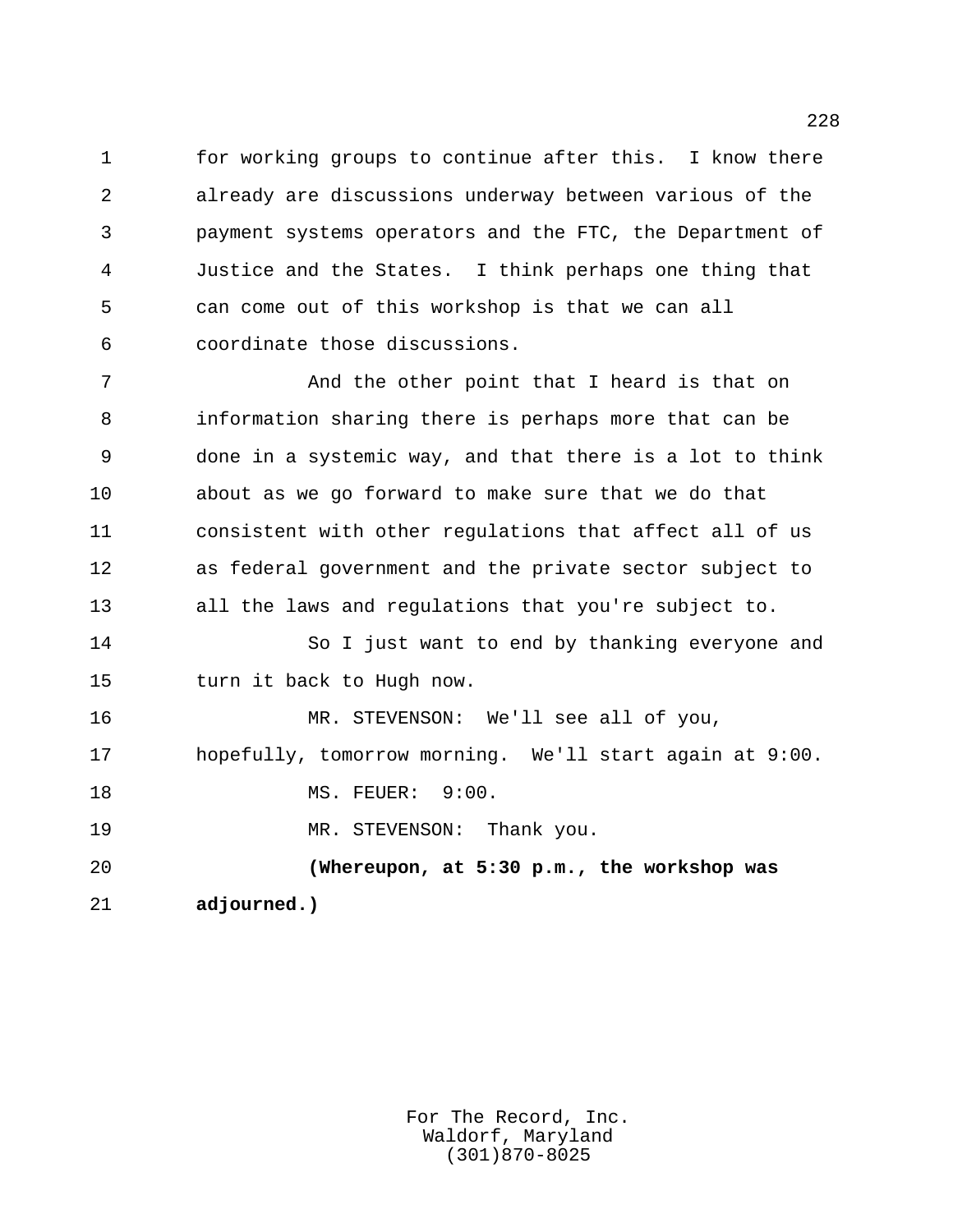for working groups to continue after this. I know there already are discussions underway between various of the payment systems operators and the FTC, the Department of Justice and the States. I think perhaps one thing that can come out of this workshop is that we can all coordinate those discussions.

And the other point that I heard is that on information sharing there is perhaps more that can be done in a systemic way, and that there is a lot to think about as we go forward to make sure that we do that consistent with other regulations that affect all of us as federal government and the private sector subject to all the laws and regulations that you're subject to.

So I just want to end by thanking everyone and turn it back to Hugh now.

MR. STEVENSON: We'll see all of you, hopefully, tomorrow morning. We'll start again at 9:00.

MS. FEUER: 9:00.

MR. STEVENSON: Thank you.

**(Whereupon, at 5:30 p.m., the workshop was adjourned.)**